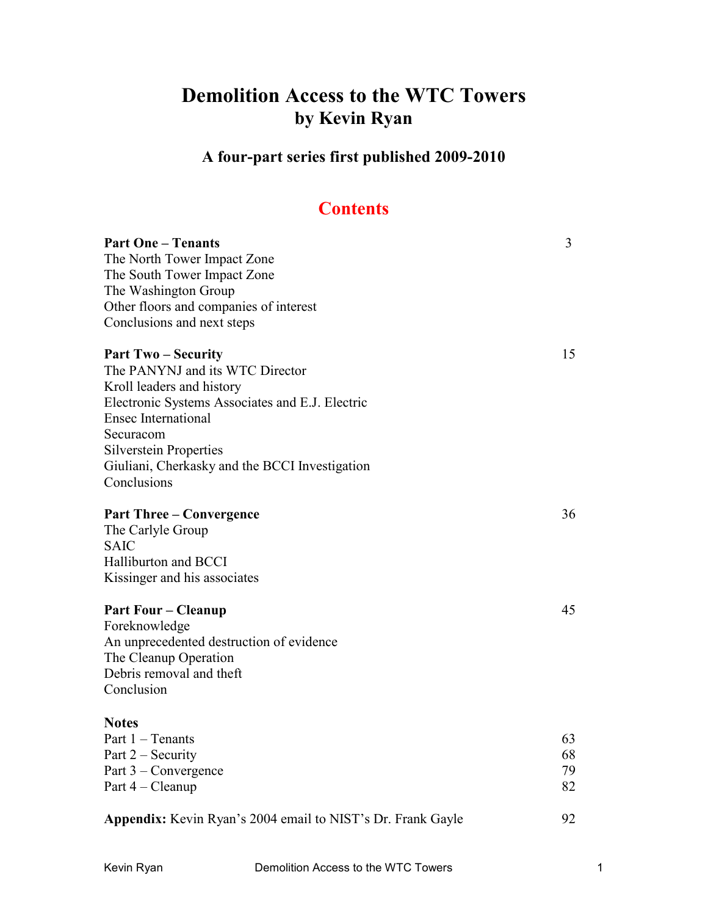# Demolition Access to the WTC Towers
## by Kevin Ryan

### A four-part series first published 2009-2010

## Contents

**Part One – Tenants** 3

The North Tower Impact Zone
The South Tower Impact Zone
The Washington Group
Other floors and companies of interest
Conclusions and next steps

**Part Two – Security** 15

The PANYNJ and its WTC Director
Kroll leaders and history
Electronic Systems Associates and E.J. Electric
Ensec International
Securacom
Silverstein Properties
Giuliani, Cherkasky and the BCCI Investigation
Conclusions

**Part Three – Convergence** 36

The Carlyle Group
SAIC
Halliburton and BCCI
Kissinger and his associates

**Part Four – Cleanup** 45

Foreknowledge
An unprecedented destruction of evidence
The Cleanup Operation
Debris removal and theft
Conclusion

**Notes**

Part 1 – Tenants 63
Part 2 – Security 68
Part 3 – Convergence 79
Part 4 – Cleanup 82

**Appendix:** Kevin Ryan's 2004 email to NIST's Dr. Frank Gayle 92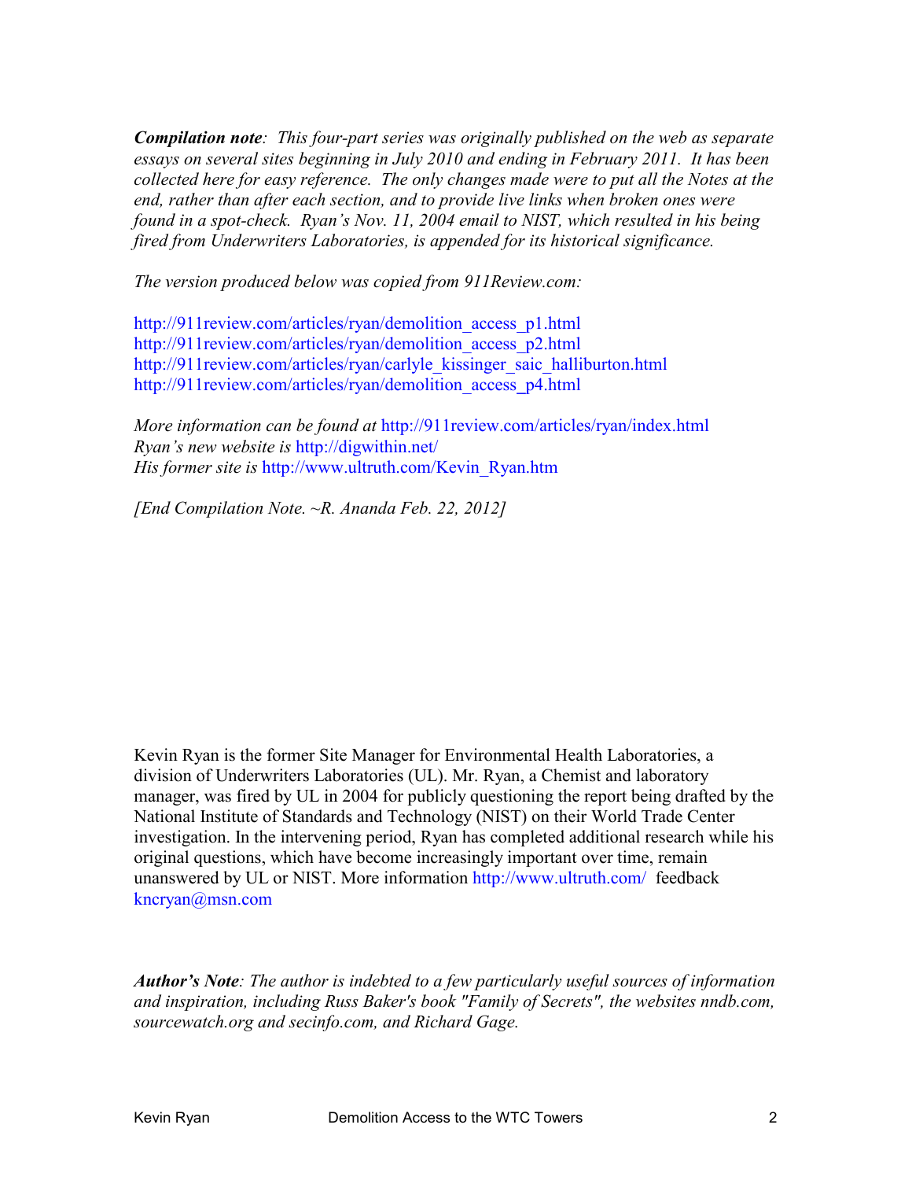***Compilation note**: This four-part series was originally published on the web as separate essays on several sites beginning in July 2010 and ending in February 2011. It has been collected here for easy reference. The only changes made were to put all the Notes at the end, rather than after each section, and to provide live links when broken ones were found in a spot-check. Ryan's Nov. 11, 2004 email to NIST, which resulted in his being fired from Underwriters Laboratories, is appended for its historical significance.*

*The version produced below was copied from 911Review.com:*

http://911review.com/articles/ryan/demolition_access_p1.html
http://911review.com/articles/ryan/demolition_access_p2.html
http://911review.com/articles/ryan/carlyle_kissinger_saic_halliburton.html
http://911review.com/articles/ryan/demolition_access_p4.html

*More information can be found at* http://911review.com/articles/ryan/index.html
*Ryan's new website is* http://digwithin.net/
*His former site is* http://www.ultruth.com/Kevin_Ryan.htm

*[End Compilation Note. ~R. Ananda Feb. 22, 2012]*

Kevin Ryan is the former Site Manager for Environmental Health Laboratories, a division of Underwriters Laboratories (UL). Mr. Ryan, a Chemist and laboratory manager, was fired by UL in 2004 for publicly questioning the report being drafted by the National Institute of Standards and Technology (NIST) on their World Trade Center investigation. In the intervening period, Ryan has completed additional research while his original questions, which have become increasingly important over time, remain unanswered by UL or NIST. More information http://www.ultruth.com/ feedback kncryan@msn.com

***Author's Note**: The author is indebted to a few particularly useful sources of information and inspiration, including Russ Baker's book "Family of Secrets", the websites nndb.com, sourcewatch.org and secinfo.com, and Richard Gage.*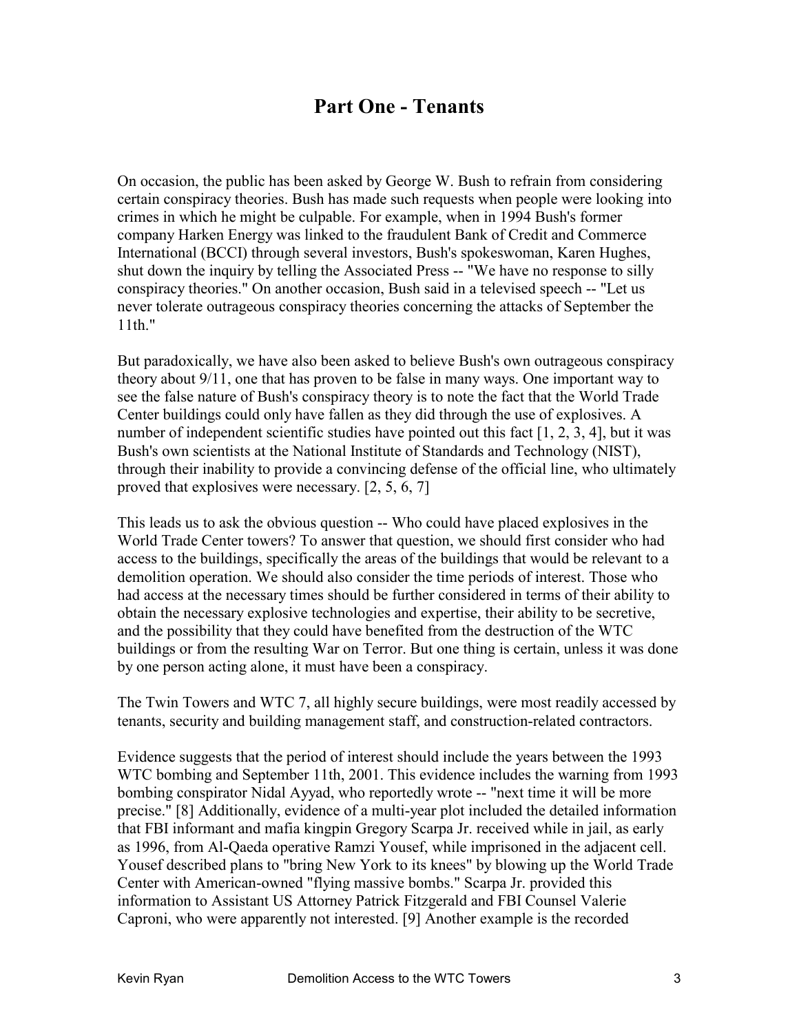# Part One - Tenants

On occasion, the public has been asked by George W. Bush to refrain from considering certain conspiracy theories. Bush has made such requests when people were looking into crimes in which he might be culpable. For example, when in 1994 Bush's former company Harken Energy was linked to the fraudulent Bank of Credit and Commerce International (BCCI) through several investors, Bush's spokeswoman, Karen Hughes, shut down the inquiry by telling the Associated Press -- "We have no response to silly conspiracy theories." On another occasion, Bush said in a televised speech -- "Let us never tolerate outrageous conspiracy theories concerning the attacks of September the 11th."

But paradoxically, we have also been asked to believe Bush's own outrageous conspiracy theory about 9/11, one that has proven to be false in many ways. One important way to see the false nature of Bush's conspiracy theory is to note the fact that the World Trade Center buildings could only have fallen as they did through the use of explosives. A number of independent scientific studies have pointed out this fact [1, 2, 3, 4], but it was Bush's own scientists at the National Institute of Standards and Technology (NIST), through their inability to provide a convincing defense of the official line, who ultimately proved that explosives were necessary. [2, 5, 6, 7]

This leads us to ask the obvious question -- Who could have placed explosives in the World Trade Center towers? To answer that question, we should first consider who had access to the buildings, specifically the areas of the buildings that would be relevant to a demolition operation. We should also consider the time periods of interest. Those who had access at the necessary times should be further considered in terms of their ability to obtain the necessary explosive technologies and expertise, their ability to be secretive, and the possibility that they could have benefited from the destruction of the WTC buildings or from the resulting War on Terror. But one thing is certain, unless it was done by one person acting alone, it must have been a conspiracy.

The Twin Towers and WTC 7, all highly secure buildings, were most readily accessed by tenants, security and building management staff, and construction-related contractors.

Evidence suggests that the period of interest should include the years between the 1993 WTC bombing and September 11th, 2001. This evidence includes the warning from 1993 bombing conspirator Nidal Ayyad, who reportedly wrote -- "next time it will be more precise." [8] Additionally, evidence of a multi-year plot included the detailed information that FBI informant and mafia kingpin Gregory Scarpa Jr. received while in jail, as early as 1996, from Al-Qaeda operative Ramzi Yousef, while imprisoned in the adjacent cell. Yousef described plans to "bring New York to its knees" by blowing up the World Trade Center with American-owned "flying massive bombs." Scarpa Jr. provided this information to Assistant US Attorney Patrick Fitzgerald and FBI Counsel Valerie Caproni, who were apparently not interested. [9] Another example is the recorded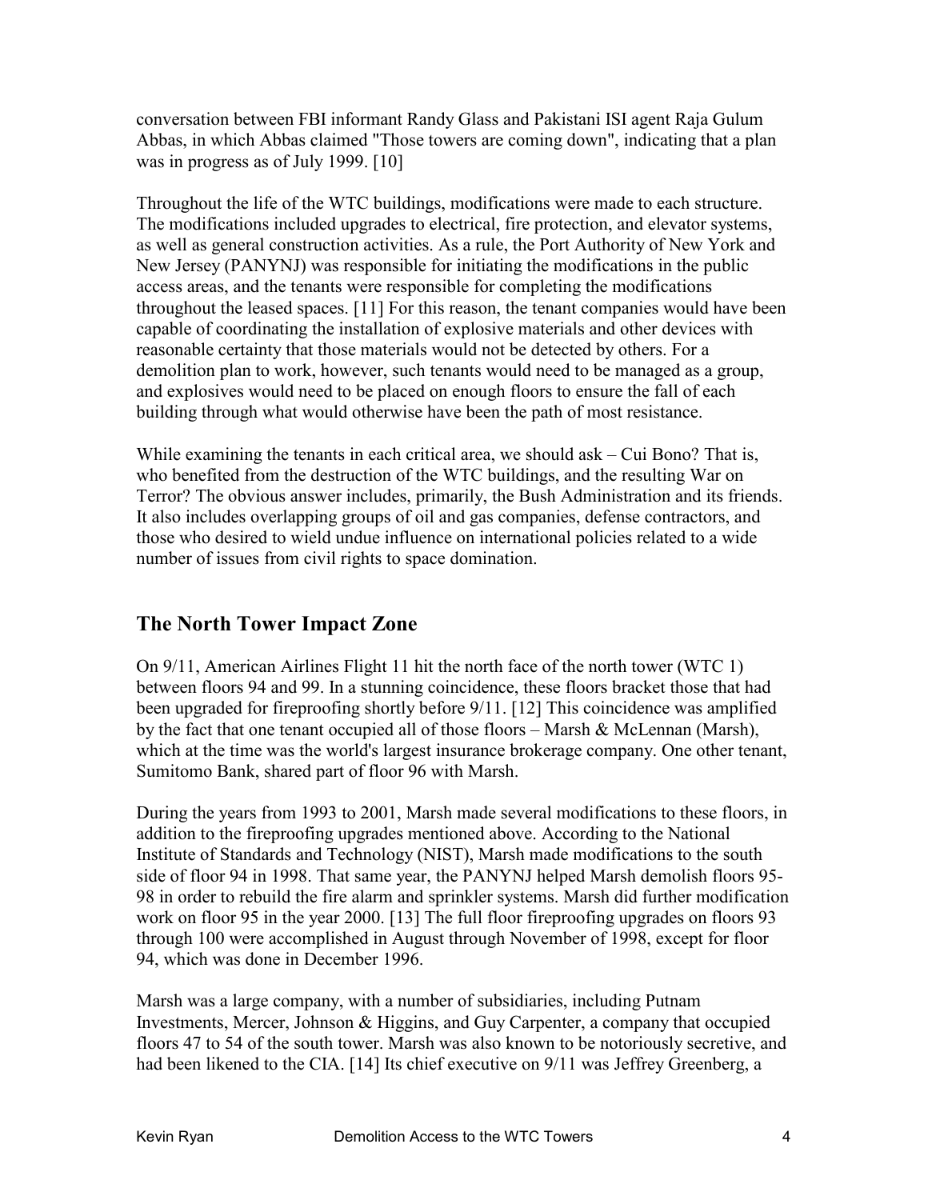conversation between FBI informant Randy Glass and Pakistani ISI agent Raja Gulum Abbas, in which Abbas claimed "Those towers are coming down", indicating that a plan was in progress as of July 1999. [10]

Throughout the life of the WTC buildings, modifications were made to each structure. The modifications included upgrades to electrical, fire protection, and elevator systems, as well as general construction activities. As a rule, the Port Authority of New York and New Jersey (PANYNJ) was responsible for initiating the modifications in the public access areas, and the tenants were responsible for completing the modifications throughout the leased spaces. [11] For this reason, the tenant companies would have been capable of coordinating the installation of explosive materials and other devices with reasonable certainty that those materials would not be detected by others. For a demolition plan to work, however, such tenants would need to be managed as a group, and explosives would need to be placed on enough floors to ensure the fall of each building through what would otherwise have been the path of most resistance.

While examining the tenants in each critical area, we should ask – Cui Bono? That is, who benefited from the destruction of the WTC buildings, and the resulting War on Terror? The obvious answer includes, primarily, the Bush Administration and its friends. It also includes overlapping groups of oil and gas companies, defense contractors, and those who desired to wield undue influence on international policies related to a wide number of issues from civil rights to space domination.

## The North Tower Impact Zone

On 9/11, American Airlines Flight 11 hit the north face of the north tower (WTC 1) between floors 94 and 99. In a stunning coincidence, these floors bracket those that had been upgraded for fireproofing shortly before 9/11. [12] This coincidence was amplified by the fact that one tenant occupied all of those floors – Marsh & McLennan (Marsh), which at the time was the world's largest insurance brokerage company. One other tenant, Sumitomo Bank, shared part of floor 96 with Marsh.

During the years from 1993 to 2001, Marsh made several modifications to these floors, in addition to the fireproofing upgrades mentioned above. According to the National Institute of Standards and Technology (NIST), Marsh made modifications to the south side of floor 94 in 1998. That same year, the PANYNJ helped Marsh demolish floors 95-98 in order to rebuild the fire alarm and sprinkler systems. Marsh did further modification work on floor 95 in the year 2000. [13] The full floor fireproofing upgrades on floors 93 through 100 were accomplished in August through November of 1998, except for floor 94, which was done in December 1996.

Marsh was a large company, with a number of subsidiaries, including Putnam Investments, Mercer, Johnson & Higgins, and Guy Carpenter, a company that occupied floors 47 to 54 of the south tower. Marsh was also known to be notoriously secretive, and had been likened to the CIA. [14] Its chief executive on 9/11 was Jeffrey Greenberg, a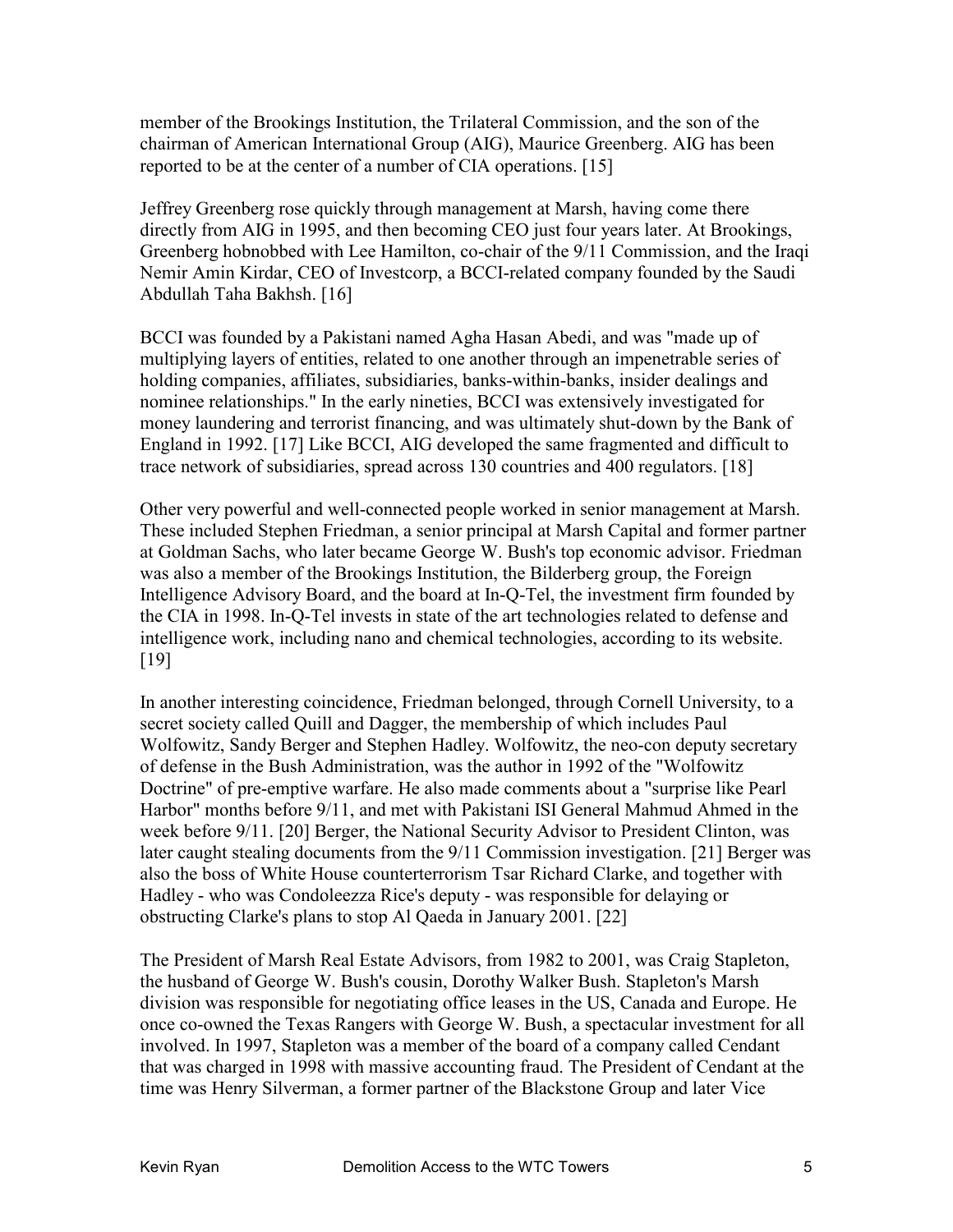member of the Brookings Institution, the Trilateral Commission, and the son of the chairman of American International Group (AIG), Maurice Greenberg. AIG has been reported to be at the center of a number of CIA operations. [15]

Jeffrey Greenberg rose quickly through management at Marsh, having come there directly from AIG in 1995, and then becoming CEO just four years later. At Brookings, Greenberg hobnobbed with Lee Hamilton, co-chair of the 9/11 Commission, and the Iraqi Nemir Amin Kirdar, CEO of Investcorp, a BCCI-related company founded by the Saudi Abdullah Taha Bakhsh. [16]

BCCI was founded by a Pakistani named Agha Hasan Abedi, and was "made up of multiplying layers of entities, related to one another through an impenetrable series of holding companies, affiliates, subsidiaries, banks-within-banks, insider dealings and nominee relationships." In the early nineties, BCCI was extensively investigated for money laundering and terrorist financing, and was ultimately shut-down by the Bank of England in 1992. [17] Like BCCI, AIG developed the same fragmented and difficult to trace network of subsidiaries, spread across 130 countries and 400 regulators. [18]

Other very powerful and well-connected people worked in senior management at Marsh. These included Stephen Friedman, a senior principal at Marsh Capital and former partner at Goldman Sachs, who later became George W. Bush's top economic advisor. Friedman was also a member of the Brookings Institution, the Bilderberg group, the Foreign Intelligence Advisory Board, and the board at In-Q-Tel, the investment firm founded by the CIA in 1998. In-Q-Tel invests in state of the art technologies related to defense and intelligence work, including nano and chemical technologies, according to its website. [19]

In another interesting coincidence, Friedman belonged, through Cornell University, to a secret society called Quill and Dagger, the membership of which includes Paul Wolfowitz, Sandy Berger and Stephen Hadley. Wolfowitz, the neo-con deputy secretary of defense in the Bush Administration, was the author in 1992 of the "Wolfowitz Doctrine" of pre-emptive warfare. He also made comments about a "surprise like Pearl Harbor" months before 9/11, and met with Pakistani ISI General Mahmud Ahmed in the week before 9/11. [20] Berger, the National Security Advisor to President Clinton, was later caught stealing documents from the 9/11 Commission investigation. [21] Berger was also the boss of White House counterterrorism Tsar Richard Clarke, and together with Hadley - who was Condoleezza Rice's deputy - was responsible for delaying or obstructing Clarke's plans to stop Al Qaeda in January 2001. [22]

The President of Marsh Real Estate Advisors, from 1982 to 2001, was Craig Stapleton, the husband of George W. Bush's cousin, Dorothy Walker Bush. Stapleton's Marsh division was responsible for negotiating office leases in the US, Canada and Europe. He once co-owned the Texas Rangers with George W. Bush, a spectacular investment for all involved. In 1997, Stapleton was a member of the board of a company called Cendant that was charged in 1998 with massive accounting fraud. The President of Cendant at the time was Henry Silverman, a former partner of the Blackstone Group and later Vice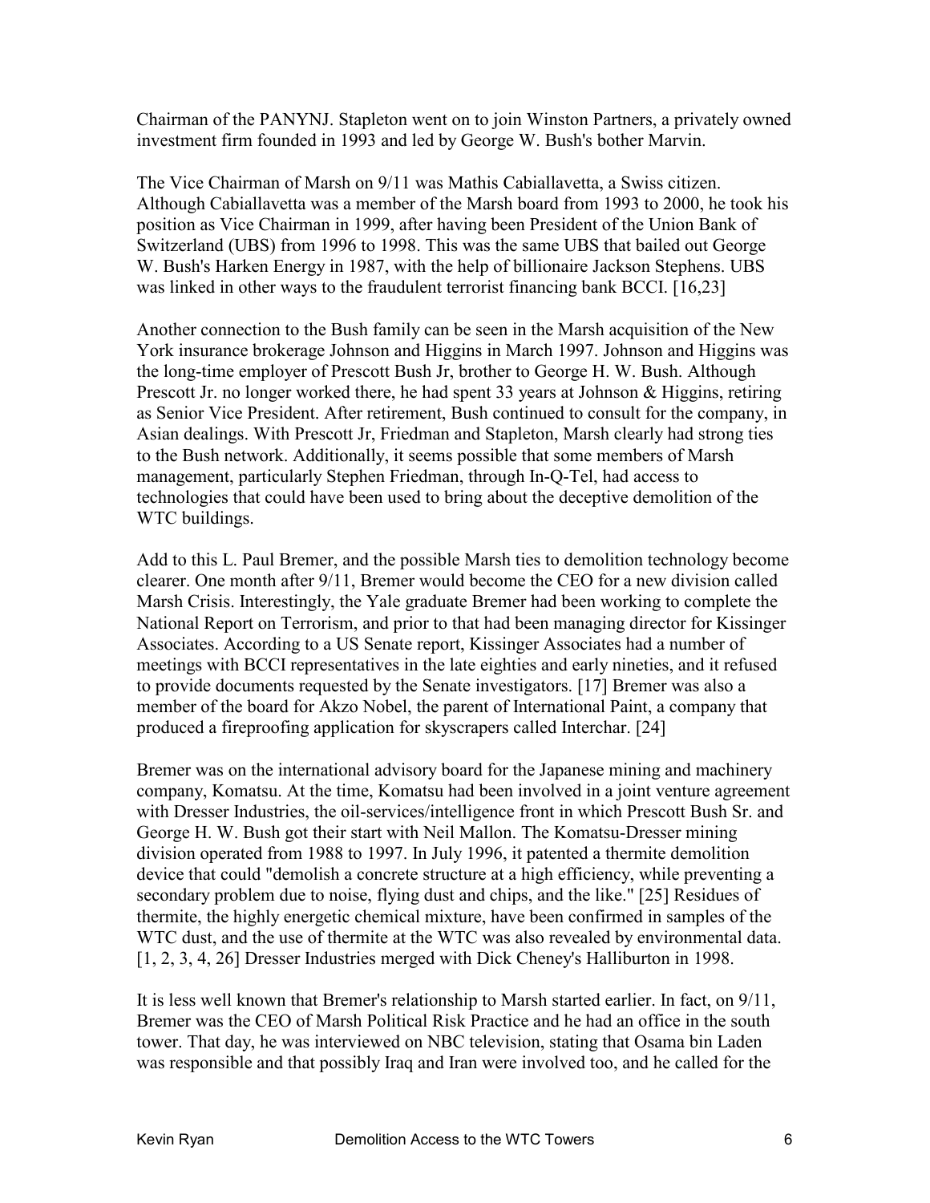Chairman of the PANYNJ. Stapleton went on to join Winston Partners, a privately owned investment firm founded in 1993 and led by George W. Bush's bother Marvin.

The Vice Chairman of Marsh on 9/11 was Mathis Cabiallavetta, a Swiss citizen. Although Cabiallavetta was a member of the Marsh board from 1993 to 2000, he took his position as Vice Chairman in 1999, after having been President of the Union Bank of Switzerland (UBS) from 1996 to 1998. This was the same UBS that bailed out George W. Bush's Harken Energy in 1987, with the help of billionaire Jackson Stephens. UBS was linked in other ways to the fraudulent terrorist financing bank BCCI. [16,23]

Another connection to the Bush family can be seen in the Marsh acquisition of the New York insurance brokerage Johnson and Higgins in March 1997. Johnson and Higgins was the long-time employer of Prescott Bush Jr, brother to George H. W. Bush. Although Prescott Jr. no longer worked there, he had spent 33 years at Johnson & Higgins, retiring as Senior Vice President. After retirement, Bush continued to consult for the company, in Asian dealings. With Prescott Jr, Friedman and Stapleton, Marsh clearly had strong ties to the Bush network. Additionally, it seems possible that some members of Marsh management, particularly Stephen Friedman, through In-Q-Tel, had access to technologies that could have been used to bring about the deceptive demolition of the WTC buildings.

Add to this L. Paul Bremer, and the possible Marsh ties to demolition technology become clearer. One month after 9/11, Bremer would become the CEO for a new division called Marsh Crisis. Interestingly, the Yale graduate Bremer had been working to complete the National Report on Terrorism, and prior to that had been managing director for Kissinger Associates. According to a US Senate report, Kissinger Associates had a number of meetings with BCCI representatives in the late eighties and early nineties, and it refused to provide documents requested by the Senate investigators. [17] Bremer was also a member of the board for Akzo Nobel, the parent of International Paint, a company that produced a fireproofing application for skyscrapers called Interchar. [24]

Bremer was on the international advisory board for the Japanese mining and machinery company, Komatsu. At the time, Komatsu had been involved in a joint venture agreement with Dresser Industries, the oil-services/intelligence front in which Prescott Bush Sr. and George H. W. Bush got their start with Neil Mallon. The Komatsu-Dresser mining division operated from 1988 to 1997. In July 1996, it patented a thermite demolition device that could "demolish a concrete structure at a high efficiency, while preventing a secondary problem due to noise, flying dust and chips, and the like." [25] Residues of thermite, the highly energetic chemical mixture, have been confirmed in samples of the WTC dust, and the use of thermite at the WTC was also revealed by environmental data. [1, 2, 3, 4, 26] Dresser Industries merged with Dick Cheney's Halliburton in 1998.

It is less well known that Bremer's relationship to Marsh started earlier. In fact, on 9/11, Bremer was the CEO of Marsh Political Risk Practice and he had an office in the south tower. That day, he was interviewed on NBC television, stating that Osama bin Laden was responsible and that possibly Iraq and Iran were involved too, and he called for the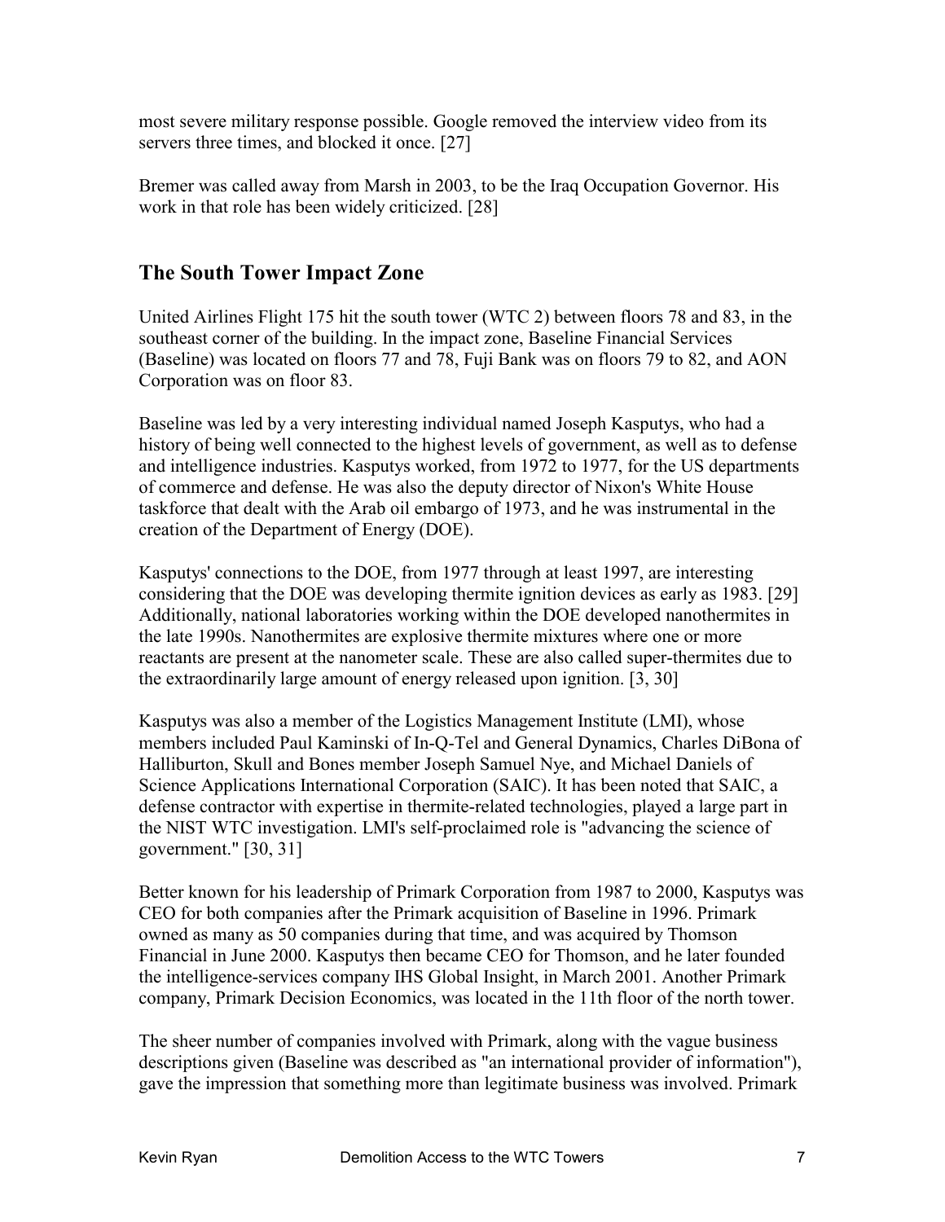most severe military response possible. Google removed the interview video from its servers three times, and blocked it once. [27]

Bremer was called away from Marsh in 2003, to be the Iraq Occupation Governor. His work in that role has been widely criticized. [28]

## The South Tower Impact Zone

United Airlines Flight 175 hit the south tower (WTC 2) between floors 78 and 83, in the southeast corner of the building. In the impact zone, Baseline Financial Services (Baseline) was located on floors 77 and 78, Fuji Bank was on floors 79 to 82, and AON Corporation was on floor 83.

Baseline was led by a very interesting individual named Joseph Kasputys, who had a history of being well connected to the highest levels of government, as well as to defense and intelligence industries. Kasputys worked, from 1972 to 1977, for the US departments of commerce and defense. He was also the deputy director of Nixon's White House taskforce that dealt with the Arab oil embargo of 1973, and he was instrumental in the creation of the Department of Energy (DOE).

Kasputys' connections to the DOE, from 1977 through at least 1997, are interesting considering that the DOE was developing thermite ignition devices as early as 1983. [29] Additionally, national laboratories working within the DOE developed nanothermites in the late 1990s. Nanothermites are explosive thermite mixtures where one or more reactants are present at the nanometer scale. These are also called super-thermites due to the extraordinarily large amount of energy released upon ignition. [3, 30]

Kasputys was also a member of the Logistics Management Institute (LMI), whose members included Paul Kaminski of In-Q-Tel and General Dynamics, Charles DiBona of Halliburton, Skull and Bones member Joseph Samuel Nye, and Michael Daniels of Science Applications International Corporation (SAIC). It has been noted that SAIC, a defense contractor with expertise in thermite-related technologies, played a large part in the NIST WTC investigation. LMI's self-proclaimed role is "advancing the science of government." [30, 31]

Better known for his leadership of Primark Corporation from 1987 to 2000, Kasputys was CEO for both companies after the Primark acquisition of Baseline in 1996. Primark owned as many as 50 companies during that time, and was acquired by Thomson Financial in June 2000. Kasputys then became CEO for Thomson, and he later founded the intelligence-services company IHS Global Insight, in March 2001. Another Primark company, Primark Decision Economics, was located in the 11th floor of the north tower.

The sheer number of companies involved with Primark, along with the vague business descriptions given (Baseline was described as "an international provider of information"), gave the impression that something more than legitimate business was involved. Primark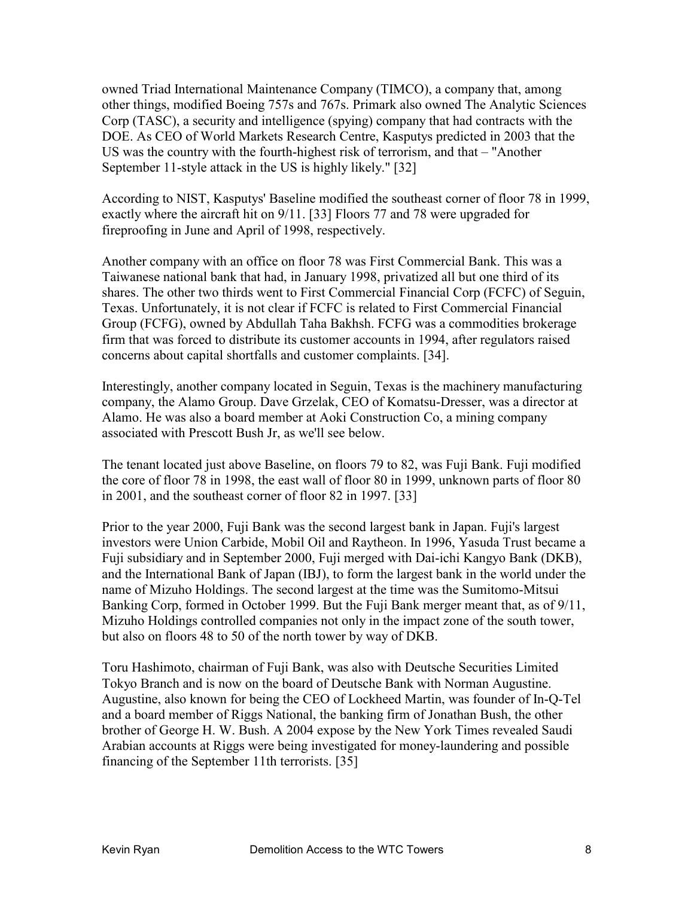owned Triad International Maintenance Company (TIMCO), a company that, among other things, modified Boeing 757s and 767s. Primark also owned The Analytic Sciences Corp (TASC), a security and intelligence (spying) company that had contracts with the DOE. As CEO of World Markets Research Centre, Kasputys predicted in 2003 that the US was the country with the fourth-highest risk of terrorism, and that – "Another September 11-style attack in the US is highly likely." [32]

According to NIST, Kasputys' Baseline modified the southeast corner of floor 78 in 1999, exactly where the aircraft hit on 9/11. [33] Floors 77 and 78 were upgraded for fireproofing in June and April of 1998, respectively.

Another company with an office on floor 78 was First Commercial Bank. This was a Taiwanese national bank that had, in January 1998, privatized all but one third of its shares. The other two thirds went to First Commercial Financial Corp (FCFC) of Seguin, Texas. Unfortunately, it is not clear if FCFC is related to First Commercial Financial Group (FCFG), owned by Abdullah Taha Bakhsh. FCFG was a commodities brokerage firm that was forced to distribute its customer accounts in 1994, after regulators raised concerns about capital shortfalls and customer complaints. [34].

Interestingly, another company located in Seguin, Texas is the machinery manufacturing company, the Alamo Group. Dave Grzelak, CEO of Komatsu-Dresser, was a director at Alamo. He was also a board member at Aoki Construction Co, a mining company associated with Prescott Bush Jr, as we'll see below.

The tenant located just above Baseline, on floors 79 to 82, was Fuji Bank. Fuji modified the core of floor 78 in 1998, the east wall of floor 80 in 1999, unknown parts of floor 80 in 2001, and the southeast corner of floor 82 in 1997. [33]

Prior to the year 2000, Fuji Bank was the second largest bank in Japan. Fuji's largest investors were Union Carbide, Mobil Oil and Raytheon. In 1996, Yasuda Trust became a Fuji subsidiary and in September 2000, Fuji merged with Dai-ichi Kangyo Bank (DKB), and the International Bank of Japan (IBJ), to form the largest bank in the world under the name of Mizuho Holdings. The second largest at the time was the Sumitomo-Mitsui Banking Corp, formed in October 1999. But the Fuji Bank merger meant that, as of 9/11, Mizuho Holdings controlled companies not only in the impact zone of the south tower, but also on floors 48 to 50 of the north tower by way of DKB.

Toru Hashimoto, chairman of Fuji Bank, was also with Deutsche Securities Limited Tokyo Branch and is now on the board of Deutsche Bank with Norman Augustine. Augustine, also known for being the CEO of Lockheed Martin, was founder of In-Q-Tel and a board member of Riggs National, the banking firm of Jonathan Bush, the other brother of George H. W. Bush. A 2004 expose by the New York Times revealed Saudi Arabian accounts at Riggs were being investigated for money-laundering and possible financing of the September 11th terrorists. [35]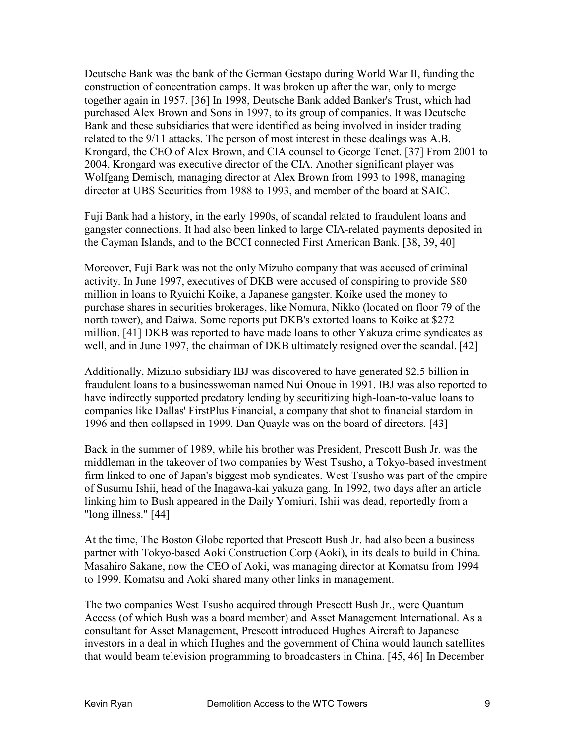Deutsche Bank was the bank of the German Gestapo during World War II, funding the construction of concentration camps. It was broken up after the war, only to merge together again in 1957. [36] In 1998, Deutsche Bank added Banker's Trust, which had purchased Alex Brown and Sons in 1997, to its group of companies. It was Deutsche Bank and these subsidiaries that were identified as being involved in insider trading related to the 9/11 attacks. The person of most interest in these dealings was A.B. Krongard, the CEO of Alex Brown, and CIA counsel to George Tenet. [37] From 2001 to 2004, Krongard was executive director of the CIA. Another significant player was Wolfgang Demisch, managing director at Alex Brown from 1993 to 1998, managing director at UBS Securities from 1988 to 1993, and member of the board at SAIC.

Fuji Bank had a history, in the early 1990s, of scandal related to fraudulent loans and gangster connections. It had also been linked to large CIA-related payments deposited in the Cayman Islands, and to the BCCI connected First American Bank. [38, 39, 40]

Moreover, Fuji Bank was not the only Mizuho company that was accused of criminal activity. In June 1997, executives of DKB were accused of conspiring to provide $80 million in loans to Ryuichi Koike, a Japanese gangster. Koike used the money to purchase shares in securities brokerages, like Nomura, Nikko (located on floor 79 of the north tower), and Daiwa. Some reports put DKB's extorted loans to Koike at $272 million. [41] DKB was reported to have made loans to other Yakuza crime syndicates as well, and in June 1997, the chairman of DKB ultimately resigned over the scandal. [42]

Additionally, Mizuho subsidiary IBJ was discovered to have generated $2.5 billion in fraudulent loans to a businesswoman named Nui Onoue in 1991. IBJ was also reported to have indirectly supported predatory lending by securitizing high-loan-to-value loans to companies like Dallas' FirstPlus Financial, a company that shot to financial stardom in 1996 and then collapsed in 1999. Dan Quayle was on the board of directors. [43]

Back in the summer of 1989, while his brother was President, Prescott Bush Jr. was the middleman in the takeover of two companies by West Tsusho, a Tokyo-based investment firm linked to one of Japan's biggest mob syndicates. West Tsusho was part of the empire of Susumu Ishii, head of the Inagawa-kai yakuza gang. In 1992, two days after an article linking him to Bush appeared in the Daily Yomiuri, Ishii was dead, reportedly from a "long illness." [44]

At the time, The Boston Globe reported that Prescott Bush Jr. had also been a business partner with Tokyo-based Aoki Construction Corp (Aoki), in its deals to build in China. Masahiro Sakane, now the CEO of Aoki, was managing director at Komatsu from 1994 to 1999. Komatsu and Aoki shared many other links in management.

The two companies West Tsusho acquired through Prescott Bush Jr., were Quantum Access (of which Bush was a board member) and Asset Management International. As a consultant for Asset Management, Prescott introduced Hughes Aircraft to Japanese investors in a deal in which Hughes and the government of China would launch satellites that would beam television programming to broadcasters in China. [45, 46] In December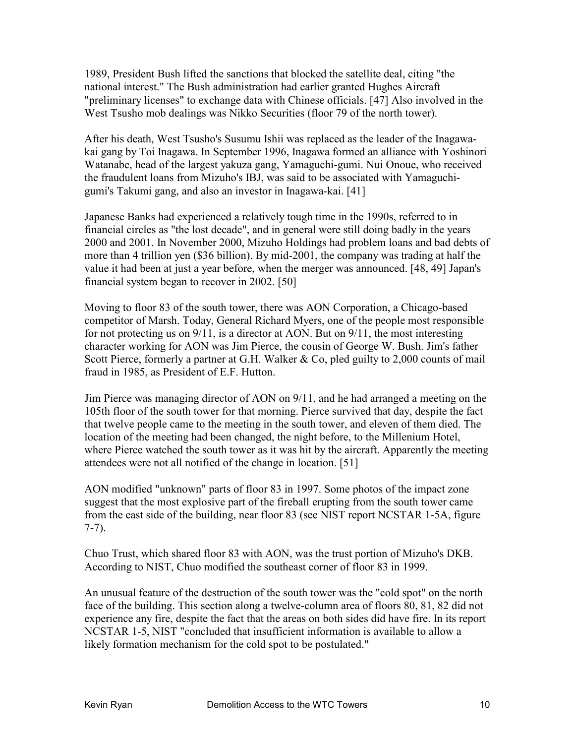1989, President Bush lifted the sanctions that blocked the satellite deal, citing "the national interest." The Bush administration had earlier granted Hughes Aircraft "preliminary licenses" to exchange data with Chinese officials. [47] Also involved in the West Tsusho mob dealings was Nikko Securities (floor 79 of the north tower).

After his death, West Tsusho's Susumu Ishii was replaced as the leader of the Inagawa-kai gang by Toi Inagawa. In September 1996, Inagawa formed an alliance with Yoshinori Watanabe, head of the largest yakuza gang, Yamaguchi-gumi. Nui Onoue, who received the fraudulent loans from Mizuho's IBJ, was said to be associated with Yamaguchi-gumi's Takumi gang, and also an investor in Inagawa-kai. [41]

Japanese Banks had experienced a relatively tough time in the 1990s, referred to in financial circles as "the lost decade", and in general were still doing badly in the years 2000 and 2001. In November 2000, Mizuho Holdings had problem loans and bad debts of more than 4 trillion yen ($36 billion). By mid-2001, the company was trading at half the value it had been at just a year before, when the merger was announced. [48, 49] Japan's financial system began to recover in 2002. [50]

Moving to floor 83 of the south tower, there was AON Corporation, a Chicago-based competitor of Marsh. Today, General Richard Myers, one of the people most responsible for not protecting us on 9/11, is a director at AON. But on 9/11, the most interesting character working for AON was Jim Pierce, the cousin of George W. Bush. Jim's father Scott Pierce, formerly a partner at G.H. Walker & Co, pled guilty to 2,000 counts of mail fraud in 1985, as President of E.F. Hutton.

Jim Pierce was managing director of AON on 9/11, and he had arranged a meeting on the 105th floor of the south tower for that morning. Pierce survived that day, despite the fact that twelve people came to the meeting in the south tower, and eleven of them died. The location of the meeting had been changed, the night before, to the Millenium Hotel, where Pierce watched the south tower as it was hit by the aircraft. Apparently the meeting attendees were not all notified of the change in location. [51]

AON modified "unknown" parts of floor 83 in 1997. Some photos of the impact zone suggest that the most explosive part of the fireball erupting from the south tower came from the east side of the building, near floor 83 (see NIST report NCSTAR 1-5A, figure 7-7).

Chuo Trust, which shared floor 83 with AON, was the trust portion of Mizuho's DKB. According to NIST, Chuo modified the southeast corner of floor 83 in 1999.

An unusual feature of the destruction of the south tower was the "cold spot" on the north face of the building. This section along a twelve-column area of floors 80, 81, 82 did not experience any fire, despite the fact that the areas on both sides did have fire. In its report NCSTAR 1-5, NIST "concluded that insufficient information is available to allow a likely formation mechanism for the cold spot to be postulated."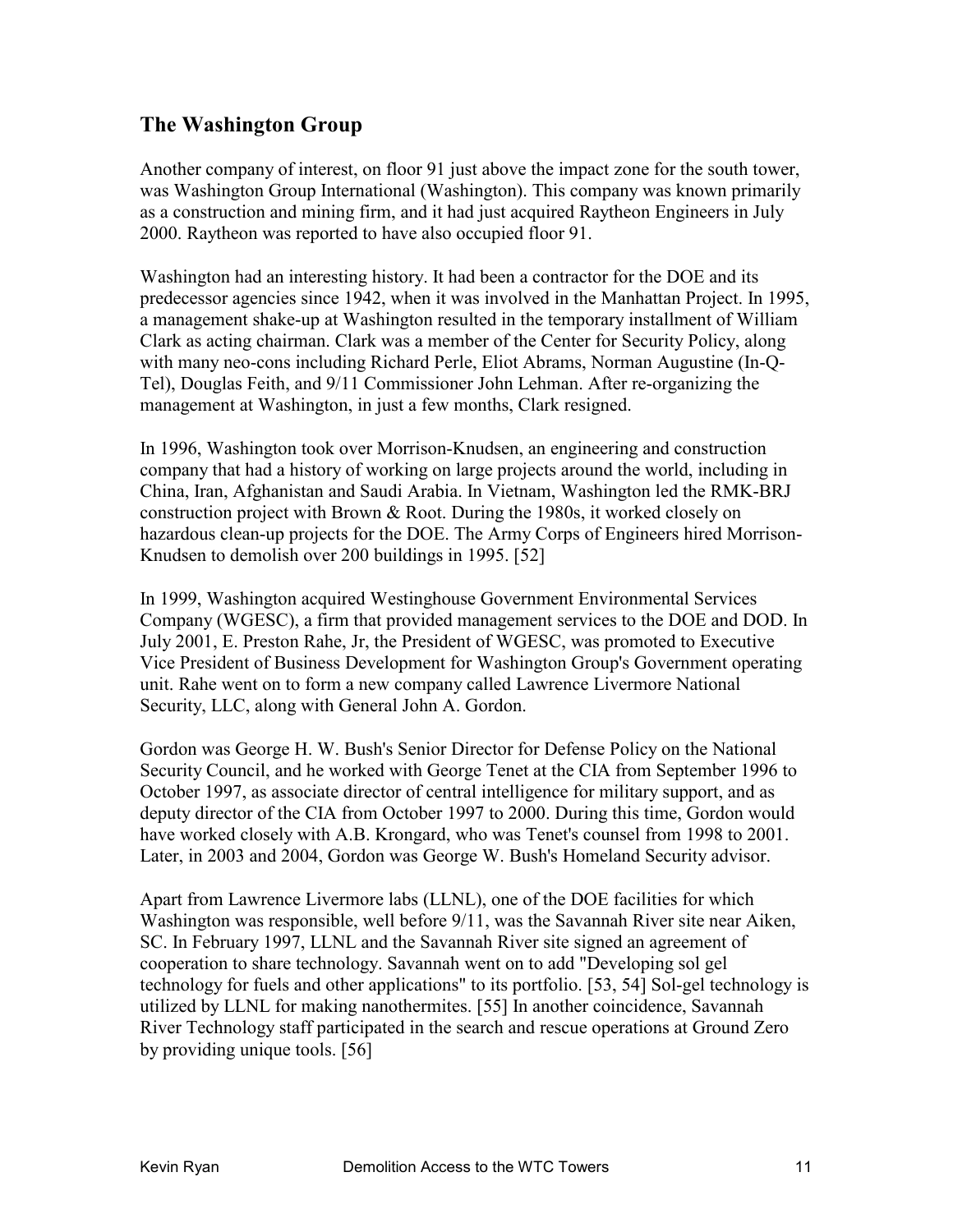## The Washington Group

Another company of interest, on floor 91 just above the impact zone for the south tower, was Washington Group International (Washington). This company was known primarily as a construction and mining firm, and it had just acquired Raytheon Engineers in July 2000. Raytheon was reported to have also occupied floor 91.

Washington had an interesting history. It had been a contractor for the DOE and its predecessor agencies since 1942, when it was involved in the Manhattan Project. In 1995, a management shake-up at Washington resulted in the temporary installment of William Clark as acting chairman. Clark was a member of the Center for Security Policy, along with many neo-cons including Richard Perle, Eliot Abrams, Norman Augustine (In-Q-Tel), Douglas Feith, and 9/11 Commissioner John Lehman. After re-organizing the management at Washington, in just a few months, Clark resigned.

In 1996, Washington took over Morrison-Knudsen, an engineering and construction company that had a history of working on large projects around the world, including in China, Iran, Afghanistan and Saudi Arabia. In Vietnam, Washington led the RMK-BRJ construction project with Brown & Root. During the 1980s, it worked closely on hazardous clean-up projects for the DOE. The Army Corps of Engineers hired Morrison-Knudsen to demolish over 200 buildings in 1995. [52]

In 1999, Washington acquired Westinghouse Government Environmental Services Company (WGESC), a firm that provided management services to the DOE and DOD. In July 2001, E. Preston Rahe, Jr, the President of WGESC, was promoted to Executive Vice President of Business Development for Washington Group's Government operating unit. Rahe went on to form a new company called Lawrence Livermore National Security, LLC, along with General John A. Gordon.

Gordon was George H. W. Bush's Senior Director for Defense Policy on the National Security Council, and he worked with George Tenet at the CIA from September 1996 to October 1997, as associate director of central intelligence for military support, and as deputy director of the CIA from October 1997 to 2000. During this time, Gordon would have worked closely with A.B. Krongard, who was Tenet's counsel from 1998 to 2001. Later, in 2003 and 2004, Gordon was George W. Bush's Homeland Security advisor.

Apart from Lawrence Livermore labs (LLNL), one of the DOE facilities for which Washington was responsible, well before 9/11, was the Savannah River site near Aiken, SC. In February 1997, LLNL and the Savannah River site signed an agreement of cooperation to share technology. Savannah went on to add "Developing sol gel technology for fuels and other applications" to its portfolio. [53, 54] Sol-gel technology is utilized by LLNL for making nanothermites. [55] In another coincidence, Savannah River Technology staff participated in the search and rescue operations at Ground Zero by providing unique tools. [56]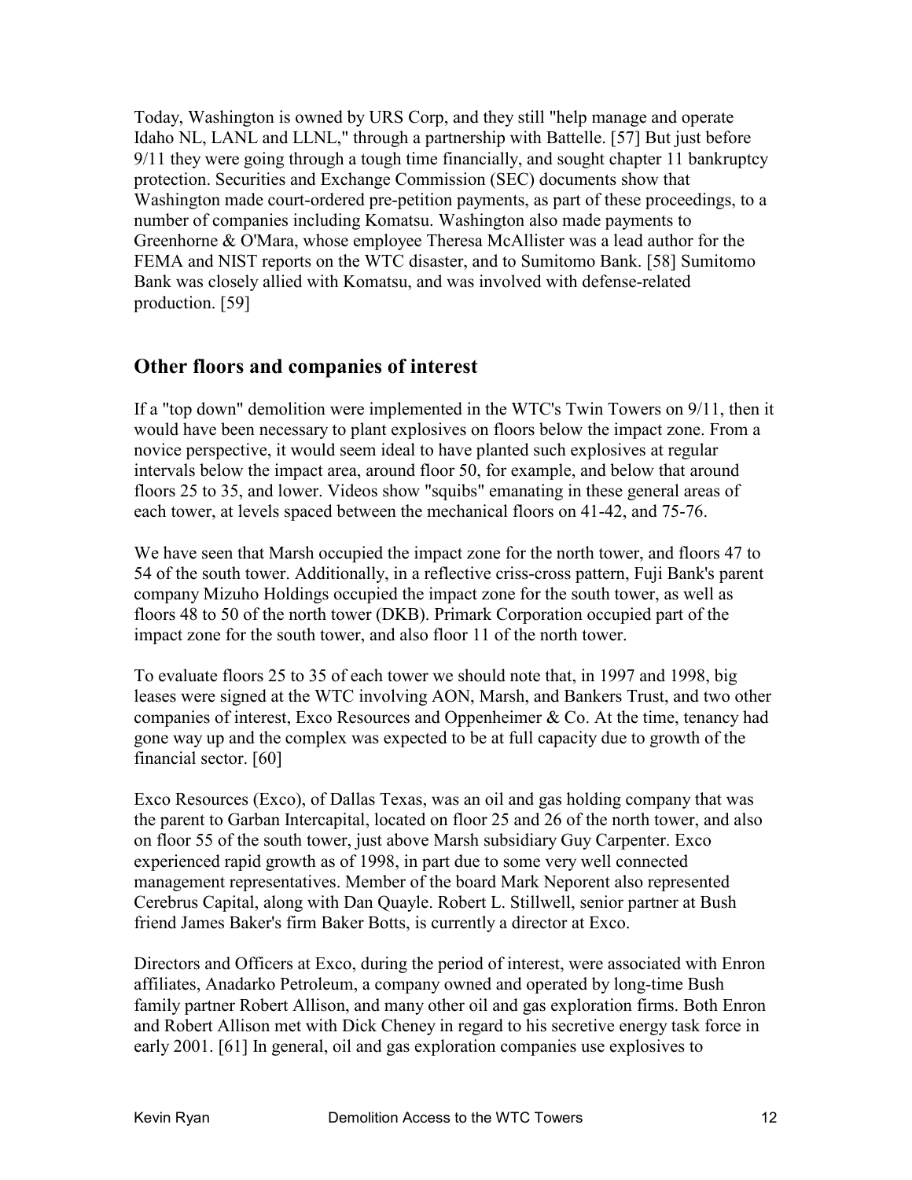Today, Washington is owned by URS Corp, and they still "help manage and operate Idaho NL, LANL and LLNL," through a partnership with Battelle. [57] But just before 9/11 they were going through a tough time financially, and sought chapter 11 bankruptcy protection. Securities and Exchange Commission (SEC) documents show that Washington made court-ordered pre-petition payments, as part of these proceedings, to a number of companies including Komatsu. Washington also made payments to Greenhorne & O'Mara, whose employee Theresa McAllister was a lead author for the FEMA and NIST reports on the WTC disaster, and to Sumitomo Bank. [58] Sumitomo Bank was closely allied with Komatsu, and was involved with defense-related production. [59]

## Other floors and companies of interest

If a "top down" demolition were implemented in the WTC's Twin Towers on 9/11, then it would have been necessary to plant explosives on floors below the impact zone. From a novice perspective, it would seem ideal to have planted such explosives at regular intervals below the impact area, around floor 50, for example, and below that around floors 25 to 35, and lower. Videos show "squibs" emanating in these general areas of each tower, at levels spaced between the mechanical floors on 41-42, and 75-76.

We have seen that Marsh occupied the impact zone for the north tower, and floors 47 to 54 of the south tower. Additionally, in a reflective criss-cross pattern, Fuji Bank's parent company Mizuho Holdings occupied the impact zone for the south tower, as well as floors 48 to 50 of the north tower (DKB). Primark Corporation occupied part of the impact zone for the south tower, and also floor 11 of the north tower.

To evaluate floors 25 to 35 of each tower we should note that, in 1997 and 1998, big leases were signed at the WTC involving AON, Marsh, and Bankers Trust, and two other companies of interest, Exco Resources and Oppenheimer & Co. At the time, tenancy had gone way up and the complex was expected to be at full capacity due to growth of the financial sector. [60]

Exco Resources (Exco), of Dallas Texas, was an oil and gas holding company that was the parent to Garban Intercapital, located on floor 25 and 26 of the north tower, and also on floor 55 of the south tower, just above Marsh subsidiary Guy Carpenter. Exco experienced rapid growth as of 1998, in part due to some very well connected management representatives. Member of the board Mark Neporent also represented Cerebrus Capital, along with Dan Quayle. Robert L. Stillwell, senior partner at Bush friend James Baker's firm Baker Botts, is currently a director at Exco.

Directors and Officers at Exco, during the period of interest, were associated with Enron affiliates, Anadarko Petroleum, a company owned and operated by long-time Bush family partner Robert Allison, and many other oil and gas exploration firms. Both Enron and Robert Allison met with Dick Cheney in regard to his secretive energy task force in early 2001. [61] In general, oil and gas exploration companies use explosives to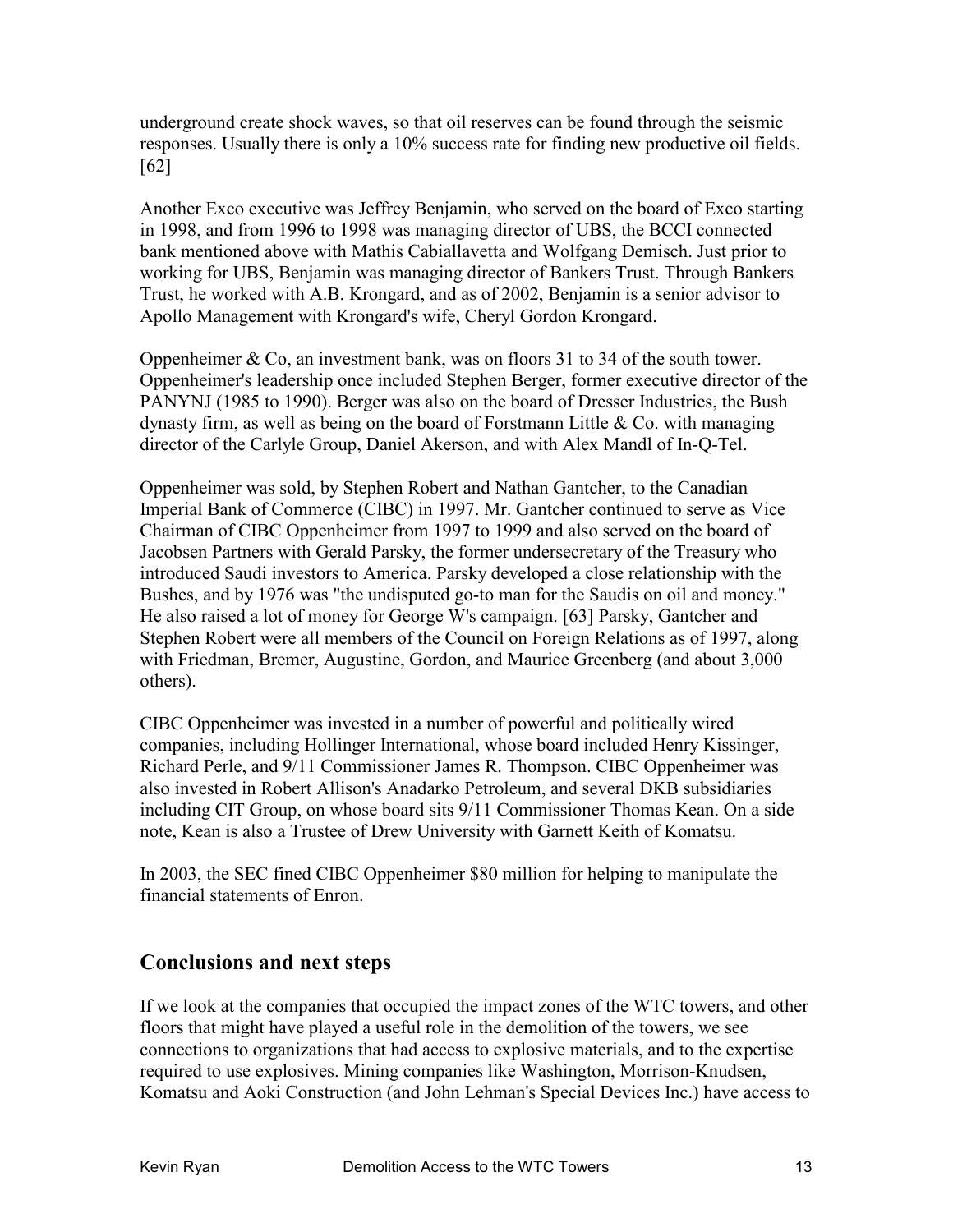underground create shock waves, so that oil reserves can be found through the seismic responses. Usually there is only a 10% success rate for finding new productive oil fields. [62]

Another Exco executive was Jeffrey Benjamin, who served on the board of Exco starting in 1998, and from 1996 to 1998 was managing director of UBS, the BCCI connected bank mentioned above with Mathis Cabiallavetta and Wolfgang Demisch. Just prior to working for UBS, Benjamin was managing director of Bankers Trust. Through Bankers Trust, he worked with A.B. Krongard, and as of 2002, Benjamin is a senior advisor to Apollo Management with Krongard's wife, Cheryl Gordon Krongard.

Oppenheimer & Co, an investment bank, was on floors 31 to 34 of the south tower. Oppenheimer's leadership once included Stephen Berger, former executive director of the PANYNJ (1985 to 1990). Berger was also on the board of Dresser Industries, the Bush dynasty firm, as well as being on the board of Forstmann Little & Co. with managing director of the Carlyle Group, Daniel Akerson, and with Alex Mandl of In-Q-Tel.

Oppenheimer was sold, by Stephen Robert and Nathan Gantcher, to the Canadian Imperial Bank of Commerce (CIBC) in 1997. Mr. Gantcher continued to serve as Vice Chairman of CIBC Oppenheimer from 1997 to 1999 and also served on the board of Jacobsen Partners with Gerald Parsky, the former undersecretary of the Treasury who introduced Saudi investors to America. Parsky developed a close relationship with the Bushes, and by 1976 was "the undisputed go-to man for the Saudis on oil and money." He also raised a lot of money for George W's campaign. [63] Parsky, Gantcher and Stephen Robert were all members of the Council on Foreign Relations as of 1997, along with Friedman, Bremer, Augustine, Gordon, and Maurice Greenberg (and about 3,000 others).

CIBC Oppenheimer was invested in a number of powerful and politically wired companies, including Hollinger International, whose board included Henry Kissinger, Richard Perle, and 9/11 Commissioner James R. Thompson. CIBC Oppenheimer was also invested in Robert Allison's Anadarko Petroleum, and several DKB subsidiaries including CIT Group, on whose board sits 9/11 Commissioner Thomas Kean. On a side note, Kean is also a Trustee of Drew University with Garnett Keith of Komatsu.

In 2003, the SEC fined CIBC Oppenheimer $80 million for helping to manipulate the financial statements of Enron.

## Conclusions and next steps

If we look at the companies that occupied the impact zones of the WTC towers, and other floors that might have played a useful role in the demolition of the towers, we see connections to organizations that had access to explosive materials, and to the expertise required to use explosives. Mining companies like Washington, Morrison-Knudsen, Komatsu and Aoki Construction (and John Lehman's Special Devices Inc.) have access to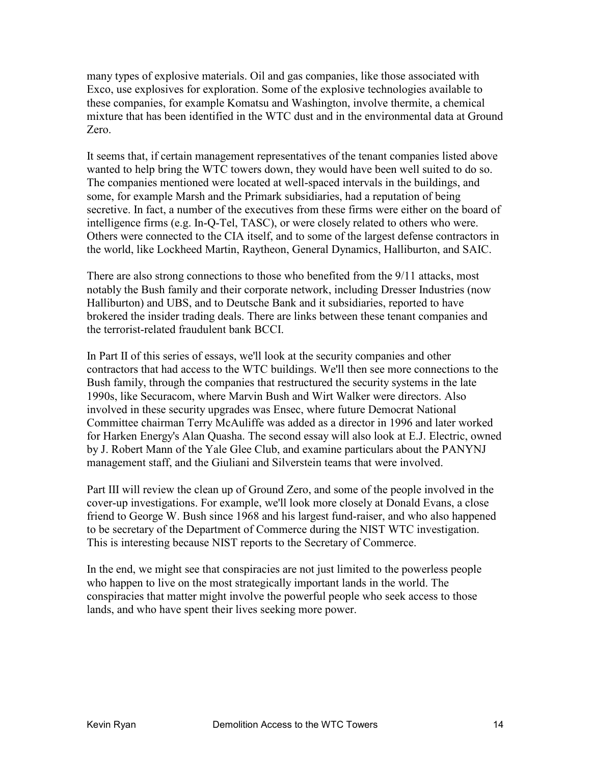many types of explosive materials. Oil and gas companies, like those associated with Exco, use explosives for exploration. Some of the explosive technologies available to these companies, for example Komatsu and Washington, involve thermite, a chemical mixture that has been identified in the WTC dust and in the environmental data at Ground Zero.

It seems that, if certain management representatives of the tenant companies listed above wanted to help bring the WTC towers down, they would have been well suited to do so. The companies mentioned were located at well-spaced intervals in the buildings, and some, for example Marsh and the Primark subsidiaries, had a reputation of being secretive. In fact, a number of the executives from these firms were either on the board of intelligence firms (e.g. In-Q-Tel, TASC), or were closely related to others who were. Others were connected to the CIA itself, and to some of the largest defense contractors in the world, like Lockheed Martin, Raytheon, General Dynamics, Halliburton, and SAIC.

There are also strong connections to those who benefited from the 9/11 attacks, most notably the Bush family and their corporate network, including Dresser Industries (now Halliburton) and UBS, and to Deutsche Bank and it subsidiaries, reported to have brokered the insider trading deals. There are links between these tenant companies and the terrorist-related fraudulent bank BCCI.

In Part II of this series of essays, we'll look at the security companies and other contractors that had access to the WTC buildings. We'll then see more connections to the Bush family, through the companies that restructured the security systems in the late 1990s, like Securacom, where Marvin Bush and Wirt Walker were directors. Also involved in these security upgrades was Ensec, where future Democrat National Committee chairman Terry McAuliffe was added as a director in 1996 and later worked for Harken Energy's Alan Quasha. The second essay will also look at E.J. Electric, owned by J. Robert Mann of the Yale Glee Club, and examine particulars about the PANYNJ management staff, and the Giuliani and Silverstein teams that were involved.

Part III will review the clean up of Ground Zero, and some of the people involved in the cover-up investigations. For example, we'll look more closely at Donald Evans, a close friend to George W. Bush since 1968 and his largest fund-raiser, and who also happened to be secretary of the Department of Commerce during the NIST WTC investigation. This is interesting because NIST reports to the Secretary of Commerce.

In the end, we might see that conspiracies are not just limited to the powerless people who happen to live on the most strategically important lands in the world. The conspiracies that matter might involve the powerful people who seek access to those lands, and who have spent their lives seeking more power.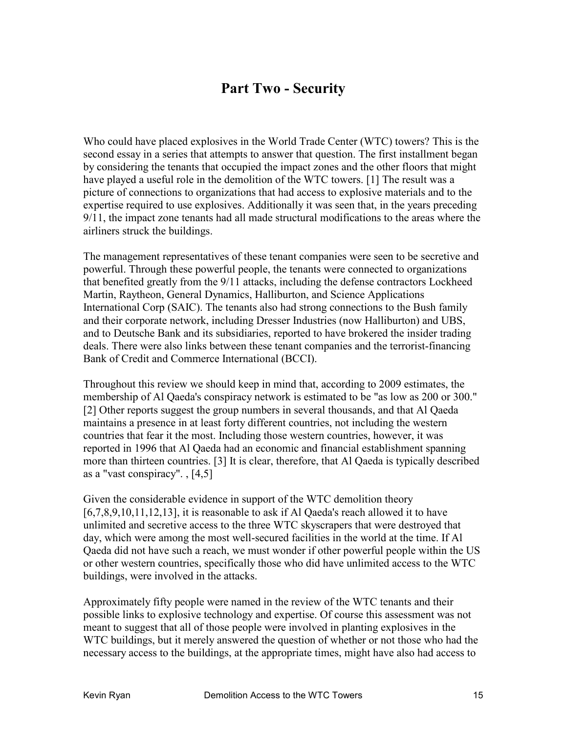## Part Two - Security

Who could have placed explosives in the World Trade Center (WTC) towers? This is the second essay in a series that attempts to answer that question. The first installment began by considering the tenants that occupied the impact zones and the other floors that might have played a useful role in the demolition of the WTC towers. [1] The result was a picture of connections to organizations that had access to explosive materials and to the expertise required to use explosives. Additionally it was seen that, in the years preceding 9/11, the impact zone tenants had all made structural modifications to the areas where the airliners struck the buildings.

The management representatives of these tenant companies were seen to be secretive and powerful. Through these powerful people, the tenants were connected to organizations that benefited greatly from the 9/11 attacks, including the defense contractors Lockheed Martin, Raytheon, General Dynamics, Halliburton, and Science Applications International Corp (SAIC). The tenants also had strong connections to the Bush family and their corporate network, including Dresser Industries (now Halliburton) and UBS, and to Deutsche Bank and its subsidiaries, reported to have brokered the insider trading deals. There were also links between these tenant companies and the terrorist-financing Bank of Credit and Commerce International (BCCI).

Throughout this review we should keep in mind that, according to 2009 estimates, the membership of Al Qaeda's conspiracy network is estimated to be "as low as 200 or 300." [2] Other reports suggest the group numbers in several thousands, and that Al Qaeda maintains a presence in at least forty different countries, not including the western countries that fear it the most. Including those western countries, however, it was reported in 1996 that Al Qaeda had an economic and financial establishment spanning more than thirteen countries. [3] It is clear, therefore, that Al Qaeda is typically described as a "vast conspiracy". , [4,5]

Given the considerable evidence in support of the WTC demolition theory [6,7,8,9,10,11,12,13], it is reasonable to ask if Al Qaeda's reach allowed it to have unlimited and secretive access to the three WTC skyscrapers that were destroyed that day, which were among the most well-secured facilities in the world at the time. If Al Qaeda did not have such a reach, we must wonder if other powerful people within the US or other western countries, specifically those who did have unlimited access to the WTC buildings, were involved in the attacks.

Approximately fifty people were named in the review of the WTC tenants and their possible links to explosive technology and expertise. Of course this assessment was not meant to suggest that all of those people were involved in planting explosives in the WTC buildings, but it merely answered the question of whether or not those who had the necessary access to the buildings, at the appropriate times, might have also had access to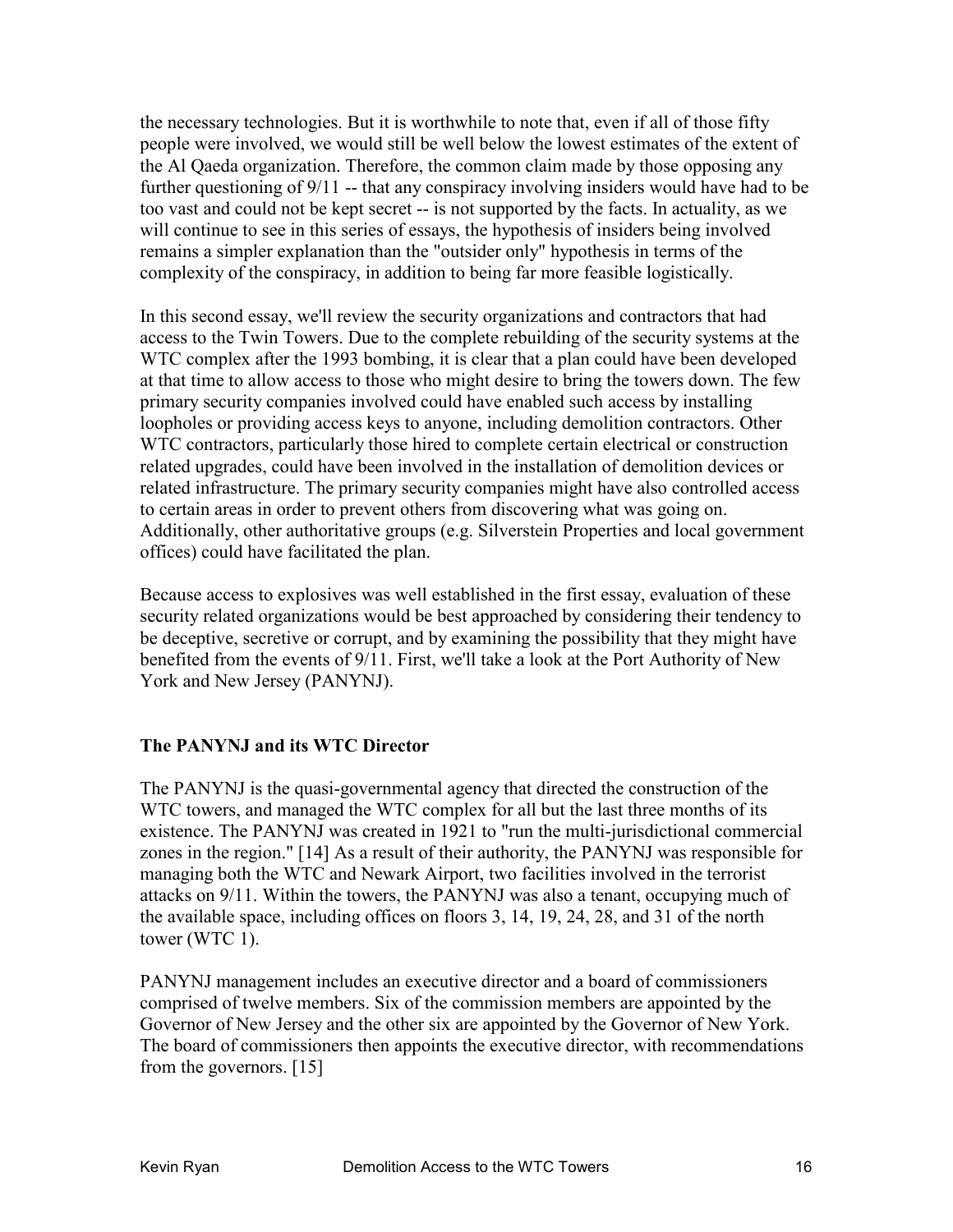the necessary technologies. But it is worthwhile to note that, even if all of those fifty people were involved, we would still be well below the lowest estimates of the extent of the Al Qaeda organization. Therefore, the common claim made by those opposing any further questioning of 9/11 -- that any conspiracy involving insiders would have had to be too vast and could not be kept secret -- is not supported by the facts. In actuality, as we will continue to see in this series of essays, the hypothesis of insiders being involved remains a simpler explanation than the "outsider only" hypothesis in terms of the complexity of the conspiracy, in addition to being far more feasible logistically.

In this second essay, we'll review the security organizations and contractors that had access to the Twin Towers. Due to the complete rebuilding of the security systems at the WTC complex after the 1993 bombing, it is clear that a plan could have been developed at that time to allow access to those who might desire to bring the towers down. The few primary security companies involved could have enabled such access by installing loopholes or providing access keys to anyone, including demolition contractors. Other WTC contractors, particularly those hired to complete certain electrical or construction related upgrades, could have been involved in the installation of demolition devices or related infrastructure. The primary security companies might have also controlled access to certain areas in order to prevent others from discovering what was going on. Additionally, other authoritative groups (e.g. Silverstein Properties and local government offices) could have facilitated the plan.

Because access to explosives was well established in the first essay, evaluation of these security related organizations would be best approached by considering their tendency to be deceptive, secretive or corrupt, and by examining the possibility that they might have benefited from the events of 9/11. First, we'll take a look at the Port Authority of New York and New Jersey (PANYNJ).

## The PANYNJ and its WTC Director

The PANYNJ is the quasi-governmental agency that directed the construction of the WTC towers, and managed the WTC complex for all but the last three months of its existence. The PANYNJ was created in 1921 to "run the multi-jurisdictional commercial zones in the region." [14] As a result of their authority, the PANYNJ was responsible for managing both the WTC and Newark Airport, two facilities involved in the terrorist attacks on 9/11. Within the towers, the PANYNJ was also a tenant, occupying much of the available space, including offices on floors 3, 14, 19, 24, 28, and 31 of the north tower (WTC 1).

PANYNJ management includes an executive director and a board of commissioners comprised of twelve members. Six of the commission members are appointed by the Governor of New Jersey and the other six are appointed by the Governor of New York. The board of commissioners then appoints the executive director, with recommendations from the governors. [15]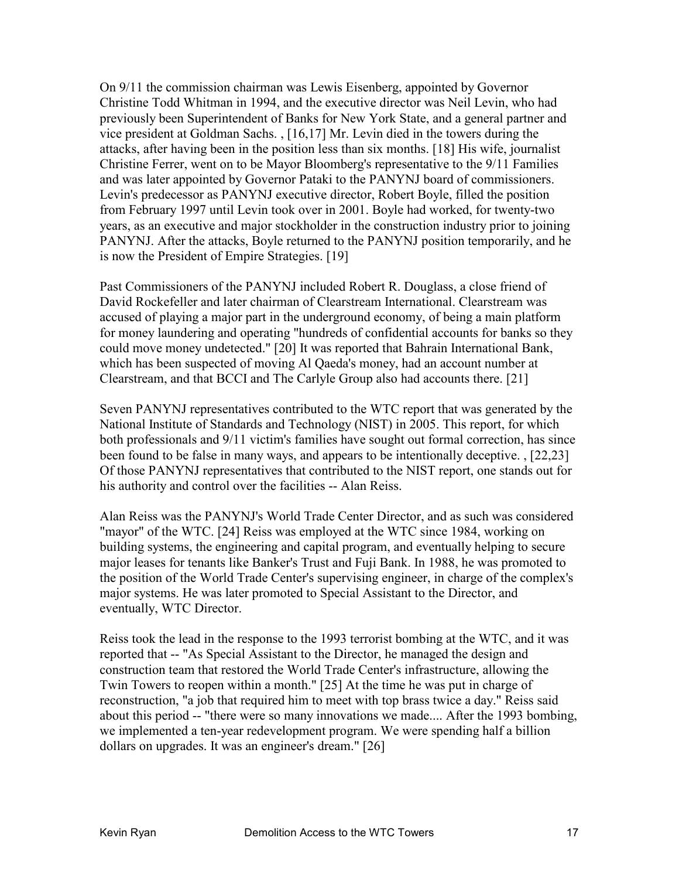On 9/11 the commission chairman was Lewis Eisenberg, appointed by Governor Christine Todd Whitman in 1994, and the executive director was Neil Levin, who had previously been Superintendent of Banks for New York State, and a general partner and vice president at Goldman Sachs. , [16,17] Mr. Levin died in the towers during the attacks, after having been in the position less than six months. [18] His wife, journalist Christine Ferrer, went on to be Mayor Bloomberg's representative to the 9/11 Families and was later appointed by Governor Pataki to the PANYNJ board of commissioners. Levin's predecessor as PANYNJ executive director, Robert Boyle, filled the position from February 1997 until Levin took over in 2001. Boyle had worked, for twenty-two years, as an executive and major stockholder in the construction industry prior to joining PANYNJ. After the attacks, Boyle returned to the PANYNJ position temporarily, and he is now the President of Empire Strategies. [19]

Past Commissioners of the PANYNJ included Robert R. Douglass, a close friend of David Rockefeller and later chairman of Clearstream International. Clearstream was accused of playing a major part in the underground economy, of being a main platform for money laundering and operating "hundreds of confidential accounts for banks so they could move money undetected." [20] It was reported that Bahrain International Bank, which has been suspected of moving Al Qaeda's money, had an account number at Clearstream, and that BCCI and The Carlyle Group also had accounts there. [21]

Seven PANYNJ representatives contributed to the WTC report that was generated by the National Institute of Standards and Technology (NIST) in 2005. This report, for which both professionals and 9/11 victim's families have sought out formal correction, has since been found to be false in many ways, and appears to be intentionally deceptive. , [22,23] Of those PANYNJ representatives that contributed to the NIST report, one stands out for his authority and control over the facilities -- Alan Reiss.

Alan Reiss was the PANYNJ's World Trade Center Director, and as such was considered "mayor" of the WTC. [24] Reiss was employed at the WTC since 1984, working on building systems, the engineering and capital program, and eventually helping to secure major leases for tenants like Banker's Trust and Fuji Bank. In 1988, he was promoted to the position of the World Trade Center's supervising engineer, in charge of the complex's major systems. He was later promoted to Special Assistant to the Director, and eventually, WTC Director.

Reiss took the lead in the response to the 1993 terrorist bombing at the WTC, and it was reported that -- "As Special Assistant to the Director, he managed the design and construction team that restored the World Trade Center's infrastructure, allowing the Twin Towers to reopen within a month." [25] At the time he was put in charge of reconstruction, "a job that required him to meet with top brass twice a day." Reiss said about this period -- "there were so many innovations we made.... After the 1993 bombing, we implemented a ten-year redevelopment program. We were spending half a billion dollars on upgrades. It was an engineer's dream." [26]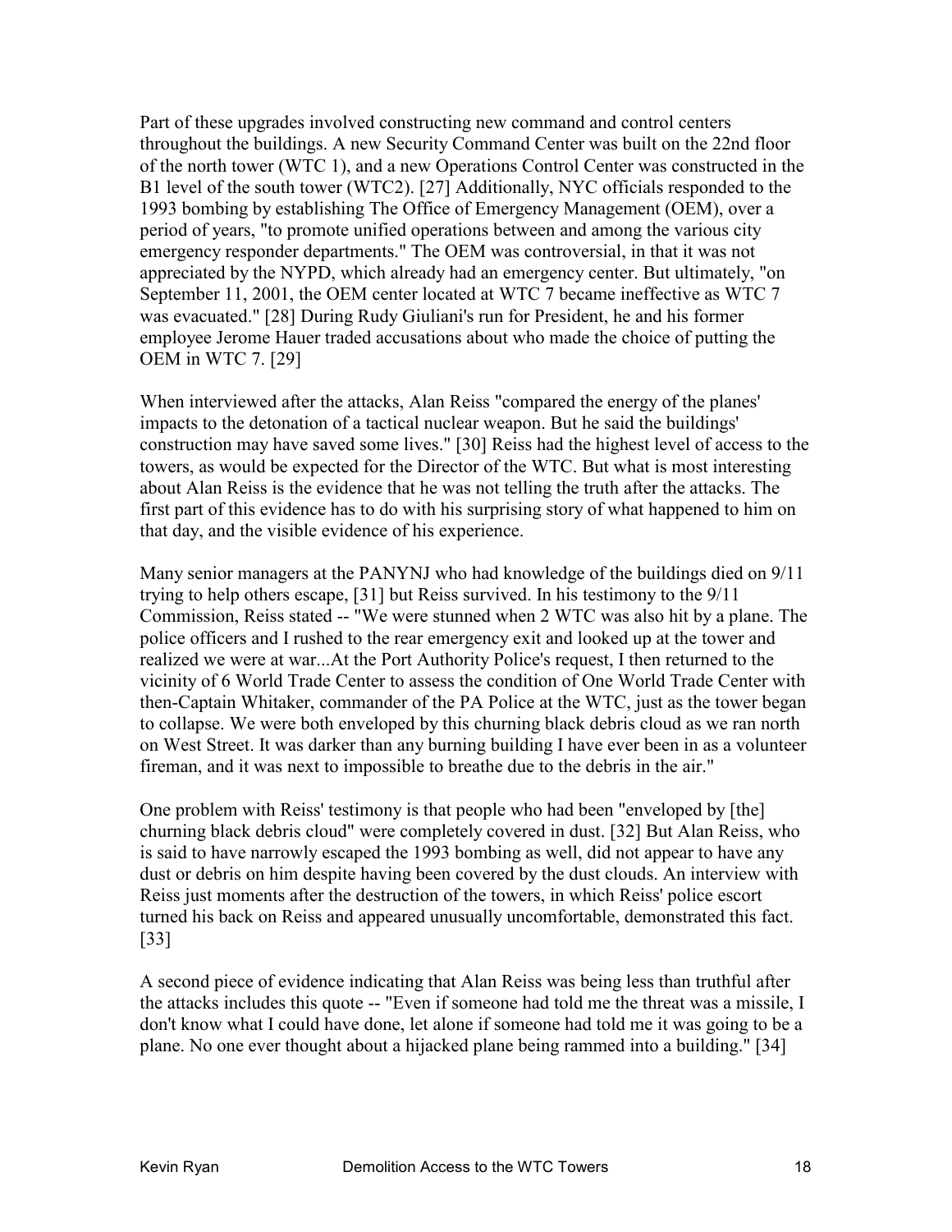Part of these upgrades involved constructing new command and control centers throughout the buildings. A new Security Command Center was built on the 22nd floor of the north tower (WTC 1), and a new Operations Control Center was constructed in the B1 level of the south tower (WTC2). [27] Additionally, NYC officials responded to the 1993 bombing by establishing The Office of Emergency Management (OEM), over a period of years, "to promote unified operations between and among the various city emergency responder departments." The OEM was controversial, in that it was not appreciated by the NYPD, which already had an emergency center. But ultimately, "on September 11, 2001, the OEM center located at WTC 7 became ineffective as WTC 7 was evacuated." [28] During Rudy Giuliani's run for President, he and his former employee Jerome Hauer traded accusations about who made the choice of putting the OEM in WTC 7. [29]

When interviewed after the attacks, Alan Reiss "compared the energy of the planes' impacts to the detonation of a tactical nuclear weapon. But he said the buildings' construction may have saved some lives." [30] Reiss had the highest level of access to the towers, as would be expected for the Director of the WTC. But what is most interesting about Alan Reiss is the evidence that he was not telling the truth after the attacks. The first part of this evidence has to do with his surprising story of what happened to him on that day, and the visible evidence of his experience.

Many senior managers at the PANYNJ who had knowledge of the buildings died on 9/11 trying to help others escape, [31] but Reiss survived. In his testimony to the 9/11 Commission, Reiss stated -- "We were stunned when 2 WTC was also hit by a plane. The police officers and I rushed to the rear emergency exit and looked up at the tower and realized we were at war...At the Port Authority Police's request, I then returned to the vicinity of 6 World Trade Center to assess the condition of One World Trade Center with then-Captain Whitaker, commander of the PA Police at the WTC, just as the tower began to collapse. We were both enveloped by this churning black debris cloud as we ran north on West Street. It was darker than any burning building I have ever been in as a volunteer fireman, and it was next to impossible to breathe due to the debris in the air."

One problem with Reiss' testimony is that people who had been "enveloped by [the] churning black debris cloud" were completely covered in dust. [32] But Alan Reiss, who is said to have narrowly escaped the 1993 bombing as well, did not appear to have any dust or debris on him despite having been covered by the dust clouds. An interview with Reiss just moments after the destruction of the towers, in which Reiss' police escort turned his back on Reiss and appeared unusually uncomfortable, demonstrated this fact. [33]

A second piece of evidence indicating that Alan Reiss was being less than truthful after the attacks includes this quote -- "Even if someone had told me the threat was a missile, I don't know what I could have done, let alone if someone had told me it was going to be a plane. No one ever thought about a hijacked plane being rammed into a building." [34]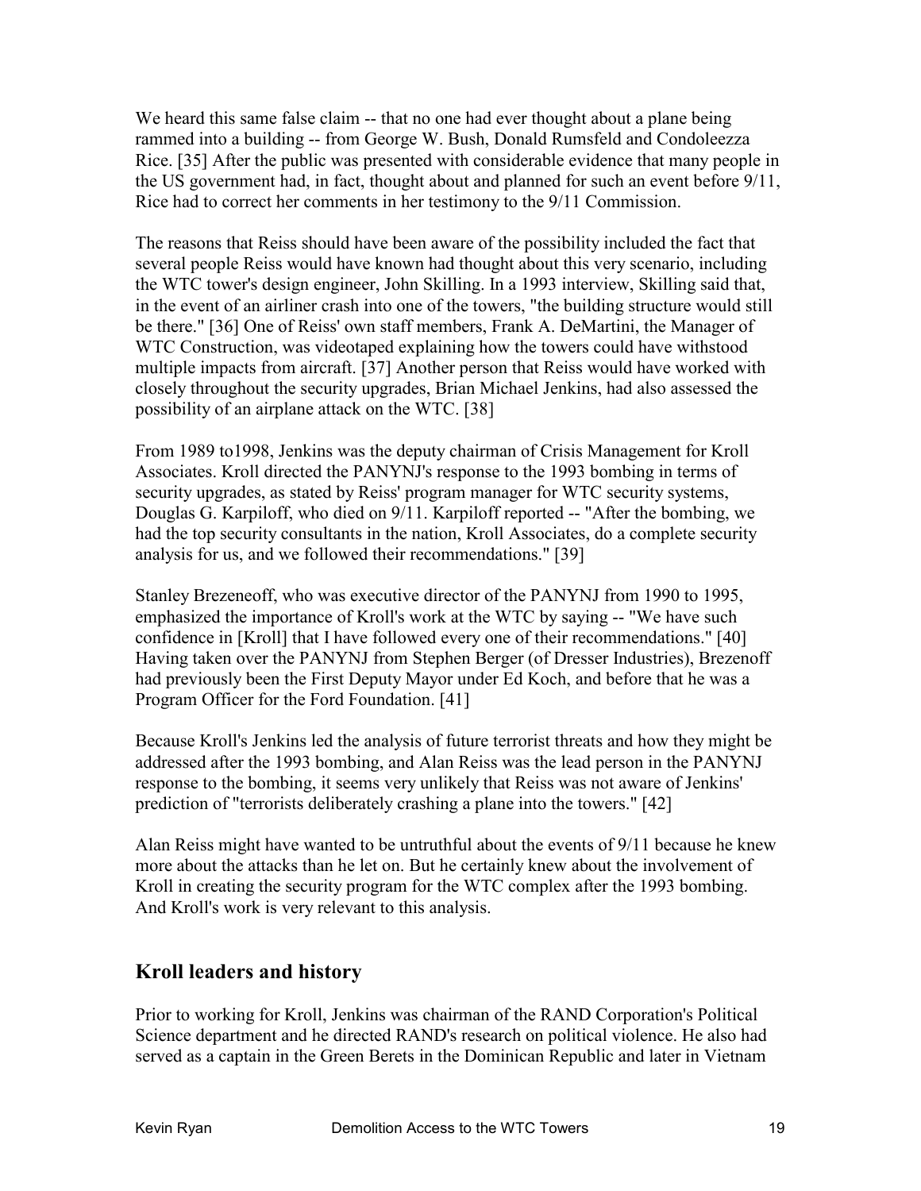We heard this same false claim -- that no one had ever thought about a plane being rammed into a building -- from George W. Bush, Donald Rumsfeld and Condoleezza Rice. [35] After the public was presented with considerable evidence that many people in the US government had, in fact, thought about and planned for such an event before 9/11, Rice had to correct her comments in her testimony to the 9/11 Commission.

The reasons that Reiss should have been aware of the possibility included the fact that several people Reiss would have known had thought about this very scenario, including the WTC tower's design engineer, John Skilling. In a 1993 interview, Skilling said that, in the event of an airliner crash into one of the towers, "the building structure would still be there." [36] One of Reiss' own staff members, Frank A. DeMartini, the Manager of WTC Construction, was videotaped explaining how the towers could have withstood multiple impacts from aircraft. [37] Another person that Reiss would have worked with closely throughout the security upgrades, Brian Michael Jenkins, had also assessed the possibility of an airplane attack on the WTC. [38]

From 1989 to1998, Jenkins was the deputy chairman of Crisis Management for Kroll Associates. Kroll directed the PANYNJ's response to the 1993 bombing in terms of security upgrades, as stated by Reiss' program manager for WTC security systems, Douglas G. Karpiloff, who died on 9/11. Karpiloff reported -- "After the bombing, we had the top security consultants in the nation, Kroll Associates, do a complete security analysis for us, and we followed their recommendations." [39]

Stanley Brezeneoff, who was executive director of the PANYNJ from 1990 to 1995, emphasized the importance of Kroll's work at the WTC by saying -- "We have such confidence in [Kroll] that I have followed every one of their recommendations." [40] Having taken over the PANYNJ from Stephen Berger (of Dresser Industries), Brezenoff had previously been the First Deputy Mayor under Ed Koch, and before that he was a Program Officer for the Ford Foundation. [41]

Because Kroll's Jenkins led the analysis of future terrorist threats and how they might be addressed after the 1993 bombing, and Alan Reiss was the lead person in the PANYNJ response to the bombing, it seems very unlikely that Reiss was not aware of Jenkins' prediction of "terrorists deliberately crashing a plane into the towers." [42]

Alan Reiss might have wanted to be untruthful about the events of 9/11 because he knew more about the attacks than he let on. But he certainly knew about the involvement of Kroll in creating the security program for the WTC complex after the 1993 bombing. And Kroll's work is very relevant to this analysis.

## Kroll leaders and history

Prior to working for Kroll, Jenkins was chairman of the RAND Corporation's Political Science department and he directed RAND's research on political violence. He also had served as a captain in the Green Berets in the Dominican Republic and later in Vietnam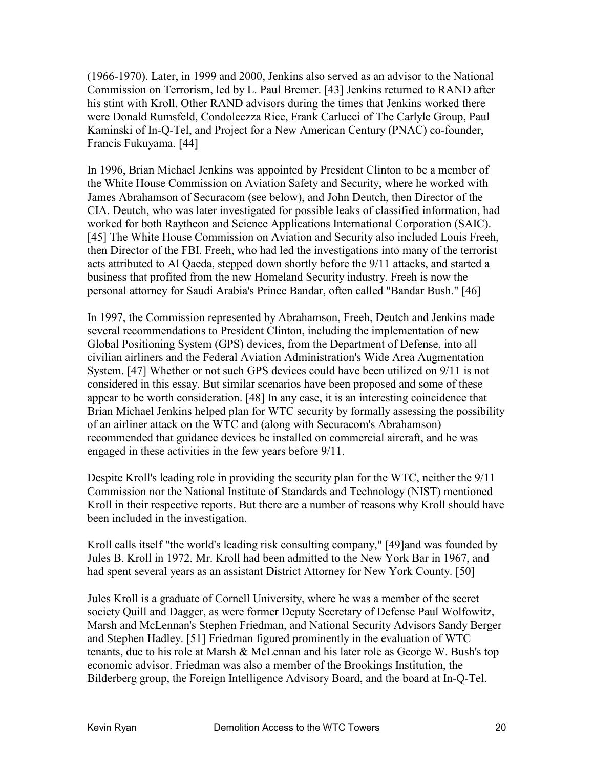(1966-1970). Later, in 1999 and 2000, Jenkins also served as an advisor to the National Commission on Terrorism, led by L. Paul Bremer. [43] Jenkins returned to RAND after his stint with Kroll. Other RAND advisors during the times that Jenkins worked there were Donald Rumsfeld, Condoleezza Rice, Frank Carlucci of The Carlyle Group, Paul Kaminski of In-Q-Tel, and Project for a New American Century (PNAC) co-founder, Francis Fukuyama. [44]

In 1996, Brian Michael Jenkins was appointed by President Clinton to be a member of the White House Commission on Aviation Safety and Security, where he worked with James Abrahamson of Securacom (see below), and John Deutch, then Director of the CIA. Deutch, who was later investigated for possible leaks of classified information, had worked for both Raytheon and Science Applications International Corporation (SAIC). [45] The White House Commission on Aviation and Security also included Louis Freeh, then Director of the FBI. Freeh, who had led the investigations into many of the terrorist acts attributed to Al Qaeda, stepped down shortly before the 9/11 attacks, and started a business that profited from the new Homeland Security industry. Freeh is now the personal attorney for Saudi Arabia's Prince Bandar, often called "Bandar Bush." [46]

In 1997, the Commission represented by Abrahamson, Freeh, Deutch and Jenkins made several recommendations to President Clinton, including the implementation of new Global Positioning System (GPS) devices, from the Department of Defense, into all civilian airliners and the Federal Aviation Administration's Wide Area Augmentation System. [47] Whether or not such GPS devices could have been utilized on 9/11 is not considered in this essay. But similar scenarios have been proposed and some of these appear to be worth consideration. [48] In any case, it is an interesting coincidence that Brian Michael Jenkins helped plan for WTC security by formally assessing the possibility of an airliner attack on the WTC and (along with Securacom's Abrahamson) recommended that guidance devices be installed on commercial aircraft, and he was engaged in these activities in the few years before 9/11.

Despite Kroll's leading role in providing the security plan for the WTC, neither the 9/11 Commission nor the National Institute of Standards and Technology (NIST) mentioned Kroll in their respective reports. But there are a number of reasons why Kroll should have been included in the investigation.

Kroll calls itself "the world's leading risk consulting company," [49]and was founded by Jules B. Kroll in 1972. Mr. Kroll had been admitted to the New York Bar in 1967, and had spent several years as an assistant District Attorney for New York County. [50]

Jules Kroll is a graduate of Cornell University, where he was a member of the secret society Quill and Dagger, as were former Deputy Secretary of Defense Paul Wolfowitz, Marsh and McLennan's Stephen Friedman, and National Security Advisors Sandy Berger and Stephen Hadley. [51] Friedman figured prominently in the evaluation of WTC tenants, due to his role at Marsh & McLennan and his later role as George W. Bush's top economic advisor. Friedman was also a member of the Brookings Institution, the Bilderberg group, the Foreign Intelligence Advisory Board, and the board at In-Q-Tel.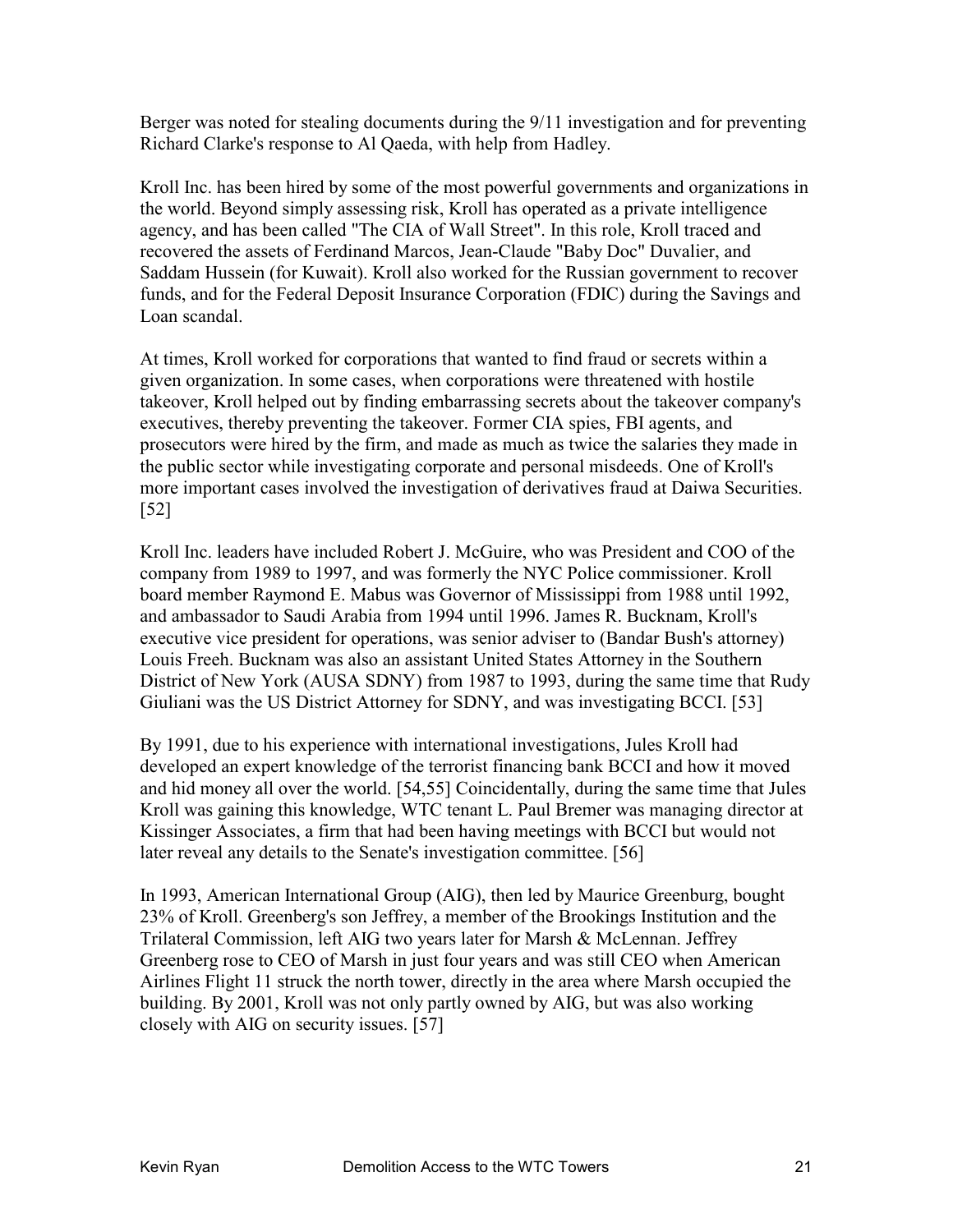Berger was noted for stealing documents during the 9/11 investigation and for preventing Richard Clarke's response to Al Qaeda, with help from Hadley.

Kroll Inc. has been hired by some of the most powerful governments and organizations in the world. Beyond simply assessing risk, Kroll has operated as a private intelligence agency, and has been called "The CIA of Wall Street". In this role, Kroll traced and recovered the assets of Ferdinand Marcos, Jean-Claude "Baby Doc" Duvalier, and Saddam Hussein (for Kuwait). Kroll also worked for the Russian government to recover funds, and for the Federal Deposit Insurance Corporation (FDIC) during the Savings and Loan scandal.

At times, Kroll worked for corporations that wanted to find fraud or secrets within a given organization. In some cases, when corporations were threatened with hostile takeover, Kroll helped out by finding embarrassing secrets about the takeover company's executives, thereby preventing the takeover. Former CIA spies, FBI agents, and prosecutors were hired by the firm, and made as much as twice the salaries they made in the public sector while investigating corporate and personal misdeeds. One of Kroll's more important cases involved the investigation of derivatives fraud at Daiwa Securities. [52]

Kroll Inc. leaders have included Robert J. McGuire, who was President and COO of the company from 1989 to 1997, and was formerly the NYC Police commissioner. Kroll board member Raymond E. Mabus was Governor of Mississippi from 1988 until 1992, and ambassador to Saudi Arabia from 1994 until 1996. James R. Bucknam, Kroll's executive vice president for operations, was senior adviser to (Bandar Bush's attorney) Louis Freeh. Bucknam was also an assistant United States Attorney in the Southern District of New York (AUSA SDNY) from 1987 to 1993, during the same time that Rudy Giuliani was the US District Attorney for SDNY, and was investigating BCCI. [53]

By 1991, due to his experience with international investigations, Jules Kroll had developed an expert knowledge of the terrorist financing bank BCCI and how it moved and hid money all over the world. [54,55] Coincidentally, during the same time that Jules Kroll was gaining this knowledge, WTC tenant L. Paul Bremer was managing director at Kissinger Associates, a firm that had been having meetings with BCCI but would not later reveal any details to the Senate's investigation committee. [56]

In 1993, American International Group (AIG), then led by Maurice Greenburg, bought 23% of Kroll. Greenberg's son Jeffrey, a member of the Brookings Institution and the Trilateral Commission, left AIG two years later for Marsh & McLennan. Jeffrey Greenberg rose to CEO of Marsh in just four years and was still CEO when American Airlines Flight 11 struck the north tower, directly in the area where Marsh occupied the building. By 2001, Kroll was not only partly owned by AIG, but was also working closely with AIG on security issues. [57]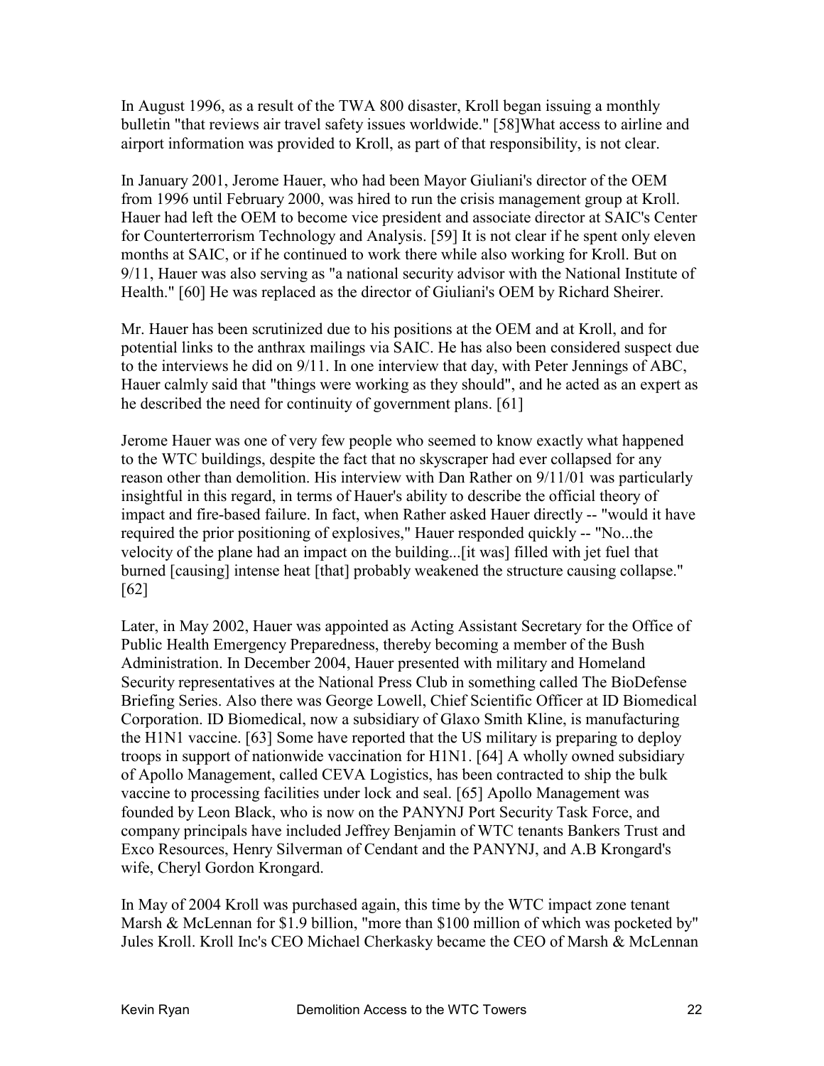In August 1996, as a result of the TWA 800 disaster, Kroll began issuing a monthly bulletin "that reviews air travel safety issues worldwide." [58]What access to airline and airport information was provided to Kroll, as part of that responsibility, is not clear.

In January 2001, Jerome Hauer, who had been Mayor Giuliani's director of the OEM from 1996 until February 2000, was hired to run the crisis management group at Kroll. Hauer had left the OEM to become vice president and associate director at SAIC's Center for Counterterrorism Technology and Analysis. [59] It is not clear if he spent only eleven months at SAIC, or if he continued to work there while also working for Kroll. But on 9/11, Hauer was also serving as "a national security advisor with the National Institute of Health." [60] He was replaced as the director of Giuliani's OEM by Richard Sheirer.

Mr. Hauer has been scrutinized due to his positions at the OEM and at Kroll, and for potential links to the anthrax mailings via SAIC. He has also been considered suspect due to the interviews he did on 9/11. In one interview that day, with Peter Jennings of ABC, Hauer calmly said that "things were working as they should", and he acted as an expert as he described the need for continuity of government plans. [61]

Jerome Hauer was one of very few people who seemed to know exactly what happened to the WTC buildings, despite the fact that no skyscraper had ever collapsed for any reason other than demolition. His interview with Dan Rather on 9/11/01 was particularly insightful in this regard, in terms of Hauer's ability to describe the official theory of impact and fire-based failure. In fact, when Rather asked Hauer directly -- "would it have required the prior positioning of explosives," Hauer responded quickly -- "No...the velocity of the plane had an impact on the building...[it was] filled with jet fuel that burned [causing] intense heat [that] probably weakened the structure causing collapse." [62]

Later, in May 2002, Hauer was appointed as Acting Assistant Secretary for the Office of Public Health Emergency Preparedness, thereby becoming a member of the Bush Administration. In December 2004, Hauer presented with military and Homeland Security representatives at the National Press Club in something called The BioDefense Briefing Series. Also there was George Lowell, Chief Scientific Officer at ID Biomedical Corporation. ID Biomedical, now a subsidiary of Glaxo Smith Kline, is manufacturing the H1N1 vaccine. [63] Some have reported that the US military is preparing to deploy troops in support of nationwide vaccination for H1N1. [64] A wholly owned subsidiary of Apollo Management, called CEVA Logistics, has been contracted to ship the bulk vaccine to processing facilities under lock and seal. [65] Apollo Management was founded by Leon Black, who is now on the PANYNJ Port Security Task Force, and company principals have included Jeffrey Benjamin of WTC tenants Bankers Trust and Exco Resources, Henry Silverman of Cendant and the PANYNJ, and A.B Krongard's wife, Cheryl Gordon Krongard.

In May of 2004 Kroll was purchased again, this time by the WTC impact zone tenant Marsh & McLennan for $1.9 billion, "more than $100 million of which was pocketed by" Jules Kroll. Kroll Inc's CEO Michael Cherkasky became the CEO of Marsh & McLennan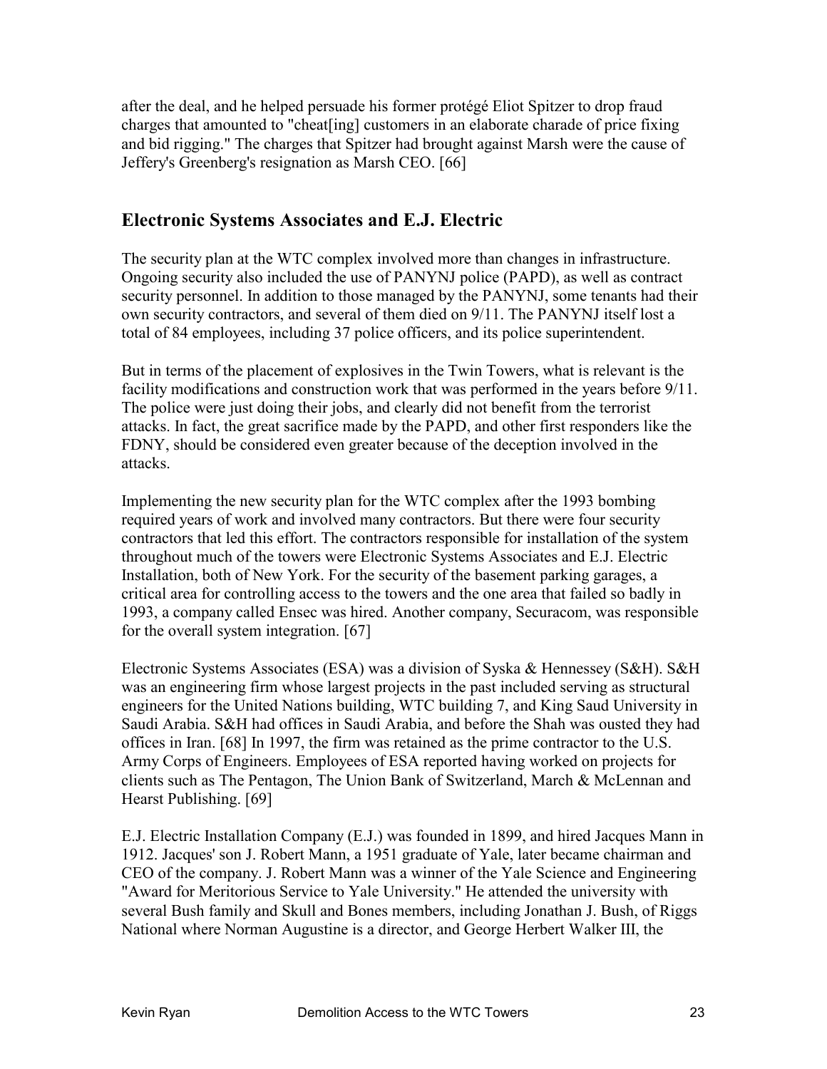after the deal, and he helped persuade his former protégé Eliot Spitzer to drop fraud charges that amounted to "cheat[ing] customers in an elaborate charade of price fixing and bid rigging." The charges that Spitzer had brought against Marsh were the cause of Jeffery's Greenberg's resignation as Marsh CEO. [66]

## Electronic Systems Associates and E.J. Electric

The security plan at the WTC complex involved more than changes in infrastructure. Ongoing security also included the use of PANYNJ police (PAPD), as well as contract security personnel. In addition to those managed by the PANYNJ, some tenants had their own security contractors, and several of them died on 9/11. The PANYNJ itself lost a total of 84 employees, including 37 police officers, and its police superintendent.

But in terms of the placement of explosives in the Twin Towers, what is relevant is the facility modifications and construction work that was performed in the years before 9/11. The police were just doing their jobs, and clearly did not benefit from the terrorist attacks. In fact, the great sacrifice made by the PAPD, and other first responders like the FDNY, should be considered even greater because of the deception involved in the attacks.

Implementing the new security plan for the WTC complex after the 1993 bombing required years of work and involved many contractors. But there were four security contractors that led this effort. The contractors responsible for installation of the system throughout much of the towers were Electronic Systems Associates and E.J. Electric Installation, both of New York. For the security of the basement parking garages, a critical area for controlling access to the towers and the one area that failed so badly in 1993, a company called Ensec was hired. Another company, Securacom, was responsible for the overall system integration. [67]

Electronic Systems Associates (ESA) was a division of Syska & Hennessey (S&H). S&H was an engineering firm whose largest projects in the past included serving as structural engineers for the United Nations building, WTC building 7, and King Saud University in Saudi Arabia. S&H had offices in Saudi Arabia, and before the Shah was ousted they had offices in Iran. [68] In 1997, the firm was retained as the prime contractor to the U.S. Army Corps of Engineers. Employees of ESA reported having worked on projects for clients such as The Pentagon, The Union Bank of Switzerland, March & McLennan and Hearst Publishing. [69]

E.J. Electric Installation Company (E.J.) was founded in 1899, and hired Jacques Mann in 1912. Jacques' son J. Robert Mann, a 1951 graduate of Yale, later became chairman and CEO of the company. J. Robert Mann was a winner of the Yale Science and Engineering "Award for Meritorious Service to Yale University." He attended the university with several Bush family and Skull and Bones members, including Jonathan J. Bush, of Riggs National where Norman Augustine is a director, and George Herbert Walker III, the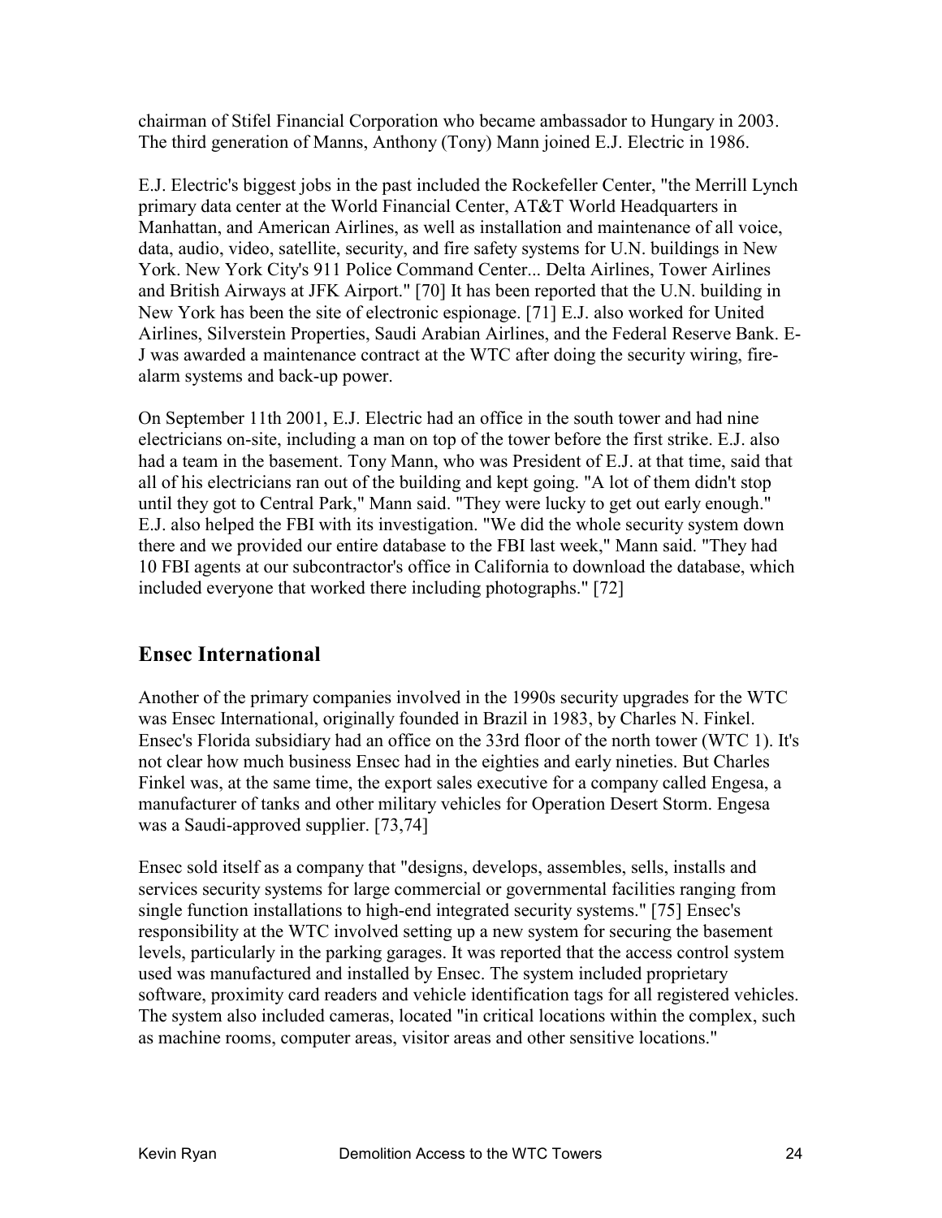chairman of Stifel Financial Corporation who became ambassador to Hungary in 2003. The third generation of Manns, Anthony (Tony) Mann joined E.J. Electric in 1986.

E.J. Electric's biggest jobs in the past included the Rockefeller Center, "the Merrill Lynch primary data center at the World Financial Center, AT&T World Headquarters in Manhattan, and American Airlines, as well as installation and maintenance of all voice, data, audio, video, satellite, security, and fire safety systems for U.N. buildings in New York. New York City's 911 Police Command Center... Delta Airlines, Tower Airlines and British Airways at JFK Airport." [70] It has been reported that the U.N. building in New York has been the site of electronic espionage. [71] E.J. also worked for United Airlines, Silverstein Properties, Saudi Arabian Airlines, and the Federal Reserve Bank. E-J was awarded a maintenance contract at the WTC after doing the security wiring, fire-alarm systems and back-up power.

On September 11th 2001, E.J. Electric had an office in the south tower and had nine electricians on-site, including a man on top of the tower before the first strike. E.J. also had a team in the basement. Tony Mann, who was President of E.J. at that time, said that all of his electricians ran out of the building and kept going. "A lot of them didn't stop until they got to Central Park," Mann said. "They were lucky to get out early enough." E.J. also helped the FBI with its investigation. "We did the whole security system down there and we provided our entire database to the FBI last week," Mann said. "They had 10 FBI agents at our subcontractor's office in California to download the database, which included everyone that worked there including photographs." [72]

## Ensec International

Another of the primary companies involved in the 1990s security upgrades for the WTC was Ensec International, originally founded in Brazil in 1983, by Charles N. Finkel. Ensec's Florida subsidiary had an office on the 33rd floor of the north tower (WTC 1). It's not clear how much business Ensec had in the eighties and early nineties. But Charles Finkel was, at the same time, the export sales executive for a company called Engesa, a manufacturer of tanks and other military vehicles for Operation Desert Storm. Engesa was a Saudi-approved supplier. [73,74]

Ensec sold itself as a company that "designs, develops, assembles, sells, installs and services security systems for large commercial or governmental facilities ranging from single function installations to high-end integrated security systems." [75] Ensec's responsibility at the WTC involved setting up a new system for securing the basement levels, particularly in the parking garages. It was reported that the access control system used was manufactured and installed by Ensec. The system included proprietary software, proximity card readers and vehicle identification tags for all registered vehicles. The system also included cameras, located "in critical locations within the complex, such as machine rooms, computer areas, visitor areas and other sensitive locations."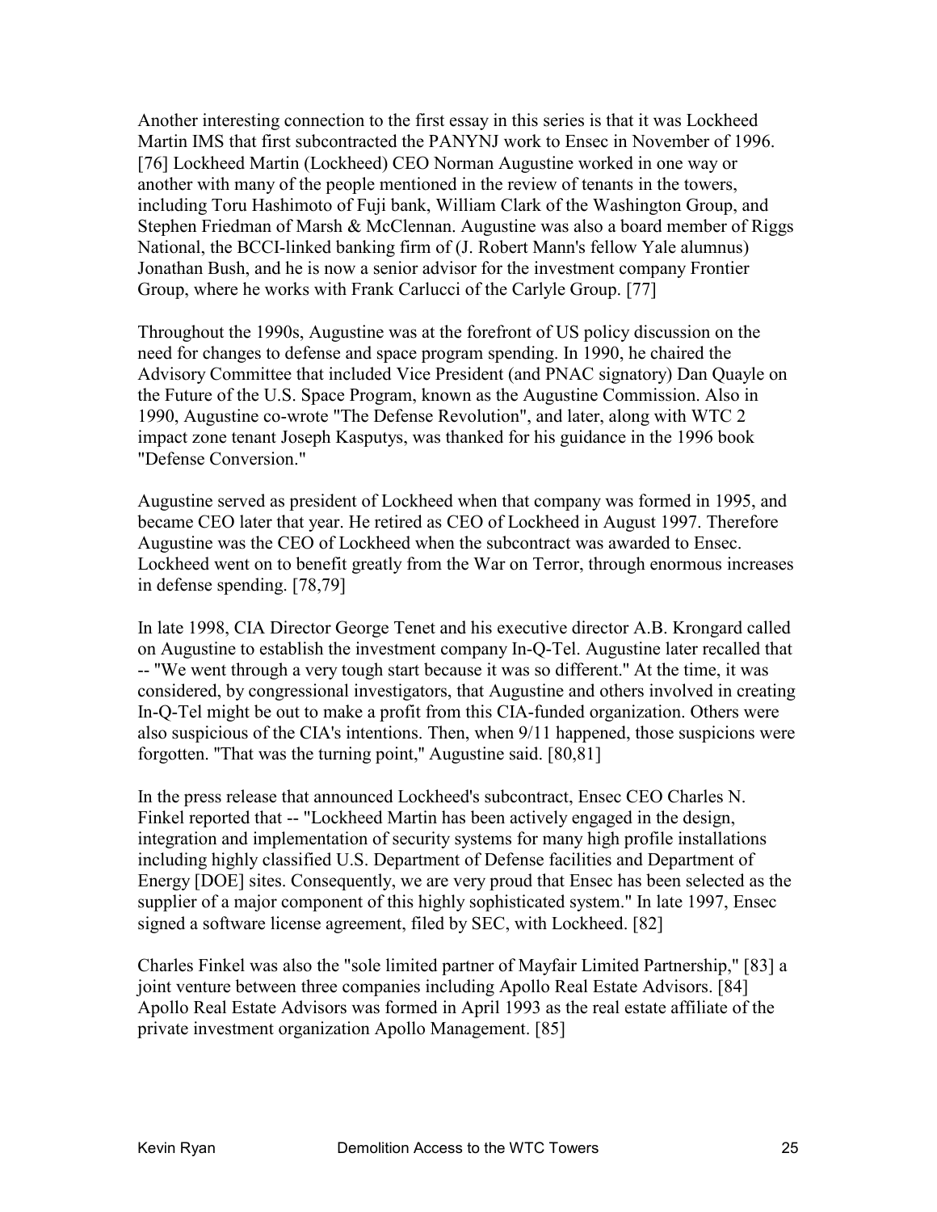Another interesting connection to the first essay in this series is that it was Lockheed Martin IMS that first subcontracted the PANYNJ work to Ensec in November of 1996. [76] Lockheed Martin (Lockheed) CEO Norman Augustine worked in one way or another with many of the people mentioned in the review of tenants in the towers, including Toru Hashimoto of Fuji bank, William Clark of the Washington Group, and Stephen Friedman of Marsh & McClennan. Augustine was also a board member of Riggs National, the BCCI-linked banking firm of (J. Robert Mann's fellow Yale alumnus) Jonathan Bush, and he is now a senior advisor for the investment company Frontier Group, where he works with Frank Carlucci of the Carlyle Group. [77]

Throughout the 1990s, Augustine was at the forefront of US policy discussion on the need for changes to defense and space program spending. In 1990, he chaired the Advisory Committee that included Vice President (and PNAC signatory) Dan Quayle on the Future of the U.S. Space Program, known as the Augustine Commission. Also in 1990, Augustine co-wrote "The Defense Revolution", and later, along with WTC 2 impact zone tenant Joseph Kasputys, was thanked for his guidance in the 1996 book "Defense Conversion."

Augustine served as president of Lockheed when that company was formed in 1995, and became CEO later that year. He retired as CEO of Lockheed in August 1997. Therefore Augustine was the CEO of Lockheed when the subcontract was awarded to Ensec. Lockheed went on to benefit greatly from the War on Terror, through enormous increases in defense spending. [78,79]

In late 1998, CIA Director George Tenet and his executive director A.B. Krongard called on Augustine to establish the investment company In-Q-Tel. Augustine later recalled that -- "We went through a very tough start because it was so different." At the time, it was considered, by congressional investigators, that Augustine and others involved in creating In-Q-Tel might be out to make a profit from this CIA-funded organization. Others were also suspicious of the CIA's intentions. Then, when 9/11 happened, those suspicions were forgotten. "That was the turning point," Augustine said. [80,81]

In the press release that announced Lockheed's subcontract, Ensec CEO Charles N. Finkel reported that -- "Lockheed Martin has been actively engaged in the design, integration and implementation of security systems for many high profile installations including highly classified U.S. Department of Defense facilities and Department of Energy [DOE] sites. Consequently, we are very proud that Ensec has been selected as the supplier of a major component of this highly sophisticated system." In late 1997, Ensec signed a software license agreement, filed by SEC, with Lockheed. [82]

Charles Finkel was also the "sole limited partner of Mayfair Limited Partnership," [83] a joint venture between three companies including Apollo Real Estate Advisors. [84] Apollo Real Estate Advisors was formed in April 1993 as the real estate affiliate of the private investment organization Apollo Management. [85]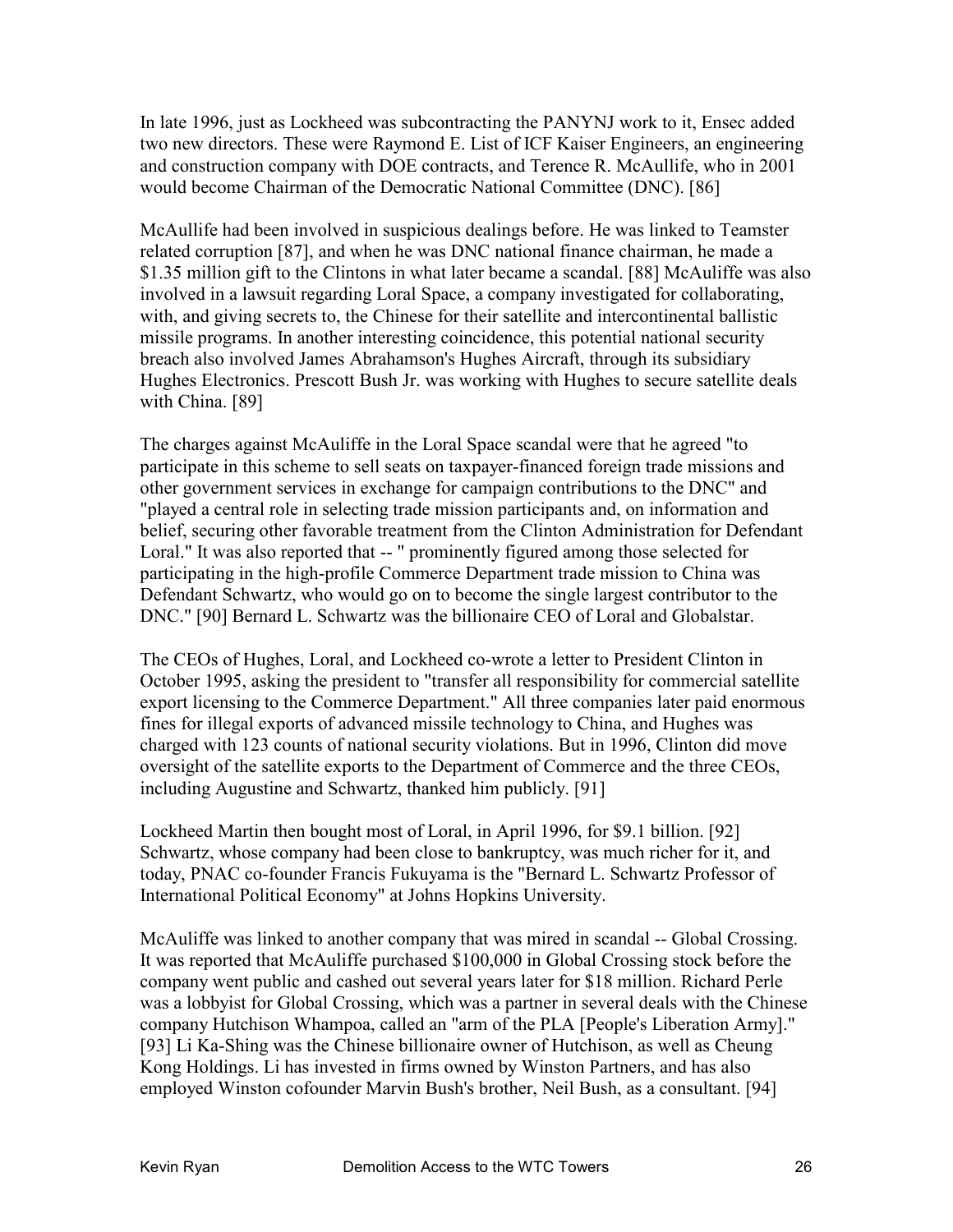In late 1996, just as Lockheed was subcontracting the PANYNJ work to it, Ensec added two new directors. These were Raymond E. List of ICF Kaiser Engineers, an engineering and construction company with DOE contracts, and Terence R. McAullife, who in 2001 would become Chairman of the Democratic National Committee (DNC). [86]

McAullife had been involved in suspicious dealings before. He was linked to Teamster related corruption [87], and when he was DNC national finance chairman, he made a $1.35 million gift to the Clintons in what later became a scandal. [88] McAuliffe was also involved in a lawsuit regarding Loral Space, a company investigated for collaborating, with, and giving secrets to, the Chinese for their satellite and intercontinental ballistic missile programs. In another interesting coincidence, this potential national security breach also involved James Abrahamson's Hughes Aircraft, through its subsidiary Hughes Electronics. Prescott Bush Jr. was working with Hughes to secure satellite deals with China. [89]

The charges against McAuliffe in the Loral Space scandal were that he agreed "to participate in this scheme to sell seats on taxpayer-financed foreign trade missions and other government services in exchange for campaign contributions to the DNC" and "played a central role in selecting trade mission participants and, on information and belief, securing other favorable treatment from the Clinton Administration for Defendant Loral." It was also reported that -- " prominently figured among those selected for participating in the high-profile Commerce Department trade mission to China was Defendant Schwartz, who would go on to become the single largest contributor to the DNC." [90] Bernard L. Schwartz was the billionaire CEO of Loral and Globalstar.

The CEOs of Hughes, Loral, and Lockheed co-wrote a letter to President Clinton in October 1995, asking the president to "transfer all responsibility for commercial satellite export licensing to the Commerce Department." All three companies later paid enormous fines for illegal exports of advanced missile technology to China, and Hughes was charged with 123 counts of national security violations. But in 1996, Clinton did move oversight of the satellite exports to the Department of Commerce and the three CEOs, including Augustine and Schwartz, thanked him publicly. [91]

Lockheed Martin then bought most of Loral, in April 1996, for $9.1 billion. [92] Schwartz, whose company had been close to bankruptcy, was much richer for it, and today, PNAC co-founder Francis Fukuyama is the "Bernard L. Schwartz Professor of International Political Economy" at Johns Hopkins University.

McAuliffe was linked to another company that was mired in scandal -- Global Crossing. It was reported that McAuliffe purchased $100,000 in Global Crossing stock before the company went public and cashed out several years later for $18 million. Richard Perle was a lobbyist for Global Crossing, which was a partner in several deals with the Chinese company Hutchison Whampoa, called an "arm of the PLA [People's Liberation Army]." [93] Li Ka-Shing was the Chinese billionaire owner of Hutchison, as well as Cheung Kong Holdings. Li has invested in firms owned by Winston Partners, and has also employed Winston cofounder Marvin Bush's brother, Neil Bush, as a consultant. [94]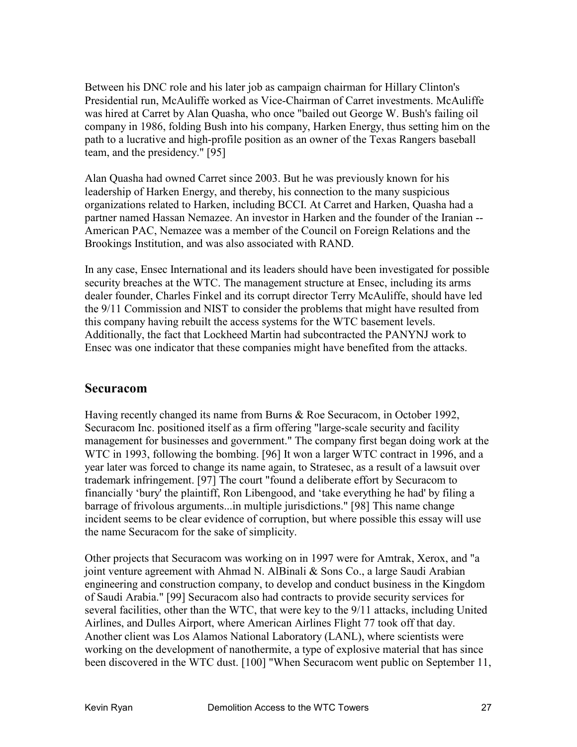Between his DNC role and his later job as campaign chairman for Hillary Clinton's Presidential run, McAuliffe worked as Vice-Chairman of Carret investments. McAuliffe was hired at Carret by Alan Quasha, who once "bailed out George W. Bush's failing oil company in 1986, folding Bush into his company, Harken Energy, thus setting him on the path to a lucrative and high-profile position as an owner of the Texas Rangers baseball team, and the presidency." [95]

Alan Quasha had owned Carret since 2003. But he was previously known for his leadership of Harken Energy, and thereby, his connection to the many suspicious organizations related to Harken, including BCCI. At Carret and Harken, Quasha had a partner named Hassan Nemazee. An investor in Harken and the founder of the Iranian -- American PAC, Nemazee was a member of the Council on Foreign Relations and the Brookings Institution, and was also associated with RAND.

In any case, Ensec International and its leaders should have been investigated for possible security breaches at the WTC. The management structure at Ensec, including its arms dealer founder, Charles Finkel and its corrupt director Terry McAuliffe, should have led the 9/11 Commission and NIST to consider the problems that might have resulted from this company having rebuilt the access systems for the WTC basement levels. Additionally, the fact that Lockheed Martin had subcontracted the PANYNJ work to Ensec was one indicator that these companies might have benefited from the attacks.

## Securacom

Having recently changed its name from Burns & Roe Securacom, in October 1992, Securacom Inc. positioned itself as a firm offering "large-scale security and facility management for businesses and government." The company first began doing work at the WTC in 1993, following the bombing. [96] It won a larger WTC contract in 1996, and a year later was forced to change its name again, to Stratesec, as a result of a lawsuit over trademark infringement. [97] The court "found a deliberate effort by Securacom to financially 'bury' the plaintiff, Ron Libengood, and 'take everything he had' by filing a barrage of frivolous arguments...in multiple jurisdictions." [98] This name change incident seems to be clear evidence of corruption, but where possible this essay will use the name Securacom for the sake of simplicity.

Other projects that Securacom was working on in 1997 were for Amtrak, Xerox, and "a joint venture agreement with Ahmad N. AlBinali & Sons Co., a large Saudi Arabian engineering and construction company, to develop and conduct business in the Kingdom of Saudi Arabia." [99] Securacom also had contracts to provide security services for several facilities, other than the WTC, that were key to the 9/11 attacks, including United Airlines, and Dulles Airport, where American Airlines Flight 77 took off that day. Another client was Los Alamos National Laboratory (LANL), where scientists were working on the development of nanothermite, a type of explosive material that has since been discovered in the WTC dust. [100] "When Securacom went public on September 11,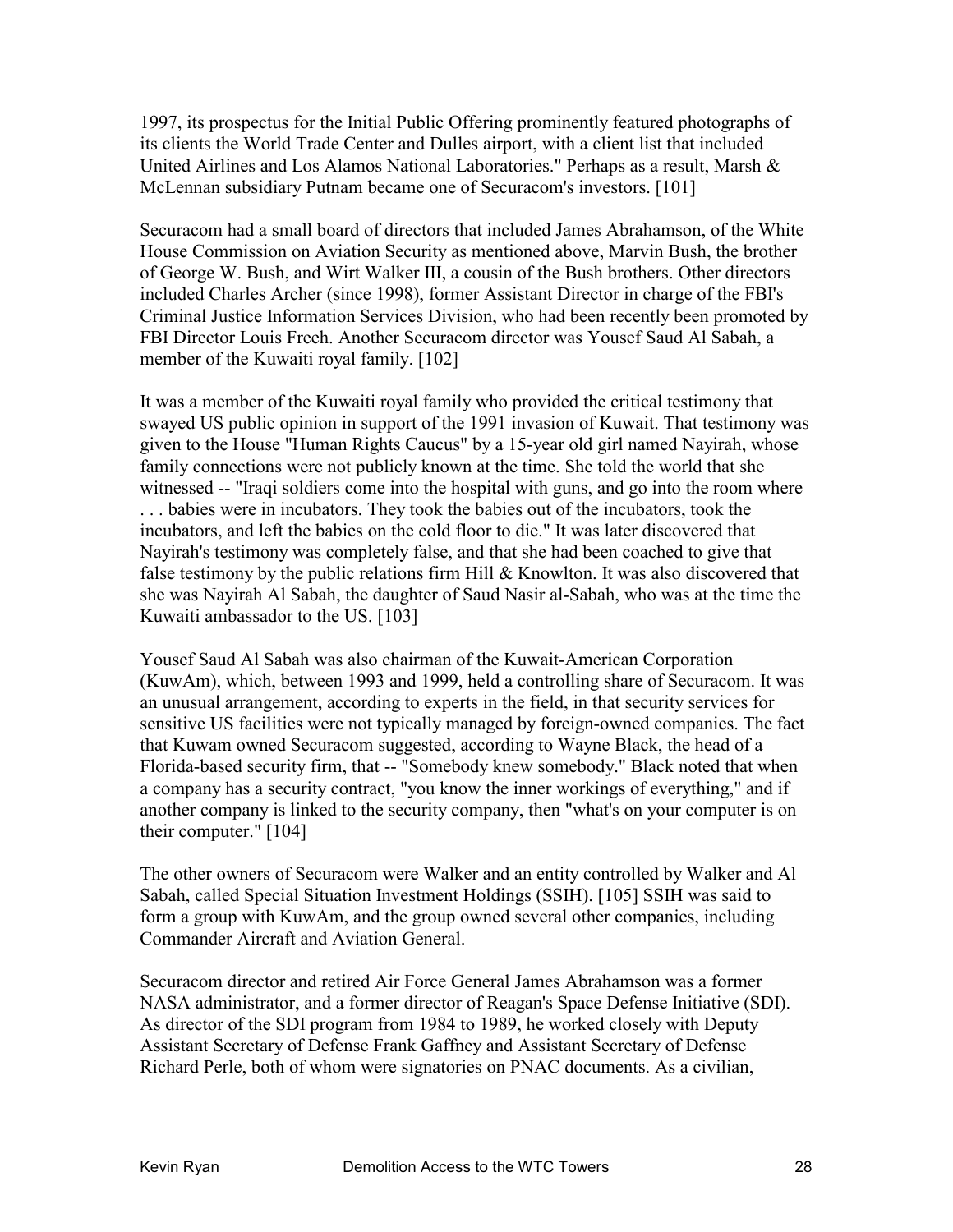1997, its prospectus for the Initial Public Offering prominently featured photographs of its clients the World Trade Center and Dulles airport, with a client list that included United Airlines and Los Alamos National Laboratories." Perhaps as a result, Marsh & McLennan subsidiary Putnam became one of Securacom's investors. [101]

Securacom had a small board of directors that included James Abrahamson, of the White House Commission on Aviation Security as mentioned above, Marvin Bush, the brother of George W. Bush, and Wirt Walker III, a cousin of the Bush brothers. Other directors included Charles Archer (since 1998), former Assistant Director in charge of the FBI's Criminal Justice Information Services Division, who had been recently been promoted by FBI Director Louis Freeh. Another Securacom director was Yousef Saud Al Sabah, a member of the Kuwaiti royal family. [102]

It was a member of the Kuwaiti royal family who provided the critical testimony that swayed US public opinion in support of the 1991 invasion of Kuwait. That testimony was given to the House "Human Rights Caucus" by a 15-year old girl named Nayirah, whose family connections were not publicly known at the time. She told the world that she witnessed -- "Iraqi soldiers come into the hospital with guns, and go into the room where . . . babies were in incubators. They took the babies out of the incubators, took the incubators, and left the babies on the cold floor to die." It was later discovered that Nayirah's testimony was completely false, and that she had been coached to give that false testimony by the public relations firm Hill & Knowlton. It was also discovered that she was Nayirah Al Sabah, the daughter of Saud Nasir al-Sabah, who was at the time the Kuwaiti ambassador to the US. [103]

Yousef Saud Al Sabah was also chairman of the Kuwait-American Corporation (KuwAm), which, between 1993 and 1999, held a controlling share of Securacom. It was an unusual arrangement, according to experts in the field, in that security services for sensitive US facilities were not typically managed by foreign-owned companies. The fact that Kuwam owned Securacom suggested, according to Wayne Black, the head of a Florida-based security firm, that -- "Somebody knew somebody." Black noted that when a company has a security contract, "you know the inner workings of everything," and if another company is linked to the security company, then "what's on your computer is on their computer." [104]

The other owners of Securacom were Walker and an entity controlled by Walker and Al Sabah, called Special Situation Investment Holdings (SSIH). [105] SSIH was said to form a group with KuwAm, and the group owned several other companies, including Commander Aircraft and Aviation General.

Securacom director and retired Air Force General James Abrahamson was a former NASA administrator, and a former director of Reagan's Space Defense Initiative (SDI). As director of the SDI program from 1984 to 1989, he worked closely with Deputy Assistant Secretary of Defense Frank Gaffney and Assistant Secretary of Defense Richard Perle, both of whom were signatories on PNAC documents. As a civilian,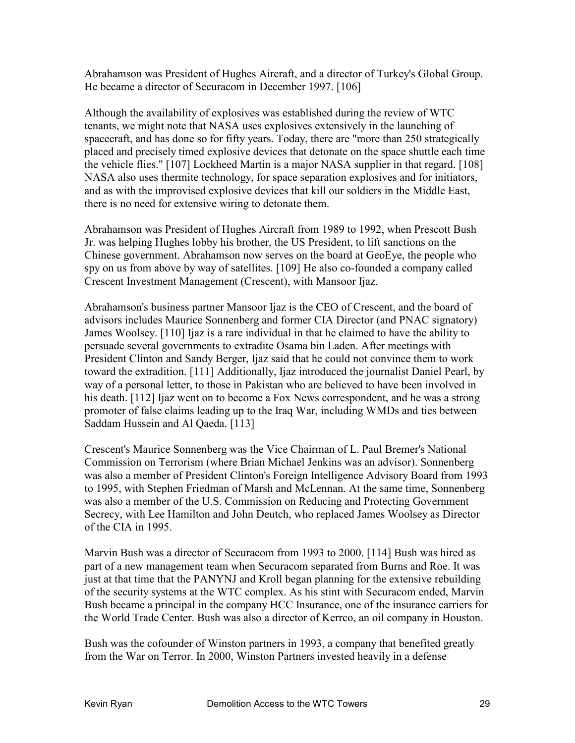Abrahamson was President of Hughes Aircraft, and a director of Turkey's Global Group. He became a director of Securacom in December 1997. [106]

Although the availability of explosives was established during the review of WTC tenants, we might note that NASA uses explosives extensively in the launching of spacecraft, and has done so for fifty years. Today, there are "more than 250 strategically placed and precisely timed explosive devices that detonate on the space shuttle each time the vehicle flies." [107] Lockheed Martin is a major NASA supplier in that regard. [108] NASA also uses thermite technology, for space separation explosives and for initiators, and as with the improvised explosive devices that kill our soldiers in the Middle East, there is no need for extensive wiring to detonate them.

Abrahamson was President of Hughes Aircraft from 1989 to 1992, when Prescott Bush Jr. was helping Hughes lobby his brother, the US President, to lift sanctions on the Chinese government. Abrahamson now serves on the board at GeoEye, the people who spy on us from above by way of satellites. [109] He also co-founded a company called Crescent Investment Management (Crescent), with Mansoor Ijaz.

Abrahamson's business partner Mansoor Ijaz is the CEO of Crescent, and the board of advisors includes Maurice Sonnenberg and former CIA Director (and PNAC signatory) James Woolsey. [110] Ijaz is a rare individual in that he claimed to have the ability to persuade several governments to extradite Osama bin Laden. After meetings with President Clinton and Sandy Berger, Ijaz said that he could not convince them to work toward the extradition. [111] Additionally, Ijaz introduced the journalist Daniel Pearl, by way of a personal letter, to those in Pakistan who are believed to have been involved in his death. [112] Ijaz went on to become a Fox News correspondent, and he was a strong promoter of false claims leading up to the Iraq War, including WMDs and ties between Saddam Hussein and Al Qaeda. [113]

Crescent's Maurice Sonnenberg was the Vice Chairman of L. Paul Bremer's National Commission on Terrorism (where Brian Michael Jenkins was an advisor). Sonnenberg was also a member of President Clinton's Foreign Intelligence Advisory Board from 1993 to 1995, with Stephen Friedman of Marsh and McLennan. At the same time, Sonnenberg was also a member of the U.S. Commission on Reducing and Protecting Government Secrecy, with Lee Hamilton and John Deutch, who replaced James Woolsey as Director of the CIA in 1995.

Marvin Bush was a director of Securacom from 1993 to 2000. [114] Bush was hired as part of a new management team when Securacom separated from Burns and Roe. It was just at that time that the PANYNJ and Kroll began planning for the extensive rebuilding of the security systems at the WTC complex. As his stint with Securacom ended, Marvin Bush became a principal in the company HCC Insurance, one of the insurance carriers for the World Trade Center. Bush was also a director of Kerrco, an oil company in Houston.

Bush was the cofounder of Winston partners in 1993, a company that benefited greatly from the War on Terror. In 2000, Winston Partners invested heavily in a defense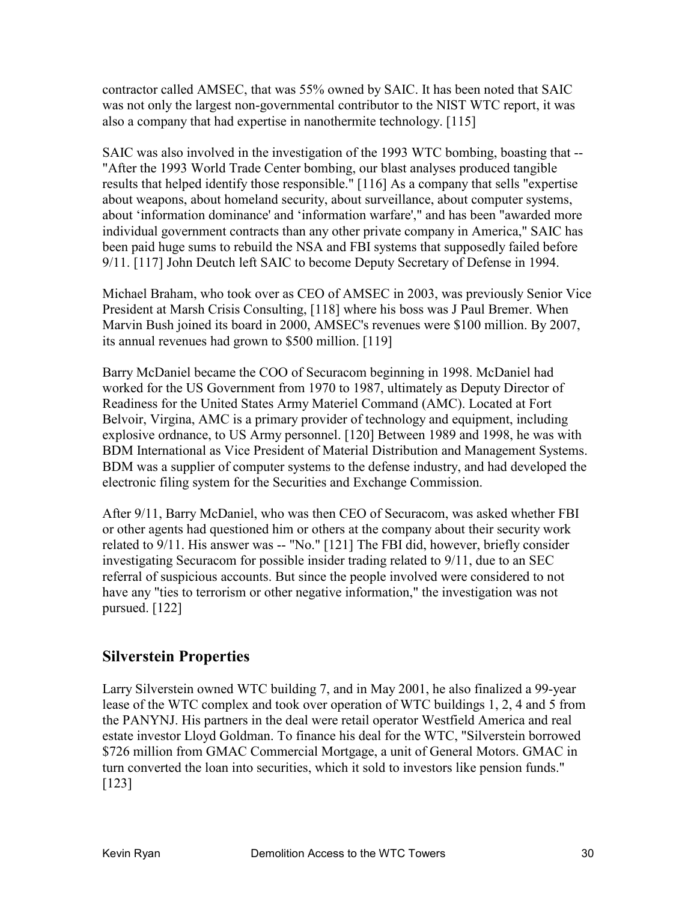contractor called AMSEC, that was 55% owned by SAIC. It has been noted that SAIC was not only the largest non-governmental contributor to the NIST WTC report, it was also a company that had expertise in nanothermite technology. [115]

SAIC was also involved in the investigation of the 1993 WTC bombing, boasting that -- "After the 1993 World Trade Center bombing, our blast analyses produced tangible results that helped identify those responsible." [116] As a company that sells "expertise about weapons, about homeland security, about surveillance, about computer systems, about 'information dominance' and 'information warfare'," and has been "awarded more individual government contracts than any other private company in America," SAIC has been paid huge sums to rebuild the NSA and FBI systems that supposedly failed before 9/11. [117] John Deutch left SAIC to become Deputy Secretary of Defense in 1994.

Michael Braham, who took over as CEO of AMSEC in 2003, was previously Senior Vice President at Marsh Crisis Consulting, [118] where his boss was J Paul Bremer. When Marvin Bush joined its board in 2000, AMSEC's revenues were $100 million. By 2007, its annual revenues had grown to $500 million. [119]

Barry McDaniel became the COO of Securacom beginning in 1998. McDaniel had worked for the US Government from 1970 to 1987, ultimately as Deputy Director of Readiness for the United States Army Materiel Command (AMC). Located at Fort Belvoir, Virgina, AMC is a primary provider of technology and equipment, including explosive ordnance, to US Army personnel. [120] Between 1989 and 1998, he was with BDM International as Vice President of Material Distribution and Management Systems. BDM was a supplier of computer systems to the defense industry, and had developed the electronic filing system for the Securities and Exchange Commission.

After 9/11, Barry McDaniel, who was then CEO of Securacom, was asked whether FBI or other agents had questioned him or others at the company about their security work related to 9/11. His answer was -- "No." [121] The FBI did, however, briefly consider investigating Securacom for possible insider trading related to 9/11, due to an SEC referral of suspicious accounts. But since the people involved were considered to not have any "ties to terrorism or other negative information," the investigation was not pursued. [122]

## Silverstein Properties

Larry Silverstein owned WTC building 7, and in May 2001, he also finalized a 99-year lease of the WTC complex and took over operation of WTC buildings 1, 2, 4 and 5 from the PANYNJ. His partners in the deal were retail operator Westfield America and real estate investor Lloyd Goldman. To finance his deal for the WTC, "Silverstein borrowed $726 million from GMAC Commercial Mortgage, a unit of General Motors. GMAC in turn converted the loan into securities, which it sold to investors like pension funds." [123]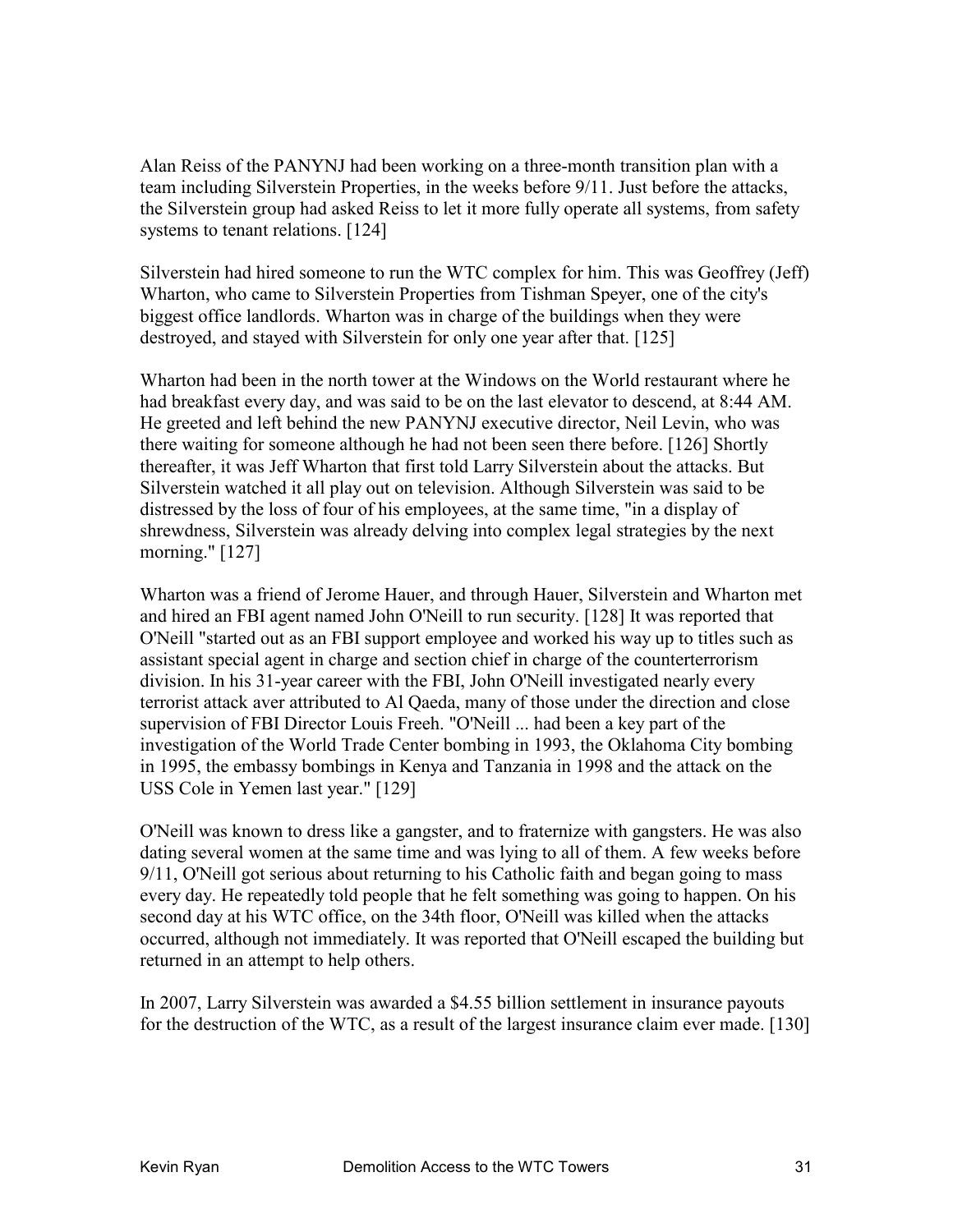Alan Reiss of the PANYNJ had been working on a three-month transition plan with a team including Silverstein Properties, in the weeks before 9/11. Just before the attacks, the Silverstein group had asked Reiss to let it more fully operate all systems, from safety systems to tenant relations. [124]

Silverstein had hired someone to run the WTC complex for him. This was Geoffrey (Jeff) Wharton, who came to Silverstein Properties from Tishman Speyer, one of the city's biggest office landlords. Wharton was in charge of the buildings when they were destroyed, and stayed with Silverstein for only one year after that. [125]

Wharton had been in the north tower at the Windows on the World restaurant where he had breakfast every day, and was said to be on the last elevator to descend, at 8:44 AM. He greeted and left behind the new PANYNJ executive director, Neil Levin, who was there waiting for someone although he had not been seen there before. [126] Shortly thereafter, it was Jeff Wharton that first told Larry Silverstein about the attacks. But Silverstein watched it all play out on television. Although Silverstein was said to be distressed by the loss of four of his employees, at the same time, "in a display of shrewdness, Silverstein was already delving into complex legal strategies by the next morning." [127]

Wharton was a friend of Jerome Hauer, and through Hauer, Silverstein and Wharton met and hired an FBI agent named John O'Neill to run security. [128] It was reported that O'Neill "started out as an FBI support employee and worked his way up to titles such as assistant special agent in charge and section chief in charge of the counterterrorism division. In his 31-year career with the FBI, John O'Neill investigated nearly every terrorist attack aver attributed to Al Qaeda, many of those under the direction and close supervision of FBI Director Louis Freeh. "O'Neill ... had been a key part of the investigation of the World Trade Center bombing in 1993, the Oklahoma City bombing in 1995, the embassy bombings in Kenya and Tanzania in 1998 and the attack on the USS Cole in Yemen last year." [129]

O'Neill was known to dress like a gangster, and to fraternize with gangsters. He was also dating several women at the same time and was lying to all of them. A few weeks before 9/11, O'Neill got serious about returning to his Catholic faith and began going to mass every day. He repeatedly told people that he felt something was going to happen. On his second day at his WTC office, on the 34th floor, O'Neill was killed when the attacks occurred, although not immediately. It was reported that O'Neill escaped the building but returned in an attempt to help others.

In 2007, Larry Silverstein was awarded a $4.55 billion settlement in insurance payouts for the destruction of the WTC, as a result of the largest insurance claim ever made. [130]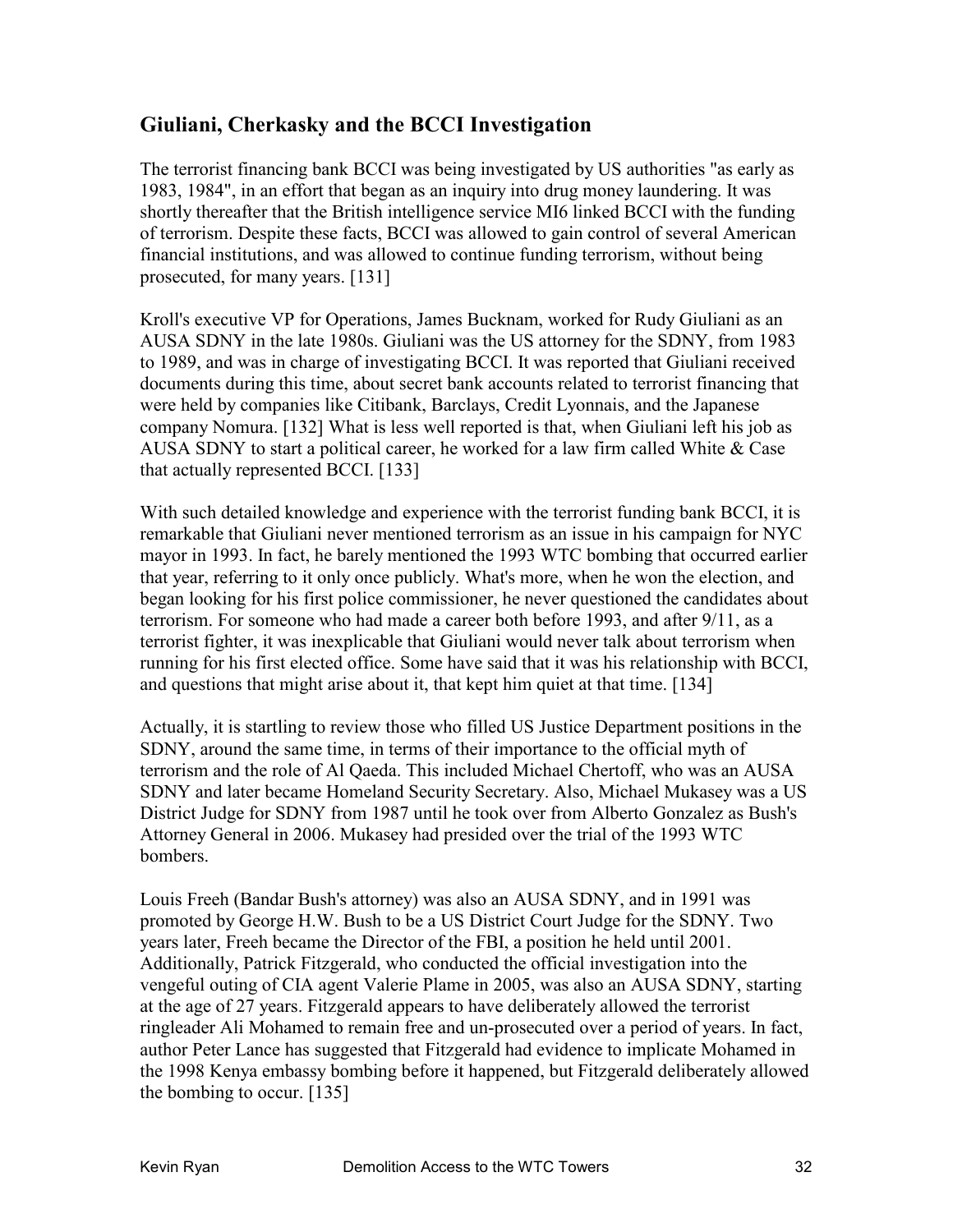## Giuliani, Cherkasky and the BCCI Investigation

The terrorist financing bank BCCI was being investigated by US authorities "as early as 1983, 1984", in an effort that began as an inquiry into drug money laundering. It was shortly thereafter that the British intelligence service MI6 linked BCCI with the funding of terrorism. Despite these facts, BCCI was allowed to gain control of several American financial institutions, and was allowed to continue funding terrorism, without being prosecuted, for many years. [131]

Kroll's executive VP for Operations, James Bucknam, worked for Rudy Giuliani as an AUSA SDNY in the late 1980s. Giuliani was the US attorney for the SDNY, from 1983 to 1989, and was in charge of investigating BCCI. It was reported that Giuliani received documents during this time, about secret bank accounts related to terrorist financing that were held by companies like Citibank, Barclays, Credit Lyonnais, and the Japanese company Nomura. [132] What is less well reported is that, when Giuliani left his job as AUSA SDNY to start a political career, he worked for a law firm called White & Case that actually represented BCCI. [133]

With such detailed knowledge and experience with the terrorist funding bank BCCI, it is remarkable that Giuliani never mentioned terrorism as an issue in his campaign for NYC mayor in 1993. In fact, he barely mentioned the 1993 WTC bombing that occurred earlier that year, referring to it only once publicly. What's more, when he won the election, and began looking for his first police commissioner, he never questioned the candidates about terrorism. For someone who had made a career both before 1993, and after 9/11, as a terrorist fighter, it was inexplicable that Giuliani would never talk about terrorism when running for his first elected office. Some have said that it was his relationship with BCCI, and questions that might arise about it, that kept him quiet at that time. [134]

Actually, it is startling to review those who filled US Justice Department positions in the SDNY, around the same time, in terms of their importance to the official myth of terrorism and the role of Al Qaeda. This included Michael Chertoff, who was an AUSA SDNY and later became Homeland Security Secretary. Also, Michael Mukasey was a US District Judge for SDNY from 1987 until he took over from Alberto Gonzalez as Bush's Attorney General in 2006. Mukasey had presided over the trial of the 1993 WTC bombers.

Louis Freeh (Bandar Bush's attorney) was also an AUSA SDNY, and in 1991 was promoted by George H.W. Bush to be a US District Court Judge for the SDNY. Two years later, Freeh became the Director of the FBI, a position he held until 2001. Additionally, Patrick Fitzgerald, who conducted the official investigation into the vengeful outing of CIA agent Valerie Plame in 2005, was also an AUSA SDNY, starting at the age of 27 years. Fitzgerald appears to have deliberately allowed the terrorist ringleader Ali Mohamed to remain free and un-prosecuted over a period of years. In fact, author Peter Lance has suggested that Fitzgerald had evidence to implicate Mohamed in the 1998 Kenya embassy bombing before it happened, but Fitzgerald deliberately allowed the bombing to occur. [135]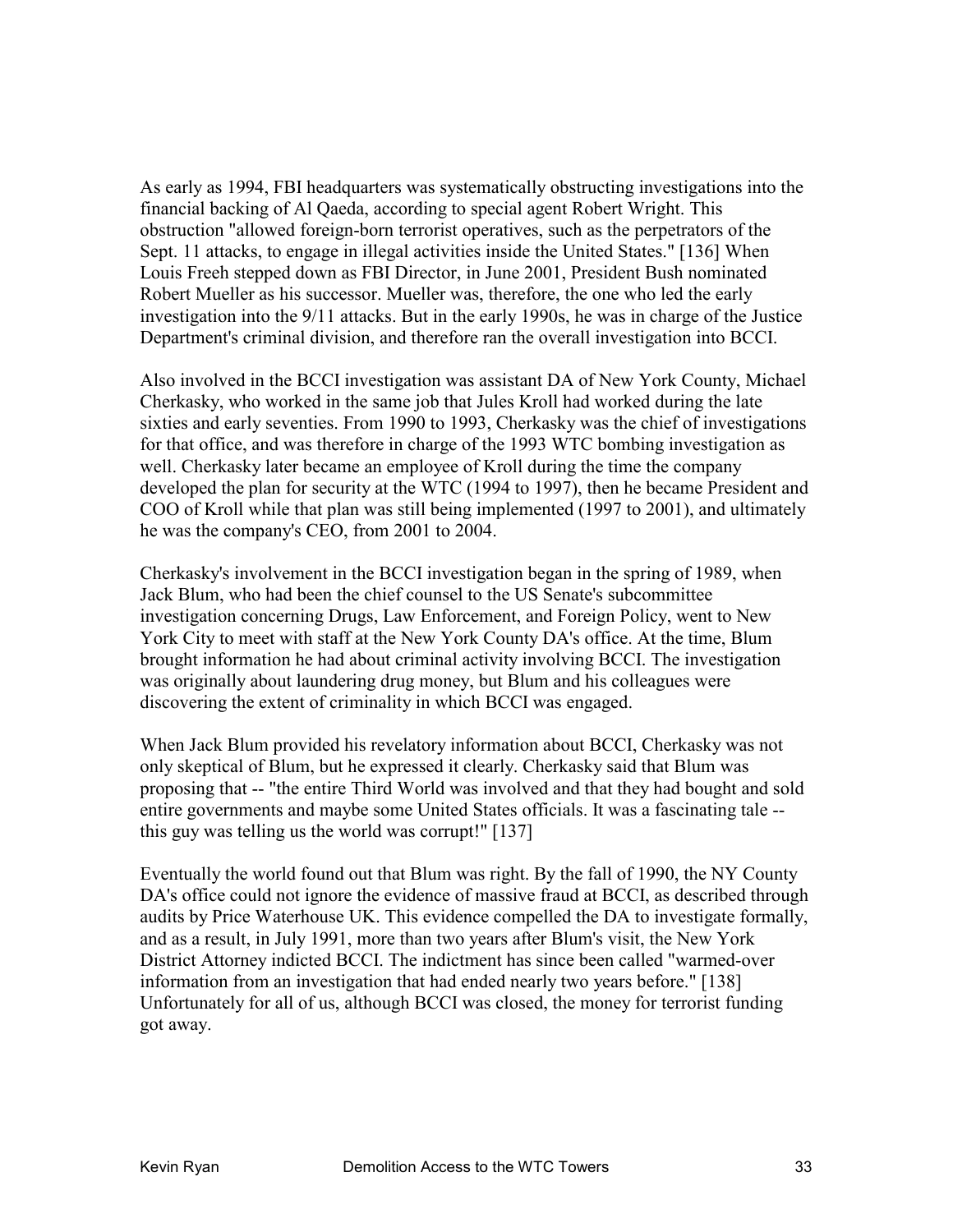As early as 1994, FBI headquarters was systematically obstructing investigations into the financial backing of Al Qaeda, according to special agent Robert Wright. This obstruction "allowed foreign-born terrorist operatives, such as the perpetrators of the Sept. 11 attacks, to engage in illegal activities inside the United States." [136] When Louis Freeh stepped down as FBI Director, in June 2001, President Bush nominated Robert Mueller as his successor. Mueller was, therefore, the one who led the early investigation into the 9/11 attacks. But in the early 1990s, he was in charge of the Justice Department's criminal division, and therefore ran the overall investigation into BCCI.

Also involved in the BCCI investigation was assistant DA of New York County, Michael Cherkasky, who worked in the same job that Jules Kroll had worked during the late sixties and early seventies. From 1990 to 1993, Cherkasky was the chief of investigations for that office, and was therefore in charge of the 1993 WTC bombing investigation as well. Cherkasky later became an employee of Kroll during the time the company developed the plan for security at the WTC (1994 to 1997), then he became President and COO of Kroll while that plan was still being implemented (1997 to 2001), and ultimately he was the company's CEO, from 2001 to 2004.

Cherkasky's involvement in the BCCI investigation began in the spring of 1989, when Jack Blum, who had been the chief counsel to the US Senate's subcommittee investigation concerning Drugs, Law Enforcement, and Foreign Policy, went to New York City to meet with staff at the New York County DA's office. At the time, Blum brought information he had about criminal activity involving BCCI. The investigation was originally about laundering drug money, but Blum and his colleagues were discovering the extent of criminality in which BCCI was engaged.

When Jack Blum provided his revelatory information about BCCI, Cherkasky was not only skeptical of Blum, but he expressed it clearly. Cherkasky said that Blum was proposing that -- "the entire Third World was involved and that they had bought and sold entire governments and maybe some United States officials. It was a fascinating tale -- this guy was telling us the world was corrupt!" [137]

Eventually the world found out that Blum was right. By the fall of 1990, the NY County DA's office could not ignore the evidence of massive fraud at BCCI, as described through audits by Price Waterhouse UK. This evidence compelled the DA to investigate formally, and as a result, in July 1991, more than two years after Blum's visit, the New York District Attorney indicted BCCI. The indictment has since been called "warmed-over information from an investigation that had ended nearly two years before." [138] Unfortunately for all of us, although BCCI was closed, the money for terrorist funding got away.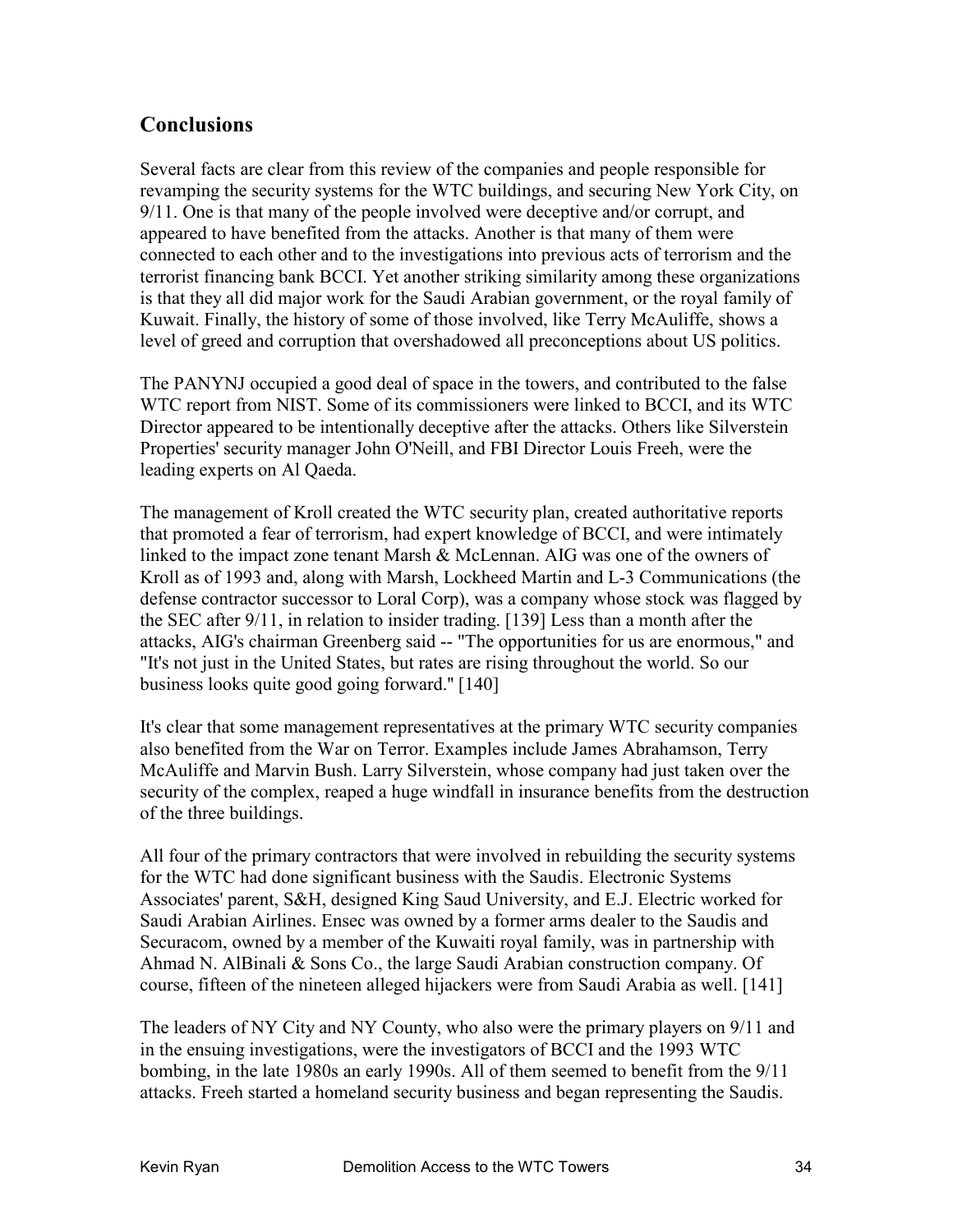## Conclusions

Several facts are clear from this review of the companies and people responsible for revamping the security systems for the WTC buildings, and securing New York City, on 9/11. One is that many of the people involved were deceptive and/or corrupt, and appeared to have benefited from the attacks. Another is that many of them were connected to each other and to the investigations into previous acts of terrorism and the terrorist financing bank BCCI. Yet another striking similarity among these organizations is that they all did major work for the Saudi Arabian government, or the royal family of Kuwait. Finally, the history of some of those involved, like Terry McAuliffe, shows a level of greed and corruption that overshadowed all preconceptions about US politics.

The PANYNJ occupied a good deal of space in the towers, and contributed to the false WTC report from NIST. Some of its commissioners were linked to BCCI, and its WTC Director appeared to be intentionally deceptive after the attacks. Others like Silverstein Properties' security manager John O'Neill, and FBI Director Louis Freeh, were the leading experts on Al Qaeda.

The management of Kroll created the WTC security plan, created authoritative reports that promoted a fear of terrorism, had expert knowledge of BCCI, and were intimately linked to the impact zone tenant Marsh & McLennan. AIG was one of the owners of Kroll as of 1993 and, along with Marsh, Lockheed Martin and L-3 Communications (the defense contractor successor to Loral Corp), was a company whose stock was flagged by the SEC after 9/11, in relation to insider trading. [139] Less than a month after the attacks, AIG's chairman Greenberg said -- "The opportunities for us are enormous," and "It's not just in the United States, but rates are rising throughout the world. So our business looks quite good going forward." [140]

It's clear that some management representatives at the primary WTC security companies also benefited from the War on Terror. Examples include James Abrahamson, Terry McAuliffe and Marvin Bush. Larry Silverstein, whose company had just taken over the security of the complex, reaped a huge windfall in insurance benefits from the destruction of the three buildings.

All four of the primary contractors that were involved in rebuilding the security systems for the WTC had done significant business with the Saudis. Electronic Systems Associates' parent, S&H, designed King Saud University, and E.J. Electric worked for Saudi Arabian Airlines. Ensec was owned by a former arms dealer to the Saudis and Securacom, owned by a member of the Kuwaiti royal family, was in partnership with Ahmad N. AlBinali & Sons Co., the large Saudi Arabian construction company. Of course, fifteen of the nineteen alleged hijackers were from Saudi Arabia as well. [141]

The leaders of NY City and NY County, who also were the primary players on 9/11 and in the ensuing investigations, were the investigators of BCCI and the 1993 WTC bombing, in the late 1980s an early 1990s. All of them seemed to benefit from the 9/11 attacks. Freeh started a homeland security business and began representing the Saudis.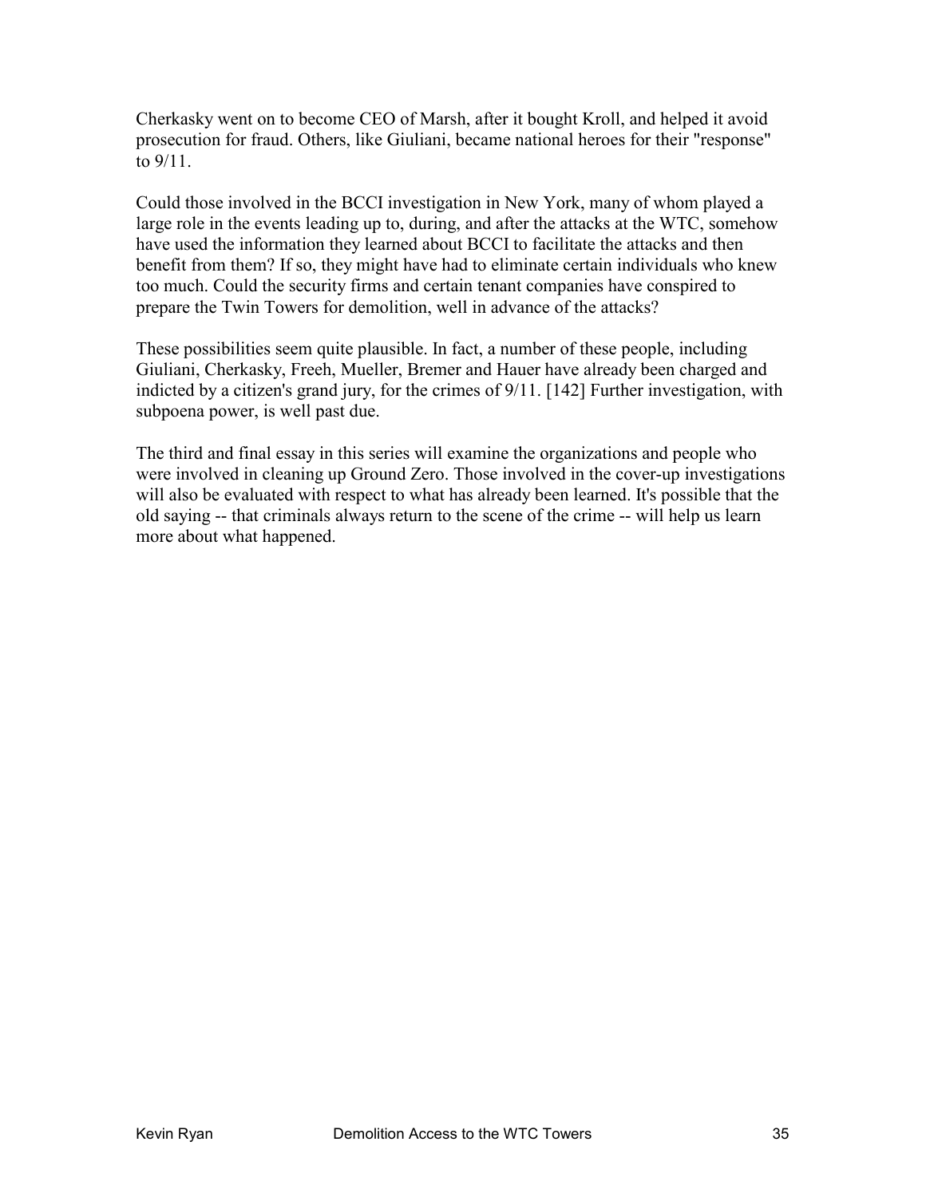Cherkasky went on to become CEO of Marsh, after it bought Kroll, and helped it avoid prosecution for fraud. Others, like Giuliani, became national heroes for their "response" to 9/11.

Could those involved in the BCCI investigation in New York, many of whom played a large role in the events leading up to, during, and after the attacks at the WTC, somehow have used the information they learned about BCCI to facilitate the attacks and then benefit from them? If so, they might have had to eliminate certain individuals who knew too much. Could the security firms and certain tenant companies have conspired to prepare the Twin Towers for demolition, well in advance of the attacks?

These possibilities seem quite plausible. In fact, a number of these people, including Giuliani, Cherkasky, Freeh, Mueller, Bremer and Hauer have already been charged and indicted by a citizen's grand jury, for the crimes of 9/11. [142] Further investigation, with subpoena power, is well past due.

The third and final essay in this series will examine the organizations and people who were involved in cleaning up Ground Zero. Those involved in the cover-up investigations will also be evaluated with respect to what has already been learned. It's possible that the old saying -- that criminals always return to the scene of the crime -- will help us learn more about what happened.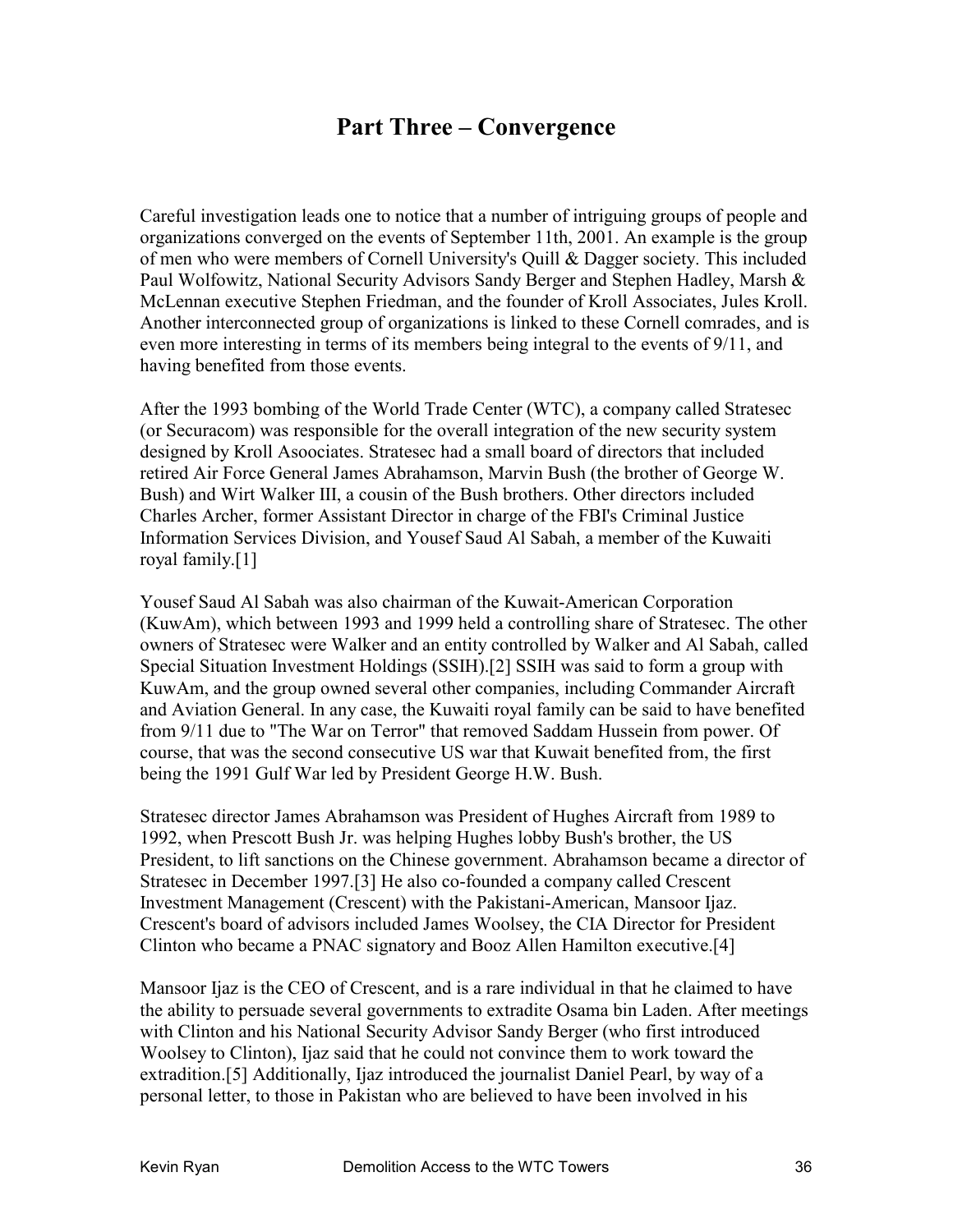# Part Three – Convergence

Careful investigation leads one to notice that a number of intriguing groups of people and organizations converged on the events of September 11th, 2001. An example is the group of men who were members of Cornell University's Quill & Dagger society. This included Paul Wolfowitz, National Security Advisors Sandy Berger and Stephen Hadley, Marsh & McLennan executive Stephen Friedman, and the founder of Kroll Associates, Jules Kroll. Another interconnected group of organizations is linked to these Cornell comrades, and is even more interesting in terms of its members being integral to the events of 9/11, and having benefited from those events.

After the 1993 bombing of the World Trade Center (WTC), a company called Stratesec (or Securacom) was responsible for the overall integration of the new security system designed by Kroll Asoociates. Stratesec had a small board of directors that included retired Air Force General James Abrahamson, Marvin Bush (the brother of George W. Bush) and Wirt Walker III, a cousin of the Bush brothers. Other directors included Charles Archer, former Assistant Director in charge of the FBI's Criminal Justice Information Services Division, and Yousef Saud Al Sabah, a member of the Kuwaiti royal family.[1]

Yousef Saud Al Sabah was also chairman of the Kuwait-American Corporation (KuwAm), which between 1993 and 1999 held a controlling share of Stratesec. The other owners of Stratesec were Walker and an entity controlled by Walker and Al Sabah, called Special Situation Investment Holdings (SSIH).[2] SSIH was said to form a group with KuwAm, and the group owned several other companies, including Commander Aircraft and Aviation General. In any case, the Kuwaiti royal family can be said to have benefited from 9/11 due to "The War on Terror" that removed Saddam Hussein from power. Of course, that was the second consecutive US war that Kuwait benefited from, the first being the 1991 Gulf War led by President George H.W. Bush.

Stratesec director James Abrahamson was President of Hughes Aircraft from 1989 to 1992, when Prescott Bush Jr. was helping Hughes lobby Bush's brother, the US President, to lift sanctions on the Chinese government. Abrahamson became a director of Stratesec in December 1997.[3] He also co-founded a company called Crescent Investment Management (Crescent) with the Pakistani-American, Mansoor Ijaz. Crescent's board of advisors included James Woolsey, the CIA Director for President Clinton who became a PNAC signatory and Booz Allen Hamilton executive.[4]

Mansoor Ijaz is the CEO of Crescent, and is a rare individual in that he claimed to have the ability to persuade several governments to extradite Osama bin Laden. After meetings with Clinton and his National Security Advisor Sandy Berger (who first introduced Woolsey to Clinton), Ijaz said that he could not convince them to work toward the extradition.[5] Additionally, Ijaz introduced the journalist Daniel Pearl, by way of a personal letter, to those in Pakistan who are believed to have been involved in his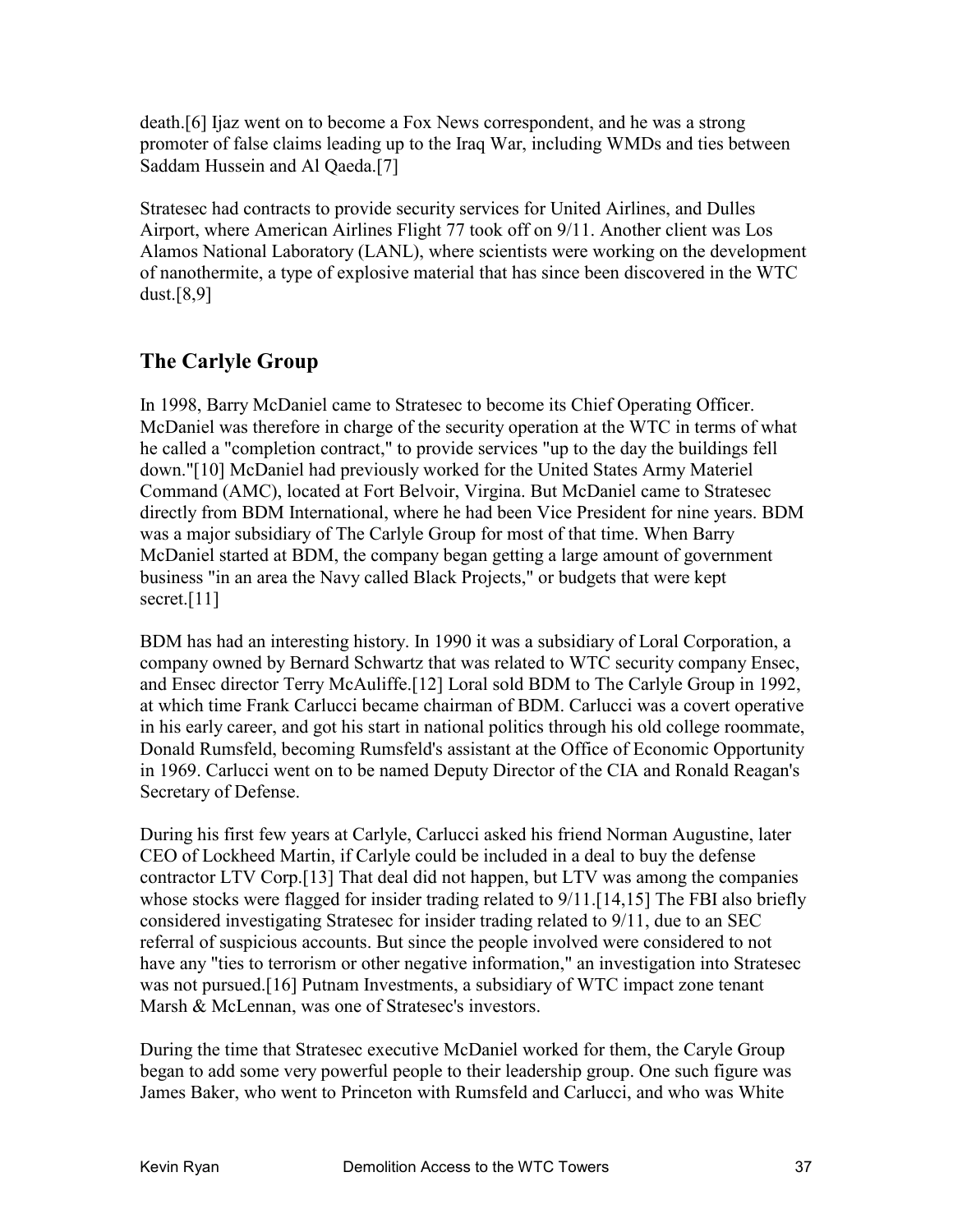death.[6] Ijaz went on to become a Fox News correspondent, and he was a strong promoter of false claims leading up to the Iraq War, including WMDs and ties between Saddam Hussein and Al Qaeda.[7]

Stratesec had contracts to provide security services for United Airlines, and Dulles Airport, where American Airlines Flight 77 took off on 9/11. Another client was Los Alamos National Laboratory (LANL), where scientists were working on the development of nanothermite, a type of explosive material that has since been discovered in the WTC dust.[8,9]

## The Carlyle Group

In 1998, Barry McDaniel came to Stratesec to become its Chief Operating Officer. McDaniel was therefore in charge of the security operation at the WTC in terms of what he called a "completion contract," to provide services "up to the day the buildings fell down."[10] McDaniel had previously worked for the United States Army Materiel Command (AMC), located at Fort Belvoir, Virgina. But McDaniel came to Stratesec directly from BDM International, where he had been Vice President for nine years. BDM was a major subsidiary of The Carlyle Group for most of that time. When Barry McDaniel started at BDM, the company began getting a large amount of government business "in an area the Navy called Black Projects," or budgets that were kept secret.[11]

BDM has had an interesting history. In 1990 it was a subsidiary of Loral Corporation, a company owned by Bernard Schwartz that was related to WTC security company Ensec, and Ensec director Terry McAuliffe.[12] Loral sold BDM to The Carlyle Group in 1992, at which time Frank Carlucci became chairman of BDM. Carlucci was a covert operative in his early career, and got his start in national politics through his old college roommate, Donald Rumsfeld, becoming Rumsfeld's assistant at the Office of Economic Opportunity in 1969. Carlucci went on to be named Deputy Director of the CIA and Ronald Reagan's Secretary of Defense.

During his first few years at Carlyle, Carlucci asked his friend Norman Augustine, later CEO of Lockheed Martin, if Carlyle could be included in a deal to buy the defense contractor LTV Corp.[13] That deal did not happen, but LTV was among the companies whose stocks were flagged for insider trading related to 9/11.[14,15] The FBI also briefly considered investigating Stratesec for insider trading related to 9/11, due to an SEC referral of suspicious accounts. But since the people involved were considered to not have any "ties to terrorism or other negative information," an investigation into Stratesec was not pursued.[16] Putnam Investments, a subsidiary of WTC impact zone tenant Marsh & McLennan, was one of Stratesec's investors.

During the time that Stratesec executive McDaniel worked for them, the Caryle Group began to add some very powerful people to their leadership group. One such figure was James Baker, who went to Princeton with Rumsfeld and Carlucci, and who was White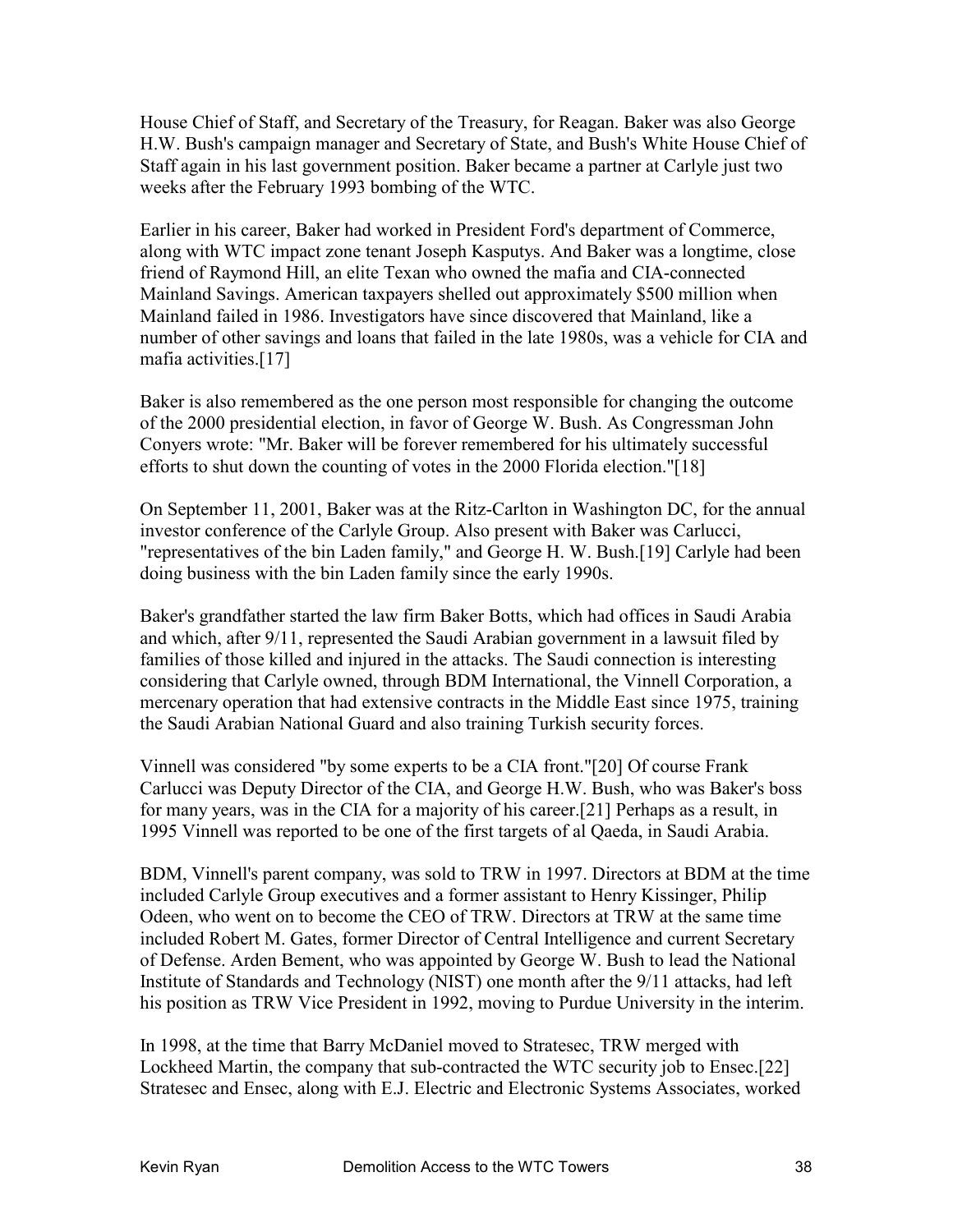House Chief of Staff, and Secretary of the Treasury, for Reagan. Baker was also George H.W. Bush's campaign manager and Secretary of State, and Bush's White House Chief of Staff again in his last government position. Baker became a partner at Carlyle just two weeks after the February 1993 bombing of the WTC.

Earlier in his career, Baker had worked in President Ford's department of Commerce, along with WTC impact zone tenant Joseph Kasputys. And Baker was a longtime, close friend of Raymond Hill, an elite Texan who owned the mafia and CIA-connected Mainland Savings. American taxpayers shelled out approximately $500 million when Mainland failed in 1986. Investigators have since discovered that Mainland, like a number of other savings and loans that failed in the late 1980s, was a vehicle for CIA and mafia activities.[17]

Baker is also remembered as the one person most responsible for changing the outcome of the 2000 presidential election, in favor of George W. Bush. As Congressman John Conyers wrote: "Mr. Baker will be forever remembered for his ultimately successful efforts to shut down the counting of votes in the 2000 Florida election."[18]

On September 11, 2001, Baker was at the Ritz-Carlton in Washington DC, for the annual investor conference of the Carlyle Group. Also present with Baker was Carlucci, "representatives of the bin Laden family," and George H. W. Bush.[19] Carlyle had been doing business with the bin Laden family since the early 1990s.

Baker's grandfather started the law firm Baker Botts, which had offices in Saudi Arabia and which, after 9/11, represented the Saudi Arabian government in a lawsuit filed by families of those killed and injured in the attacks. The Saudi connection is interesting considering that Carlyle owned, through BDM International, the Vinnell Corporation, a mercenary operation that had extensive contracts in the Middle East since 1975, training the Saudi Arabian National Guard and also training Turkish security forces.

Vinnell was considered "by some experts to be a CIA front."[20] Of course Frank Carlucci was Deputy Director of the CIA, and George H.W. Bush, who was Baker's boss for many years, was in the CIA for a majority of his career.[21] Perhaps as a result, in 1995 Vinnell was reported to be one of the first targets of al Qaeda, in Saudi Arabia.

BDM, Vinnell's parent company, was sold to TRW in 1997. Directors at BDM at the time included Carlyle Group executives and a former assistant to Henry Kissinger, Philip Odeen, who went on to become the CEO of TRW. Directors at TRW at the same time included Robert M. Gates, former Director of Central Intelligence and current Secretary of Defense. Arden Bement, who was appointed by George W. Bush to lead the National Institute of Standards and Technology (NIST) one month after the 9/11 attacks, had left his position as TRW Vice President in 1992, moving to Purdue University in the interim.

In 1998, at the time that Barry McDaniel moved to Stratesec, TRW merged with Lockheed Martin, the company that sub-contracted the WTC security job to Ensec.[22] Stratesec and Ensec, along with E.J. Electric and Electronic Systems Associates, worked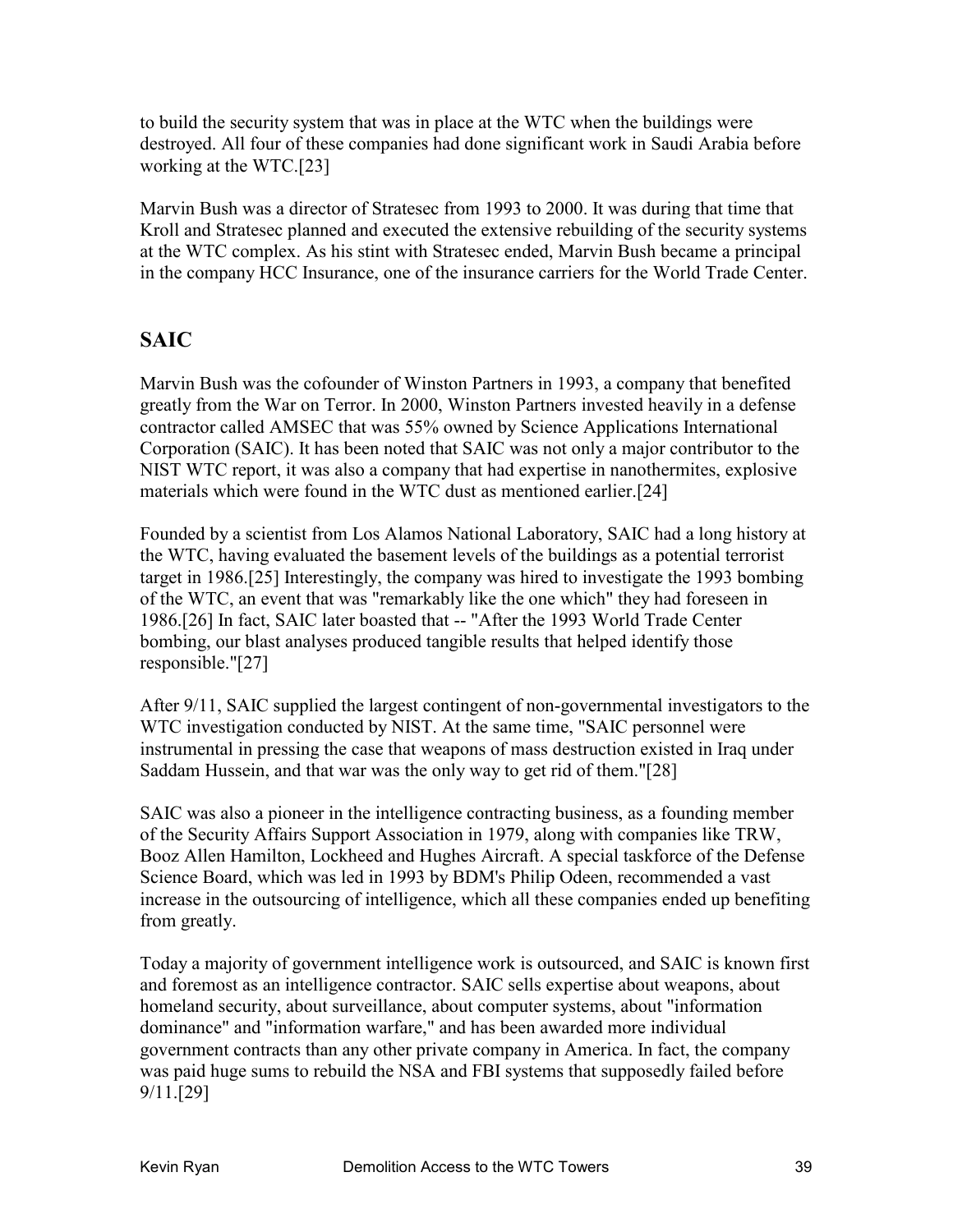to build the security system that was in place at the WTC when the buildings were destroyed. All four of these companies had done significant work in Saudi Arabia before working at the WTC.[23]

Marvin Bush was a director of Stratesec from 1993 to 2000. It was during that time that Kroll and Stratesec planned and executed the extensive rebuilding of the security systems at the WTC complex. As his stint with Stratesec ended, Marvin Bush became a principal in the company HCC Insurance, one of the insurance carriers for the World Trade Center.

## SAIC

Marvin Bush was the cofounder of Winston Partners in 1993, a company that benefited greatly from the War on Terror. In 2000, Winston Partners invested heavily in a defense contractor called AMSEC that was 55% owned by Science Applications International Corporation (SAIC). It has been noted that SAIC was not only a major contributor to the NIST WTC report, it was also a company that had expertise in nanothermites, explosive materials which were found in the WTC dust as mentioned earlier.[24]

Founded by a scientist from Los Alamos National Laboratory, SAIC had a long history at the WTC, having evaluated the basement levels of the buildings as a potential terrorist target in 1986.[25] Interestingly, the company was hired to investigate the 1993 bombing of the WTC, an event that was "remarkably like the one which" they had foreseen in 1986.[26] In fact, SAIC later boasted that -- "After the 1993 World Trade Center bombing, our blast analyses produced tangible results that helped identify those responsible."[27]

After 9/11, SAIC supplied the largest contingent of non-governmental investigators to the WTC investigation conducted by NIST. At the same time, "SAIC personnel were instrumental in pressing the case that weapons of mass destruction existed in Iraq under Saddam Hussein, and that war was the only way to get rid of them."[28]

SAIC was also a pioneer in the intelligence contracting business, as a founding member of the Security Affairs Support Association in 1979, along with companies like TRW, Booz Allen Hamilton, Lockheed and Hughes Aircraft. A special taskforce of the Defense Science Board, which was led in 1993 by BDM's Philip Odeen, recommended a vast increase in the outsourcing of intelligence, which all these companies ended up benefiting from greatly.

Today a majority of government intelligence work is outsourced, and SAIC is known first and foremost as an intelligence contractor. SAIC sells expertise about weapons, about homeland security, about surveillance, about computer systems, about "information dominance" and "information warfare," and has been awarded more individual government contracts than any other private company in America. In fact, the company was paid huge sums to rebuild the NSA and FBI systems that supposedly failed before 9/11.[29]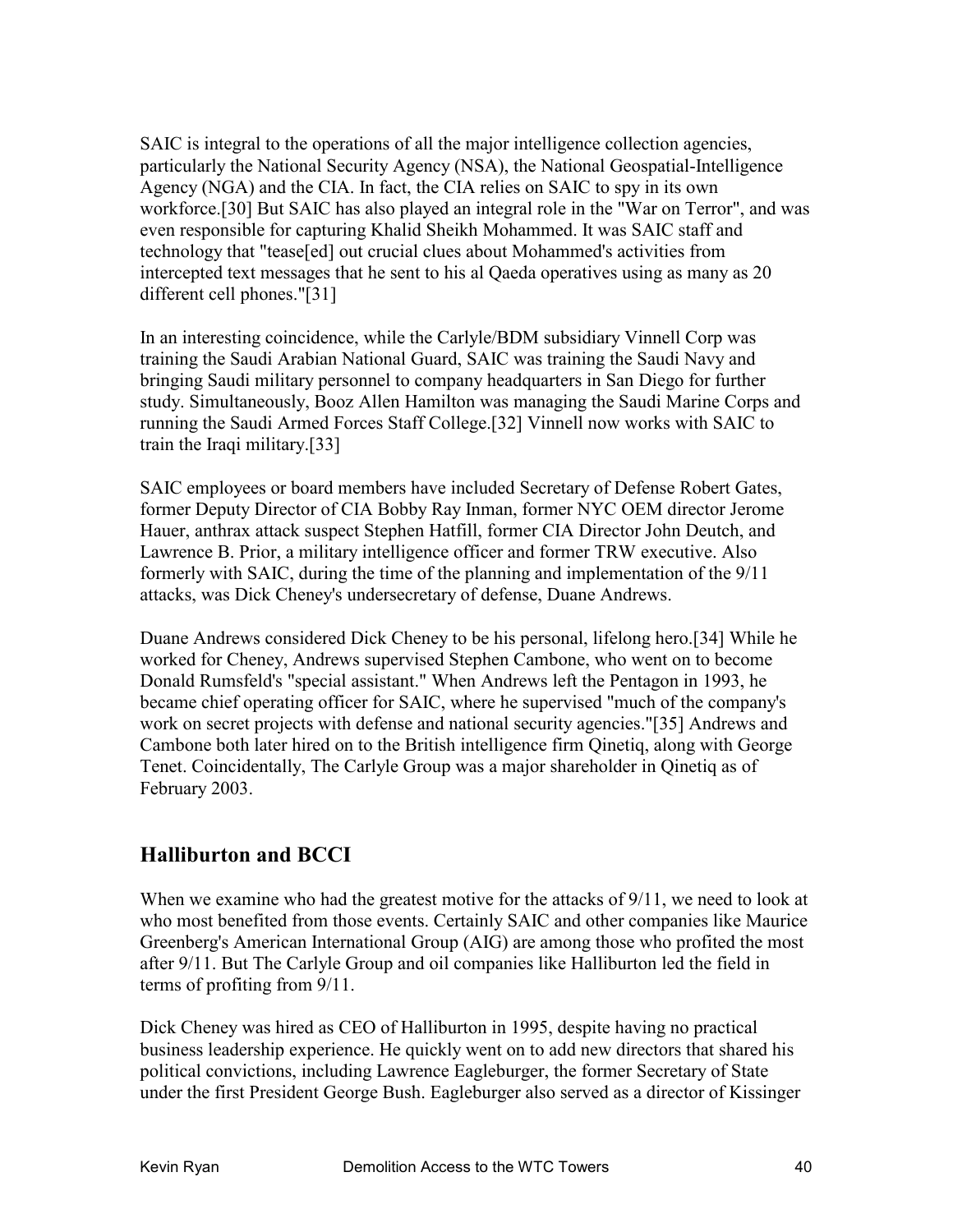SAIC is integral to the operations of all the major intelligence collection agencies, particularly the National Security Agency (NSA), the National Geospatial-Intelligence Agency (NGA) and the CIA. In fact, the CIA relies on SAIC to spy in its own workforce.[30] But SAIC has also played an integral role in the "War on Terror", and was even responsible for capturing Khalid Sheikh Mohammed. It was SAIC staff and technology that "tease[ed] out crucial clues about Mohammed's activities from intercepted text messages that he sent to his al Qaeda operatives using as many as 20 different cell phones."[31]

In an interesting coincidence, while the Carlyle/BDM subsidiary Vinnell Corp was training the Saudi Arabian National Guard, SAIC was training the Saudi Navy and bringing Saudi military personnel to company headquarters in San Diego for further study. Simultaneously, Booz Allen Hamilton was managing the Saudi Marine Corps and running the Saudi Armed Forces Staff College.[32] Vinnell now works with SAIC to train the Iraqi military.[33]

SAIC employees or board members have included Secretary of Defense Robert Gates, former Deputy Director of CIA Bobby Ray Inman, former NYC OEM director Jerome Hauer, anthrax attack suspect Stephen Hatfill, former CIA Director John Deutch, and Lawrence B. Prior, a military intelligence officer and former TRW executive. Also formerly with SAIC, during the time of the planning and implementation of the 9/11 attacks, was Dick Cheney's undersecretary of defense, Duane Andrews.

Duane Andrews considered Dick Cheney to be his personal, lifelong hero.[34] While he worked for Cheney, Andrews supervised Stephen Cambone, who went on to become Donald Rumsfeld's "special assistant." When Andrews left the Pentagon in 1993, he became chief operating officer for SAIC, where he supervised "much of the company's work on secret projects with defense and national security agencies."[35] Andrews and Cambone both later hired on to the British intelligence firm Qinetiq, along with George Tenet. Coincidentally, The Carlyle Group was a major shareholder in Qinetiq as of February 2003.

## Halliburton and BCCI

When we examine who had the greatest motive for the attacks of 9/11, we need to look at who most benefited from those events. Certainly SAIC and other companies like Maurice Greenberg's American International Group (AIG) are among those who profited the most after 9/11. But The Carlyle Group and oil companies like Halliburton led the field in terms of profiting from 9/11.

Dick Cheney was hired as CEO of Halliburton in 1995, despite having no practical business leadership experience. He quickly went on to add new directors that shared his political convictions, including Lawrence Eagleburger, the former Secretary of State under the first President George Bush. Eagleburger also served as a director of Kissinger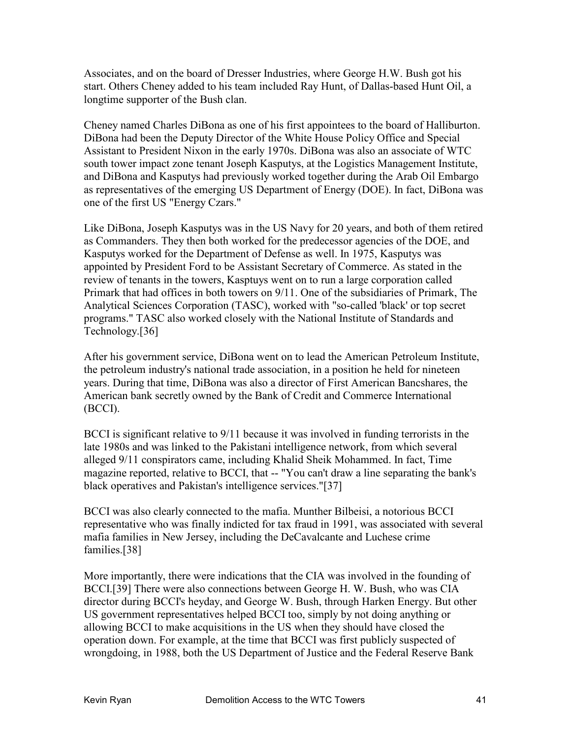Associates, and on the board of Dresser Industries, where George H.W. Bush got his start. Others Cheney added to his team included Ray Hunt, of Dallas-based Hunt Oil, a longtime supporter of the Bush clan.

Cheney named Charles DiBona as one of his first appointees to the board of Halliburton. DiBona had been the Deputy Director of the White House Policy Office and Special Assistant to President Nixon in the early 1970s. DiBona was also an associate of WTC south tower impact zone tenant Joseph Kasputys, at the Logistics Management Institute, and DiBona and Kasputys had previously worked together during the Arab Oil Embargo as representatives of the emerging US Department of Energy (DOE). In fact, DiBona was one of the first US "Energy Czars."

Like DiBona, Joseph Kasputys was in the US Navy for 20 years, and both of them retired as Commanders. They then both worked for the predecessor agencies of the DOE, and Kasputys worked for the Department of Defense as well. In 1975, Kasputys was appointed by President Ford to be Assistant Secretary of Commerce. As stated in the review of tenants in the towers, Kasptuys went on to run a large corporation called Primark that had offices in both towers on 9/11. One of the subsidiaries of Primark, The Analytical Sciences Corporation (TASC), worked with "so-called 'black' or top secret programs." TASC also worked closely with the National Institute of Standards and Technology.[36]

After his government service, DiBona went on to lead the American Petroleum Institute, the petroleum industry's national trade association, in a position he held for nineteen years. During that time, DiBona was also a director of First American Bancshares, the American bank secretly owned by the Bank of Credit and Commerce International (BCCI).

BCCI is significant relative to 9/11 because it was involved in funding terrorists in the late 1980s and was linked to the Pakistani intelligence network, from which several alleged 9/11 conspirators came, including Khalid Sheik Mohammed. In fact, Time magazine reported, relative to BCCI, that -- "You can't draw a line separating the bank's black operatives and Pakistan's intelligence services."[37]

BCCI was also clearly connected to the mafia. Munther Bilbeisi, a notorious BCCI representative who was finally indicted for tax fraud in 1991, was associated with several mafia families in New Jersey, including the DeCavalcante and Luchese crime families.[38]

More importantly, there were indications that the CIA was involved in the founding of BCCI.[39] There were also connections between George H. W. Bush, who was CIA director during BCCI's heyday, and George W. Bush, through Harken Energy. But other US government representatives helped BCCI too, simply by not doing anything or allowing BCCI to make acquisitions in the US when they should have closed the operation down. For example, at the time that BCCI was first publicly suspected of wrongdoing, in 1988, both the US Department of Justice and the Federal Reserve Bank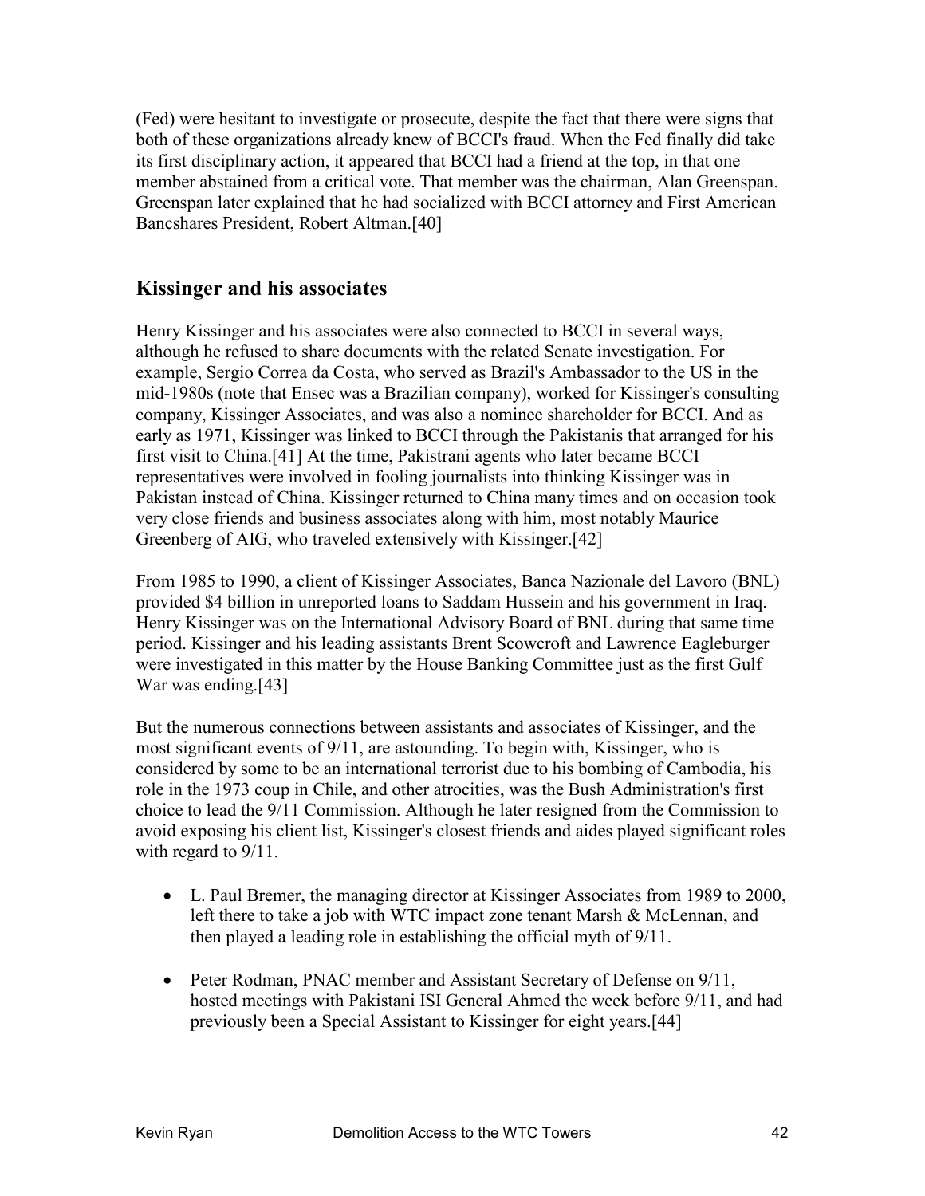(Fed) were hesitant to investigate or prosecute, despite the fact that there were signs that both of these organizations already knew of BCCI's fraud. When the Fed finally did take its first disciplinary action, it appeared that BCCI had a friend at the top, in that one member abstained from a critical vote. That member was the chairman, Alan Greenspan. Greenspan later explained that he had socialized with BCCI attorney and First American Bancshares President, Robert Altman.[40]

## Kissinger and his associates

Henry Kissinger and his associates were also connected to BCCI in several ways, although he refused to share documents with the related Senate investigation. For example, Sergio Correa da Costa, who served as Brazil's Ambassador to the US in the mid-1980s (note that Ensec was a Brazilian company), worked for Kissinger's consulting company, Kissinger Associates, and was also a nominee shareholder for BCCI. And as early as 1971, Kissinger was linked to BCCI through the Pakistanis that arranged for his first visit to China.[41] At the time, Pakistrani agents who later became BCCI representatives were involved in fooling journalists into thinking Kissinger was in Pakistan instead of China. Kissinger returned to China many times and on occasion took very close friends and business associates along with him, most notably Maurice Greenberg of AIG, who traveled extensively with Kissinger.[42]

From 1985 to 1990, a client of Kissinger Associates, Banca Nazionale del Lavoro (BNL) provided $4 billion in unreported loans to Saddam Hussein and his government in Iraq. Henry Kissinger was on the International Advisory Board of BNL during that same time period. Kissinger and his leading assistants Brent Scowcroft and Lawrence Eagleburger were investigated in this matter by the House Banking Committee just as the first Gulf War was ending.[43]

But the numerous connections between assistants and associates of Kissinger, and the most significant events of 9/11, are astounding. To begin with, Kissinger, who is considered by some to be an international terrorist due to his bombing of Cambodia, his role in the 1973 coup in Chile, and other atrocities, was the Bush Administration's first choice to lead the 9/11 Commission. Although he later resigned from the Commission to avoid exposing his client list, Kissinger's closest friends and aides played significant roles with regard to 9/11.

- L. Paul Bremer, the managing director at Kissinger Associates from 1989 to 2000, left there to take a job with WTC impact zone tenant Marsh & McLennan, and then played a leading role in establishing the official myth of 9/11.

- Peter Rodman, PNAC member and Assistant Secretary of Defense on 9/11, hosted meetings with Pakistani ISI General Ahmed the week before 9/11, and had previously been a Special Assistant to Kissinger for eight years.[44]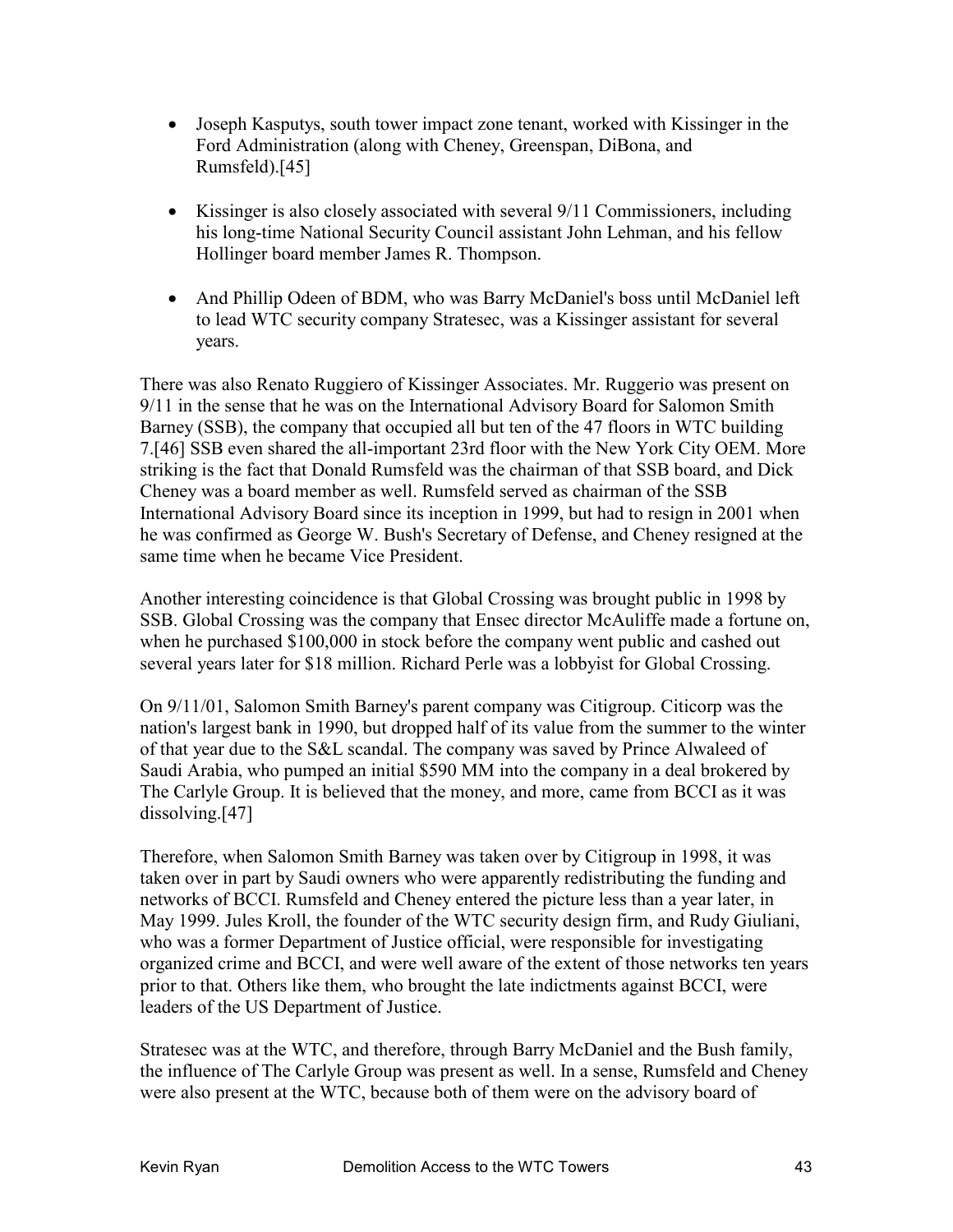- Joseph Kasputys, south tower impact zone tenant, worked with Kissinger in the Ford Administration (along with Cheney, Greenspan, DiBona, and Rumsfeld).[45]

- Kissinger is also closely associated with several 9/11 Commissioners, including his long-time National Security Council assistant John Lehman, and his fellow Hollinger board member James R. Thompson.

- And Phillip Odeen of BDM, who was Barry McDaniel's boss until McDaniel left to lead WTC security company Stratesec, was a Kissinger assistant for several years.

There was also Renato Ruggiero of Kissinger Associates. Mr. Ruggerio was present on 9/11 in the sense that he was on the International Advisory Board for Salomon Smith Barney (SSB), the company that occupied all but ten of the 47 floors in WTC building 7.[46] SSB even shared the all-important 23rd floor with the New York City OEM. More striking is the fact that Donald Rumsfeld was the chairman of that SSB board, and Dick Cheney was a board member as well. Rumsfeld served as chairman of the SSB International Advisory Board since its inception in 1999, but had to resign in 2001 when he was confirmed as George W. Bush's Secretary of Defense, and Cheney resigned at the same time when he became Vice President.

Another interesting coincidence is that Global Crossing was brought public in 1998 by SSB. Global Crossing was the company that Ensec director McAuliffe made a fortune on, when he purchased $100,000 in stock before the company went public and cashed out several years later for $18 million. Richard Perle was a lobbyist for Global Crossing.

On 9/11/01, Salomon Smith Barney's parent company was Citigroup. Citicorp was the nation's largest bank in 1990, but dropped half of its value from the summer to the winter of that year due to the S&L scandal. The company was saved by Prince Alwaleed of Saudi Arabia, who pumped an initial $590 MM into the company in a deal brokered by The Carlyle Group. It is believed that the money, and more, came from BCCI as it was dissolving.[47]

Therefore, when Salomon Smith Barney was taken over by Citigroup in 1998, it was taken over in part by Saudi owners who were apparently redistributing the funding and networks of BCCI. Rumsfeld and Cheney entered the picture less than a year later, in May 1999. Jules Kroll, the founder of the WTC security design firm, and Rudy Giuliani, who was a former Department of Justice official, were responsible for investigating organized crime and BCCI, and were well aware of the extent of those networks ten years prior to that. Others like them, who brought the late indictments against BCCI, were leaders of the US Department of Justice.

Stratesec was at the WTC, and therefore, through Barry McDaniel and the Bush family, the influence of The Carlyle Group was present as well. In a sense, Rumsfeld and Cheney were also present at the WTC, because both of them were on the advisory board of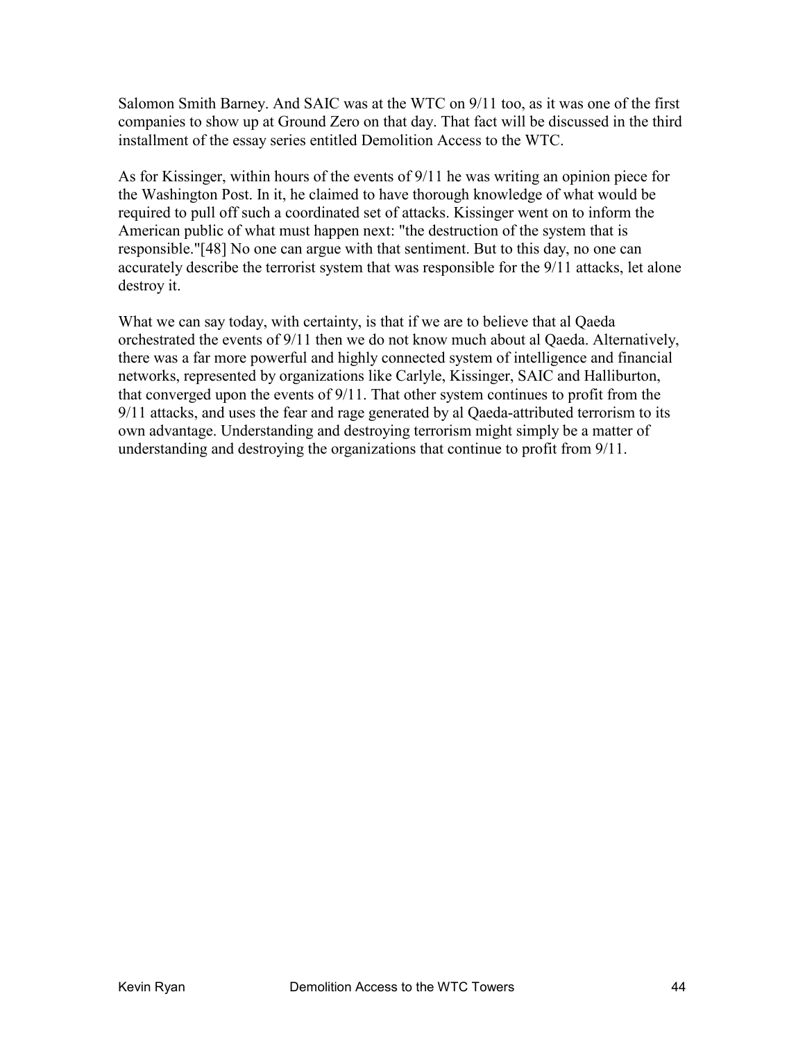Salomon Smith Barney. And SAIC was at the WTC on 9/11 too, as it was one of the first companies to show up at Ground Zero on that day. That fact will be discussed in the third installment of the essay series entitled Demolition Access to the WTC.

As for Kissinger, within hours of the events of 9/11 he was writing an opinion piece for the Washington Post. In it, he claimed to have thorough knowledge of what would be required to pull off such a coordinated set of attacks. Kissinger went on to inform the American public of what must happen next: "the destruction of the system that is responsible."[48] No one can argue with that sentiment. But to this day, no one can accurately describe the terrorist system that was responsible for the 9/11 attacks, let alone destroy it.

What we can say today, with certainty, is that if we are to believe that al Qaeda orchestrated the events of 9/11 then we do not know much about al Qaeda. Alternatively, there was a far more powerful and highly connected system of intelligence and financial networks, represented by organizations like Carlyle, Kissinger, SAIC and Halliburton, that converged upon the events of 9/11. That other system continues to profit from the 9/11 attacks, and uses the fear and rage generated by al Qaeda-attributed terrorism to its own advantage. Understanding and destroying terrorism might simply be a matter of understanding and destroying the organizations that continue to profit from 9/11.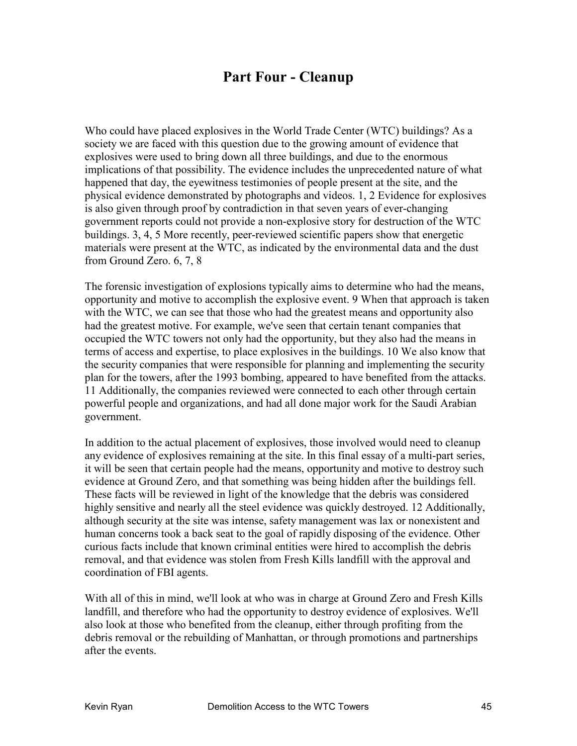# Part Four - Cleanup

Who could have placed explosives in the World Trade Center (WTC) buildings? As a society we are faced with this question due to the growing amount of evidence that explosives were used to bring down all three buildings, and due to the enormous implications of that possibility. The evidence includes the unprecedented nature of what happened that day, the eyewitness testimonies of people present at the site, and the physical evidence demonstrated by photographs and videos. [1, 2] Evidence for explosives is also given through proof by contradiction in that seven years of ever-changing government reports could not provide a non-explosive story for destruction of the WTC buildings. [3, 4, 5] More recently, peer-reviewed scientific papers show that energetic materials were present at the WTC, as indicated by the environmental data and the dust from Ground Zero. [6, 7, 8]

The forensic investigation of explosions typically aims to determine who had the means, opportunity and motive to accomplish the explosive event. [9] When that approach is taken with the WTC, we can see that those who had the greatest means and opportunity also had the greatest motive. For example, we've seen that certain tenant companies that occupied the WTC towers not only had the opportunity, but they also had the means in terms of access and expertise, to place explosives in the buildings. [10] We also know that the security companies that were responsible for planning and implementing the security plan for the towers, after the 1993 bombing, appeared to have benefited from the attacks. [11] Additionally, the companies reviewed were connected to each other through certain powerful people and organizations, and had all done major work for the Saudi Arabian government.

In addition to the actual placement of explosives, those involved would need to cleanup any evidence of explosives remaining at the site. In this final essay of a multi-part series, it will be seen that certain people had the means, opportunity and motive to destroy such evidence at Ground Zero, and that something was being hidden after the buildings fell. These facts will be reviewed in light of the knowledge that the debris was considered highly sensitive and nearly all the steel evidence was quickly destroyed. [12] Additionally, although security at the site was intense, safety management was lax or nonexistent and human concerns took a back seat to the goal of rapidly disposing of the evidence. Other curious facts include that known criminal entities were hired to accomplish the debris removal, and that evidence was stolen from Fresh Kills landfill with the approval and coordination of FBI agents.

With all of this in mind, we'll look at who was in charge at Ground Zero and Fresh Kills landfill, and therefore who had the opportunity to destroy evidence of explosives. We'll also look at those who benefited from the cleanup, either through profiting from the debris removal or the rebuilding of Manhattan, or through promotions and partnerships after the events.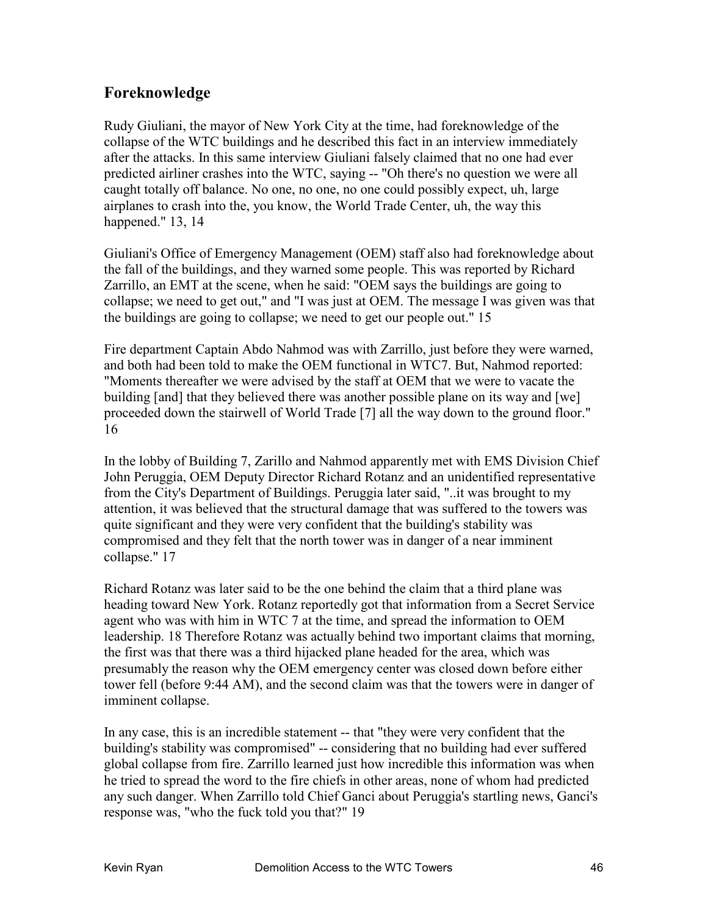## Foreknowledge

Rudy Giuliani, the mayor of New York City at the time, had foreknowledge of the collapse of the WTC buildings and he described this fact in an interview immediately after the attacks. In this same interview Giuliani falsely claimed that no one had ever predicted airliner crashes into the WTC, saying -- "Oh there's no question we were all caught totally off balance. No one, no one, no one could possibly expect, uh, large airplanes to crash into the, you know, the World Trade Center, uh, the way this happened." 13, 14

Giuliani's Office of Emergency Management (OEM) staff also had foreknowledge about the fall of the buildings, and they warned some people. This was reported by Richard Zarrillo, an EMT at the scene, when he said: "OEM says the buildings are going to collapse; we need to get out," and "I was just at OEM. The message I was given was that the buildings are going to collapse; we need to get our people out." 15

Fire department Captain Abdo Nahmod was with Zarrillo, just before they were warned, and both had been told to make the OEM functional in WTC7. But, Nahmod reported: "Moments thereafter we were advised by the staff at OEM that we were to vacate the building [and] that they believed there was another possible plane on its way and [we] proceeded down the stairwell of World Trade [7] all the way down to the ground floor." 16

In the lobby of Building 7, Zarillo and Nahmod apparently met with EMS Division Chief John Peruggia, OEM Deputy Director Richard Rotanz and an unidentified representative from the City's Department of Buildings. Peruggia later said, "..it was brought to my attention, it was believed that the structural damage that was suffered to the towers was quite significant and they were very confident that the building's stability was compromised and they felt that the north tower was in danger of a near imminent collapse." 17

Richard Rotanz was later said to be the one behind the claim that a third plane was heading toward New York. Rotanz reportedly got that information from a Secret Service agent who was with him in WTC 7 at the time, and spread the information to OEM leadership. 18 Therefore Rotanz was actually behind two important claims that morning, the first was that there was a third hijacked plane headed for the area, which was presumably the reason why the OEM emergency center was closed down before either tower fell (before 9:44 AM), and the second claim was that the towers were in danger of imminent collapse.

In any case, this is an incredible statement -- that "they were very confident that the building's stability was compromised" -- considering that no building had ever suffered global collapse from fire. Zarrillo learned just how incredible this information was when he tried to spread the word to the fire chiefs in other areas, none of whom had predicted any such danger. When Zarrillo told Chief Ganci about Peruggia's startling news, Ganci's response was, "who the fuck told you that?" 19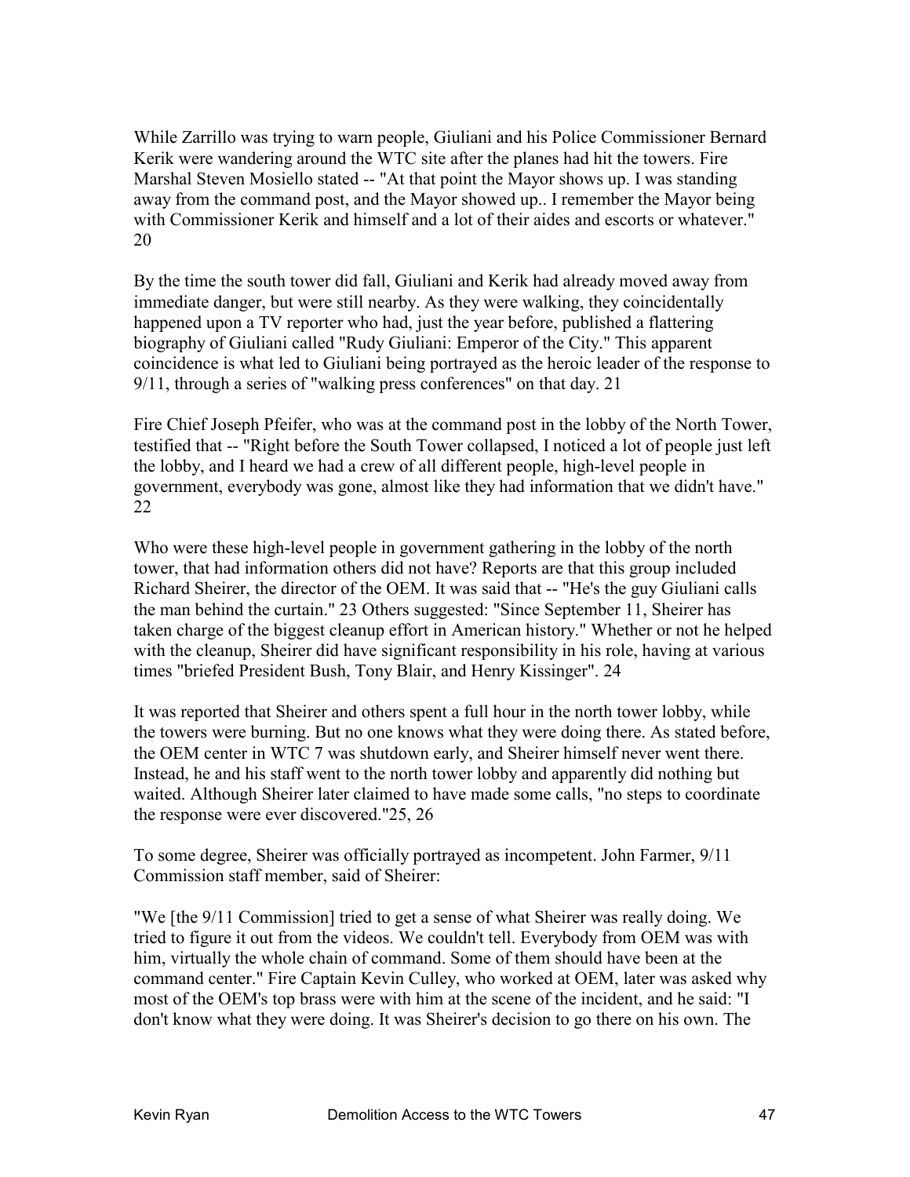While Zarrillo was trying to warn people, Giuliani and his Police Commissioner Bernard Kerik were wandering around the WTC site after the planes had hit the towers. Fire Marshal Steven Mosiello stated -- "At that point the Mayor shows up. I was standing away from the command post, and the Mayor showed up.. I remember the Mayor being with Commissioner Kerik and himself and a lot of their aides and escorts or whatever." 20

By the time the south tower did fall, Giuliani and Kerik had already moved away from immediate danger, but were still nearby. As they were walking, they coincidentally happened upon a TV reporter who had, just the year before, published a flattering biography of Giuliani called "Rudy Giuliani: Emperor of the City." This apparent coincidence is what led to Giuliani being portrayed as the heroic leader of the response to 9/11, through a series of "walking press conferences" on that day. 21

Fire Chief Joseph Pfeifer, who was at the command post in the lobby of the North Tower, testified that -- "Right before the South Tower collapsed, I noticed a lot of people just left the lobby, and I heard we had a crew of all different people, high-level people in government, everybody was gone, almost like they had information that we didn't have." 22

Who were these high-level people in government gathering in the lobby of the north tower, that had information others did not have? Reports are that this group included Richard Sheirer, the director of the OEM. It was said that -- "He's the guy Giuliani calls the man behind the curtain." 23 Others suggested: "Since September 11, Sheirer has taken charge of the biggest cleanup effort in American history." Whether or not he helped with the cleanup, Sheirer did have significant responsibility in his role, having at various times "briefed President Bush, Tony Blair, and Henry Kissinger". 24

It was reported that Sheirer and others spent a full hour in the north tower lobby, while the towers were burning. But no one knows what they were doing there. As stated before, the OEM center in WTC 7 was shutdown early, and Sheirer himself never went there. Instead, he and his staff went to the north tower lobby and apparently did nothing but waited. Although Sheirer later claimed to have made some calls, "no steps to coordinate the response were ever discovered."25, 26

To some degree, Sheirer was officially portrayed as incompetent. John Farmer, 9/11 Commission staff member, said of Sheirer:

"We [the 9/11 Commission] tried to get a sense of what Sheirer was really doing. We tried to figure it out from the videos. We couldn't tell. Everybody from OEM was with him, virtually the whole chain of command. Some of them should have been at the command center." Fire Captain Kevin Culley, who worked at OEM, later was asked why most of the OEM's top brass were with him at the scene of the incident, and he said: "I don't know what they were doing. It was Sheirer's decision to go there on his own. The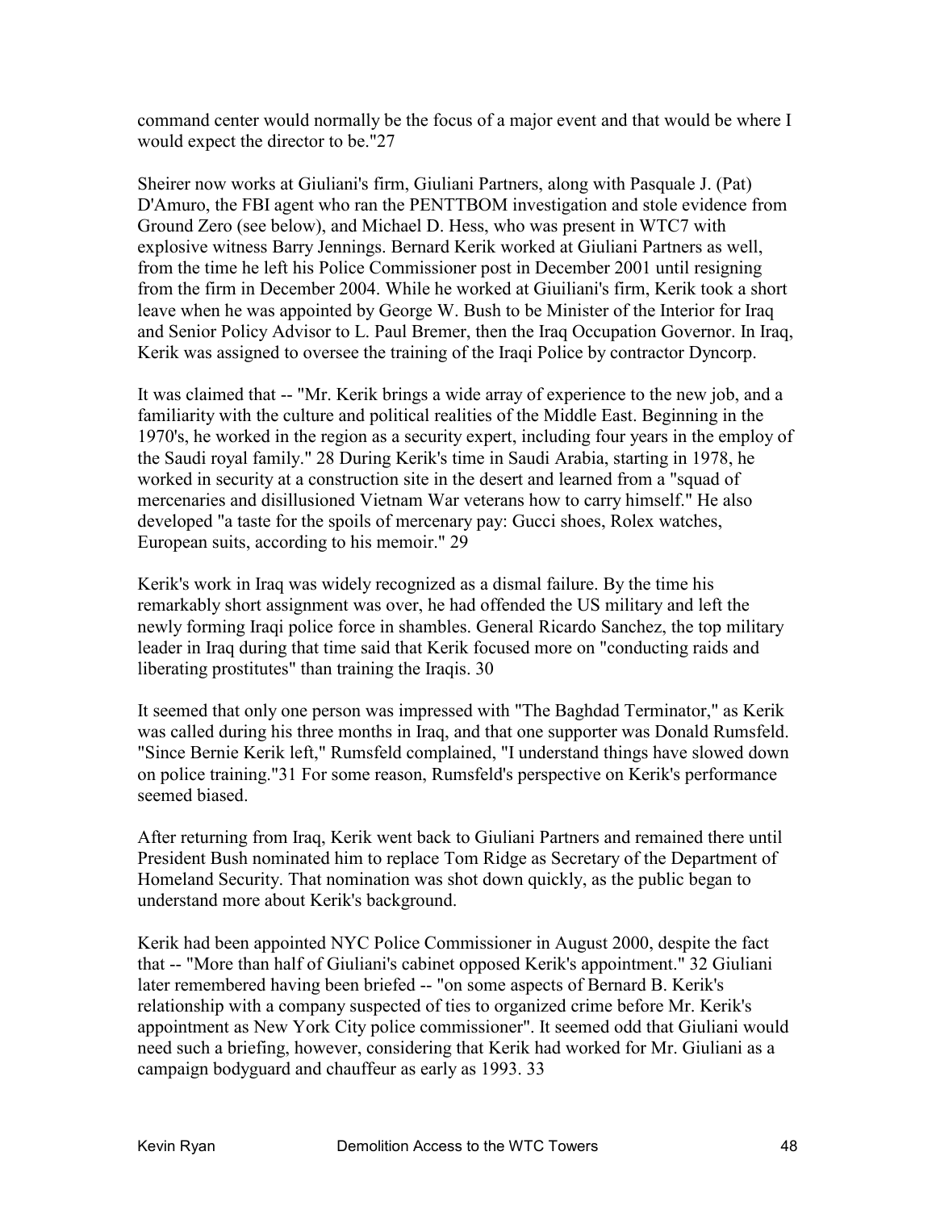command center would normally be the focus of a major event and that would be where I would expect the director to be."27

Sheirer now works at Giuliani's firm, Giuliani Partners, along with Pasquale J. (Pat) D'Amuro, the FBI agent who ran the PENTTBOM investigation and stole evidence from Ground Zero (see below), and Michael D. Hess, who was present in WTC7 with explosive witness Barry Jennings. Bernard Kerik worked at Giuliani Partners as well, from the time he left his Police Commissioner post in December 2001 until resigning from the firm in December 2004. While he worked at Giuiliani's firm, Kerik took a short leave when he was appointed by George W. Bush to be Minister of the Interior for Iraq and Senior Policy Advisor to L. Paul Bremer, then the Iraq Occupation Governor. In Iraq, Kerik was assigned to oversee the training of the Iraqi Police by contractor Dyncorp.

It was claimed that -- "Mr. Kerik brings a wide array of experience to the new job, and a familiarity with the culture and political realities of the Middle East. Beginning in the 1970's, he worked in the region as a security expert, including four years in the employ of the Saudi royal family." 28 During Kerik's time in Saudi Arabia, starting in 1978, he worked in security at a construction site in the desert and learned from a "squad of mercenaries and disillusioned Vietnam War veterans how to carry himself." He also developed "a taste for the spoils of mercenary pay: Gucci shoes, Rolex watches, European suits, according to his memoir." 29

Kerik's work in Iraq was widely recognized as a dismal failure. By the time his remarkably short assignment was over, he had offended the US military and left the newly forming Iraqi police force in shambles. General Ricardo Sanchez, the top military leader in Iraq during that time said that Kerik focused more on "conducting raids and liberating prostitutes" than training the Iraqis. 30

It seemed that only one person was impressed with "The Baghdad Terminator," as Kerik was called during his three months in Iraq, and that one supporter was Donald Rumsfeld. "Since Bernie Kerik left," Rumsfeld complained, "I understand things have slowed down on police training."31 For some reason, Rumsfeld's perspective on Kerik's performance seemed biased.

After returning from Iraq, Kerik went back to Giuliani Partners and remained there until President Bush nominated him to replace Tom Ridge as Secretary of the Department of Homeland Security. That nomination was shot down quickly, as the public began to understand more about Kerik's background.

Kerik had been appointed NYC Police Commissioner in August 2000, despite the fact that -- "More than half of Giuliani's cabinet opposed Kerik's appointment." 32 Giuliani later remembered having been briefed -- "on some aspects of Bernard B. Kerik's relationship with a company suspected of ties to organized crime before Mr. Kerik's appointment as New York City police commissioner". It seemed odd that Giuliani would need such a briefing, however, considering that Kerik had worked for Mr. Giuliani as a campaign bodyguard and chauffeur as early as 1993. 33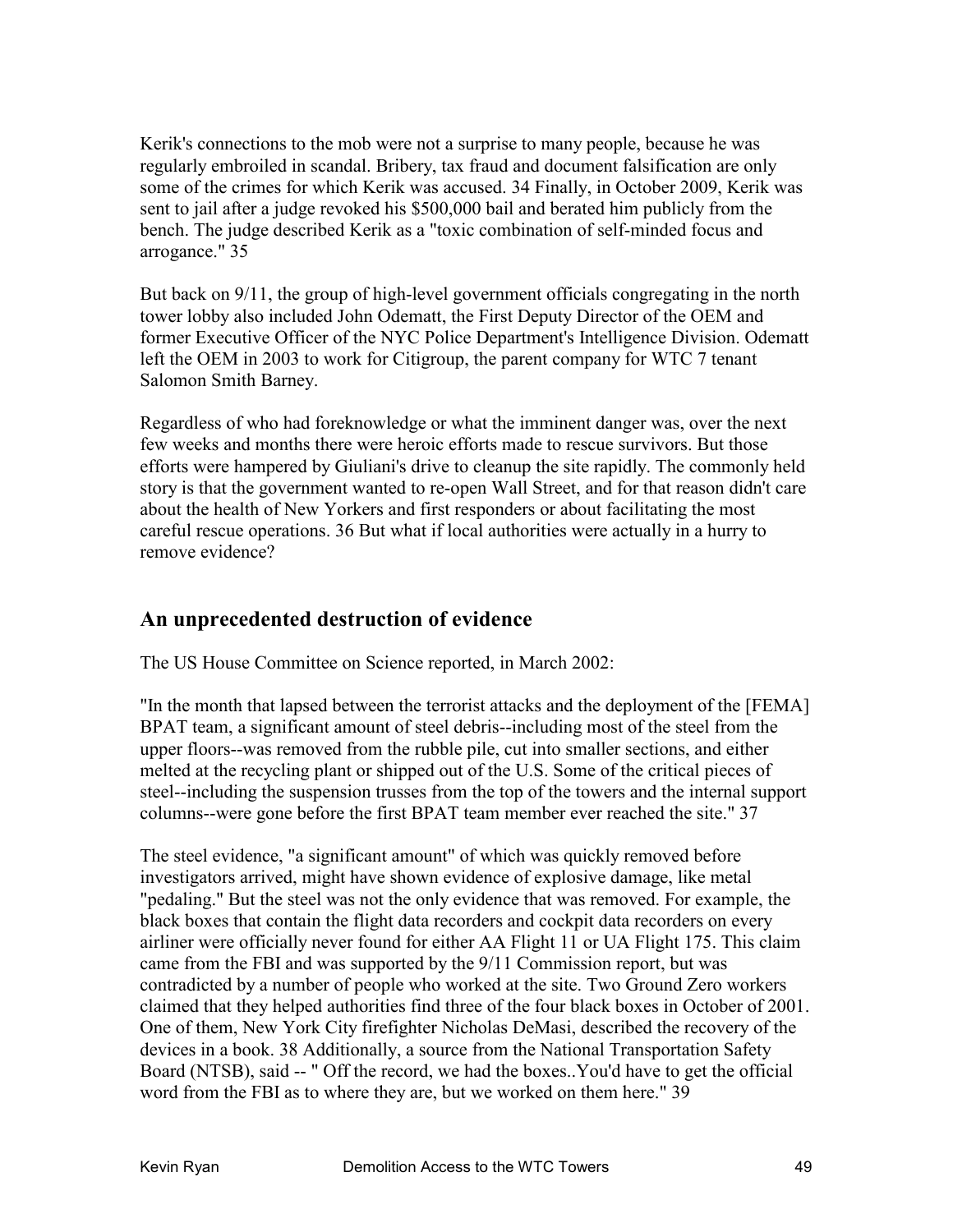Kerik's connections to the mob were not a surprise to many people, because he was regularly embroiled in scandal. Bribery, tax fraud and document falsification are only some of the crimes for which Kerik was accused. 34 Finally, in October 2009, Kerik was sent to jail after a judge revoked his $500,000 bail and berated him publicly from the bench. The judge described Kerik as a "toxic combination of self-minded focus and arrogance." 35

But back on 9/11, the group of high-level government officials congregating in the north tower lobby also included John Odematt, the First Deputy Director of the OEM and former Executive Officer of the NYC Police Department's Intelligence Division. Odematt left the OEM in 2003 to work for Citigroup, the parent company for WTC 7 tenant Salomon Smith Barney.

Regardless of who had foreknowledge or what the imminent danger was, over the next few weeks and months there were heroic efforts made to rescue survivors. But those efforts were hampered by Giuliani's drive to cleanup the site rapidly. The commonly held story is that the government wanted to re-open Wall Street, and for that reason didn't care about the health of New Yorkers and first responders or about facilitating the most careful rescue operations. 36 But what if local authorities were actually in a hurry to remove evidence?

## An unprecedented destruction of evidence

The US House Committee on Science reported, in March 2002:

"In the month that lapsed between the terrorist attacks and the deployment of the [FEMA] BPAT team, a significant amount of steel debris--including most of the steel from the upper floors--was removed from the rubble pile, cut into smaller sections, and either melted at the recycling plant or shipped out of the U.S. Some of the critical pieces of steel--including the suspension trusses from the top of the towers and the internal support columns--were gone before the first BPAT team member ever reached the site." 37

The steel evidence, "a significant amount" of which was quickly removed before investigators arrived, might have shown evidence of explosive damage, like metal "pedaling." But the steel was not the only evidence that was removed. For example, the black boxes that contain the flight data recorders and cockpit data recorders on every airliner were officially never found for either AA Flight 11 or UA Flight 175. This claim came from the FBI and was supported by the 9/11 Commission report, but was contradicted by a number of people who worked at the site. Two Ground Zero workers claimed that they helped authorities find three of the four black boxes in October of 2001. One of them, New York City firefighter Nicholas DeMasi, described the recovery of the devices in a book. 38 Additionally, a source from the National Transportation Safety Board (NTSB), said -- " Off the record, we had the boxes..You'd have to get the official word from the FBI as to where they are, but we worked on them here." 39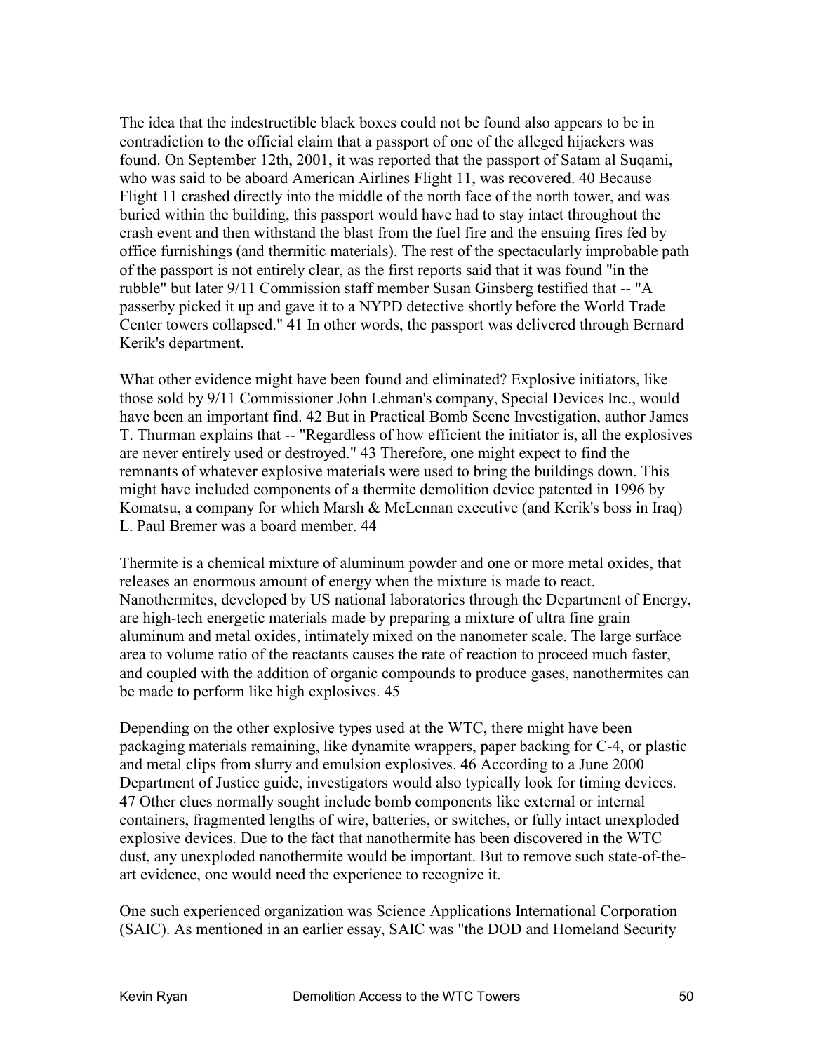The idea that the indestructible black boxes could not be found also appears to be in contradiction to the official claim that a passport of one of the alleged hijackers was found. On September 12th, 2001, it was reported that the passport of Satam al Suqami, who was said to be aboard American Airlines Flight 11, was recovered. 40 Because Flight 11 crashed directly into the middle of the north face of the north tower, and was buried within the building, this passport would have had to stay intact throughout the crash event and then withstand the blast from the fuel fire and the ensuing fires fed by office furnishings (and thermitic materials). The rest of the spectacularly improbable path of the passport is not entirely clear, as the first reports said that it was found "in the rubble" but later 9/11 Commission staff member Susan Ginsberg testified that -- "A passerby picked it up and gave it to a NYPD detective shortly before the World Trade Center towers collapsed." 41 In other words, the passport was delivered through Bernard Kerik's department.

What other evidence might have been found and eliminated? Explosive initiators, like those sold by 9/11 Commissioner John Lehman's company, Special Devices Inc., would have been an important find. 42 But in Practical Bomb Scene Investigation, author James T. Thurman explains that -- "Regardless of how efficient the initiator is, all the explosives are never entirely used or destroyed." 43 Therefore, one might expect to find the remnants of whatever explosive materials were used to bring the buildings down. This might have included components of a thermite demolition device patented in 1996 by Komatsu, a company for which Marsh & McLennan executive (and Kerik's boss in Iraq) L. Paul Bremer was a board member. 44

Thermite is a chemical mixture of aluminum powder and one or more metal oxides, that releases an enormous amount of energy when the mixture is made to react. Nanothermites, developed by US national laboratories through the Department of Energy, are high-tech energetic materials made by preparing a mixture of ultra fine grain aluminum and metal oxides, intimately mixed on the nanometer scale. The large surface area to volume ratio of the reactants causes the rate of reaction to proceed much faster, and coupled with the addition of organic compounds to produce gases, nanothermites can be made to perform like high explosives. 45

Depending on the other explosive types used at the WTC, there might have been packaging materials remaining, like dynamite wrappers, paper backing for C-4, or plastic and metal clips from slurry and emulsion explosives. 46 According to a June 2000 Department of Justice guide, investigators would also typically look for timing devices. 47 Other clues normally sought include bomb components like external or internal containers, fragmented lengths of wire, batteries, or switches, or fully intact unexploded explosive devices. Due to the fact that nanothermite has been discovered in the WTC dust, any unexploded nanothermite would be important. But to remove such state-of-the-art evidence, one would need the experience to recognize it.

One such experienced organization was Science Applications International Corporation (SAIC). As mentioned in an earlier essay, SAIC was "the DOD and Homeland Security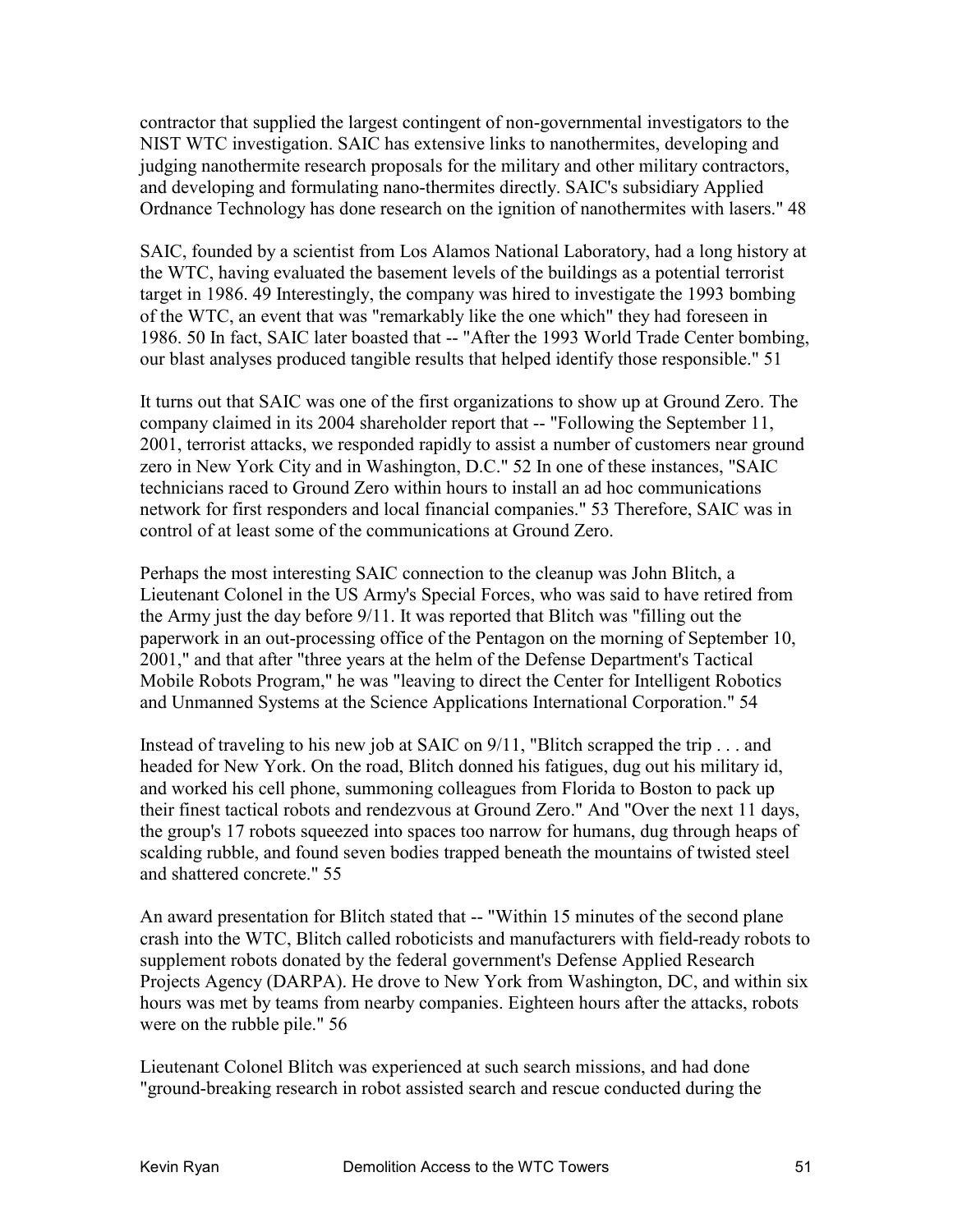contractor that supplied the largest contingent of non-governmental investigators to the NIST WTC investigation. SAIC has extensive links to nanothermites, developing and judging nanothermite research proposals for the military and other military contractors, and developing and formulating nano-thermites directly. SAIC's subsidiary Applied Ordnance Technology has done research on the ignition of nanothermites with lasers." 48

SAIC, founded by a scientist from Los Alamos National Laboratory, had a long history at the WTC, having evaluated the basement levels of the buildings as a potential terrorist target in 1986. 49 Interestingly, the company was hired to investigate the 1993 bombing of the WTC, an event that was "remarkably like the one which" they had foreseen in 1986. 50 In fact, SAIC later boasted that -- "After the 1993 World Trade Center bombing, our blast analyses produced tangible results that helped identify those responsible." 51

It turns out that SAIC was one of the first organizations to show up at Ground Zero. The company claimed in its 2004 shareholder report that -- "Following the September 11, 2001, terrorist attacks, we responded rapidly to assist a number of customers near ground zero in New York City and in Washington, D.C." 52 In one of these instances, "SAIC technicians raced to Ground Zero within hours to install an ad hoc communications network for first responders and local financial companies." 53 Therefore, SAIC was in control of at least some of the communications at Ground Zero.

Perhaps the most interesting SAIC connection to the cleanup was John Blitch, a Lieutenant Colonel in the US Army's Special Forces, who was said to have retired from the Army just the day before 9/11. It was reported that Blitch was "filling out the paperwork in an out-processing office of the Pentagon on the morning of September 10, 2001," and that after "three years at the helm of the Defense Department's Tactical Mobile Robots Program," he was "leaving to direct the Center for Intelligent Robotics and Unmanned Systems at the Science Applications International Corporation." 54

Instead of traveling to his new job at SAIC on 9/11, "Blitch scrapped the trip . . . and headed for New York. On the road, Blitch donned his fatigues, dug out his military id, and worked his cell phone, summoning colleagues from Florida to Boston to pack up their finest tactical robots and rendezvous at Ground Zero." And "Over the next 11 days, the group's 17 robots squeezed into spaces too narrow for humans, dug through heaps of scalding rubble, and found seven bodies trapped beneath the mountains of twisted steel and shattered concrete." 55

An award presentation for Blitch stated that -- "Within 15 minutes of the second plane crash into the WTC, Blitch called roboticists and manufacturers with field-ready robots to supplement robots donated by the federal government's Defense Applied Research Projects Agency (DARPA). He drove to New York from Washington, DC, and within six hours was met by teams from nearby companies. Eighteen hours after the attacks, robots were on the rubble pile." 56

Lieutenant Colonel Blitch was experienced at such search missions, and had done "ground-breaking research in robot assisted search and rescue conducted during the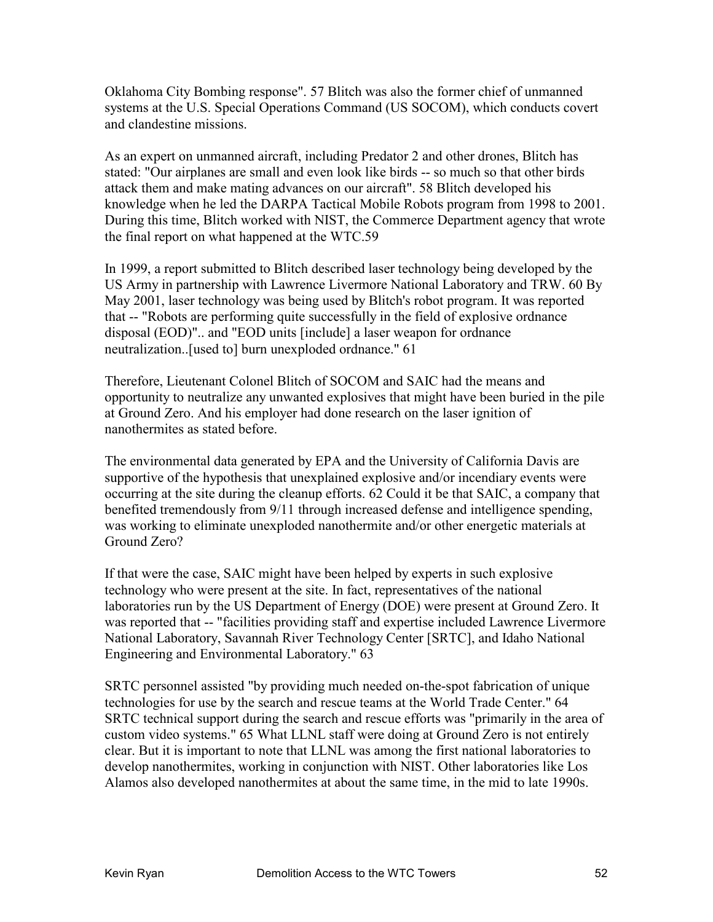Oklahoma City Bombing response". 57 Blitch was also the former chief of unmanned systems at the U.S. Special Operations Command (US SOCOM), which conducts covert and clandestine missions.

As an expert on unmanned aircraft, including Predator 2 and other drones, Blitch has stated: "Our airplanes are small and even look like birds -- so much so that other birds attack them and make mating advances on our aircraft". 58 Blitch developed his knowledge when he led the DARPA Tactical Mobile Robots program from 1998 to 2001. During this time, Blitch worked with NIST, the Commerce Department agency that wrote the final report on what happened at the WTC.59

In 1999, a report submitted to Blitch described laser technology being developed by the US Army in partnership with Lawrence Livermore National Laboratory and TRW. 60 By May 2001, laser technology was being used by Blitch's robot program. It was reported that -- "Robots are performing quite successfully in the field of explosive ordnance disposal (EOD)".. and "EOD units [include] a laser weapon for ordnance neutralization..[used to] burn unexploded ordnance." 61

Therefore, Lieutenant Colonel Blitch of SOCOM and SAIC had the means and opportunity to neutralize any unwanted explosives that might have been buried in the pile at Ground Zero. And his employer had done research on the laser ignition of nanothermites as stated before.

The environmental data generated by EPA and the University of California Davis are supportive of the hypothesis that unexplained explosive and/or incendiary events were occurring at the site during the cleanup efforts. 62 Could it be that SAIC, a company that benefited tremendously from 9/11 through increased defense and intelligence spending, was working to eliminate unexploded nanothermite and/or other energetic materials at Ground Zero?

If that were the case, SAIC might have been helped by experts in such explosive technology who were present at the site. In fact, representatives of the national laboratories run by the US Department of Energy (DOE) were present at Ground Zero. It was reported that -- "facilities providing staff and expertise included Lawrence Livermore National Laboratory, Savannah River Technology Center [SRTC], and Idaho National Engineering and Environmental Laboratory." 63

SRTC personnel assisted "by providing much needed on-the-spot fabrication of unique technologies for use by the search and rescue teams at the World Trade Center." 64 SRTC technical support during the search and rescue efforts was "primarily in the area of custom video systems." 65 What LLNL staff were doing at Ground Zero is not entirely clear. But it is important to note that LLNL was among the first national laboratories to develop nanothermites, working in conjunction with NIST. Other laboratories like Los Alamos also developed nanothermites at about the same time, in the mid to late 1990s.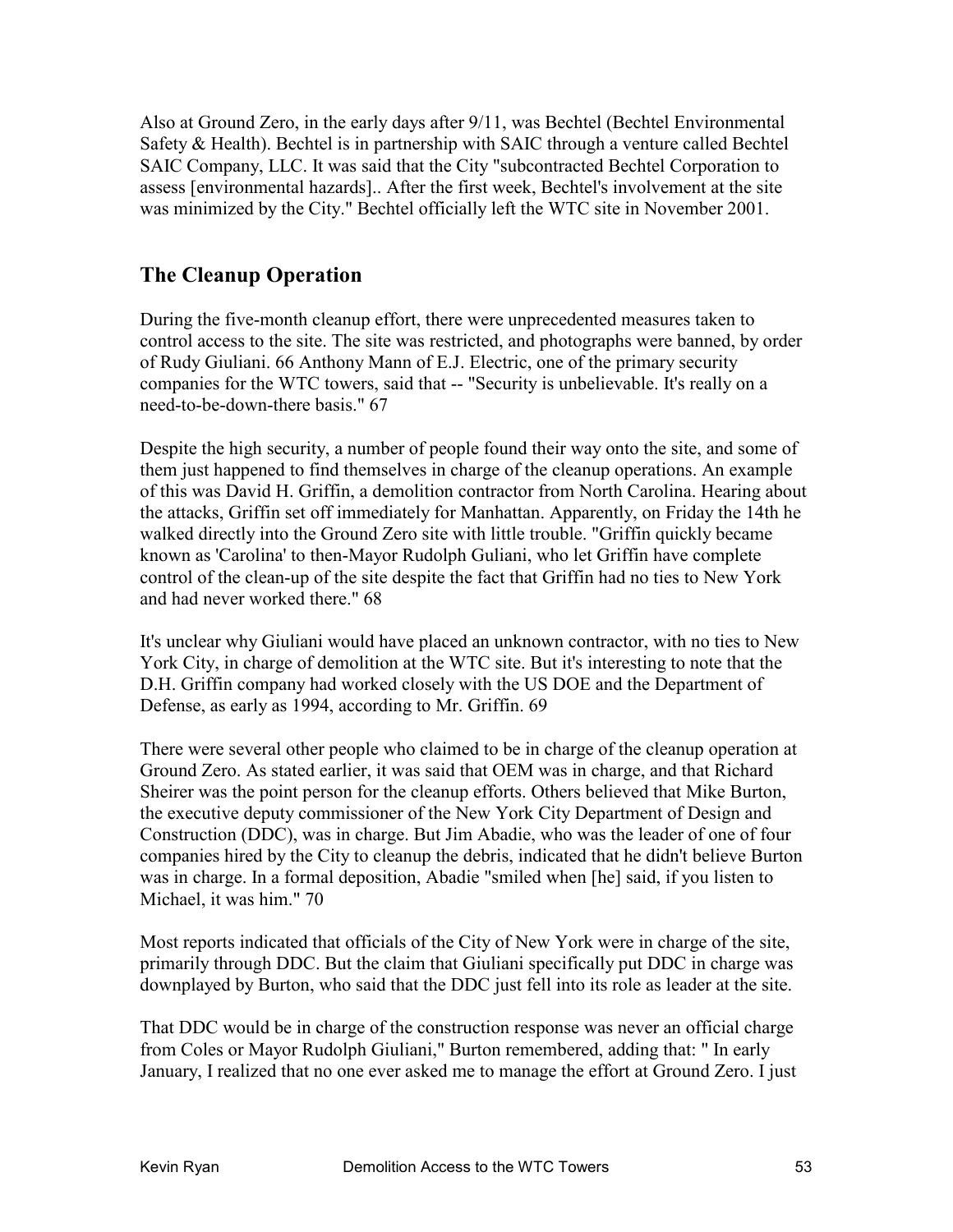Also at Ground Zero, in the early days after 9/11, was Bechtel (Bechtel Environmental Safety & Health). Bechtel is in partnership with SAIC through a venture called Bechtel SAIC Company, LLC. It was said that the City "subcontracted Bechtel Corporation to assess [environmental hazards].. After the first week, Bechtel's involvement at the site was minimized by the City." Bechtel officially left the WTC site in November 2001.

## The Cleanup Operation

During the five-month cleanup effort, there were unprecedented measures taken to control access to the site. The site was restricted, and photographs were banned, by order of Rudy Giuliani. 66 Anthony Mann of E.J. Electric, one of the primary security companies for the WTC towers, said that -- "Security is unbelievable. It's really on a need-to-be-down-there basis." 67

Despite the high security, a number of people found their way onto the site, and some of them just happened to find themselves in charge of the cleanup operations. An example of this was David H. Griffin, a demolition contractor from North Carolina. Hearing about the attacks, Griffin set off immediately for Manhattan. Apparently, on Friday the 14th he walked directly into the Ground Zero site with little trouble. "Griffin quickly became known as 'Carolina' to then-Mayor Rudolph Guliani, who let Griffin have complete control of the clean-up of the site despite the fact that Griffin had no ties to New York and had never worked there." 68

It's unclear why Giuliani would have placed an unknown contractor, with no ties to New York City, in charge of demolition at the WTC site. But it's interesting to note that the D.H. Griffin company had worked closely with the US DOE and the Department of Defense, as early as 1994, according to Mr. Griffin. 69

There were several other people who claimed to be in charge of the cleanup operation at Ground Zero. As stated earlier, it was said that OEM was in charge, and that Richard Sheirer was the point person for the cleanup efforts. Others believed that Mike Burton, the executive deputy commissioner of the New York City Department of Design and Construction (DDC), was in charge. But Jim Abadie, who was the leader of one of four companies hired by the City to cleanup the debris, indicated that he didn't believe Burton was in charge. In a formal deposition, Abadie "smiled when [he] said, if you listen to Michael, it was him." 70

Most reports indicated that officials of the City of New York were in charge of the site, primarily through DDC. But the claim that Giuliani specifically put DDC in charge was downplayed by Burton, who said that the DDC just fell into its role as leader at the site.

That DDC would be in charge of the construction response was never an official charge from Coles or Mayor Rudolph Giuliani," Burton remembered, adding that: " In early January, I realized that no one ever asked me to manage the effort at Ground Zero. I just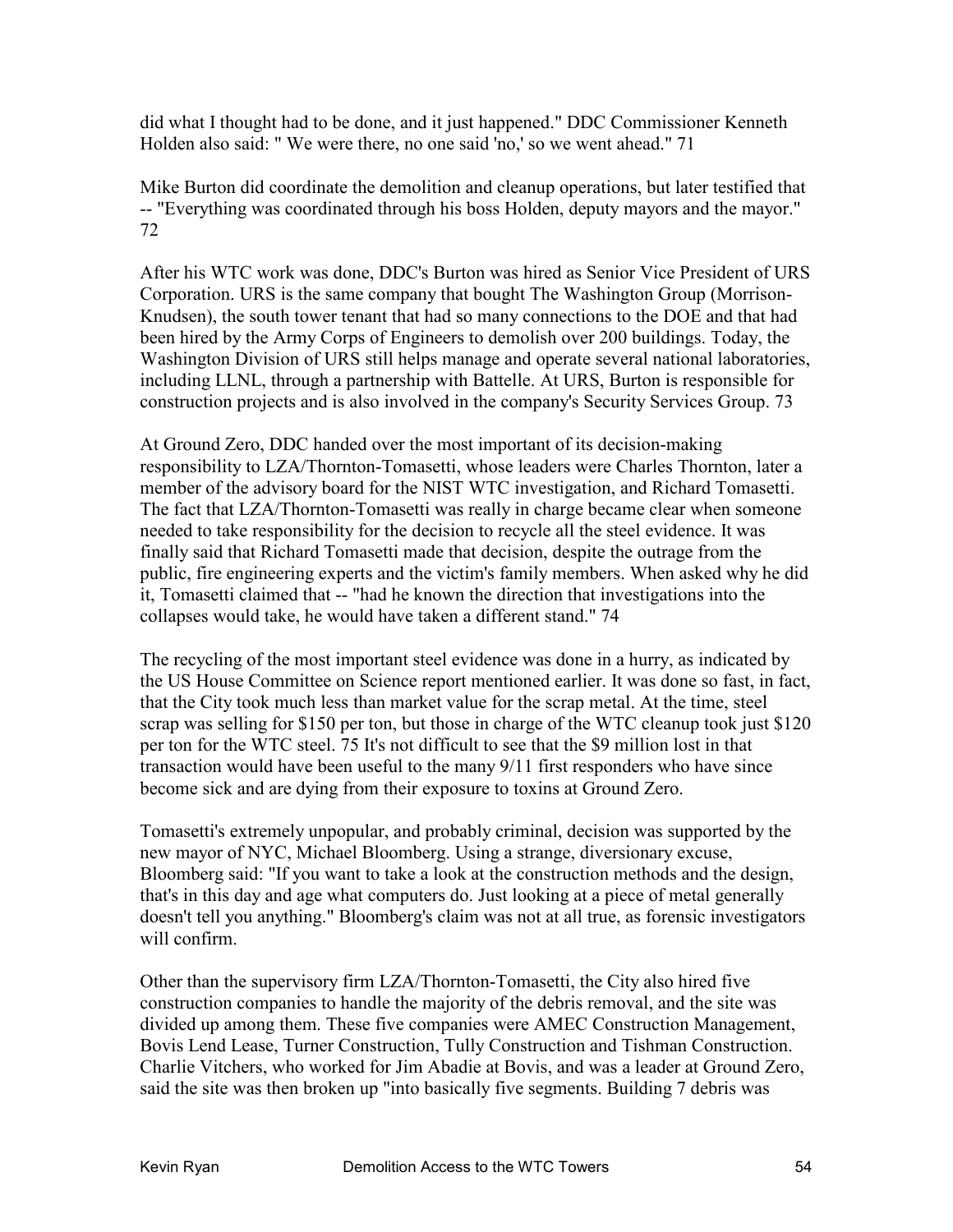did what I thought had to be done, and it just happened." DDC Commissioner Kenneth Holden also said: " We were there, no one said 'no,' so we went ahead." 71

Mike Burton did coordinate the demolition and cleanup operations, but later testified that -- "Everything was coordinated through his boss Holden, deputy mayors and the mayor." 72

After his WTC work was done, DDC's Burton was hired as Senior Vice President of URS Corporation. URS is the same company that bought The Washington Group (Morrison-Knudsen), the south tower tenant that had so many connections to the DOE and that had been hired by the Army Corps of Engineers to demolish over 200 buildings. Today, the Washington Division of URS still helps manage and operate several national laboratories, including LLNL, through a partnership with Battelle. At URS, Burton is responsible for construction projects and is also involved in the company's Security Services Group. 73

At Ground Zero, DDC handed over the most important of its decision-making responsibility to LZA/Thornton-Tomasetti, whose leaders were Charles Thornton, later a member of the advisory board for the NIST WTC investigation, and Richard Tomasetti. The fact that LZA/Thornton-Tomasetti was really in charge became clear when someone needed to take responsibility for the decision to recycle all the steel evidence. It was finally said that Richard Tomasetti made that decision, despite the outrage from the public, fire engineering experts and the victim's family members. When asked why he did it, Tomasetti claimed that -- "had he known the direction that investigations into the collapses would take, he would have taken a different stand." 74

The recycling of the most important steel evidence was done in a hurry, as indicated by the US House Committee on Science report mentioned earlier. It was done so fast, in fact, that the City took much less than market value for the scrap metal. At the time, steel scrap was selling for $150 per ton, but those in charge of the WTC cleanup took just $120 per ton for the WTC steel. 75 It's not difficult to see that the $9 million lost in that transaction would have been useful to the many 9/11 first responders who have since become sick and are dying from their exposure to toxins at Ground Zero.

Tomasetti's extremely unpopular, and probably criminal, decision was supported by the new mayor of NYC, Michael Bloomberg. Using a strange, diversionary excuse, Bloomberg said: "If you want to take a look at the construction methods and the design, that's in this day and age what computers do. Just looking at a piece of metal generally doesn't tell you anything." Bloomberg's claim was not at all true, as forensic investigators will confirm.

Other than the supervisory firm LZA/Thornton-Tomasetti, the City also hired five construction companies to handle the majority of the debris removal, and the site was divided up among them. These five companies were AMEC Construction Management, Bovis Lend Lease, Turner Construction, Tully Construction and Tishman Construction. Charlie Vitchers, who worked for Jim Abadie at Bovis, and was a leader at Ground Zero, said the site was then broken up "into basically five segments. Building 7 debris was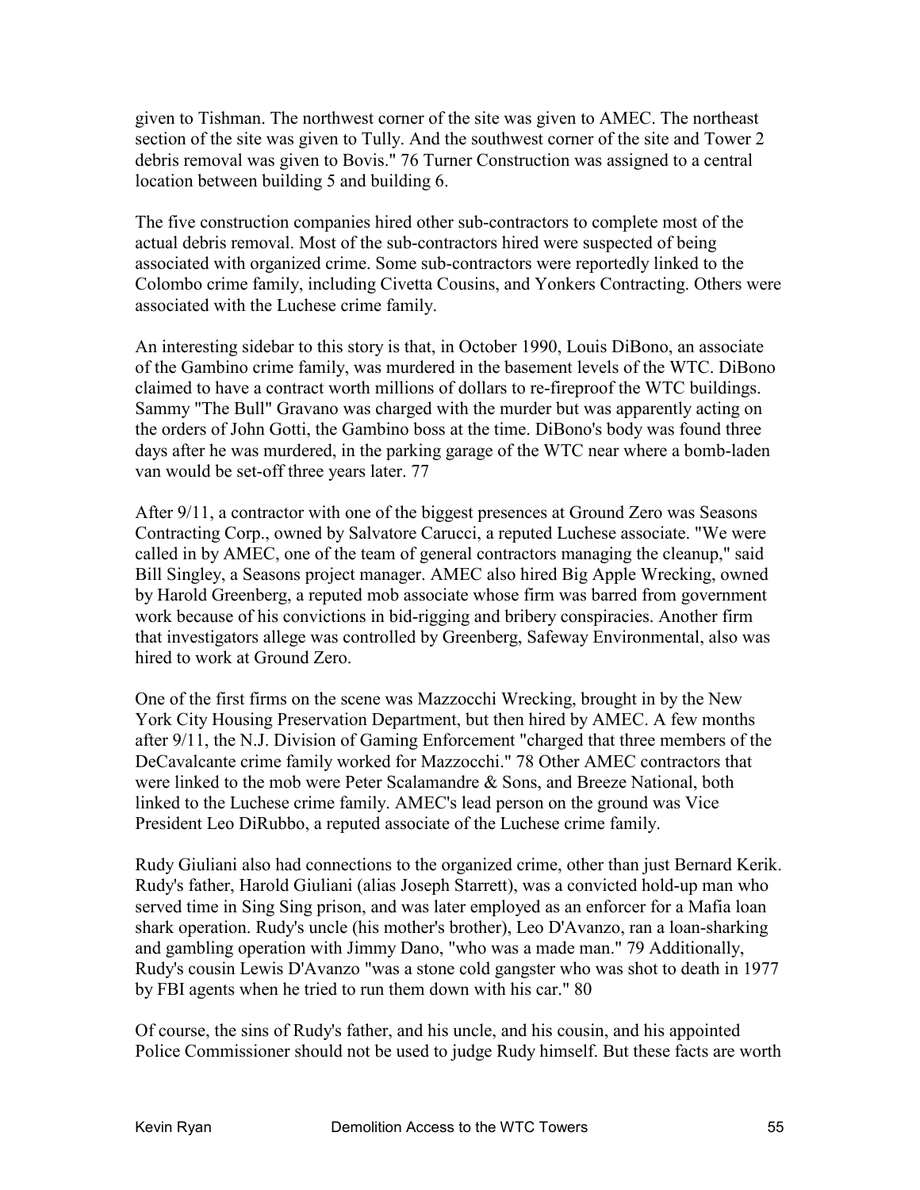given to Tishman. The northwest corner of the site was given to AMEC. The northeast section of the site was given to Tully. And the southwest corner of the site and Tower 2 debris removal was given to Bovis." 76 Turner Construction was assigned to a central location between building 5 and building 6.

The five construction companies hired other sub-contractors to complete most of the actual debris removal. Most of the sub-contractors hired were suspected of being associated with organized crime. Some sub-contractors were reportedly linked to the Colombo crime family, including Civetta Cousins, and Yonkers Contracting. Others were associated with the Luchese crime family.

An interesting sidebar to this story is that, in October 1990, Louis DiBono, an associate of the Gambino crime family, was murdered in the basement levels of the WTC. DiBono claimed to have a contract worth millions of dollars to re-fireproof the WTC buildings. Sammy "The Bull" Gravano was charged with the murder but was apparently acting on the orders of John Gotti, the Gambino boss at the time. DiBono's body was found three days after he was murdered, in the parking garage of the WTC near where a bomb-laden van would be set-off three years later. 77

After 9/11, a contractor with one of the biggest presences at Ground Zero was Seasons Contracting Corp., owned by Salvatore Carucci, a reputed Luchese associate. "We were called in by AMEC, one of the team of general contractors managing the cleanup," said Bill Singley, a Seasons project manager. AMEC also hired Big Apple Wrecking, owned by Harold Greenberg, a reputed mob associate whose firm was barred from government work because of his convictions in bid-rigging and bribery conspiracies. Another firm that investigators allege was controlled by Greenberg, Safeway Environmental, also was hired to work at Ground Zero.

One of the first firms on the scene was Mazzocchi Wrecking, brought in by the New York City Housing Preservation Department, but then hired by AMEC. A few months after 9/11, the N.J. Division of Gaming Enforcement "charged that three members of the DeCavalcante crime family worked for Mazzocchi." 78 Other AMEC contractors that were linked to the mob were Peter Scalamandre & Sons, and Breeze National, both linked to the Luchese crime family. AMEC's lead person on the ground was Vice President Leo DiRubbo, a reputed associate of the Luchese crime family.

Rudy Giuliani also had connections to the organized crime, other than just Bernard Kerik. Rudy's father, Harold Giuliani (alias Joseph Starrett), was a convicted hold-up man who served time in Sing Sing prison, and was later employed as an enforcer for a Mafia loan shark operation. Rudy's uncle (his mother's brother), Leo D'Avanzo, ran a loan-sharking and gambling operation with Jimmy Dano, "who was a made man." 79 Additionally, Rudy's cousin Lewis D'Avanzo "was a stone cold gangster who was shot to death in 1977 by FBI agents when he tried to run them down with his car." 80

Of course, the sins of Rudy's father, and his uncle, and his cousin, and his appointed Police Commissioner should not be used to judge Rudy himself. But these facts are worth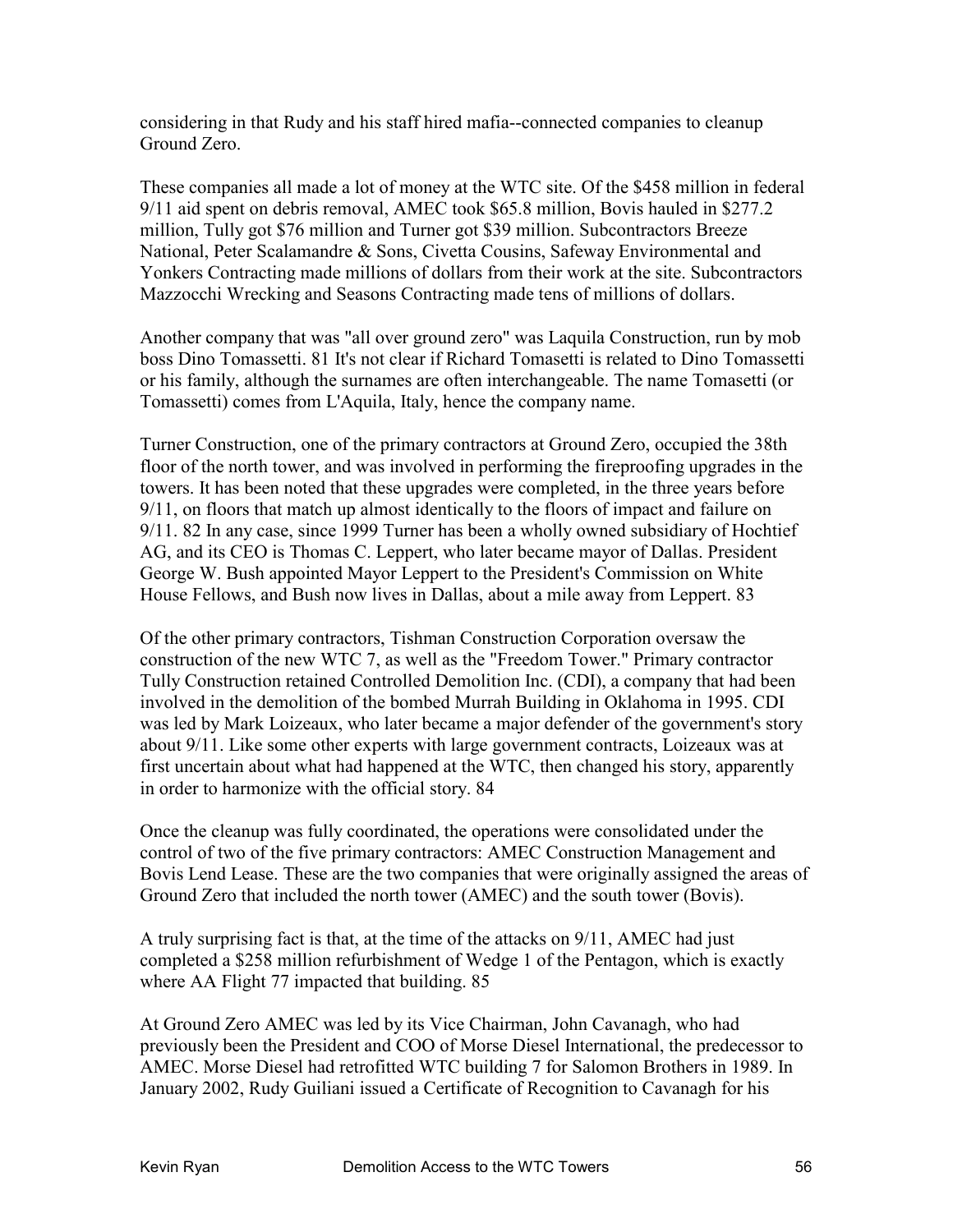considering in that Rudy and his staff hired mafia--connected companies to cleanup Ground Zero.

These companies all made a lot of money at the WTC site. Of the $458 million in federal 9/11 aid spent on debris removal, AMEC took $65.8 million, Bovis hauled in $277.2 million, Tully got $76 million and Turner got $39 million. Subcontractors Breeze National, Peter Scalamandre & Sons, Civetta Cousins, Safeway Environmental and Yonkers Contracting made millions of dollars from their work at the site. Subcontractors Mazzocchi Wrecking and Seasons Contracting made tens of millions of dollars.

Another company that was "all over ground zero" was Laquila Construction, run by mob boss Dino Tomassetti. 81 It's not clear if Richard Tomasetti is related to Dino Tomassetti or his family, although the surnames are often interchangeable. The name Tomasetti (or Tomassetti) comes from L'Aquila, Italy, hence the company name.

Turner Construction, one of the primary contractors at Ground Zero, occupied the 38th floor of the north tower, and was involved in performing the fireproofing upgrades in the towers. It has been noted that these upgrades were completed, in the three years before 9/11, on floors that match up almost identically to the floors of impact and failure on 9/11. 82 In any case, since 1999 Turner has been a wholly owned subsidiary of Hochtief AG, and its CEO is Thomas C. Leppert, who later became mayor of Dallas. President George W. Bush appointed Mayor Leppert to the President's Commission on White House Fellows, and Bush now lives in Dallas, about a mile away from Leppert. 83

Of the other primary contractors, Tishman Construction Corporation oversaw the construction of the new WTC 7, as well as the "Freedom Tower." Primary contractor Tully Construction retained Controlled Demolition Inc. (CDI), a company that had been involved in the demolition of the bombed Murrah Building in Oklahoma in 1995. CDI was led by Mark Loizeaux, who later became a major defender of the government's story about 9/11. Like some other experts with large government contracts, Loizeaux was at first uncertain about what had happened at the WTC, then changed his story, apparently in order to harmonize with the official story. 84

Once the cleanup was fully coordinated, the operations were consolidated under the control of two of the five primary contractors: AMEC Construction Management and Bovis Lend Lease. These are the two companies that were originally assigned the areas of Ground Zero that included the north tower (AMEC) and the south tower (Bovis).

A truly surprising fact is that, at the time of the attacks on 9/11, AMEC had just completed a $258 million refurbishment of Wedge 1 of the Pentagon, which is exactly where AA Flight 77 impacted that building. 85

At Ground Zero AMEC was led by its Vice Chairman, John Cavanagh, who had previously been the President and COO of Morse Diesel International, the predecessor to AMEC. Morse Diesel had retrofitted WTC building 7 for Salomon Brothers in 1989. In January 2002, Rudy Guiliani issued a Certificate of Recognition to Cavanagh for his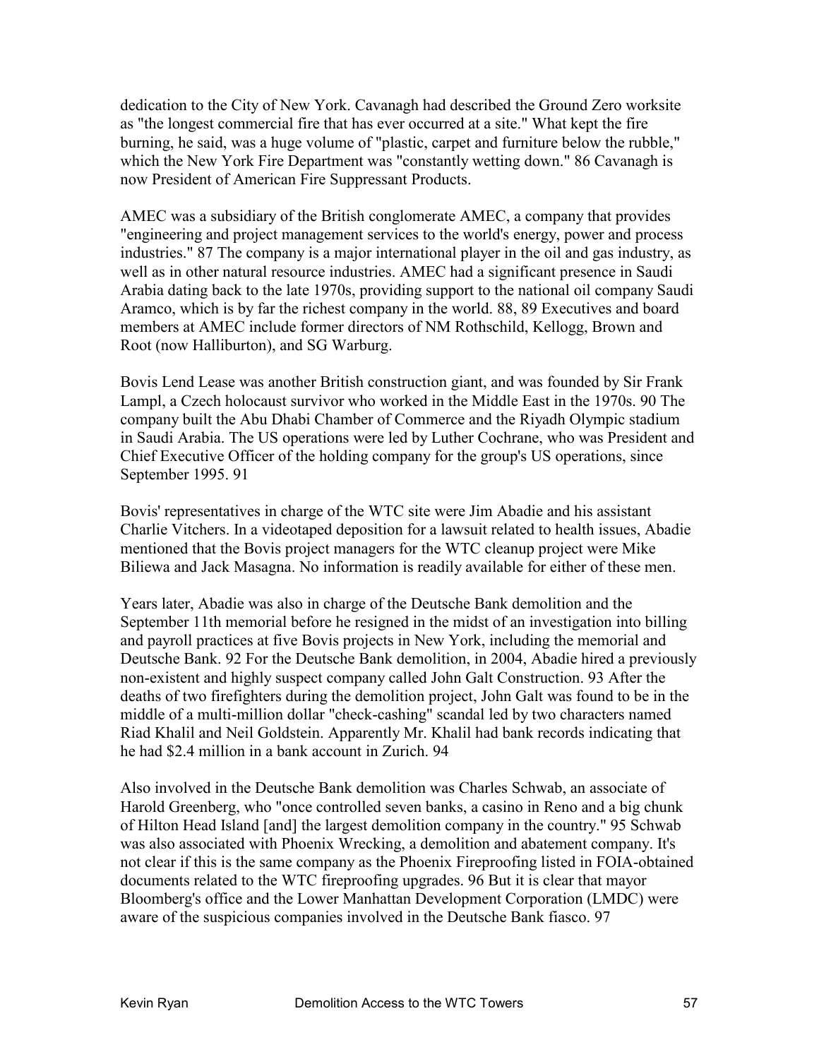dedication to the City of New York. Cavanagh had described the Ground Zero worksite as "the longest commercial fire that has ever occurred at a site." What kept the fire burning, he said, was a huge volume of "plastic, carpet and furniture below the rubble," which the New York Fire Department was "constantly wetting down." 86 Cavanagh is now President of American Fire Suppressant Products.

AMEC was a subsidiary of the British conglomerate AMEC, a company that provides "engineering and project management services to the world's energy, power and process industries." 87 The company is a major international player in the oil and gas industry, as well as in other natural resource industries. AMEC had a significant presence in Saudi Arabia dating back to the late 1970s, providing support to the national oil company Saudi Aramco, which is by far the richest company in the world. 88, 89 Executives and board members at AMEC include former directors of NM Rothschild, Kellogg, Brown and Root (now Halliburton), and SG Warburg.

Bovis Lend Lease was another British construction giant, and was founded by Sir Frank Lampl, a Czech holocaust survivor who worked in the Middle East in the 1970s. 90 The company built the Abu Dhabi Chamber of Commerce and the Riyadh Olympic stadium in Saudi Arabia. The US operations were led by Luther Cochrane, who was President and Chief Executive Officer of the holding company for the group's US operations, since September 1995. 91

Bovis' representatives in charge of the WTC site were Jim Abadie and his assistant Charlie Vitchers. In a videotaped deposition for a lawsuit related to health issues, Abadie mentioned that the Bovis project managers for the WTC cleanup project were Mike Biliewa and Jack Masagna. No information is readily available for either of these men.

Years later, Abadie was also in charge of the Deutsche Bank demolition and the September 11th memorial before he resigned in the midst of an investigation into billing and payroll practices at five Bovis projects in New York, including the memorial and Deutsche Bank. 92 For the Deutsche Bank demolition, in 2004, Abadie hired a previously non-existent and highly suspect company called John Galt Construction. 93 After the deaths of two firefighters during the demolition project, John Galt was found to be in the middle of a multi-million dollar "check-cashing" scandal led by two characters named Riad Khalil and Neil Goldstein. Apparently Mr. Khalil had bank records indicating that he had $2.4 million in a bank account in Zurich. 94

Also involved in the Deutsche Bank demolition was Charles Schwab, an associate of Harold Greenberg, who "once controlled seven banks, a casino in Reno and a big chunk of Hilton Head Island [and] the largest demolition company in the country." 95 Schwab was also associated with Phoenix Wrecking, a demolition and abatement company. It's not clear if this is the same company as the Phoenix Fireproofing listed in FOIA-obtained documents related to the WTC fireproofing upgrades. 96 But it is clear that mayor Bloomberg's office and the Lower Manhattan Development Corporation (LMDC) were aware of the suspicious companies involved in the Deutsche Bank fiasco. 97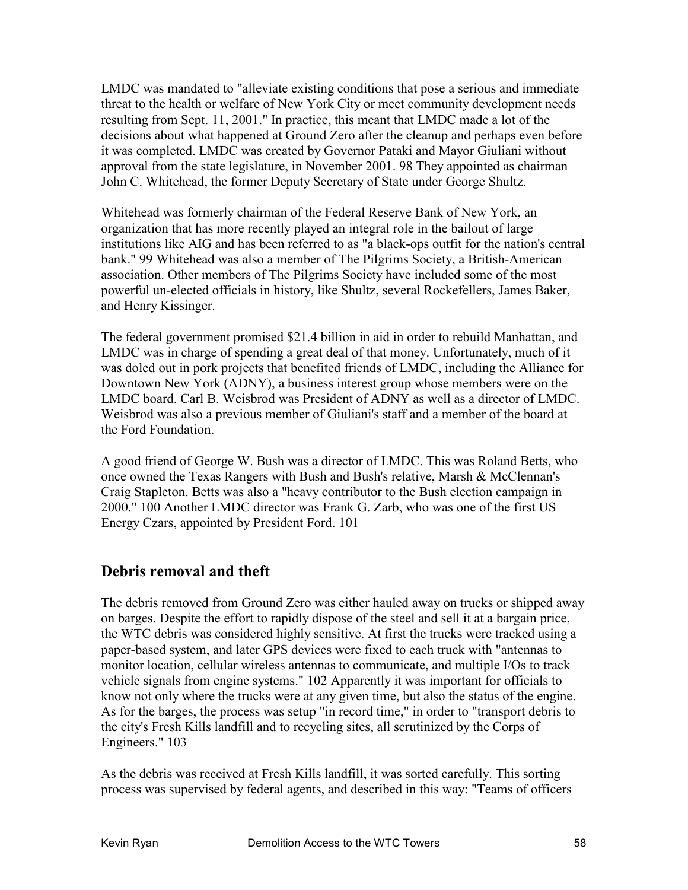LMDC was mandated to "alleviate existing conditions that pose a serious and immediate threat to the health or welfare of New York City or meet community development needs resulting from Sept. 11, 2001." In practice, this meant that LMDC made a lot of the decisions about what happened at Ground Zero after the cleanup and perhaps even before it was completed. LMDC was created by Governor Pataki and Mayor Giuliani without approval from the state legislature, in November 2001. 98 They appointed as chairman John C. Whitehead, the former Deputy Secretary of State under George Shultz.

Whitehead was formerly chairman of the Federal Reserve Bank of New York, an organization that has more recently played an integral role in the bailout of large institutions like AIG and has been referred to as "a black-ops outfit for the nation's central bank." 99 Whitehead was also a member of The Pilgrims Society, a British-American association. Other members of The Pilgrims Society have included some of the most powerful un-elected officials in history, like Shultz, several Rockefellers, James Baker, and Henry Kissinger.

The federal government promised $21.4 billion in aid in order to rebuild Manhattan, and LMDC was in charge of spending a great deal of that money. Unfortunately, much of it was doled out in pork projects that benefited friends of LMDC, including the Alliance for Downtown New York (ADNY), a business interest group whose members were on the LMDC board. Carl B. Weisbrod was President of ADNY as well as a director of LMDC. Weisbrod was also a previous member of Giuliani's staff and a member of the board at the Ford Foundation.

A good friend of George W. Bush was a director of LMDC. This was Roland Betts, who once owned the Texas Rangers with Bush and Bush's relative, Marsh & McClennan's Craig Stapleton. Betts was also a "heavy contributor to the Bush election campaign in 2000." 100 Another LMDC director was Frank G. Zarb, who was one of the first US Energy Czars, appointed by President Ford. 101

## Debris removal and theft

The debris removed from Ground Zero was either hauled away on trucks or shipped away on barges. Despite the effort to rapidly dispose of the steel and sell it at a bargain price, the WTC debris was considered highly sensitive. At first the trucks were tracked using a paper-based system, and later GPS devices were fixed to each truck with "antennas to monitor location, cellular wireless antennas to communicate, and multiple I/Os to track vehicle signals from engine systems." 102 Apparently it was important for officials to know not only where the trucks were at any given time, but also the status of the engine. As for the barges, the process was setup "in record time," in order to "transport debris to the city's Fresh Kills landfill and to recycling sites, all scrutinized by the Corps of Engineers." 103

As the debris was received at Fresh Kills landfill, it was sorted carefully. This sorting process was supervised by federal agents, and described in this way: "Teams of officers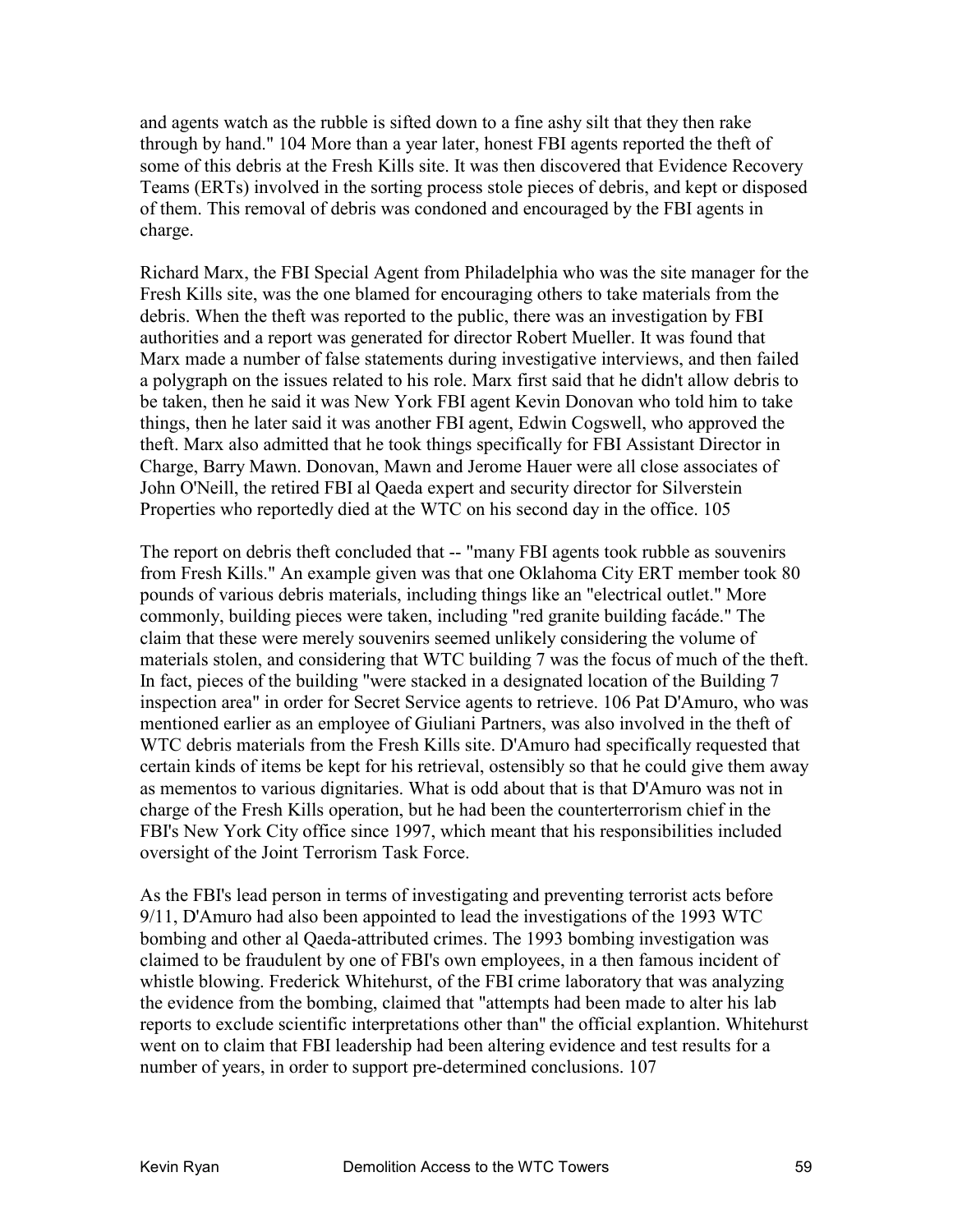and agents watch as the rubble is sifted down to a fine ashy silt that they then rake through by hand." 104 More than a year later, honest FBI agents reported the theft of some of this debris at the Fresh Kills site. It was then discovered that Evidence Recovery Teams (ERTs) involved in the sorting process stole pieces of debris, and kept or disposed of them. This removal of debris was condoned and encouraged by the FBI agents in charge.

Richard Marx, the FBI Special Agent from Philadelphia who was the site manager for the Fresh Kills site, was the one blamed for encouraging others to take materials from the debris. When the theft was reported to the public, there was an investigation by FBI authorities and a report was generated for director Robert Mueller. It was found that Marx made a number of false statements during investigative interviews, and then failed a polygraph on the issues related to his role. Marx first said that he didn't allow debris to be taken, then he said it was New York FBI agent Kevin Donovan who told him to take things, then he later said it was another FBI agent, Edwin Cogswell, who approved the theft. Marx also admitted that he took things specifically for FBI Assistant Director in Charge, Barry Mawn. Donovan, Mawn and Jerome Hauer were all close associates of John O'Neill, the retired FBI al Qaeda expert and security director for Silverstein Properties who reportedly died at the WTC on his second day in the office. 105

The report on debris theft concluded that -- "many FBI agents took rubble as souvenirs from Fresh Kills." An example given was that one Oklahoma City ERT member took 80 pounds of various debris materials, including things like an "electrical outlet." More commonly, building pieces were taken, including "red granite building facáde." The claim that these were merely souvenirs seemed unlikely considering the volume of materials stolen, and considering that WTC building 7 was the focus of much of the theft. In fact, pieces of the building "were stacked in a designated location of the Building 7 inspection area" in order for Secret Service agents to retrieve. 106 Pat D'Amuro, who was mentioned earlier as an employee of Giuliani Partners, was also involved in the theft of WTC debris materials from the Fresh Kills site. D'Amuro had specifically requested that certain kinds of items be kept for his retrieval, ostensibly so that he could give them away as mementos to various dignitaries. What is odd about that is that D'Amuro was not in charge of the Fresh Kills operation, but he had been the counterterrorism chief in the FBI's New York City office since 1997, which meant that his responsibilities included oversight of the Joint Terrorism Task Force.

As the FBI's lead person in terms of investigating and preventing terrorist acts before 9/11, D'Amuro had also been appointed to lead the investigations of the 1993 WTC bombing and other al Qaeda-attributed crimes. The 1993 bombing investigation was claimed to be fraudulent by one of FBI's own employees, in a then famous incident of whistle blowing. Frederick Whitehurst, of the FBI crime laboratory that was analyzing the evidence from the bombing, claimed that "attempts had been made to alter his lab reports to exclude scientific interpretations other than" the official explantion. Whitehurst went on to claim that FBI leadership had been altering evidence and test results for a number of years, in order to support pre-determined conclusions. 107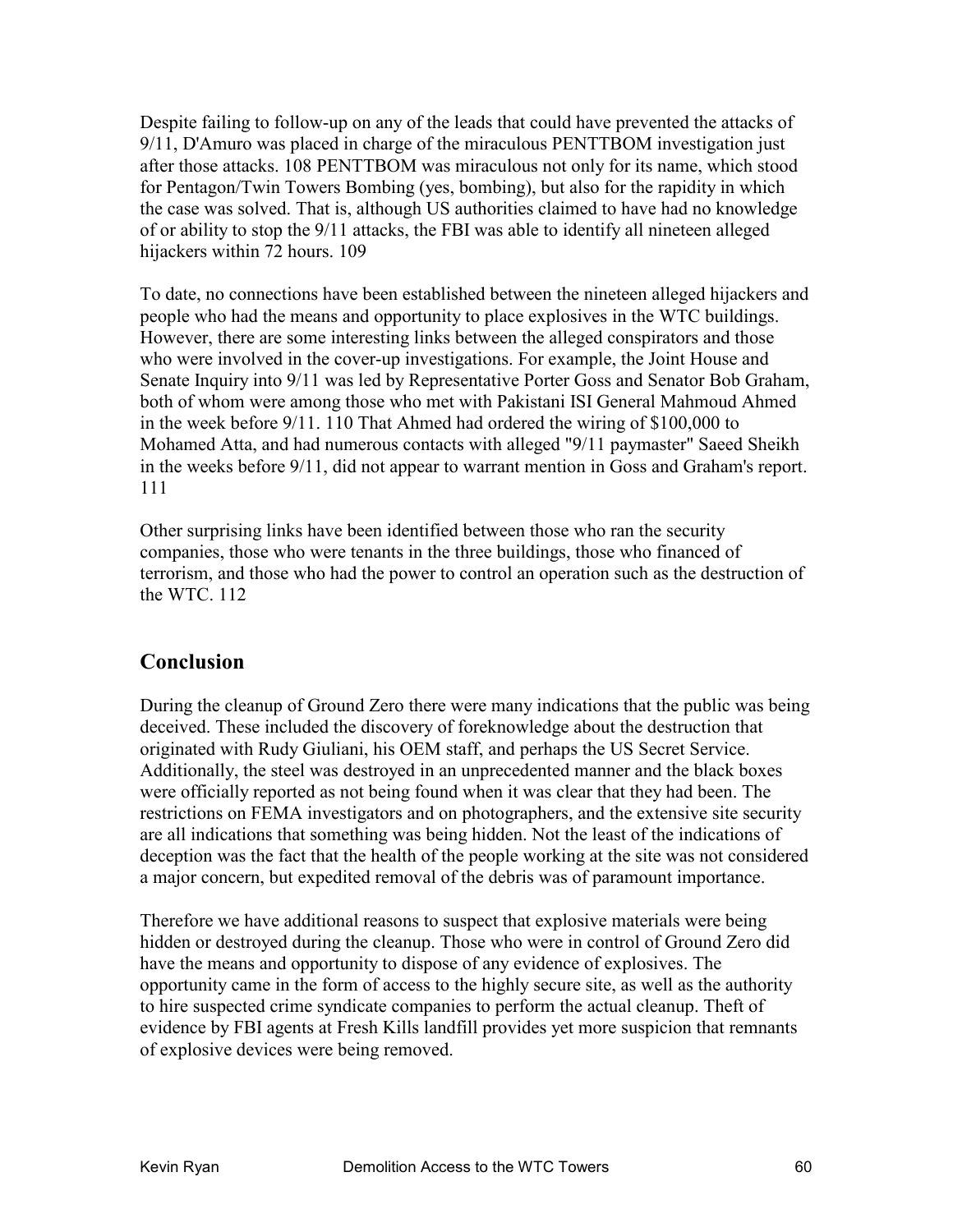Despite failing to follow-up on any of the leads that could have prevented the attacks of 9/11, D'Amuro was placed in charge of the miraculous PENTTBOM investigation just after those attacks. 108 PENTTBOM was miraculous not only for its name, which stood for Pentagon/Twin Towers Bombing (yes, bombing), but also for the rapidity in which the case was solved. That is, although US authorities claimed to have had no knowledge of or ability to stop the 9/11 attacks, the FBI was able to identify all nineteen alleged hijackers within 72 hours. 109

To date, no connections have been established between the nineteen alleged hijackers and people who had the means and opportunity to place explosives in the WTC buildings. However, there are some interesting links between the alleged conspirators and those who were involved in the cover-up investigations. For example, the Joint House and Senate Inquiry into 9/11 was led by Representative Porter Goss and Senator Bob Graham, both of whom were among those who met with Pakistani ISI General Mahmoud Ahmed in the week before 9/11. 110 That Ahmed had ordered the wiring of $100,000 to Mohamed Atta, and had numerous contacts with alleged "9/11 paymaster" Saeed Sheikh in the weeks before 9/11, did not appear to warrant mention in Goss and Graham's report. 111

Other surprising links have been identified between those who ran the security companies, those who were tenants in the three buildings, those who financed of terrorism, and those who had the power to control an operation such as the destruction of the WTC. 112

## Conclusion

During the cleanup of Ground Zero there were many indications that the public was being deceived. These included the discovery of foreknowledge about the destruction that originated with Rudy Giuliani, his OEM staff, and perhaps the US Secret Service. Additionally, the steel was destroyed in an unprecedented manner and the black boxes were officially reported as not being found when it was clear that they had been. The restrictions on FEMA investigators and on photographers, and the extensive site security are all indications that something was being hidden. Not the least of the indications of deception was the fact that the health of the people working at the site was not considered a major concern, but expedited removal of the debris was of paramount importance.

Therefore we have additional reasons to suspect that explosive materials were being hidden or destroyed during the cleanup. Those who were in control of Ground Zero did have the means and opportunity to dispose of any evidence of explosives. The opportunity came in the form of access to the highly secure site, as well as the authority to hire suspected crime syndicate companies to perform the actual cleanup. Theft of evidence by FBI agents at Fresh Kills landfill provides yet more suspicion that remnants of explosive devices were being removed.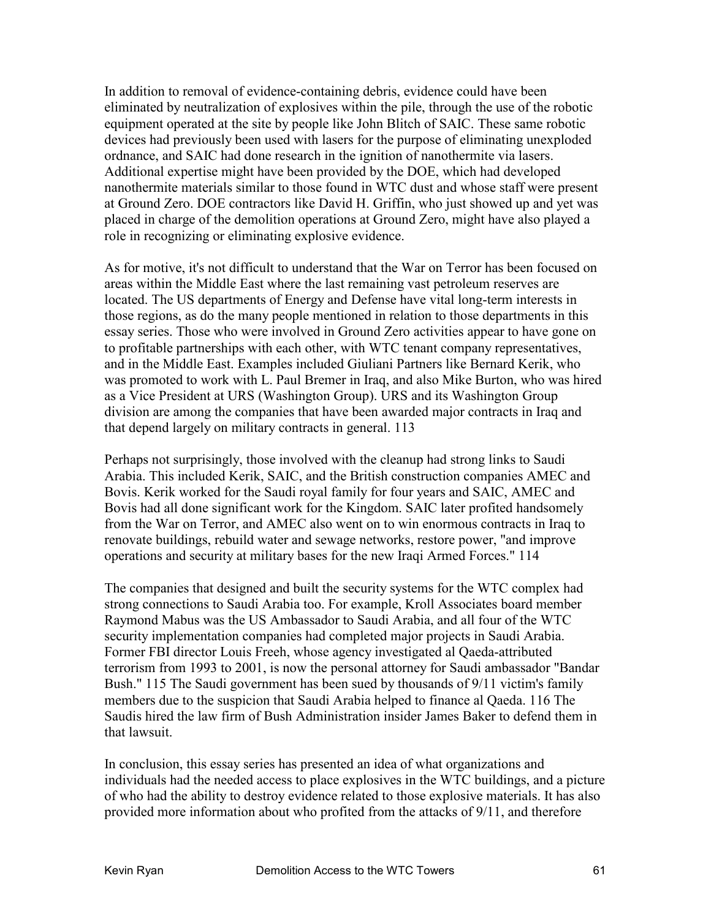In addition to removal of evidence-containing debris, evidence could have been eliminated by neutralization of explosives within the pile, through the use of the robotic equipment operated at the site by people like John Blitch of SAIC. These same robotic devices had previously been used with lasers for the purpose of eliminating unexploded ordnance, and SAIC had done research in the ignition of nanothermite via lasers. Additional expertise might have been provided by the DOE, which had developed nanothermite materials similar to those found in WTC dust and whose staff were present at Ground Zero. DOE contractors like David H. Griffin, who just showed up and yet was placed in charge of the demolition operations at Ground Zero, might have also played a role in recognizing or eliminating explosive evidence.

As for motive, it's not difficult to understand that the War on Terror has been focused on areas within the Middle East where the last remaining vast petroleum reserves are located. The US departments of Energy and Defense have vital long-term interests in those regions, as do the many people mentioned in relation to those departments in this essay series. Those who were involved in Ground Zero activities appear to have gone on to profitable partnerships with each other, with WTC tenant company representatives, and in the Middle East. Examples included Giuliani Partners like Bernard Kerik, who was promoted to work with L. Paul Bremer in Iraq, and also Mike Burton, who was hired as a Vice President at URS (Washington Group). URS and its Washington Group division are among the companies that have been awarded major contracts in Iraq and that depend largely on military contracts in general. 113

Perhaps not surprisingly, those involved with the cleanup had strong links to Saudi Arabia. This included Kerik, SAIC, and the British construction companies AMEC and Bovis. Kerik worked for the Saudi royal family for four years and SAIC, AMEC and Bovis had all done significant work for the Kingdom. SAIC later profited handsomely from the War on Terror, and AMEC also went on to win enormous contracts in Iraq to renovate buildings, rebuild water and sewage networks, restore power, "and improve operations and security at military bases for the new Iraqi Armed Forces." 114

The companies that designed and built the security systems for the WTC complex had strong connections to Saudi Arabia too. For example, Kroll Associates board member Raymond Mabus was the US Ambassador to Saudi Arabia, and all four of the WTC security implementation companies had completed major projects in Saudi Arabia. Former FBI director Louis Freeh, whose agency investigated al Qaeda-attributed terrorism from 1993 to 2001, is now the personal attorney for Saudi ambassador "Bandar Bush." 115 The Saudi government has been sued by thousands of 9/11 victim's family members due to the suspicion that Saudi Arabia helped to finance al Qaeda. 116 The Saudis hired the law firm of Bush Administration insider James Baker to defend them in that lawsuit.

In conclusion, this essay series has presented an idea of what organizations and individuals had the needed access to place explosives in the WTC buildings, and a picture of who had the ability to destroy evidence related to those explosive materials. It has also provided more information about who profited from the attacks of 9/11, and therefore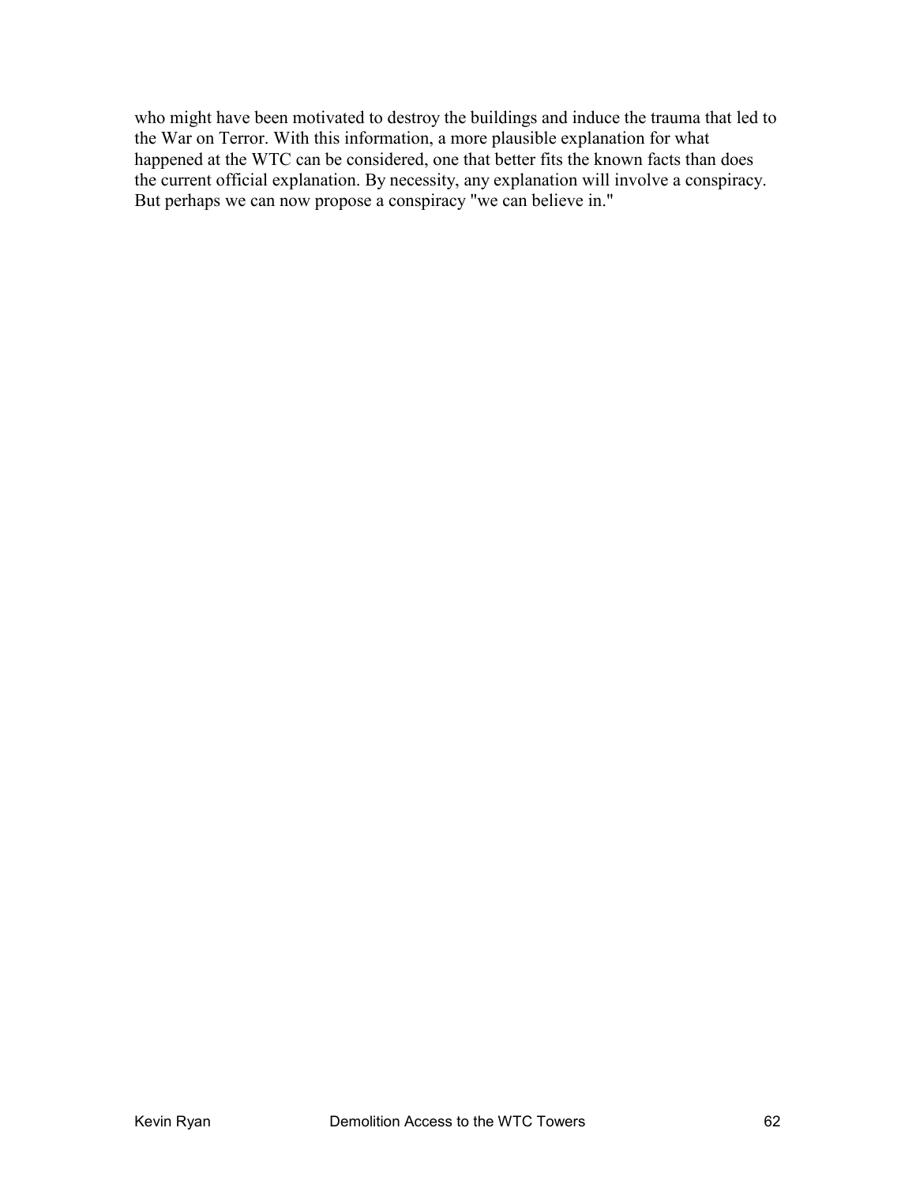who might have been motivated to destroy the buildings and induce the trauma that led to the War on Terror. With this information, a more plausible explanation for what happened at the WTC can be considered, one that better fits the known facts than does the current official explanation. By necessity, any explanation will involve a conspiracy. But perhaps we can now propose a conspiracy "we can believe in."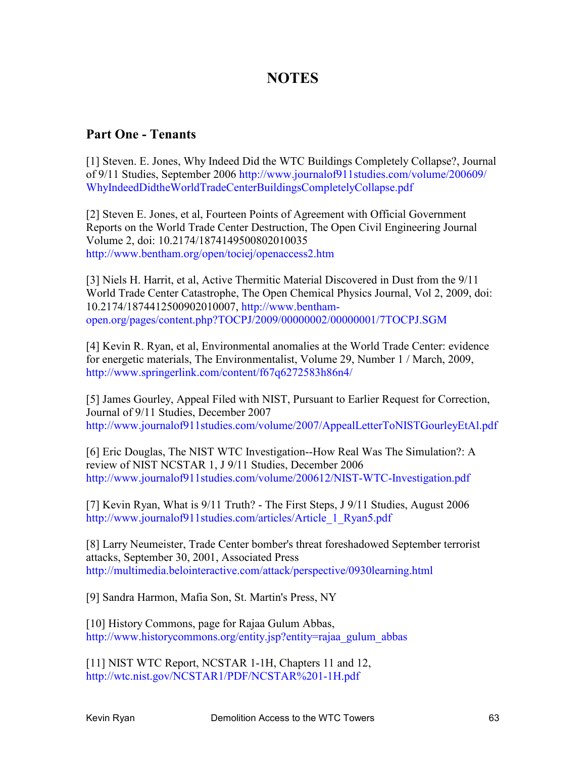# NOTES

## Part One - Tenants

[1] Steven. E. Jones, Why Indeed Did the WTC Buildings Completely Collapse?, Journal of 9/11 Studies, September 2006 http://www.journalof911studies.com/volume/200609/WhyIndeedDidtheWorldTradeCenterBuildingsCompletelyCollapse.pdf

[2] Steven E. Jones, et al, Fourteen Points of Agreement with Official Government Reports on the World Trade Center Destruction, The Open Civil Engineering Journal Volume 2, doi: 10.2174/1874149500802010035 http://www.bentham.org/open/tociej/openaccess2.htm

[3] Niels H. Harrit, et al, Active Thermitic Material Discovered in Dust from the 9/11 World Trade Center Catastrophe, The Open Chemical Physics Journal, Vol 2, 2009, doi: 10.2174/1874412500902010007, http://www.bentham-open.org/pages/content.php?TOCPJ/2009/00000002/00000001/7TOCPJ.SGM

[4] Kevin R. Ryan, et al, Environmental anomalies at the World Trade Center: evidence for energetic materials, The Environmentalist, Volume 29, Number 1 / March, 2009, http://www.springerlink.com/content/f67q6272583h86n4/

[5] James Gourley, Appeal Filed with NIST, Pursuant to Earlier Request for Correction, Journal of 9/11 Studies, December 2007 http://www.journalof911studies.com/volume/2007/AppealLetterToNISTGourleyEtAl.pdf

[6] Eric Douglas, The NIST WTC Investigation--How Real Was The Simulation?: A review of NIST NCSTAR 1, J 9/11 Studies, December 2006 http://www.journalof911studies.com/volume/200612/NIST-WTC-Investigation.pdf

[7] Kevin Ryan, What is 9/11 Truth? - The First Steps, J 9/11 Studies, August 2006 http://www.journalof911studies.com/articles/Article_1_Ryan5.pdf

[8] Larry Neumeister, Trade Center bomber's threat foreshadowed September terrorist attacks, September 30, 2001, Associated Press http://multimedia.belointeractive.com/attack/perspective/0930learning.html

[9] Sandra Harmon, Mafia Son, St. Martin's Press, NY

[10] History Commons, page for Rajaa Gulum Abbas, http://www.historycommons.org/entity.jsp?entity=rajaa_gulum_abbas

[11] NIST WTC Report, NCSTAR 1-1H, Chapters 11 and 12, http://wtc.nist.gov/NCSTAR1/PDF/NCSTAR%201-1H.pdf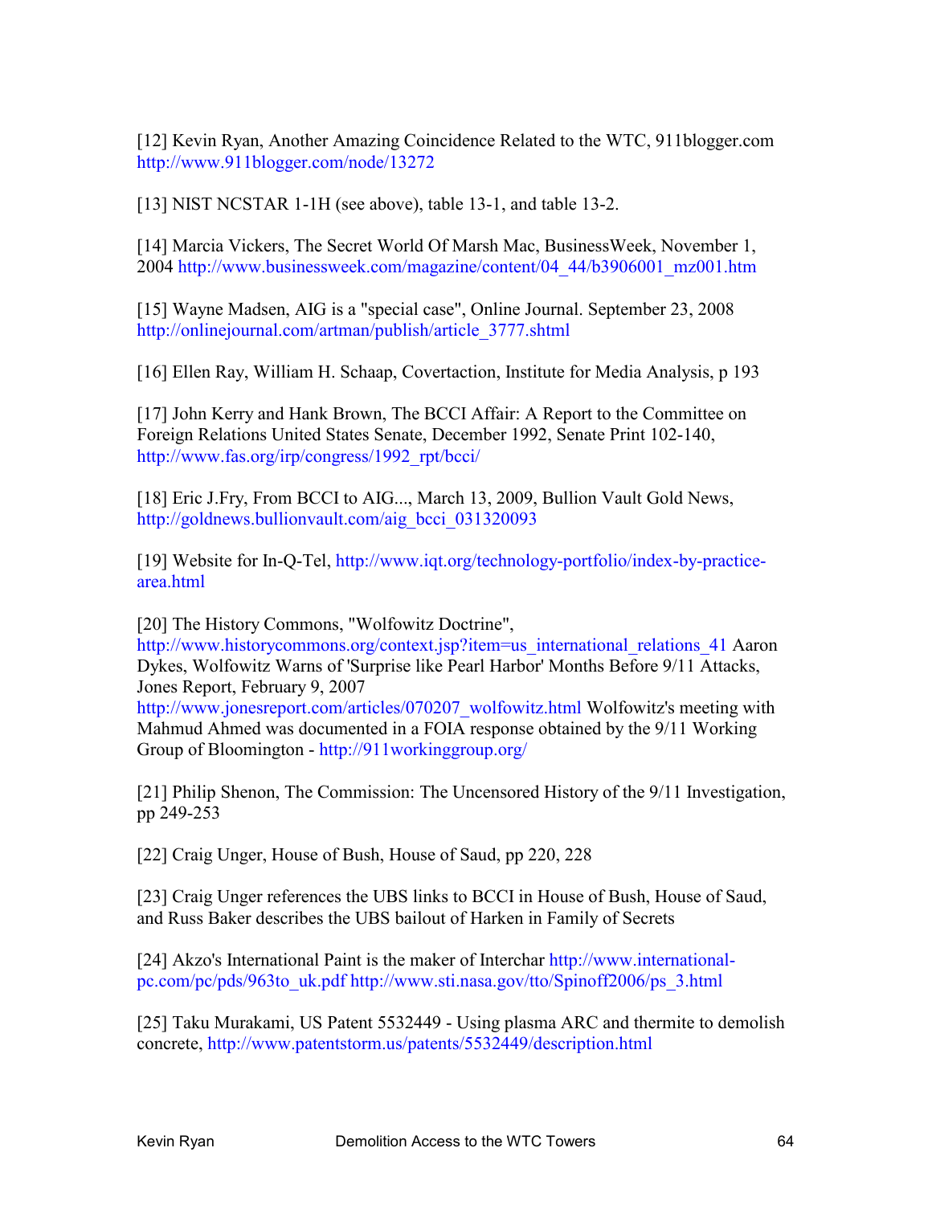[12] Kevin Ryan, Another Amazing Coincidence Related to the WTC, 911blogger.com http://www.911blogger.com/node/13272

[13] NIST NCSTAR 1-1H (see above), table 13-1, and table 13-2.

[14] Marcia Vickers, The Secret World Of Marsh Mac, BusinessWeek, November 1, 2004 http://www.businessweek.com/magazine/content/04_44/b3906001_mz001.htm

[15] Wayne Madsen, AIG is a "special case", Online Journal. September 23, 2008 http://onlinejournal.com/artman/publish/article_3777.shtml

[16] Ellen Ray, William H. Schaap, Covertaction, Institute for Media Analysis, p 193

[17] John Kerry and Hank Brown, The BCCI Affair: A Report to the Committee on Foreign Relations United States Senate, December 1992, Senate Print 102-140, http://www.fas.org/irp/congress/1992_rpt/bcci/

[18] Eric J.Fry, From BCCI to AIG..., March 13, 2009, Bullion Vault Gold News, http://goldnews.bullionvault.com/aig_bcci_031320093

[19] Website for In-Q-Tel, http://www.iqt.org/technology-portfolio/index-by-practice-area.html

[20] The History Commons, "Wolfowitz Doctrine", http://www.historycommons.org/context.jsp?item=us_international_relations_41 Aaron Dykes, Wolfowitz Warns of 'Surprise like Pearl Harbor' Months Before 9/11 Attacks, Jones Report, February 9, 2007 http://www.jonesreport.com/articles/070207_wolfowitz.html Wolfowitz's meeting with Mahmud Ahmed was documented in a FOIA response obtained by the 9/11 Working Group of Bloomington - http://911workinggroup.org/

[21] Philip Shenon, The Commission: The Uncensored History of the 9/11 Investigation, pp 249-253

[22] Craig Unger, House of Bush, House of Saud, pp 220, 228

[23] Craig Unger references the UBS links to BCCI in House of Bush, House of Saud, and Russ Baker describes the UBS bailout of Harken in Family of Secrets

[24] Akzo's International Paint is the maker of Interchar http://www.international-pc.com/pc/pds/963to_uk.pdf http://www.sti.nasa.gov/tto/Spinoff2006/ps_3.html

[25] Taku Murakami, US Patent 5532449 - Using plasma ARC and thermite to demolish concrete, http://www.patentstorm.us/patents/5532449/description.html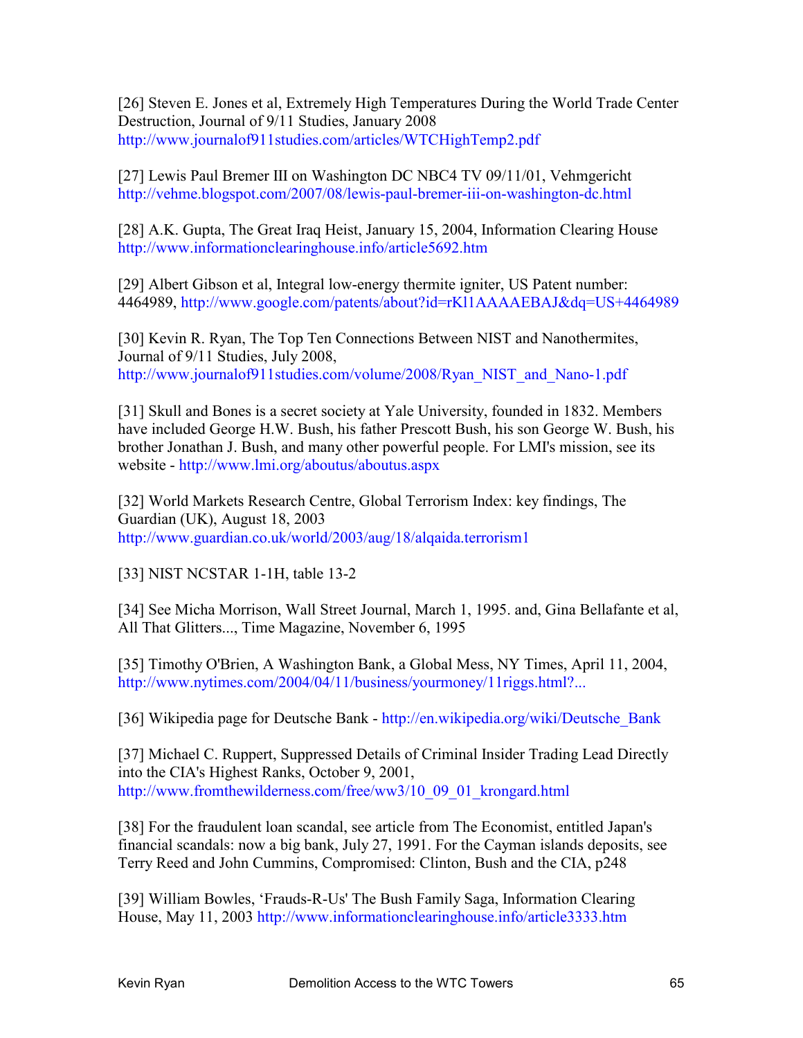[26] Steven E. Jones et al, Extremely High Temperatures During the World Trade Center Destruction, Journal of 9/11 Studies, January 2008 http://www.journalof911studies.com/articles/WTCHighTemp2.pdf

[27] Lewis Paul Bremer III on Washington DC NBC4 TV 09/11/01, Vehmgericht http://vehme.blogspot.com/2007/08/lewis-paul-bremer-iii-on-washington-dc.html

[28] A.K. Gupta, The Great Iraq Heist, January 15, 2004, Information Clearing House http://www.informationclearinghouse.info/article5692.htm

[29] Albert Gibson et al, Integral low-energy thermite igniter, US Patent number: 4464989, http://www.google.com/patents/about?id=rKl1AAAAEBAJ&dq=US+4464989

[30] Kevin R. Ryan, The Top Ten Connections Between NIST and Nanothermites, Journal of 9/11 Studies, July 2008, http://www.journalof911studies.com/volume/2008/Ryan_NIST_and_Nano-1.pdf

[31] Skull and Bones is a secret society at Yale University, founded in 1832. Members have included George H.W. Bush, his father Prescott Bush, his son George W. Bush, his brother Jonathan J. Bush, and many other powerful people. For LMI's mission, see its website - http://www.lmi.org/aboutus/aboutus.aspx

[32] World Markets Research Centre, Global Terrorism Index: key findings, The Guardian (UK), August 18, 2003 http://www.guardian.co.uk/world/2003/aug/18/alqaida.terrorism1

[33] NIST NCSTAR 1-1H, table 13-2

[34] See Micha Morrison, Wall Street Journal, March 1, 1995. and, Gina Bellafante et al, All That Glitters..., Time Magazine, November 6, 1995

[35] Timothy O'Brien, A Washington Bank, a Global Mess, NY Times, April 11, 2004, http://www.nytimes.com/2004/04/11/business/yourmoney/11riggs.html?...

[36] Wikipedia page for Deutsche Bank - http://en.wikipedia.org/wiki/Deutsche_Bank

[37] Michael C. Ruppert, Suppressed Details of Criminal Insider Trading Lead Directly into the CIA's Highest Ranks, October 9, 2001, http://www.fromthewilderness.com/free/ww3/10_09_01_krongard.html

[38] For the fraudulent loan scandal, see article from The Economist, entitled Japan's financial scandals: now a big bank, July 27, 1991. For the Cayman islands deposits, see Terry Reed and John Cummins, Compromised: Clinton, Bush and the CIA, p248

[39] William Bowles, 'Frauds-R-Us' The Bush Family Saga, Information Clearing House, May 11, 2003 http://www.informationclearinghouse.info/article3333.htm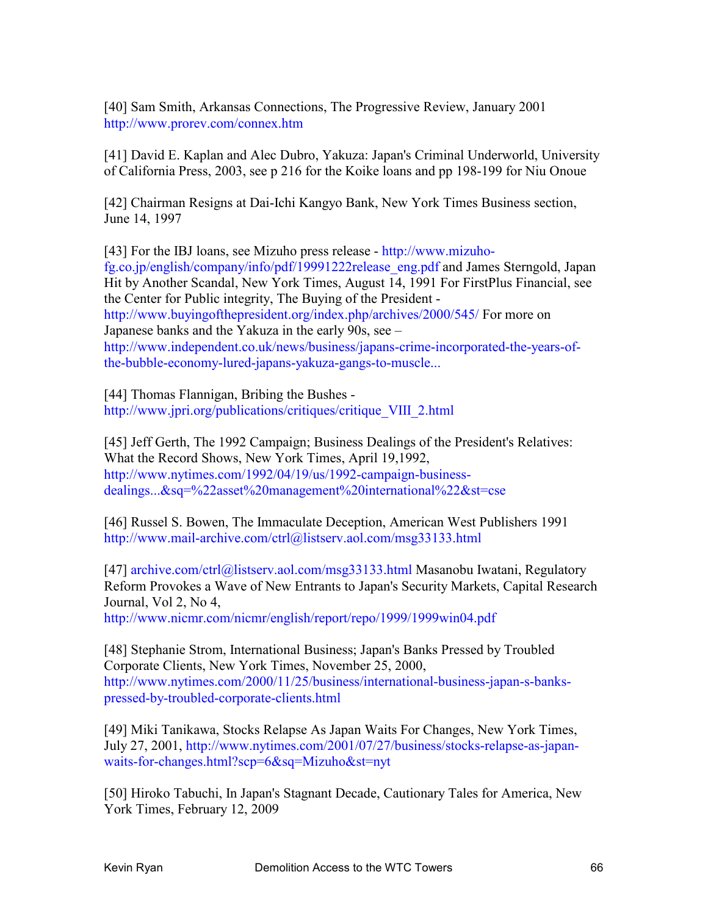[40] Sam Smith, Arkansas Connections, The Progressive Review, January 2001 http://www.prorev.com/connex.htm

[41] David E. Kaplan and Alec Dubro, Yakuza: Japan's Criminal Underworld, University of California Press, 2003, see p 216 for the Koike loans and pp 198-199 for Niu Onoue

[42] Chairman Resigns at Dai-Ichi Kangyo Bank, New York Times Business section, June 14, 1997

[43] For the IBJ loans, see Mizuho press release - http://www.mizuho-fg.co.jp/english/company/info/pdf/19991222release_eng.pdf and James Sterngold, Japan Hit by Another Scandal, New York Times, August 14, 1991 For FirstPlus Financial, see the Center for Public integrity, The Buying of the President - http://www.buyingofthepresident.org/index.php/archives/2000/545/ For more on Japanese banks and the Yakuza in the early 90s, see – http://www.independent.co.uk/news/business/japans-crime-incorporated-the-years-of-the-bubble-economy-lured-japans-yakuza-gangs-to-muscle...

[44] Thomas Flannigan, Bribing the Bushes - http://www.jpri.org/publications/critiques/critique_VIII_2.html

[45] Jeff Gerth, The 1992 Campaign; Business Dealings of the President's Relatives: What the Record Shows, New York Times, April 19,1992, http://www.nytimes.com/1992/04/19/us/1992-campaign-business-dealings...&sq=%22asset%20management%20international%22&st=cse

[46] Russel S. Bowen, The Immaculate Deception, American West Publishers 1991 http://www.mail-archive.com/ctrl@listserv.aol.com/msg33133.html

[47] archive.com/ctrl@listserv.aol.com/msg33133.html Masanobu Iwatani, Regulatory Reform Provokes a Wave of New Entrants to Japan's Security Markets, Capital Research Journal, Vol 2, No 4, http://www.nicmr.com/nicmr/english/report/repo/1999/1999win04.pdf

[48] Stephanie Strom, International Business; Japan's Banks Pressed by Troubled Corporate Clients, New York Times, November 25, 2000, http://www.nytimes.com/2000/11/25/business/international-business-japan-s-banks-pressed-by-troubled-corporate-clients.html

[49] Miki Tanikawa, Stocks Relapse As Japan Waits For Changes, New York Times, July 27, 2001, http://www.nytimes.com/2001/07/27/business/stocks-relapse-as-japan-waits-for-changes.html?scp=6&sq=Mizuho&st=nyt

[50] Hiroko Tabuchi, In Japan's Stagnant Decade, Cautionary Tales for America, New York Times, February 12, 2009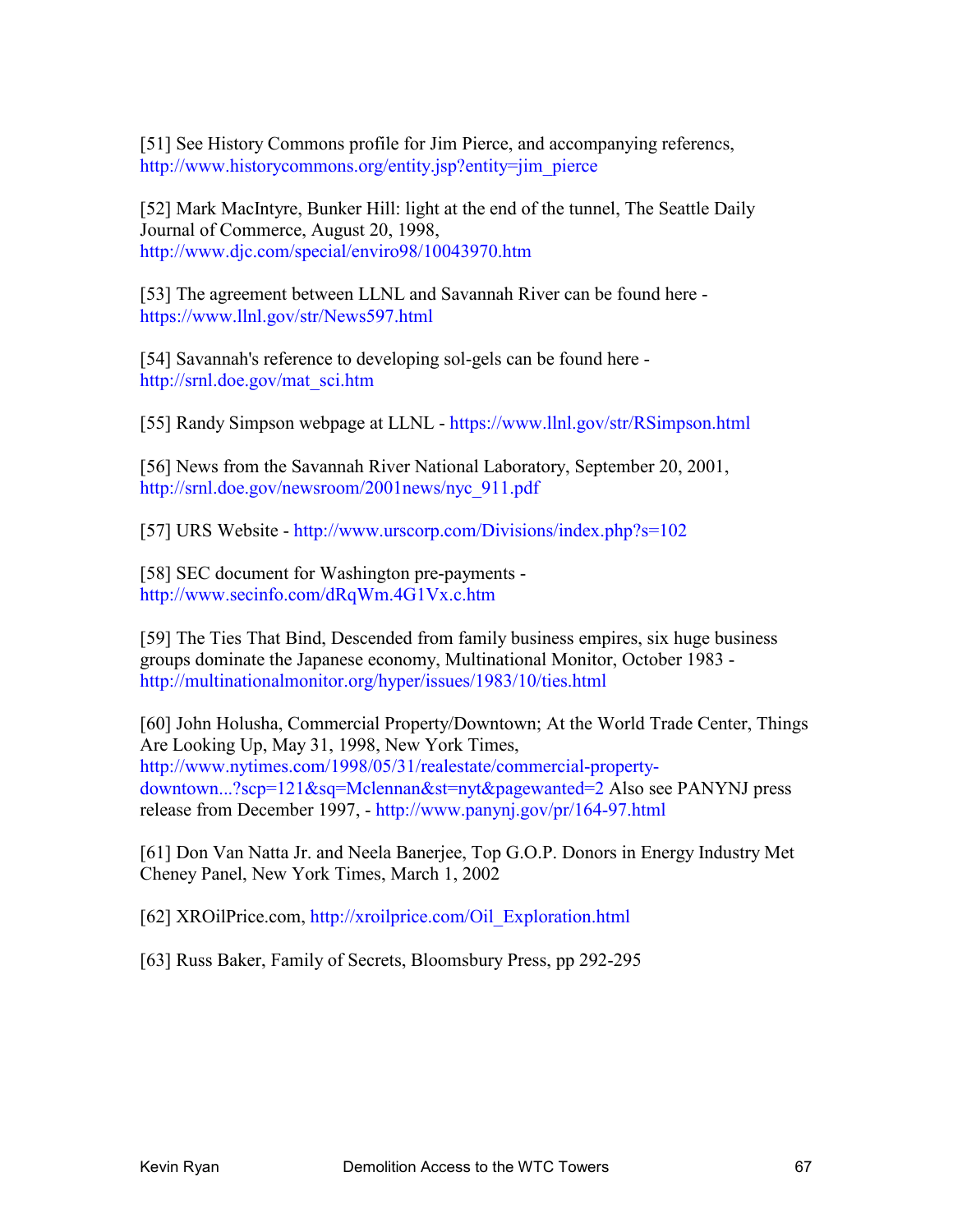[51] See History Commons profile for Jim Pierce, and accompanying referencs, http://www.historycommons.org/entity.jsp?entity=jim_pierce

[52] Mark MacIntyre, Bunker Hill: light at the end of the tunnel, The Seattle Daily Journal of Commerce, August 20, 1998, http://www.djc.com/special/enviro98/10043970.htm

[53] The agreement between LLNL and Savannah River can be found here - https://www.llnl.gov/str/News597.html

[54] Savannah's reference to developing sol-gels can be found here - http://srnl.doe.gov/mat_sci.htm

[55] Randy Simpson webpage at LLNL - https://www.llnl.gov/str/RSimpson.html

[56] News from the Savannah River National Laboratory, September 20, 2001, http://srnl.doe.gov/newsroom/2001news/nyc_911.pdf

[57] URS Website - http://www.urscorp.com/Divisions/index.php?s=102

[58] SEC document for Washington pre-payments - http://www.secinfo.com/dRqWm.4G1Vx.c.htm

[59] The Ties That Bind, Descended from family business empires, six huge business groups dominate the Japanese economy, Multinational Monitor, October 1983 - http://multinationalmonitor.org/hyper/issues/1983/10/ties.html

[60] John Holusha, Commercial Property/Downtown; At the World Trade Center, Things Are Looking Up, May 31, 1998, New York Times, http://www.nytimes.com/1998/05/31/realestate/commercial-property-downtown...?scp=121&sq=Mclennan&st=nyt&pagewanted=2 Also see PANYNJ press release from December 1997, - http://www.panynj.gov/pr/164-97.html

[61] Don Van Natta Jr. and Neela Banerjee, Top G.O.P. Donors in Energy Industry Met Cheney Panel, New York Times, March 1, 2002

[62] XROilPrice.com, http://xroilprice.com/Oil_Exploration.html

[63] Russ Baker, Family of Secrets, Bloomsbury Press, pp 292-295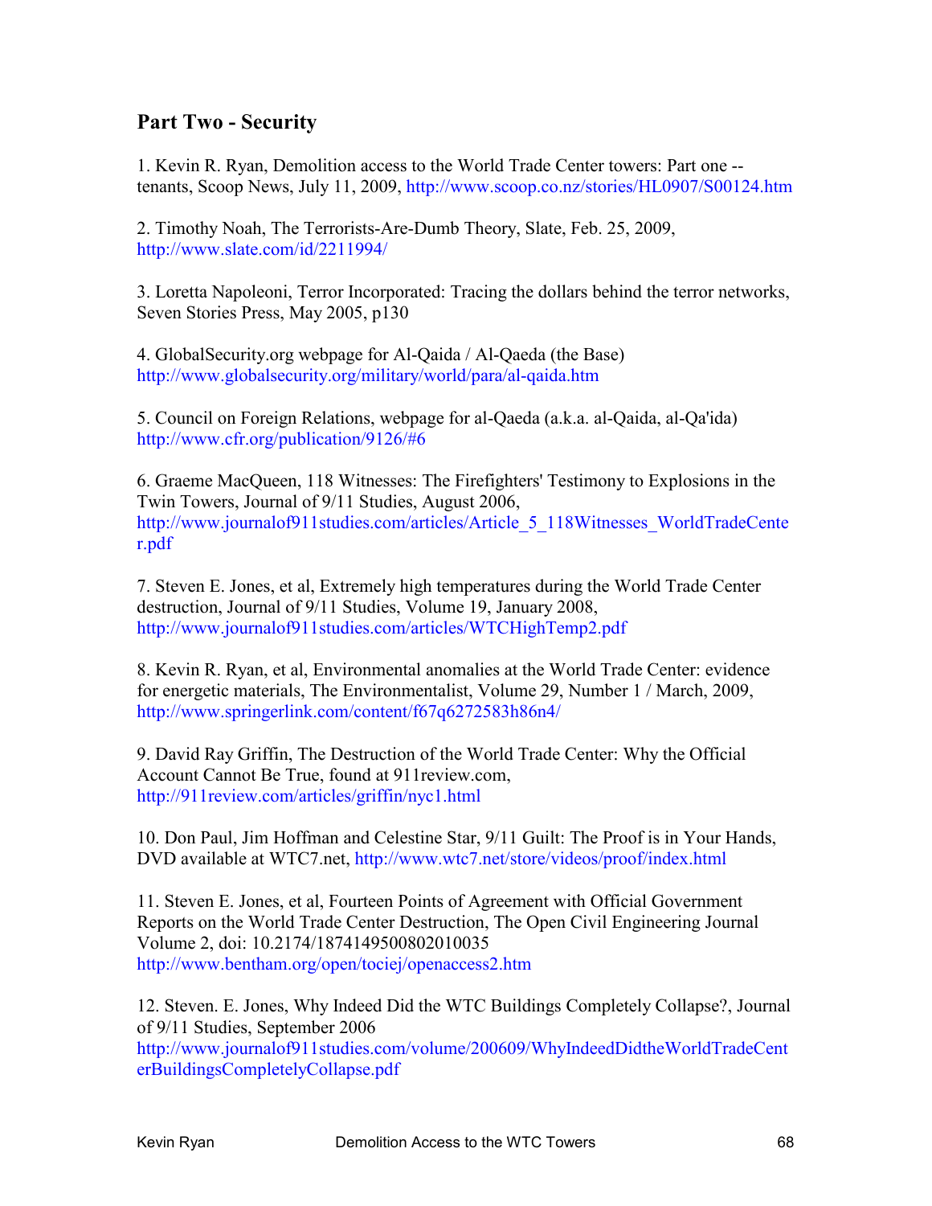## Part Two - Security

1. Kevin R. Ryan, Demolition access to the World Trade Center towers: Part one -- tenants, Scoop News, July 11, 2009, http://www.scoop.co.nz/stories/HL0907/S00124.htm

2. Timothy Noah, The Terrorists-Are-Dumb Theory, Slate, Feb. 25, 2009, http://www.slate.com/id/2211994/

3. Loretta Napoleoni, Terror Incorporated: Tracing the dollars behind the terror networks, Seven Stories Press, May 2005, p130

4. GlobalSecurity.org webpage for Al-Qaida / Al-Qaeda (the Base) http://www.globalsecurity.org/military/world/para/al-qaida.htm

5. Council on Foreign Relations, webpage for al-Qaeda (a.k.a. al-Qaida, al-Qa'ida) http://www.cfr.org/publication/9126/#6

6. Graeme MacQueen, 118 Witnesses: The Firefighters' Testimony to Explosions in the Twin Towers, Journal of 9/11 Studies, August 2006, http://www.journalof911studies.com/articles/Article_5_118Witnesses_WorldTradeCenter.pdf

7. Steven E. Jones, et al, Extremely high temperatures during the World Trade Center destruction, Journal of 9/11 Studies, Volume 19, January 2008, http://www.journalof911studies.com/articles/WTCHighTemp2.pdf

8. Kevin R. Ryan, et al, Environmental anomalies at the World Trade Center: evidence for energetic materials, The Environmentalist, Volume 29, Number 1 / March, 2009, http://www.springerlink.com/content/f67q6272583h86n4/

9. David Ray Griffin, The Destruction of the World Trade Center: Why the Official Account Cannot Be True, found at 911review.com, http://911review.com/articles/griffin/nyc1.html

10. Don Paul, Jim Hoffman and Celestine Star, 9/11 Guilt: The Proof is in Your Hands, DVD available at WTC7.net, http://www.wtc7.net/store/videos/proof/index.html

11. Steven E. Jones, et al, Fourteen Points of Agreement with Official Government Reports on the World Trade Center Destruction, The Open Civil Engineering Journal Volume 2, doi: 10.2174/1874149500802010035 http://www.bentham.org/open/tociej/openaccess2.htm

12. Steven. E. Jones, Why Indeed Did the WTC Buildings Completely Collapse?, Journal of 9/11 Studies, September 2006 http://www.journalof911studies.com/volume/200609/WhyIndeedDidtheWorldTradeCenterBuildingsCompletelyCollapse.pdf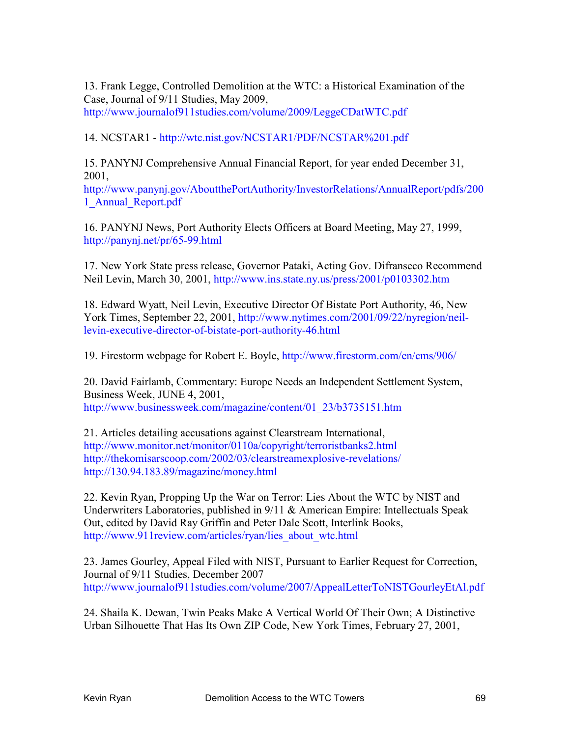13. Frank Legge, Controlled Demolition at the WTC: a Historical Examination of the Case, Journal of 9/11 Studies, May 2009, http://www.journalof911studies.com/volume/2009/LeggeCDatWTC.pdf

14. NCSTAR1 - http://wtc.nist.gov/NCSTAR1/PDF/NCSTAR%201.pdf

15. PANYNJ Comprehensive Annual Financial Report, for year ended December 31, 2001, http://www.panynj.gov/AboutthePortAuthority/InvestorRelations/AnnualReport/pdfs/2001_Annual_Report.pdf

16. PANYNJ News, Port Authority Elects Officers at Board Meeting, May 27, 1999, http://panynj.net/pr/65-99.html

17. New York State press release, Governor Pataki, Acting Gov. Difranseco Recommend Neil Levin, March 30, 2001, http://www.ins.state.ny.us/press/2001/p0103302.htm

18. Edward Wyatt, Neil Levin, Executive Director Of Bistate Port Authority, 46, New York Times, September 22, 2001, http://www.nytimes.com/2001/09/22/nyregion/neil-levin-executive-director-of-bistate-port-authority-46.html

19. Firestorm webpage for Robert E. Boyle, http://www.firestorm.com/en/cms/906/

20. David Fairlamb, Commentary: Europe Needs an Independent Settlement System, Business Week, JUNE 4, 2001, http://www.businessweek.com/magazine/content/01_23/b3735151.htm

21. Articles detailing accusations against Clearstream International, 
http://www.monitor.net/monitor/0110a/copyright/terroristbanks2.html 
http://thekomisarscoop.com/2002/03/clearstreamexplosive-revelations/ 
http://130.94.183.89/magazine/money.html

22. Kevin Ryan, Propping Up the War on Terror: Lies About the WTC by NIST and Underwriters Laboratories, published in 9/11 & American Empire: Intellectuals Speak Out, edited by David Ray Griffin and Peter Dale Scott, Interlink Books, http://www.911review.com/articles/ryan/lies_about_wtc.html

23. James Gourley, Appeal Filed with NIST, Pursuant to Earlier Request for Correction, Journal of 9/11 Studies, December 2007 http://www.journalof911studies.com/volume/2007/AppealLetterToNISTGourleyEtAl.pdf

24. Shaila K. Dewan, Twin Peaks Make A Vertical World Of Their Own; A Distinctive Urban Silhouette That Has Its Own ZIP Code, New York Times, February 27, 2001,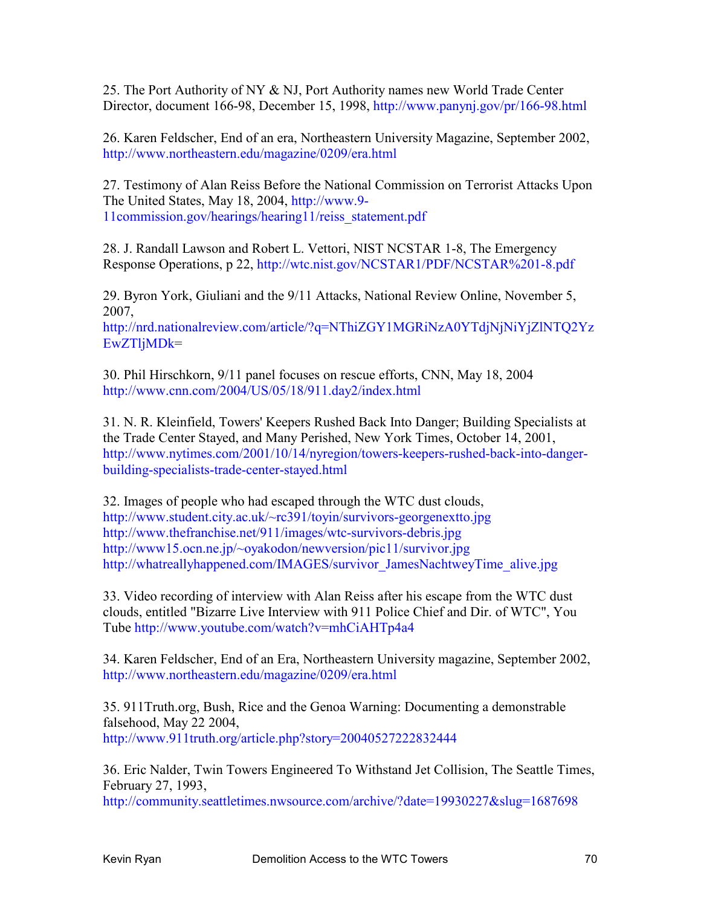25. The Port Authority of NY & NJ, Port Authority names new World Trade Center Director, document 166-98, December 15, 1998, http://www.panynj.gov/pr/166-98.html

26. Karen Feldscher, End of an era, Northeastern University Magazine, September 2002, http://www.northeastern.edu/magazine/0209/era.html

27. Testimony of Alan Reiss Before the National Commission on Terrorist Attacks Upon The United States, May 18, 2004, http://www.9-11commission.gov/hearings/hearing11/reiss_statement.pdf

28. J. Randall Lawson and Robert L. Vettori, NIST NCSTAR 1-8, The Emergency Response Operations, p 22, http://wtc.nist.gov/NCSTAR1/PDF/NCSTAR%201-8.pdf

29. Byron York, Giuliani and the 9/11 Attacks, National Review Online, November 5, 2007, http://nrd.nationalreview.com/article/?q=NThiZGY1MGRiNzA0YTdjNjNiYjZlNTQ2YzEwZTljMDk=

30. Phil Hirschkorn, 9/11 panel focuses on rescue efforts, CNN, May 18, 2004 http://www.cnn.com/2004/US/05/18/911.day2/index.html

31. N. R. Kleinfield, Towers' Keepers Rushed Back Into Danger; Building Specialists at the Trade Center Stayed, and Many Perished, New York Times, October 14, 2001, http://www.nytimes.com/2001/10/14/nyregion/towers-keepers-rushed-back-into-danger-building-specialists-trade-center-stayed.html

32. Images of people who had escaped through the WTC dust clouds,
http://www.student.city.ac.uk/~rc391/toyin/survivors-georgenextto.jpg
http://www.thefranchise.net/911/images/wtc-survivors-debris.jpg
http://www15.ocn.ne.jp/~oyakodon/newversion/pic11/survivor.jpg
http://whatreallyhappened.com/IMAGES/survivor_JamesNachtweyTime_alive.jpg

33. Video recording of interview with Alan Reiss after his escape from the WTC dust clouds, entitled "Bizarre Live Interview with 911 Police Chief and Dir. of WTC", You Tube http://www.youtube.com/watch?v=mhCiAHTp4a4

34. Karen Feldscher, End of an Era, Northeastern University magazine, September 2002, http://www.northeastern.edu/magazine/0209/era.html

35. 911Truth.org, Bush, Rice and the Genoa Warning: Documenting a demonstrable falsehood, May 22 2004, http://www.911truth.org/article.php?story=20040527222832444

36. Eric Nalder, Twin Towers Engineered To Withstand Jet Collision, The Seattle Times, February 27, 1993, http://community.seattletimes.nwsource.com/archive/?date=19930227&slug=1687698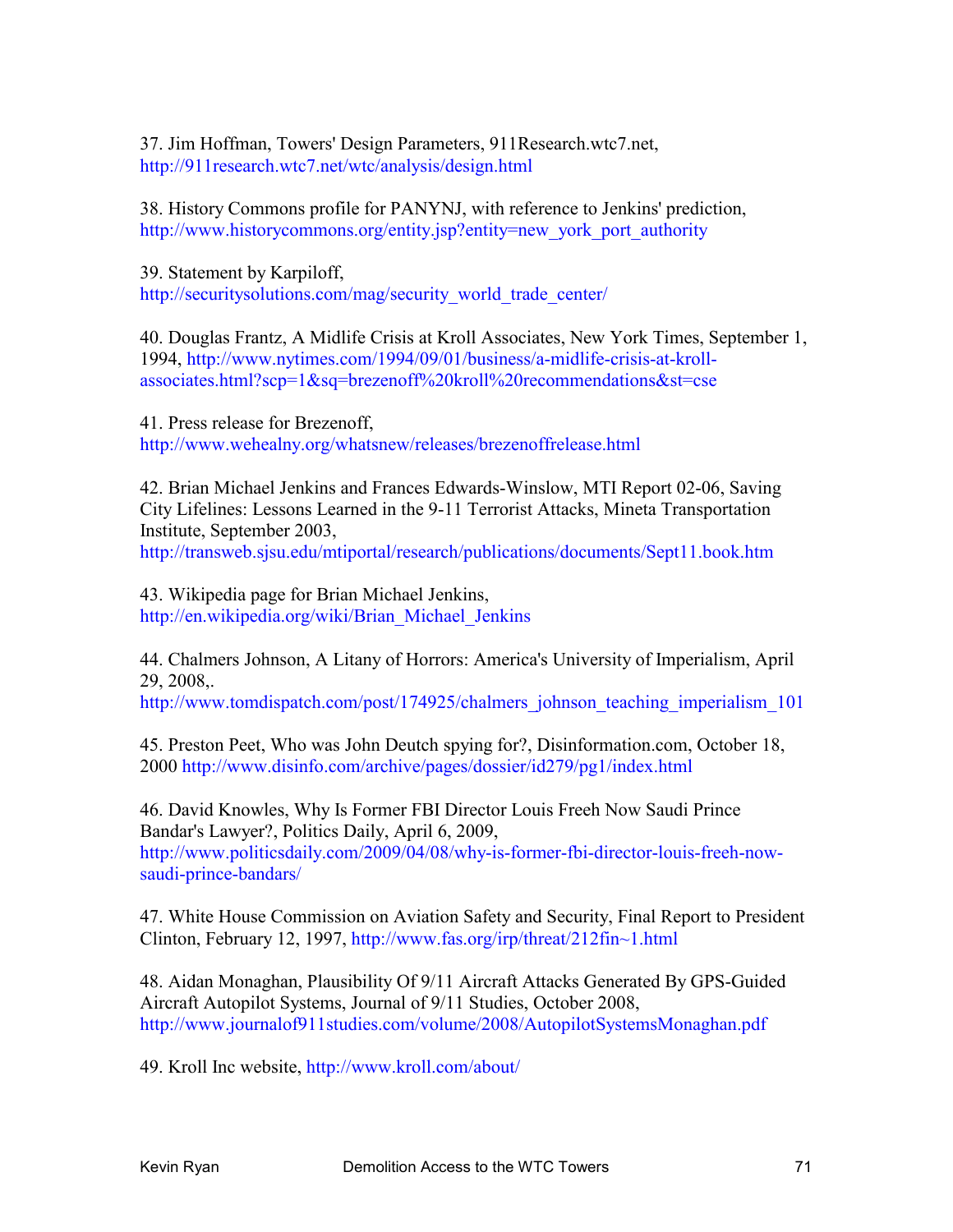37. Jim Hoffman, Towers' Design Parameters, 911Research.wtc7.net, http://911research.wtc7.net/wtc/analysis/design.html

38. History Commons profile for PANYNJ, with reference to Jenkins' prediction, http://www.historycommons.org/entity.jsp?entity=new_york_port_authority

39. Statement by Karpiloff, http://securitysolutions.com/mag/security_world_trade_center/

40. Douglas Frantz, A Midlife Crisis at Kroll Associates, New York Times, September 1, 1994, http://www.nytimes.com/1994/09/01/business/a-midlife-crisis-at-kroll-associates.html?scp=1&sq=brezenoff%20kroll%20recommendations&st=cse

41. Press release for Brezenoff, http://www.wehealny.org/whatsnew/releases/brezenoffrelease.html

42. Brian Michael Jenkins and Frances Edwards-Winslow, MTI Report 02-06, Saving City Lifelines: Lessons Learned in the 9-11 Terrorist Attacks, Mineta Transportation Institute, September 2003, http://transweb.sjsu.edu/mtiportal/research/publications/documents/Sept11.book.htm

43. Wikipedia page for Brian Michael Jenkins, http://en.wikipedia.org/wiki/Brian_Michael_Jenkins

44. Chalmers Johnson, A Litany of Horrors: America's University of Imperialism, April 29, 2008,. http://www.tomdispatch.com/post/174925/chalmers_johnson_teaching_imperialism_101

45. Preston Peet, Who was John Deutch spying for?, Disinformation.com, October 18, 2000 http://www.disinfo.com/archive/pages/dossier/id279/pg1/index.html

46. David Knowles, Why Is Former FBI Director Louis Freeh Now Saudi Prince Bandar's Lawyer?, Politics Daily, April 6, 2009, http://www.politicsdaily.com/2009/04/08/why-is-former-fbi-director-louis-freeh-now-saudi-prince-bandars/

47. White House Commission on Aviation Safety and Security, Final Report to President Clinton, February 12, 1997, http://www.fas.org/irp/threat/212fin~1.html

48. Aidan Monaghan, Plausibility Of 9/11 Aircraft Attacks Generated By GPS-Guided Aircraft Autopilot Systems, Journal of 9/11 Studies, October 2008, http://www.journalof911studies.com/volume/2008/AutopilotSystemsMonaghan.pdf

49. Kroll Inc website, http://www.kroll.com/about/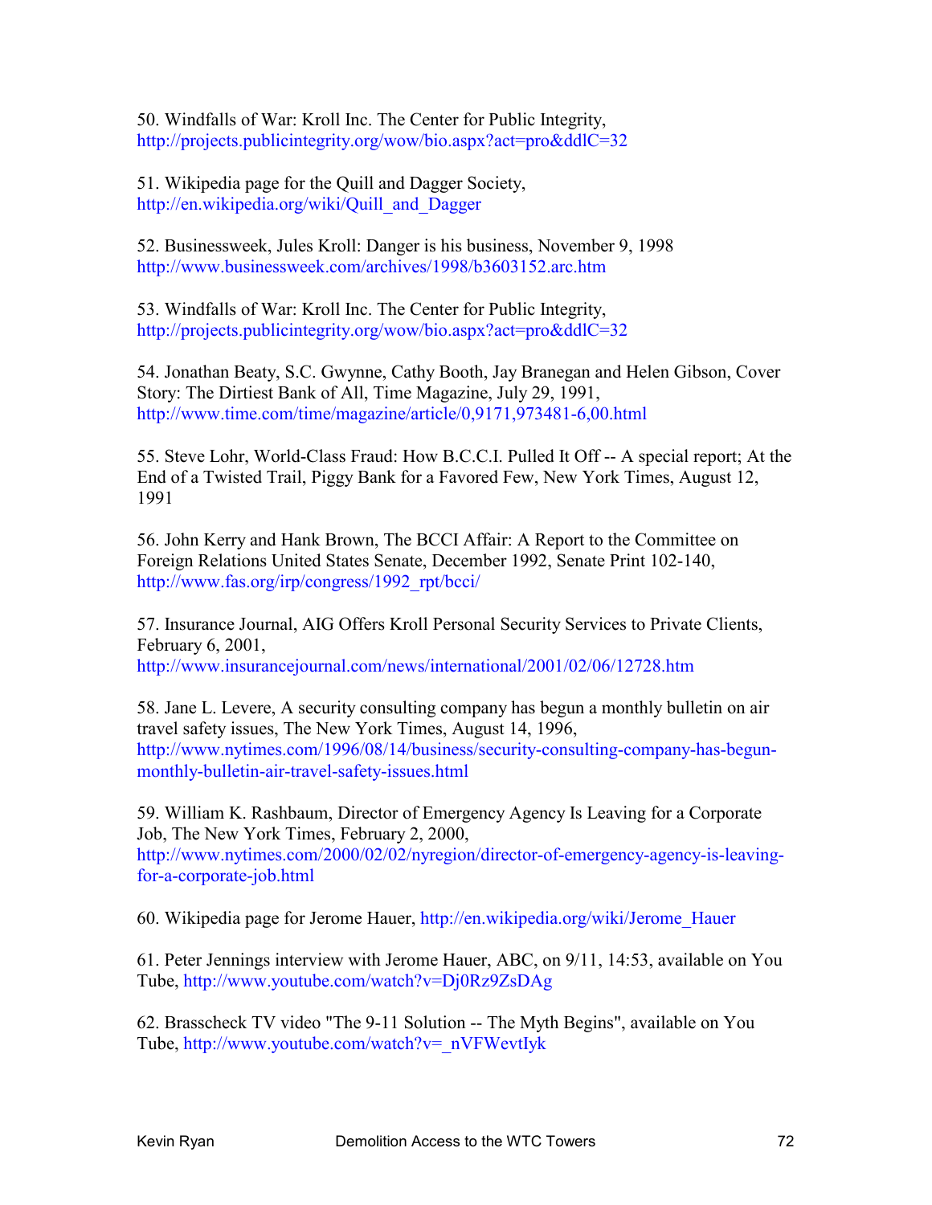50. Windfalls of War: Kroll Inc. The Center for Public Integrity, http://projects.publicintegrity.org/wow/bio.aspx?act=pro&ddlC=32

51. Wikipedia page for the Quill and Dagger Society, http://en.wikipedia.org/wiki/Quill_and_Dagger

52. Businessweek, Jules Kroll: Danger is his business, November 9, 1998 http://www.businessweek.com/archives/1998/b3603152.arc.htm

53. Windfalls of War: Kroll Inc. The Center for Public Integrity, http://projects.publicintegrity.org/wow/bio.aspx?act=pro&ddlC=32

54. Jonathan Beaty, S.C. Gwynne, Cathy Booth, Jay Branegan and Helen Gibson, Cover Story: The Dirtiest Bank of All, Time Magazine, July 29, 1991, http://www.time.com/time/magazine/article/0,9171,973481-6,00.html

55. Steve Lohr, World-Class Fraud: How B.C.C.I. Pulled It Off -- A special report; At the End of a Twisted Trail, Piggy Bank for a Favored Few, New York Times, August 12, 1991

56. John Kerry and Hank Brown, The BCCI Affair: A Report to the Committee on Foreign Relations United States Senate, December 1992, Senate Print 102-140, http://www.fas.org/irp/congress/1992_rpt/bcci/

57. Insurance Journal, AIG Offers Kroll Personal Security Services to Private Clients, February 6, 2001, http://www.insurancejournal.com/news/international/2001/02/06/12728.htm

58. Jane L. Levere, A security consulting company has begun a monthly bulletin on air travel safety issues, The New York Times, August 14, 1996, http://www.nytimes.com/1996/08/14/business/security-consulting-company-has-begun-monthly-bulletin-air-travel-safety-issues.html

59. William K. Rashbaum, Director of Emergency Agency Is Leaving for a Corporate Job, The New York Times, February 2, 2000, http://www.nytimes.com/2000/02/02/nyregion/director-of-emergency-agency-is-leaving-for-a-corporate-job.html

60. Wikipedia page for Jerome Hauer, http://en.wikipedia.org/wiki/Jerome_Hauer

61. Peter Jennings interview with Jerome Hauer, ABC, on 9/11, 14:53, available on You Tube, http://www.youtube.com/watch?v=Dj0Rz9ZsDAg

62. Brasscheck TV video "The 9-11 Solution -- The Myth Begins", available on You Tube, http://www.youtube.com/watch?v=_nVFWevtIyk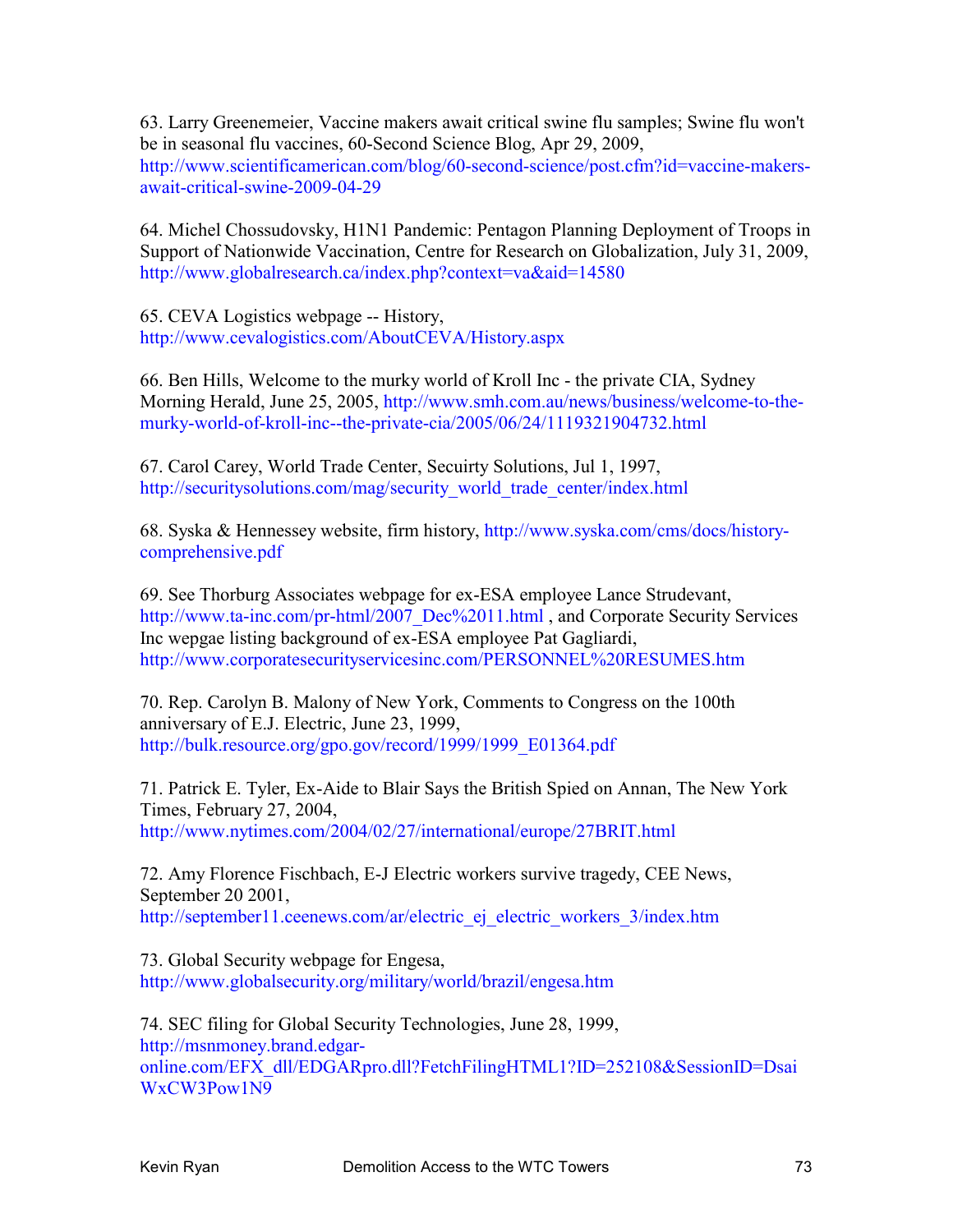63. Larry Greenemeier, Vaccine makers await critical swine flu samples; Swine flu won't be in seasonal flu vaccines, 60-Second Science Blog, Apr 29, 2009, http://www.scientificamerican.com/blog/60-second-science/post.cfm?id=vaccine-makers-await-critical-swine-2009-04-29

64. Michel Chossudovsky, H1N1 Pandemic: Pentagon Planning Deployment of Troops in Support of Nationwide Vaccination, Centre for Research on Globalization, July 31, 2009, http://www.globalresearch.ca/index.php?context=va&aid=14580

65. CEVA Logistics webpage -- History, http://www.cevalogistics.com/AboutCEVA/History.aspx

66. Ben Hills, Welcome to the murky world of Kroll Inc - the private CIA, Sydney Morning Herald, June 25, 2005, http://www.smh.com.au/news/business/welcome-to-the-murky-world-of-kroll-inc--the-private-cia/2005/06/24/1119321904732.html

67. Carol Carey, World Trade Center, Secuirty Solutions, Jul 1, 1997, http://securitysolutions.com/mag/security_world_trade_center/index.html

68. Syska & Hennessey website, firm history, http://www.syska.com/cms/docs/history-comprehensive.pdf

69. See Thorburg Associates webpage for ex-ESA employee Lance Strudevant, http://www.ta-inc.com/pr-html/2007_Dec%2011.html , and Corporate Security Services Inc wepgae listing background of ex-ESA employee Pat Gagliardi, http://www.corporatesecurityservicesinc.com/PERSONNEL%20RESUMES.htm

70. Rep. Carolyn B. Malony of New York, Comments to Congress on the 100th anniversary of E.J. Electric, June 23, 1999, http://bulk.resource.org/gpo.gov/record/1999/1999_E01364.pdf

71. Patrick E. Tyler, Ex-Aide to Blair Says the British Spied on Annan, The New York Times, February 27, 2004, http://www.nytimes.com/2004/02/27/international/europe/27BRIT.html

72. Amy Florence Fischbach, E-J Electric workers survive tragedy, CEE News, September 20 2001, http://september11.ceenews.com/ar/electric_ej_electric_workers_3/index.htm

73. Global Security webpage for Engesa, http://www.globalsecurity.org/military/world/brazil/engesa.htm

74. SEC filing for Global Security Technologies, June 28, 1999, http://msnmoney.brand.edgar-online.com/EFX_dll/EDGARpro.dll?FetchFilingHTML1?ID=252108&SessionID=DsaiWxCW3Pow1N9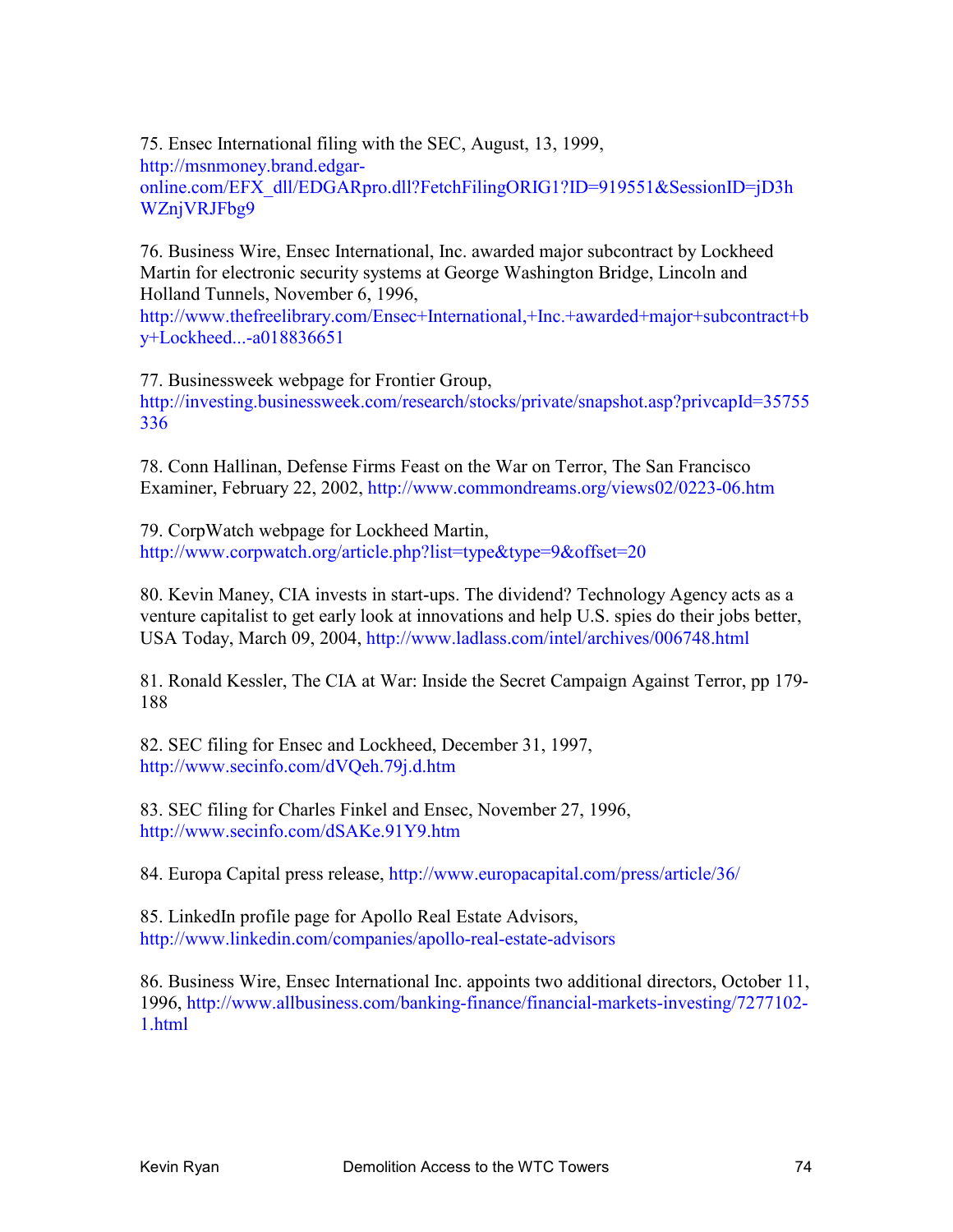75. Ensec International filing with the SEC, August, 13, 1999, http://msnmoney.brand.edgar-online.com/EFX_dll/EDGARpro.dll?FetchFilingORIG1?ID=919551&SessionID=jD3hWZnjVRJFbg9

76. Business Wire, Ensec International, Inc. awarded major subcontract by Lockheed Martin for electronic security systems at George Washington Bridge, Lincoln and Holland Tunnels, November 6, 1996, http://www.thefreelibrary.com/Ensec+International,+Inc.+awarded+major+subcontract+by+Lockheed...-a018836651

77. Businessweek webpage for Frontier Group, http://investing.businessweek.com/research/stocks/private/snapshot.asp?privcapId=35755336

78. Conn Hallinan, Defense Firms Feast on the War on Terror, The San Francisco Examiner, February 22, 2002, http://www.commondreams.org/views02/0223-06.htm

79. CorpWatch webpage for Lockheed Martin, http://www.corpwatch.org/article.php?list=type&type=9&offset=20

80. Kevin Maney, CIA invests in start-ups. The dividend? Technology Agency acts as a venture capitalist to get early look at innovations and help U.S. spies do their jobs better, USA Today, March 09, 2004, http://www.ladlass.com/intel/archives/006748.html

81. Ronald Kessler, The CIA at War: Inside the Secret Campaign Against Terror, pp 179-188

82. SEC filing for Ensec and Lockheed, December 31, 1997, http://www.secinfo.com/dVQeh.79j.d.htm

83. SEC filing for Charles Finkel and Ensec, November 27, 1996, http://www.secinfo.com/dSAKe.91Y9.htm

84. Europa Capital press release, http://www.europacapital.com/press/article/36/

85. LinkedIn profile page for Apollo Real Estate Advisors, http://www.linkedin.com/companies/apollo-real-estate-advisors

86. Business Wire, Ensec International Inc. appoints two additional directors, October 11, 1996, http://www.allbusiness.com/banking-finance/financial-markets-investing/7277102-1.html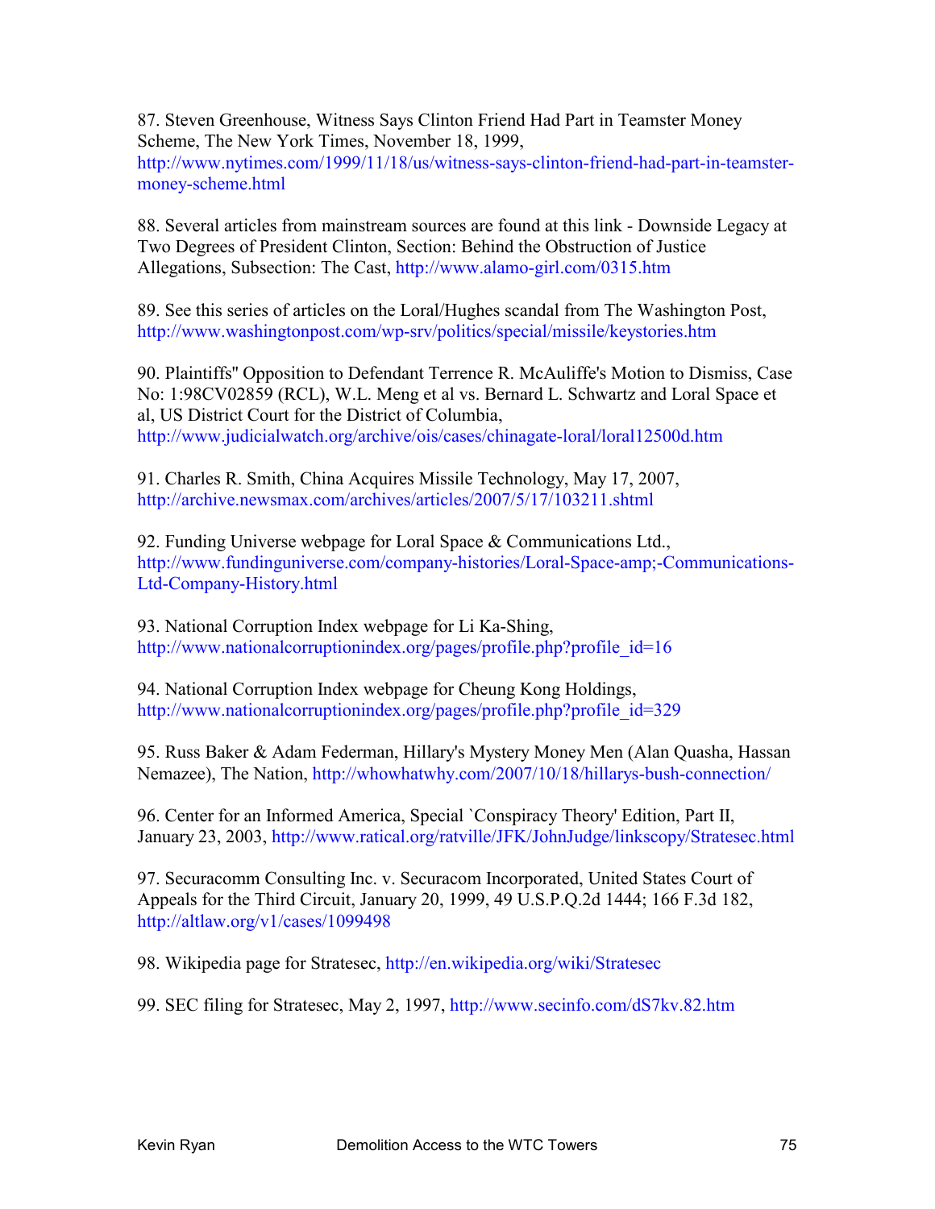87. Steven Greenhouse, Witness Says Clinton Friend Had Part in Teamster Money Scheme, The New York Times, November 18, 1999, http://www.nytimes.com/1999/11/18/us/witness-says-clinton-friend-had-part-in-teamster-money-scheme.html

88. Several articles from mainstream sources are found at this link - Downside Legacy at Two Degrees of President Clinton, Section: Behind the Obstruction of Justice Allegations, Subsection: The Cast, http://www.alamo-girl.com/0315.htm

89. See this series of articles on the Loral/Hughes scandal from The Washington Post, http://www.washingtonpost.com/wp-srv/politics/special/missile/keystories.htm

90. Plaintiffs'' Opposition to Defendant Terrence R. McAuliffe's Motion to Dismiss, Case No: 1:98CV02859 (RCL), W.L. Meng et al vs. Bernard L. Schwartz and Loral Space et al, US District Court for the District of Columbia, http://www.judicialwatch.org/archive/ois/cases/chinagate-loral/loral12500d.htm

91. Charles R. Smith, China Acquires Missile Technology, May 17, 2007, http://archive.newsmax.com/archives/articles/2007/5/17/103211.shtml

92. Funding Universe webpage for Loral Space & Communications Ltd., http://www.fundinguniverse.com/company-histories/Loral-Space-amp;-Communications-Ltd-Company-History.html

93. National Corruption Index webpage for Li Ka-Shing, http://www.nationalcorruptionindex.org/pages/profile.php?profile_id=16

94. National Corruption Index webpage for Cheung Kong Holdings, http://www.nationalcorruptionindex.org/pages/profile.php?profile_id=329

95. Russ Baker & Adam Federman, Hillary's Mystery Money Men (Alan Quasha, Hassan Nemazee), The Nation, http://whowhatwhy.com/2007/10/18/hillarys-bush-connection/

96. Center for an Informed America, Special `Conspiracy Theory' Edition, Part II, January 23, 2003, http://www.ratical.org/ratville/JFK/JohnJudge/linkscopy/Stratesec.html

97. Securacomm Consulting Inc. v. Securacom Incorporated, United States Court of Appeals for the Third Circuit, January 20, 1999, 49 U.S.P.Q.2d 1444; 166 F.3d 182, http://altlaw.org/v1/cases/1099498

98. Wikipedia page for Stratesec, http://en.wikipedia.org/wiki/Stratesec

99. SEC filing for Stratesec, May 2, 1997, http://www.secinfo.com/dS7kv.82.htm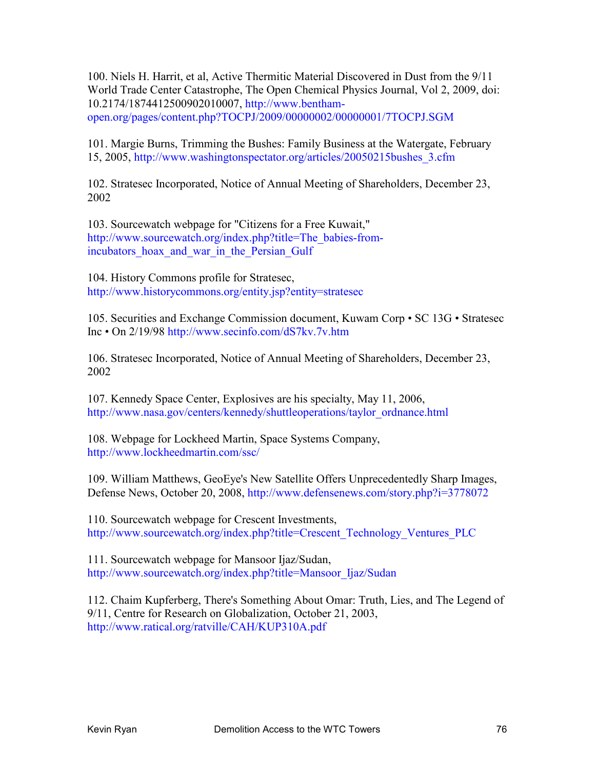100. Niels H. Harrit, et al, Active Thermitic Material Discovered in Dust from the 9/11 World Trade Center Catastrophe, The Open Chemical Physics Journal, Vol 2, 2009, doi: 10.2174/1874412500902010007, http://www.bentham-open.org/pages/content.php?TOCPJ/2009/00000002/00000001/7TOCPJ.SGM

101. Margie Burns, Trimming the Bushes: Family Business at the Watergate, February 15, 2005, http://www.washingtonspectator.org/articles/20050215bushes_3.cfm

102. Stratesec Incorporated, Notice of Annual Meeting of Shareholders, December 23, 2002

103. Sourcewatch webpage for "Citizens for a Free Kuwait," http://www.sourcewatch.org/index.php?title=The_babies-from-incubators_hoax_and_war_in_the_Persian_Gulf

104. History Commons profile for Stratesec, http://www.historycommons.org/entity.jsp?entity=stratesec

105. Securities and Exchange Commission document, Kuwam Corp • SC 13G • Stratesec Inc • On 2/19/98 http://www.secinfo.com/dS7kv.7v.htm

106. Stratesec Incorporated, Notice of Annual Meeting of Shareholders, December 23, 2002

107. Kennedy Space Center, Explosives are his specialty, May 11, 2006, http://www.nasa.gov/centers/kennedy/shuttleoperations/taylor_ordnance.html

108. Webpage for Lockheed Martin, Space Systems Company, http://www.lockheedmartin.com/ssc/

109. William Matthews, GeoEye's New Satellite Offers Unprecedentedly Sharp Images, Defense News, October 20, 2008, http://www.defensenews.com/story.php?i=3778072

110. Sourcewatch webpage for Crescent Investments, http://www.sourcewatch.org/index.php?title=Crescent_Technology_Ventures_PLC

111. Sourcewatch webpage for Mansoor Ijaz/Sudan, http://www.sourcewatch.org/index.php?title=Mansoor_Ijaz/Sudan

112. Chaim Kupferberg, There's Something About Omar: Truth, Lies, and The Legend of 9/11, Centre for Research on Globalization, October 21, 2003, http://www.ratical.org/ratville/CAH/KUP310A.pdf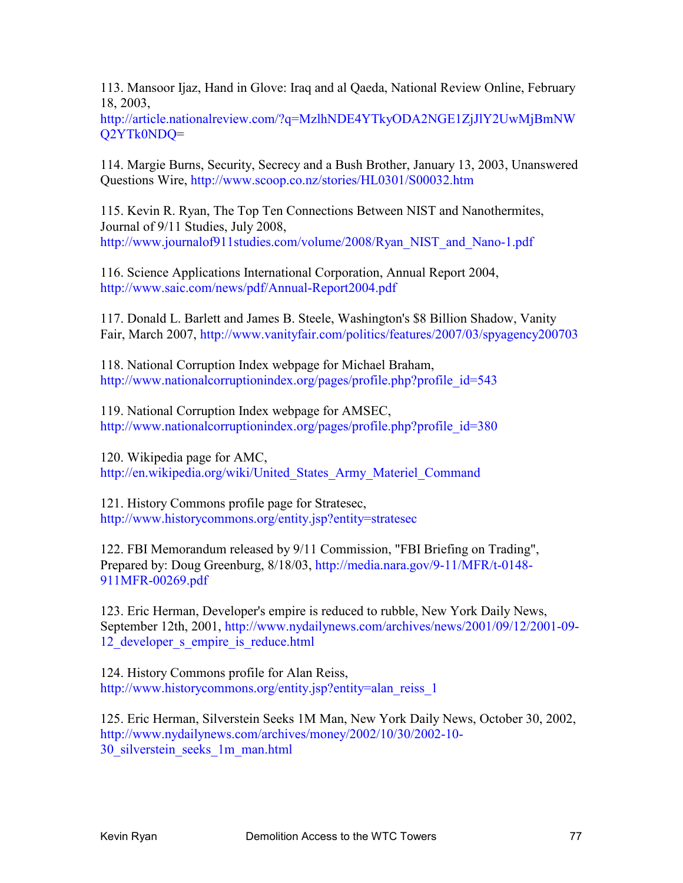113. Mansoor Ijaz, Hand in Glove: Iraq and al Qaeda, National Review Online, February 18, 2003, http://article.nationalreview.com/?q=MzlhNDE4YTkyODA2NGE1ZjJlY2UwMjBmNWQ2YTk0NDQ=

114. Margie Burns, Security, Secrecy and a Bush Brother, January 13, 2003, Unanswered Questions Wire, http://www.scoop.co.nz/stories/HL0301/S00032.htm

115. Kevin R. Ryan, The Top Ten Connections Between NIST and Nanothermites, Journal of 9/11 Studies, July 2008, http://www.journalof911studies.com/volume/2008/Ryan_NIST_and_Nano-1.pdf

116. Science Applications International Corporation, Annual Report 2004, http://www.saic.com/news/pdf/Annual-Report2004.pdf

117. Donald L. Barlett and James B. Steele, Washington's $8 Billion Shadow, Vanity Fair, March 2007, http://www.vanityfair.com/politics/features/2007/03/spyagency200703

118. National Corruption Index webpage for Michael Braham, http://www.nationalcorruptionindex.org/pages/profile.php?profile_id=543

119. National Corruption Index webpage for AMSEC, http://www.nationalcorruptionindex.org/pages/profile.php?profile_id=380

120. Wikipedia page for AMC, http://en.wikipedia.org/wiki/United_States_Army_Materiel_Command

121. History Commons profile page for Stratesec, http://www.historycommons.org/entity.jsp?entity=stratesec

122. FBI Memorandum released by 9/11 Commission, "FBI Briefing on Trading", Prepared by: Doug Greenburg, 8/18/03, http://media.nara.gov/9-11/MFR/t-0148-911MFR-00269.pdf

123. Eric Herman, Developer's empire is reduced to rubble, New York Daily News, September 12th, 2001, http://www.nydailynews.com/archives/news/2001/09/12/2001-09-12_developer_s_empire_is_reduce.html

124. History Commons profile for Alan Reiss, http://www.historycommons.org/entity.jsp?entity=alan_reiss_1

125. Eric Herman, Silverstein Seeks 1M Man, New York Daily News, October 30, 2002, http://www.nydailynews.com/archives/money/2002/10/30/2002-10-30_silverstein_seeks_1m_man.html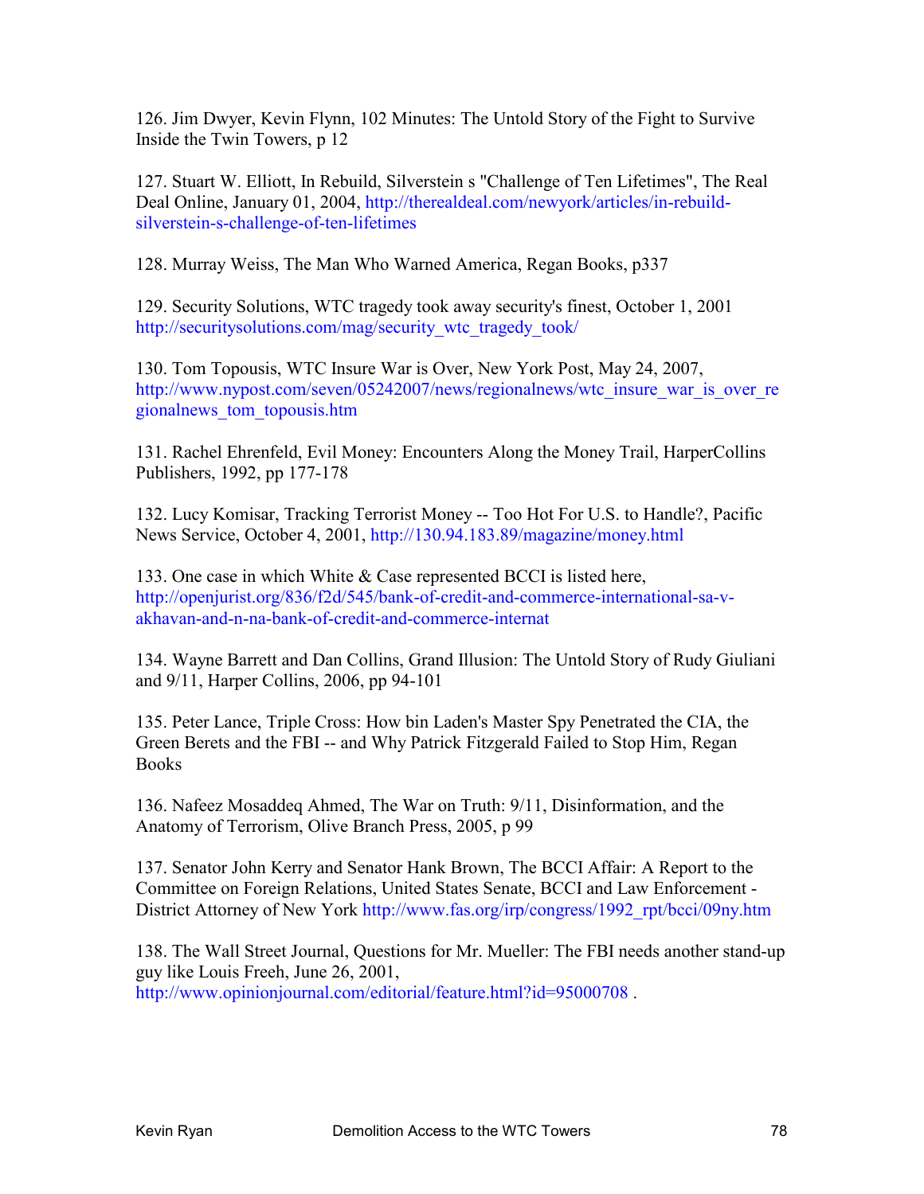126. Jim Dwyer, Kevin Flynn, 102 Minutes: The Untold Story of the Fight to Survive Inside the Twin Towers, p 12

127. Stuart W. Elliott, In Rebuild, Silverstein s "Challenge of Ten Lifetimes", The Real Deal Online, January 01, 2004, http://therealdeal.com/newyork/articles/in-rebuild-silverstein-s-challenge-of-ten-lifetimes

128. Murray Weiss, The Man Who Warned America, Regan Books, p337

129. Security Solutions, WTC tragedy took away security's finest, October 1, 2001 http://securitysolutions.com/mag/security_wtc_tragedy_took/

130. Tom Topousis, WTC Insure War is Over, New York Post, May 24, 2007, http://www.nypost.com/seven/05242007/news/regionalnews/wtc_insure_war_is_over_regionalnews_tom_topousis.htm

131. Rachel Ehrenfeld, Evil Money: Encounters Along the Money Trail, HarperCollins Publishers, 1992, pp 177-178

132. Lucy Komisar, Tracking Terrorist Money -- Too Hot For U.S. to Handle?, Pacific News Service, October 4, 2001, http://130.94.183.89/magazine/money.html

133. One case in which White & Case represented BCCI is listed here, http://openjurist.org/836/f2d/545/bank-of-credit-and-commerce-international-sa-v-akhavan-and-n-na-bank-of-credit-and-commerce-internat

134. Wayne Barrett and Dan Collins, Grand Illusion: The Untold Story of Rudy Giuliani and 9/11, Harper Collins, 2006, pp 94-101

135. Peter Lance, Triple Cross: How bin Laden's Master Spy Penetrated the CIA, the Green Berets and the FBI -- and Why Patrick Fitzgerald Failed to Stop Him, Regan Books

136. Nafeez Mosaddeq Ahmed, The War on Truth: 9/11, Disinformation, and the Anatomy of Terrorism, Olive Branch Press, 2005, p 99

137. Senator John Kerry and Senator Hank Brown, The BCCI Affair: A Report to the Committee on Foreign Relations, United States Senate, BCCI and Law Enforcement - District Attorney of New York http://www.fas.org/irp/congress/1992_rpt/bcci/09ny.htm

138. The Wall Street Journal, Questions for Mr. Mueller: The FBI needs another stand-up guy like Louis Freeh, June 26, 2001, http://www.opinionjournal.com/editorial/feature.html?id=95000708 .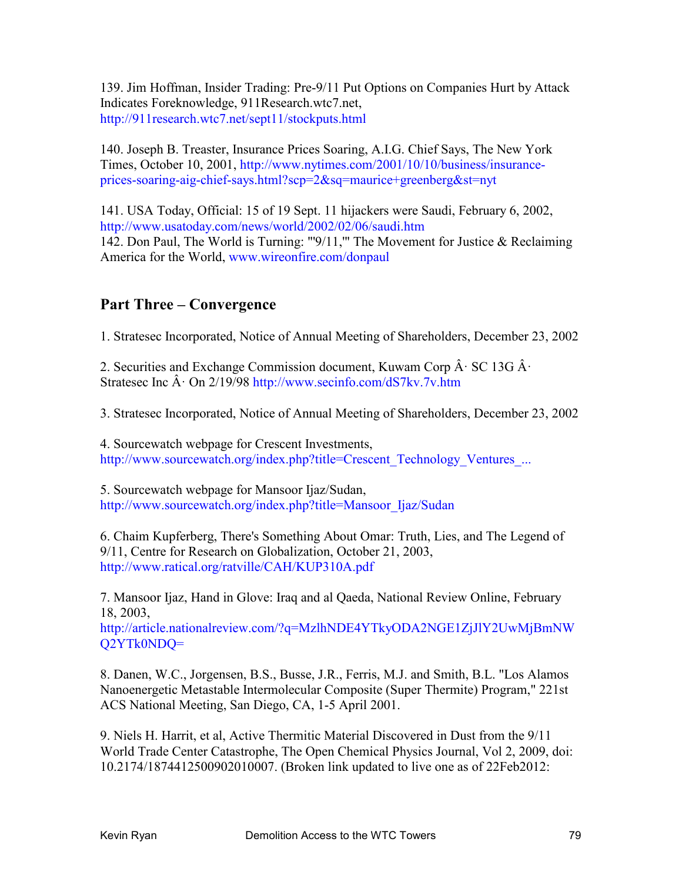139. Jim Hoffman, Insider Trading: Pre-9/11 Put Options on Companies Hurt by Attack Indicates Foreknowledge, 911Research.wtc7.net, http://911research.wtc7.net/sept11/stockputs.html

140. Joseph B. Treaster, Insurance Prices Soaring, A.I.G. Chief Says, The New York Times, October 10, 2001, http://www.nytimes.com/2001/10/10/business/insurance-prices-soaring-aig-chief-says.html?scp=2&sq=maurice+greenberg&st=nyt

141. USA Today, Official: 15 of 19 Sept. 11 hijackers were Saudi, February 6, 2002, http://www.usatoday.com/news/world/2002/02/06/saudi.htm

142. Don Paul, The World is Turning: "'9/11,'" The Movement for Justice & Reclaiming America for the World, www.wireonfire.com/donpaul

## Part Three – Convergence

1. Stratesec Incorporated, Notice of Annual Meeting of Shareholders, December 23, 2002

2. Securities and Exchange Commission document, Kuwam Corp Â· SC 13G Â· Stratesec Inc Â· On 2/19/98 http://www.secinfo.com/dS7kv.7v.htm

3. Stratesec Incorporated, Notice of Annual Meeting of Shareholders, December 23, 2002

4. Sourcewatch webpage for Crescent Investments, http://www.sourcewatch.org/index.php?title=Crescent_Technology_Ventures_...

5. Sourcewatch webpage for Mansoor Ijaz/Sudan, http://www.sourcewatch.org/index.php?title=Mansoor_Ijaz/Sudan

6. Chaim Kupferberg, There's Something About Omar: Truth, Lies, and The Legend of 9/11, Centre for Research on Globalization, October 21, 2003, http://www.ratical.org/ratville/CAH/KUP310A.pdf

7. Mansoor Ijaz, Hand in Glove: Iraq and al Qaeda, National Review Online, February 18, 2003, http://article.nationalreview.com/?q=MzlhNDE4YTkyODA2NGE1ZjJlY2UwMjBmNWQ2YTk0NDQ=

8. Danen, W.C., Jorgensen, B.S., Busse, J.R., Ferris, M.J. and Smith, B.L. "Los Alamos Nanoenergetic Metastable Intermolecular Composite (Super Thermite) Program," 221st ACS National Meeting, San Diego, CA, 1-5 April 2001.

9. Niels H. Harrit, et al, Active Thermitic Material Discovered in Dust from the 9/11 World Trade Center Catastrophe, The Open Chemical Physics Journal, Vol 2, 2009, doi: 10.2174/1874412500902010007. (Broken link updated to live one as of 22Feb2012: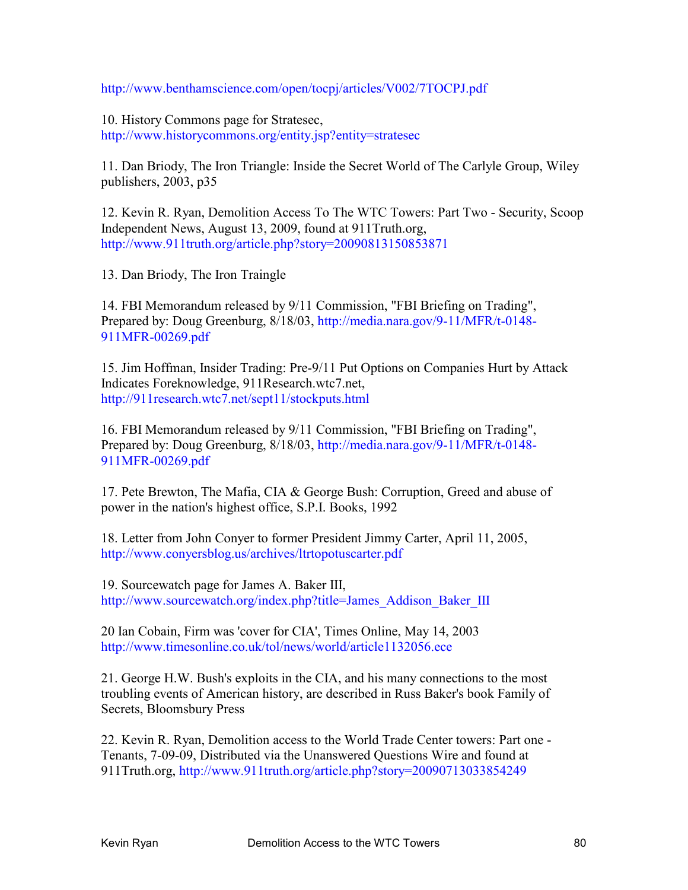http://www.benthamscience.com/open/tocpj/articles/V002/7TOCPJ.pdf

10. History Commons page for Stratesec, http://www.historycommons.org/entity.jsp?entity=stratesec

11. Dan Briody, The Iron Triangle: Inside the Secret World of The Carlyle Group, Wiley publishers, 2003, p35

12. Kevin R. Ryan, Demolition Access To The WTC Towers: Part Two - Security, Scoop Independent News, August 13, 2009, found at 911Truth.org, http://www.911truth.org/article.php?story=20090813150853871

13. Dan Briody, The Iron Traingle

14. FBI Memorandum released by 9/11 Commission, "FBI Briefing on Trading", Prepared by: Doug Greenburg, 8/18/03, http://media.nara.gov/9-11/MFR/t-0148-911MFR-00269.pdf

15. Jim Hoffman, Insider Trading: Pre-9/11 Put Options on Companies Hurt by Attack Indicates Foreknowledge, 911Research.wtc7.net, http://911research.wtc7.net/sept11/stockputs.html

16. FBI Memorandum released by 9/11 Commission, "FBI Briefing on Trading", Prepared by: Doug Greenburg, 8/18/03, http://media.nara.gov/9-11/MFR/t-0148-911MFR-00269.pdf

17. Pete Brewton, The Mafia, CIA & George Bush: Corruption, Greed and abuse of power in the nation's highest office, S.P.I. Books, 1992

18. Letter from John Conyer to former President Jimmy Carter, April 11, 2005, http://www.conyersblog.us/archives/ltrtopotuscarter.pdf

19. Sourcewatch page for James A. Baker III, http://www.sourcewatch.org/index.php?title=James_Addison_Baker_III

20 Ian Cobain, Firm was 'cover for CIA', Times Online, May 14, 2003 http://www.timesonline.co.uk/tol/news/world/article1132056.ece

21. George H.W. Bush's exploits in the CIA, and his many connections to the most troubling events of American history, are described in Russ Baker's book Family of Secrets, Bloomsbury Press

22. Kevin R. Ryan, Demolition access to the World Trade Center towers: Part one - Tenants, 7-09-09, Distributed via the Unanswered Questions Wire and found at 911Truth.org, http://www.911truth.org/article.php?story=20090713033854249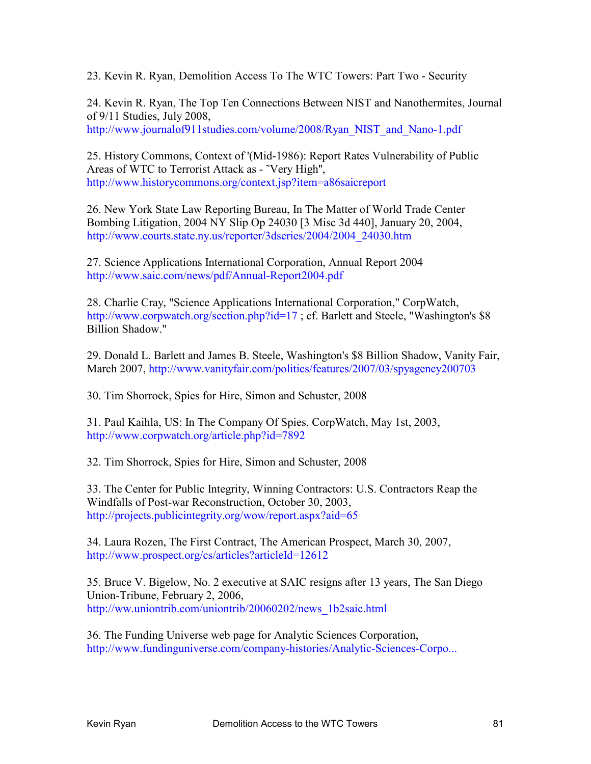23. Kevin R. Ryan, Demolition Access To The WTC Towers: Part Two - Security

24. Kevin R. Ryan, The Top Ten Connections Between NIST and Nanothermites, Journal of 9/11 Studies, July 2008, http://www.journalof911studies.com/volume/2008/Ryan_NIST_and_Nano-1.pdf

25. History Commons, Context of '(Mid-1986): Report Rates Vulnerability of Public Areas of WTC to Terrorist Attack as - ˜Very High", http://www.historycommons.org/context.jsp?item=a86saicreport

26. New York State Law Reporting Bureau, In The Matter of World Trade Center Bombing Litigation, 2004 NY Slip Op 24030 [3 Misc 3d 440], January 20, 2004, http://www.courts.state.ny.us/reporter/3dseries/2004/2004_24030.htm

27. Science Applications International Corporation, Annual Report 2004 http://www.saic.com/news/pdf/Annual-Report2004.pdf

28. Charlie Cray, "Science Applications International Corporation," CorpWatch, http://www.corpwatch.org/section.php?id=17 ; cf. Barlett and Steele, "Washington's $8 Billion Shadow."

29. Donald L. Barlett and James B. Steele, Washington's $8 Billion Shadow, Vanity Fair, March 2007, http://www.vanityfair.com/politics/features/2007/03/spyagency200703

30. Tim Shorrock, Spies for Hire, Simon and Schuster, 2008

31. Paul Kaihla, US: In The Company Of Spies, CorpWatch, May 1st, 2003, http://www.corpwatch.org/article.php?id=7892

32. Tim Shorrock, Spies for Hire, Simon and Schuster, 2008

33. The Center for Public Integrity, Winning Contractors: U.S. Contractors Reap the Windfalls of Post-war Reconstruction, October 30, 2003, http://projects.publicintegrity.org/wow/report.aspx?aid=65

34. Laura Rozen, The First Contract, The American Prospect, March 30, 2007, http://www.prospect.org/cs/articles?articleId=12612

35. Bruce V. Bigelow, No. 2 executive at SAIC resigns after 13 years, The San Diego Union-Tribune, February 2, 2006, http://ww.uniontrib.com/uniontrib/20060202/news_1b2saic.html

36. The Funding Universe web page for Analytic Sciences Corporation, http://www.fundinguniverse.com/company-histories/Analytic-Sciences-Corpo...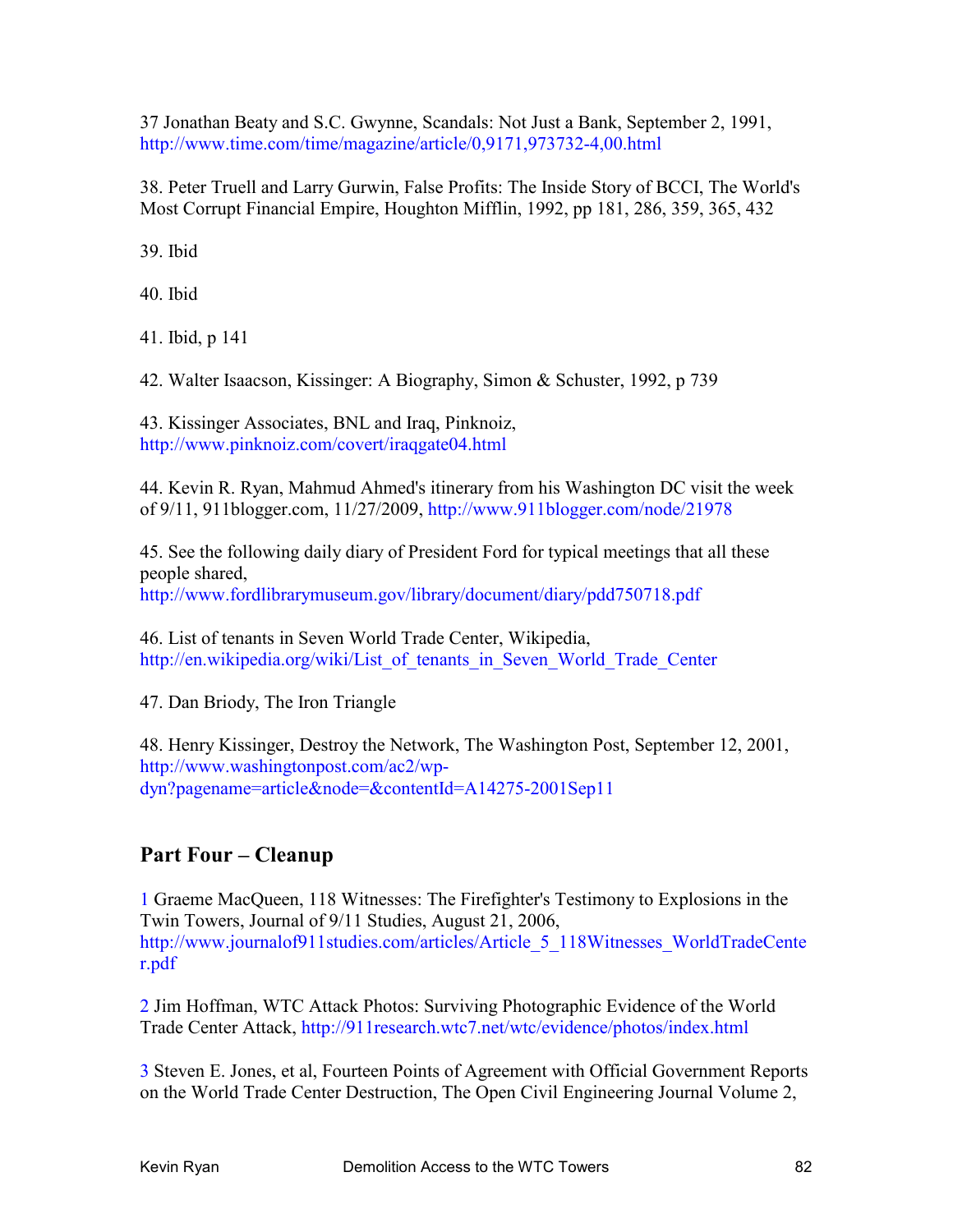37 Jonathan Beaty and S.C. Gwynne, Scandals: Not Just a Bank, September 2, 1991, http://www.time.com/time/magazine/article/0,9171,973732-4,00.html

38. Peter Truell and Larry Gurwin, False Profits: The Inside Story of BCCI, The World's Most Corrupt Financial Empire, Houghton Mifflin, 1992, pp 181, 286, 359, 365, 432

39. Ibid

40. Ibid

41. Ibid, p 141

42. Walter Isaacson, Kissinger: A Biography, Simon & Schuster, 1992, p 739

43. Kissinger Associates, BNL and Iraq, Pinknoiz, http://www.pinknoiz.com/covert/iraqgate04.html

44. Kevin R. Ryan, Mahmud Ahmed's itinerary from his Washington DC visit the week of 9/11, 911blogger.com, 11/27/2009, http://www.911blogger.com/node/21978

45. See the following daily diary of President Ford for typical meetings that all these people shared, http://www.fordlibrarymuseum.gov/library/document/diary/pdd750718.pdf

46. List of tenants in Seven World Trade Center, Wikipedia, http://en.wikipedia.org/wiki/List_of_tenants_in_Seven_World_Trade_Center

47. Dan Briody, The Iron Triangle

48. Henry Kissinger, Destroy the Network, The Washington Post, September 12, 2001, http://www.washingtonpost.com/ac2/wp-dyn?pagename=article&node=&contentId=A14275-2001Sep11

## Part Four – Cleanup

1 Graeme MacQueen, 118 Witnesses: The Firefighter's Testimony to Explosions in the Twin Towers, Journal of 9/11 Studies, August 21, 2006, http://www.journalof911studies.com/articles/Article_5_118Witnesses_WorldTradeCenter.pdf

2 Jim Hoffman, WTC Attack Photos: Surviving Photographic Evidence of the World Trade Center Attack, http://911research.wtc7.net/wtc/evidence/photos/index.html

3 Steven E. Jones, et al, Fourteen Points of Agreement with Official Government Reports on the World Trade Center Destruction, The Open Civil Engineering Journal Volume 2,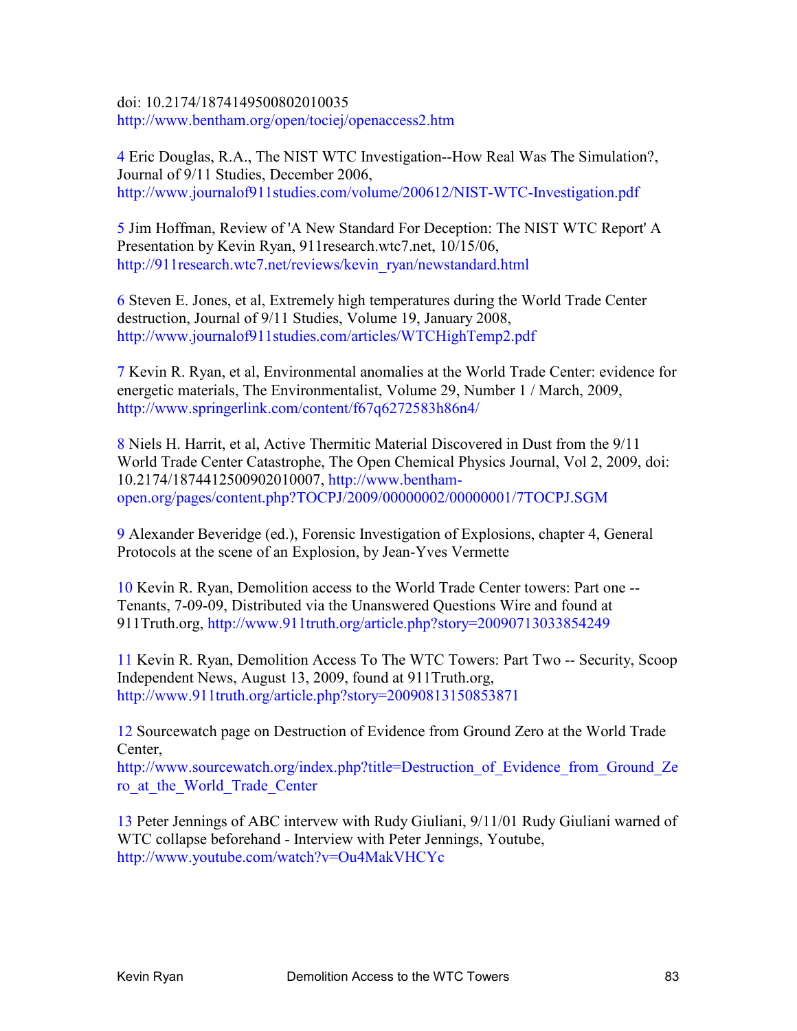doi: 10.2174/1874149500802010035
http://www.bentham.org/open/tociej/openaccess2.htm

4 Eric Douglas, R.A., The NIST WTC Investigation--How Real Was The Simulation?, Journal of 9/11 Studies, December 2006,
http://www.journalof911studies.com/volume/200612/NIST-WTC-Investigation.pdf

5 Jim Hoffman, Review of 'A New Standard For Deception: The NIST WTC Report' A Presentation by Kevin Ryan, 911research.wtc7.net, 10/15/06,
http://911research.wtc7.net/reviews/kevin_ryan/newstandard.html

6 Steven E. Jones, et al, Extremely high temperatures during the World Trade Center destruction, Journal of 9/11 Studies, Volume 19, January 2008,
http://www.journalof911studies.com/articles/WTCHighTemp2.pdf

7 Kevin R. Ryan, et al, Environmental anomalies at the World Trade Center: evidence for energetic materials, The Environmentalist, Volume 29, Number 1 / March, 2009,
http://www.springerlink.com/content/f67q6272583h86n4/

8 Niels H. Harrit, et al, Active Thermitic Material Discovered in Dust from the 9/11 World Trade Center Catastrophe, The Open Chemical Physics Journal, Vol 2, 2009, doi: 10.2174/1874412500902010007, http://www.bentham-open.org/pages/content.php?TOCPJ/2009/00000002/00000001/7TOCPJ.SGM

9 Alexander Beveridge (ed.), Forensic Investigation of Explosions, chapter 4, General Protocols at the scene of an Explosion, by Jean-Yves Vermette

10 Kevin R. Ryan, Demolition access to the World Trade Center towers: Part one -- Tenants, 7-09-09, Distributed via the Unanswered Questions Wire and found at 911Truth.org, http://www.911truth.org/article.php?story=20090713033854249

11 Kevin R. Ryan, Demolition Access To The WTC Towers: Part Two -- Security, Scoop Independent News, August 13, 2009, found at 911Truth.org,
http://www.911truth.org/article.php?story=20090813150853871

12 Sourcewatch page on Destruction of Evidence from Ground Zero at the World Trade Center,
http://www.sourcewatch.org/index.php?title=Destruction_of_Evidence_from_Ground_Zero_at_the_World_Trade_Center

13 Peter Jennings of ABC intervew with Rudy Giuliani, 9/11/01 Rudy Giuliani warned of WTC collapse beforehand - Interview with Peter Jennings, Youtube,
http://www.youtube.com/watch?v=Ou4MakVHCYc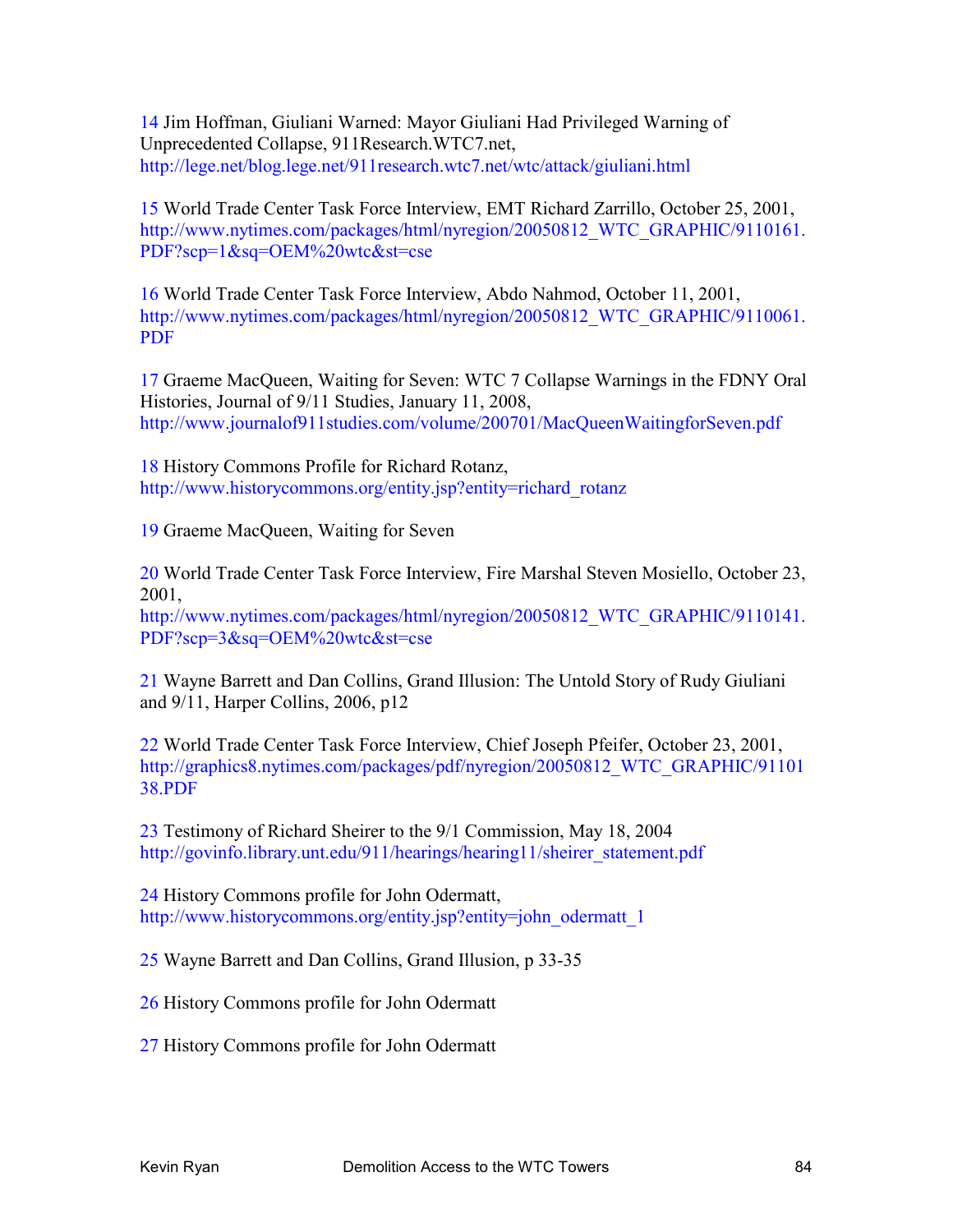14 Jim Hoffman, Giuliani Warned: Mayor Giuliani Had Privileged Warning of Unprecedented Collapse, 911Research.WTC7.net, http://lege.net/blog.lege.net/911research.wtc7.net/wtc/attack/giuliani.html

15 World Trade Center Task Force Interview, EMT Richard Zarrillo, October 25, 2001, http://www.nytimes.com/packages/html/nyregion/20050812_WTC_GRAPHIC/9110161.PDF?scp=1&sq=OEM%20wtc&st=cse

16 World Trade Center Task Force Interview, Abdo Nahmod, October 11, 2001, http://www.nytimes.com/packages/html/nyregion/20050812_WTC_GRAPHIC/9110061.PDF

17 Graeme MacQueen, Waiting for Seven: WTC 7 Collapse Warnings in the FDNY Oral Histories, Journal of 9/11 Studies, January 11, 2008, http://www.journalof911studies.com/volume/200701/MacQueenWaitingforSeven.pdf

18 History Commons Profile for Richard Rotanz, http://www.historycommons.org/entity.jsp?entity=richard_rotanz

19 Graeme MacQueen, Waiting for Seven

20 World Trade Center Task Force Interview, Fire Marshal Steven Mosiello, October 23, 2001, http://www.nytimes.com/packages/html/nyregion/20050812_WTC_GRAPHIC/9110141.PDF?scp=3&sq=OEM%20wtc&st=cse

21 Wayne Barrett and Dan Collins, Grand Illusion: The Untold Story of Rudy Giuliani and 9/11, Harper Collins, 2006, p12

22 World Trade Center Task Force Interview, Chief Joseph Pfeifer, October 23, 2001, http://graphics8.nytimes.com/packages/pdf/nyregion/20050812_WTC_GRAPHIC/9110138.PDF

23 Testimony of Richard Sheirer to the 9/1 Commission, May 18, 2004 http://govinfo.library.unt.edu/911/hearings/hearing11/sheirer_statement.pdf

24 History Commons profile for John Odermatt, http://www.historycommons.org/entity.jsp?entity=john_odermatt_1

25 Wayne Barrett and Dan Collins, Grand Illusion, p 33-35

26 History Commons profile for John Odermatt

27 History Commons profile for John Odermatt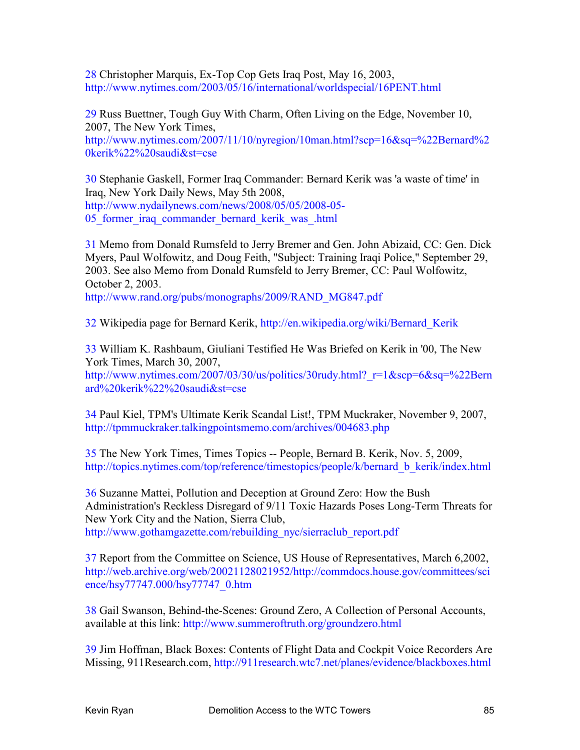28 Christopher Marquis, Ex-Top Cop Gets Iraq Post, May 16, 2003, http://www.nytimes.com/2003/05/16/international/worldspecial/16PENT.html

29 Russ Buettner, Tough Guy With Charm, Often Living on the Edge, November 10, 2007, The New York Times, http://www.nytimes.com/2007/11/10/nyregion/10man.html?scp=16&sq=%22Bernard%20kerik%22%20saudi&st=cse

30 Stephanie Gaskell, Former Iraq Commander: Bernard Kerik was 'a waste of time' in Iraq, New York Daily News, May 5th 2008, http://www.nydailynews.com/news/2008/05/05/2008-05-05_former_iraq_commander_bernard_kerik_was_.html

31 Memo from Donald Rumsfeld to Jerry Bremer and Gen. John Abizaid, CC: Gen. Dick Myers, Paul Wolfowitz, and Doug Feith, "Subject: Training Iraqi Police," September 29, 2003. See also Memo from Donald Rumsfeld to Jerry Bremer, CC: Paul Wolfowitz, October 2, 2003. http://www.rand.org/pubs/monographs/2009/RAND_MG847.pdf

32 Wikipedia page for Bernard Kerik, http://en.wikipedia.org/wiki/Bernard_Kerik

33 William K. Rashbaum, Giuliani Testified He Was Briefed on Kerik in '00, The New York Times, March 30, 2007, http://www.nytimes.com/2007/03/30/us/politics/30rudy.html?_r=1&scp=6&sq=%22Bernard%20kerik%22%20saudi&st=cse

34 Paul Kiel, TPM's Ultimate Kerik Scandal List!, TPM Muckraker, November 9, 2007, http://tpmmuckraker.talkingpointsmemo.com/archives/004683.php

35 The New York Times, Times Topics -- People, Bernard B. Kerik, Nov. 5, 2009, http://topics.nytimes.com/top/reference/timestopics/people/k/bernard_b_kerik/index.html

36 Suzanne Mattei, Pollution and Deception at Ground Zero: How the Bush Administration's Reckless Disregard of 9/11 Toxic Hazards Poses Long-Term Threats for New York City and the Nation, Sierra Club, http://www.gothamgazette.com/rebuilding_nyc/sierraclub_report.pdf

37 Report from the Committee on Science, US House of Representatives, March 6,2002, http://web.archive.org/web/20021128021952/http://commdocs.house.gov/committees/science/hsy77747.000/hsy77747_0.htm

38 Gail Swanson, Behind-the-Scenes: Ground Zero, A Collection of Personal Accounts, available at this link: http://www.summeroftruth.org/groundzero.html

39 Jim Hoffman, Black Boxes: Contents of Flight Data and Cockpit Voice Recorders Are Missing, 911Research.com, http://911research.wtc7.net/planes/evidence/blackboxes.html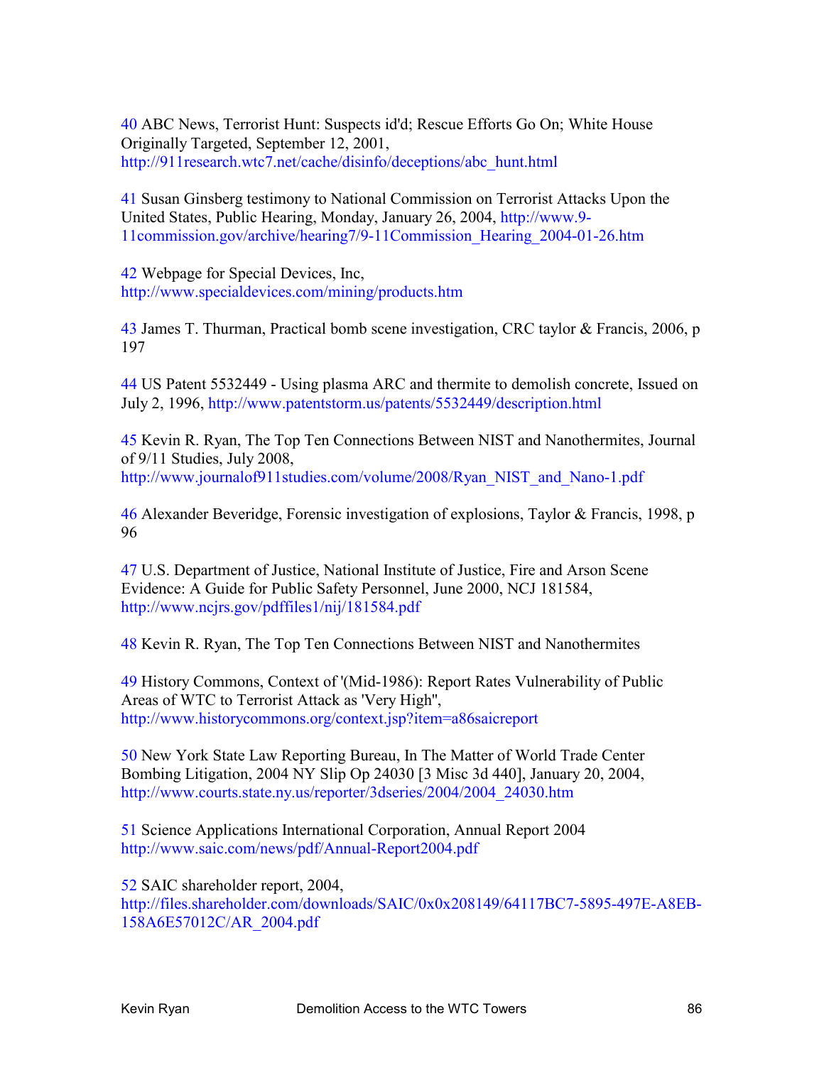40 ABC News, Terrorist Hunt: Suspects id'd; Rescue Efforts Go On; White House Originally Targeted, September 12, 2001, http://911research.wtc7.net/cache/disinfo/deceptions/abc_hunt.html

41 Susan Ginsberg testimony to National Commission on Terrorist Attacks Upon the United States, Public Hearing, Monday, January 26, 2004, http://www.9-11commission.gov/archive/hearing7/9-11Commission_Hearing_2004-01-26.htm

42 Webpage for Special Devices, Inc, http://www.specialdevices.com/mining/products.htm

43 James T. Thurman, Practical bomb scene investigation, CRC taylor & Francis, 2006, p 197

44 US Patent 5532449 - Using plasma ARC and thermite to demolish concrete, Issued on July 2, 1996, http://www.patentstorm.us/patents/5532449/description.html

45 Kevin R. Ryan, The Top Ten Connections Between NIST and Nanothermites, Journal of 9/11 Studies, July 2008, http://www.journalof911studies.com/volume/2008/Ryan_NIST_and_Nano-1.pdf

46 Alexander Beveridge, Forensic investigation of explosions, Taylor & Francis, 1998, p 96

47 U.S. Department of Justice, National Institute of Justice, Fire and Arson Scene Evidence: A Guide for Public Safety Personnel, June 2000, NCJ 181584, http://www.ncjrs.gov/pdffiles1/nij/181584.pdf

48 Kevin R. Ryan, The Top Ten Connections Between NIST and Nanothermites

49 History Commons, Context of '(Mid-1986): Report Rates Vulnerability of Public Areas of WTC to Terrorist Attack as 'Very High'', http://www.historycommons.org/context.jsp?item=a86saicreport

50 New York State Law Reporting Bureau, In The Matter of World Trade Center Bombing Litigation, 2004 NY Slip Op 24030 [3 Misc 3d 440], January 20, 2004, http://www.courts.state.ny.us/reporter/3dseries/2004/2004_24030.htm

51 Science Applications International Corporation, Annual Report 2004 http://www.saic.com/news/pdf/Annual-Report2004.pdf

52 SAIC shareholder report, 2004, http://files.shareholder.com/downloads/SAIC/0x0x208149/64117BC7-5895-497E-A8EB-158A6E57012C/AR_2004.pdf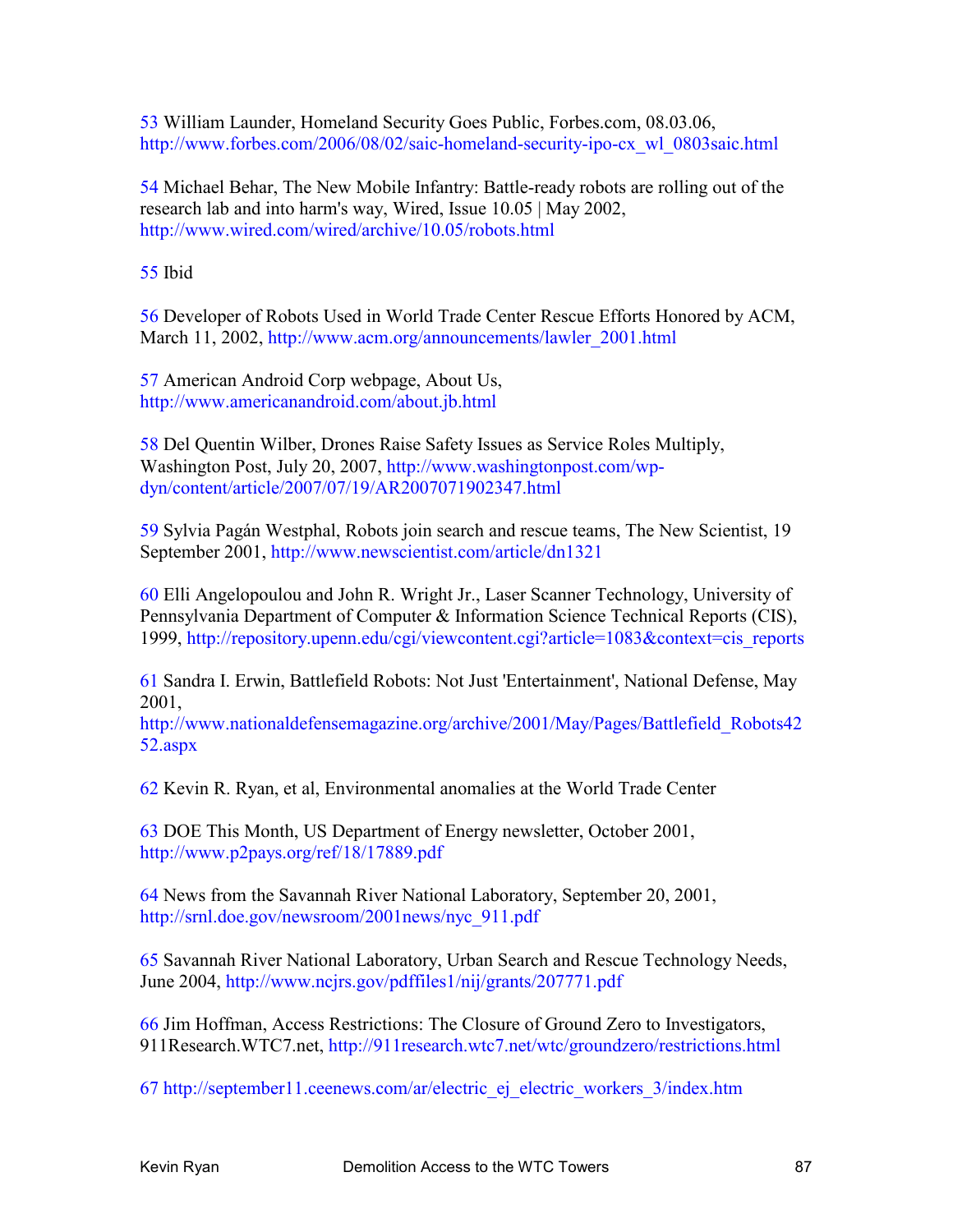53 William Launder, Homeland Security Goes Public, Forbes.com, 08.03.06, http://www.forbes.com/2006/08/02/saic-homeland-security-ipo-cx_wl_0803saic.html

54 Michael Behar, The New Mobile Infantry: Battle-ready robots are rolling out of the research lab and into harm's way, Wired, Issue 10.05 | May 2002, http://www.wired.com/wired/archive/10.05/robots.html

55 Ibid

56 Developer of Robots Used in World Trade Center Rescue Efforts Honored by ACM, March 11, 2002, http://www.acm.org/announcements/lawler_2001.html

57 American Android Corp webpage, About Us, http://www.americanandroid.com/about.jb.html

58 Del Quentin Wilber, Drones Raise Safety Issues as Service Roles Multiply, Washington Post, July 20, 2007, http://www.washingtonpost.com/wp-dyn/content/article/2007/07/19/AR2007071902347.html

59 Sylvia Pagán Westphal, Robots join search and rescue teams, The New Scientist, 19 September 2001, http://www.newscientist.com/article/dn1321

60 Elli Angelopoulou and John R. Wright Jr., Laser Scanner Technology, University of Pennsylvania Department of Computer & Information Science Technical Reports (CIS), 1999, http://repository.upenn.edu/cgi/viewcontent.cgi?article=1083&context=cis_reports

61 Sandra I. Erwin, Battlefield Robots: Not Just 'Entertainment', National Defense, May 2001, http://www.nationaldefensemagazine.org/archive/2001/May/Pages/Battlefield_Robots4252.aspx

62 Kevin R. Ryan, et al, Environmental anomalies at the World Trade Center

63 DOE This Month, US Department of Energy newsletter, October 2001, http://www.p2pays.org/ref/18/17889.pdf

64 News from the Savannah River National Laboratory, September 20, 2001, http://srnl.doe.gov/newsroom/2001news/nyc_911.pdf

65 Savannah River National Laboratory, Urban Search and Rescue Technology Needs, June 2004, http://www.ncjrs.gov/pdffiles1/nij/grants/207771.pdf

66 Jim Hoffman, Access Restrictions: The Closure of Ground Zero to Investigators, 911Research.WTC7.net, http://911research.wtc7.net/wtc/groundzero/restrictions.html

67 http://september11.ceenews.com/ar/electric_ej_electric_workers_3/index.htm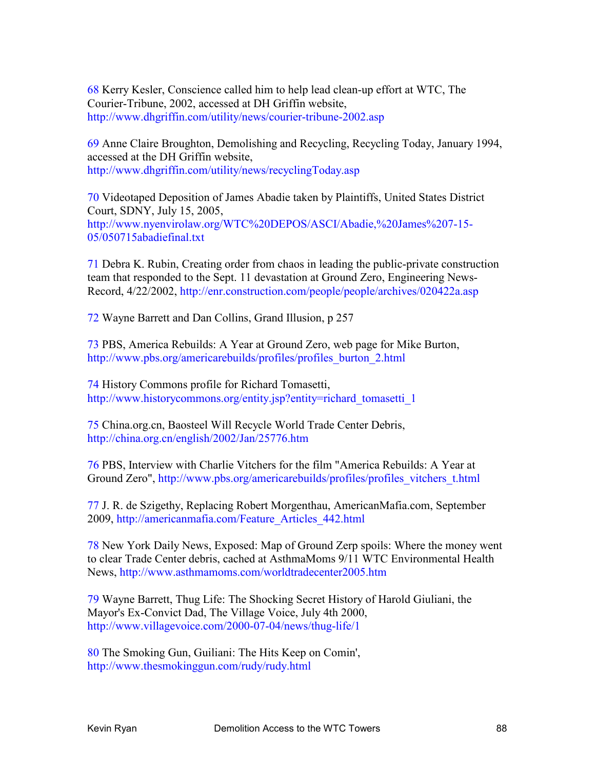68 Kerry Kesler, Conscience called him to help lead clean-up effort at WTC, The Courier-Tribune, 2002, accessed at DH Griffin website, http://www.dhgriffin.com/utility/news/courier-tribune-2002.asp

69 Anne Claire Broughton, Demolishing and Recycling, Recycling Today, January 1994, accessed at the DH Griffin website, http://www.dhgriffin.com/utility/news/recyclingToday.asp

70 Videotaped Deposition of James Abadie taken by Plaintiffs, United States District Court, SDNY, July 15, 2005, http://www.nyenvirolaw.org/WTC%20DEPOS/ASCI/Abadie,%20James%207-15-05/050715abadiefinal.txt

71 Debra K. Rubin, Creating order from chaos in leading the public-private construction team that responded to the Sept. 11 devastation at Ground Zero, Engineering News-Record, 4/22/2002, http://enr.construction.com/people/people/archives/020422a.asp

72 Wayne Barrett and Dan Collins, Grand Illusion, p 257

73 PBS, America Rebuilds: A Year at Ground Zero, web page for Mike Burton, http://www.pbs.org/americarebuilds/profiles/profiles_burton_2.html

74 History Commons profile for Richard Tomasetti, http://www.historycommons.org/entity.jsp?entity=richard_tomasetti_1

75 China.org.cn, Baosteel Will Recycle World Trade Center Debris, http://china.org.cn/english/2002/Jan/25776.htm

76 PBS, Interview with Charlie Vitchers for the film "America Rebuilds: A Year at Ground Zero", http://www.pbs.org/americarebuilds/profiles/profiles_vitchers_t.html

77 J. R. de Szigethy, Replacing Robert Morgenthau, AmericanMafia.com, September 2009, http://americanmafia.com/Feature_Articles_442.html

78 New York Daily News, Exposed: Map of Ground Zerp spoils: Where the money went to clear Trade Center debris, cached at AsthmaMoms 9/11 WTC Environmental Health News, http://www.asthmamoms.com/worldtradecenter2005.htm

79 Wayne Barrett, Thug Life: The Shocking Secret History of Harold Giuliani, the Mayor's Ex-Convict Dad, The Village Voice, July 4th 2000, http://www.villagevoice.com/2000-07-04/news/thug-life/1

80 The Smoking Gun, Guiliani: The Hits Keep on Comin', http://www.thesmokinggun.com/rudy/rudy.html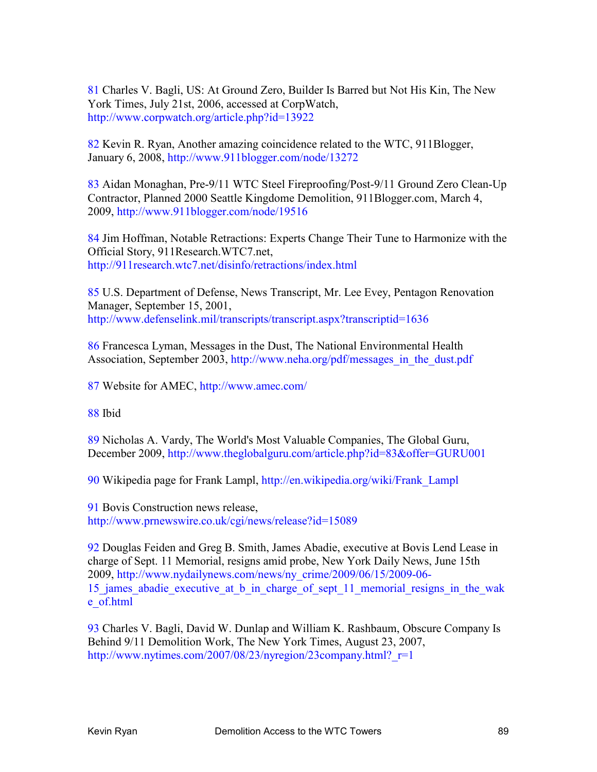81 Charles V. Bagli, US: At Ground Zero, Builder Is Barred but Not His Kin, The New York Times, July 21st, 2006, accessed at CorpWatch, http://www.corpwatch.org/article.php?id=13922

82 Kevin R. Ryan, Another amazing coincidence related to the WTC, 911Blogger, January 6, 2008, http://www.911blogger.com/node/13272

83 Aidan Monaghan, Pre-9/11 WTC Steel Fireproofing/Post-9/11 Ground Zero Clean-Up Contractor, Planned 2000 Seattle Kingdome Demolition, 911Blogger.com, March 4, 2009, http://www.911blogger.com/node/19516

84 Jim Hoffman, Notable Retractions: Experts Change Their Tune to Harmonize with the Official Story, 911Research.WTC7.net, http://911research.wtc7.net/disinfo/retractions/index.html

85 U.S. Department of Defense, News Transcript, Mr. Lee Evey, Pentagon Renovation Manager, September 15, 2001, http://www.defenselink.mil/transcripts/transcript.aspx?transcriptid=1636

86 Francesca Lyman, Messages in the Dust, The National Environmental Health Association, September 2003, http://www.neha.org/pdf/messages_in_the_dust.pdf

87 Website for AMEC, http://www.amec.com/

88 Ibid

89 Nicholas A. Vardy, The World's Most Valuable Companies, The Global Guru, December 2009, http://www.theglobalguru.com/article.php?id=83&offer=GURU001

90 Wikipedia page for Frank Lampl, http://en.wikipedia.org/wiki/Frank_Lampl

91 Bovis Construction news release, http://www.prnewswire.co.uk/cgi/news/release?id=15089

92 Douglas Feiden and Greg B. Smith, James Abadie, executive at Bovis Lend Lease in charge of Sept. 11 Memorial, resigns amid probe, New York Daily News, June 15th 2009, http://www.nydailynews.com/news/ny_crime/2009/06/15/2009-06-15_james_abadie_executive_at_b_in_charge_of_sept_11_memorial_resigns_in_the_wake_of.html

93 Charles V. Bagli, David W. Dunlap and William K. Rashbaum, Obscure Company Is Behind 9/11 Demolition Work, The New York Times, August 23, 2007, http://www.nytimes.com/2007/08/23/nyregion/23company.html?_r=1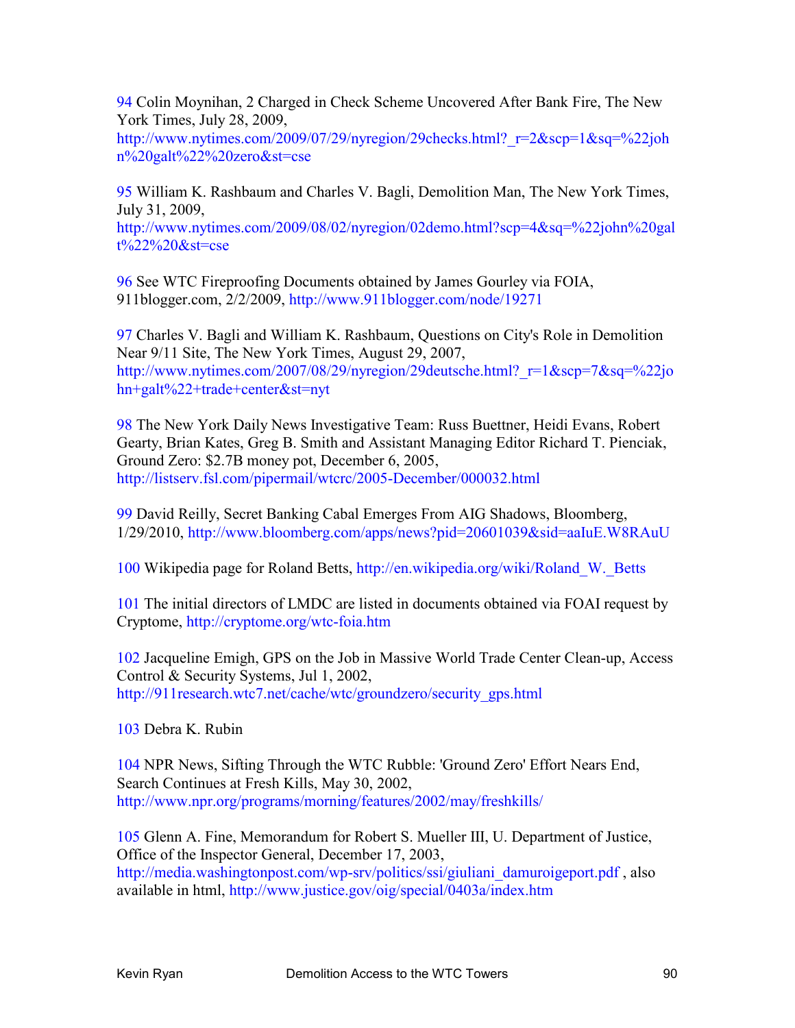94 Colin Moynihan, 2 Charged in Check Scheme Uncovered After Bank Fire, The New York Times, July 28, 2009, http://www.nytimes.com/2009/07/29/nyregion/29checks.html?_r=2&scp=1&sq=%22john%20galt%22%20zero&st=cse

95 William K. Rashbaum and Charles V. Bagli, Demolition Man, The New York Times, July 31, 2009, http://www.nytimes.com/2009/08/02/nyregion/02demo.html?scp=4&sq=%22john%20galt%22%20&st=cse

96 See WTC Fireproofing Documents obtained by James Gourley via FOIA, 911blogger.com, 2/2/2009, http://www.911blogger.com/node/19271

97 Charles V. Bagli and William K. Rashbaum, Questions on City's Role in Demolition Near 9/11 Site, The New York Times, August 29, 2007, http://www.nytimes.com/2007/08/29/nyregion/29deutsche.html?_r=1&scp=7&sq=%22john+galt%22+trade+center&st=nyt

98 The New York Daily News Investigative Team: Russ Buettner, Heidi Evans, Robert Gearty, Brian Kates, Greg B. Smith and Assistant Managing Editor Richard T. Pienciak, Ground Zero: $2.7B money pot, December 6, 2005, http://listserv.fsl.com/pipermail/wtcrc/2005-December/000032.html

99 David Reilly, Secret Banking Cabal Emerges From AIG Shadows, Bloomberg, 1/29/2010, http://www.bloomberg.com/apps/news?pid=20601039&sid=aaIuE.W8RAuU

100 Wikipedia page for Roland Betts, http://en.wikipedia.org/wiki/Roland_W._Betts

101 The initial directors of LMDC are listed in documents obtained via FOAI request by Cryptome, http://cryptome.org/wtc-foia.htm

102 Jacqueline Emigh, GPS on the Job in Massive World Trade Center Clean-up, Access Control & Security Systems, Jul 1, 2002, http://911research.wtc7.net/cache/wtc/groundzero/security_gps.html

103 Debra K. Rubin

104 NPR News, Sifting Through the WTC Rubble: 'Ground Zero' Effort Nears End, Search Continues at Fresh Kills, May 30, 2002, http://www.npr.org/programs/morning/features/2002/may/freshkills/

105 Glenn A. Fine, Memorandum for Robert S. Mueller III, U. Department of Justice, Office of the Inspector General, December 17, 2003, http://media.washingtonpost.com/wp-srv/politics/ssi/giuliani_damuroigeport.pdf , also available in html, http://www.justice.gov/oig/special/0403a/index.htm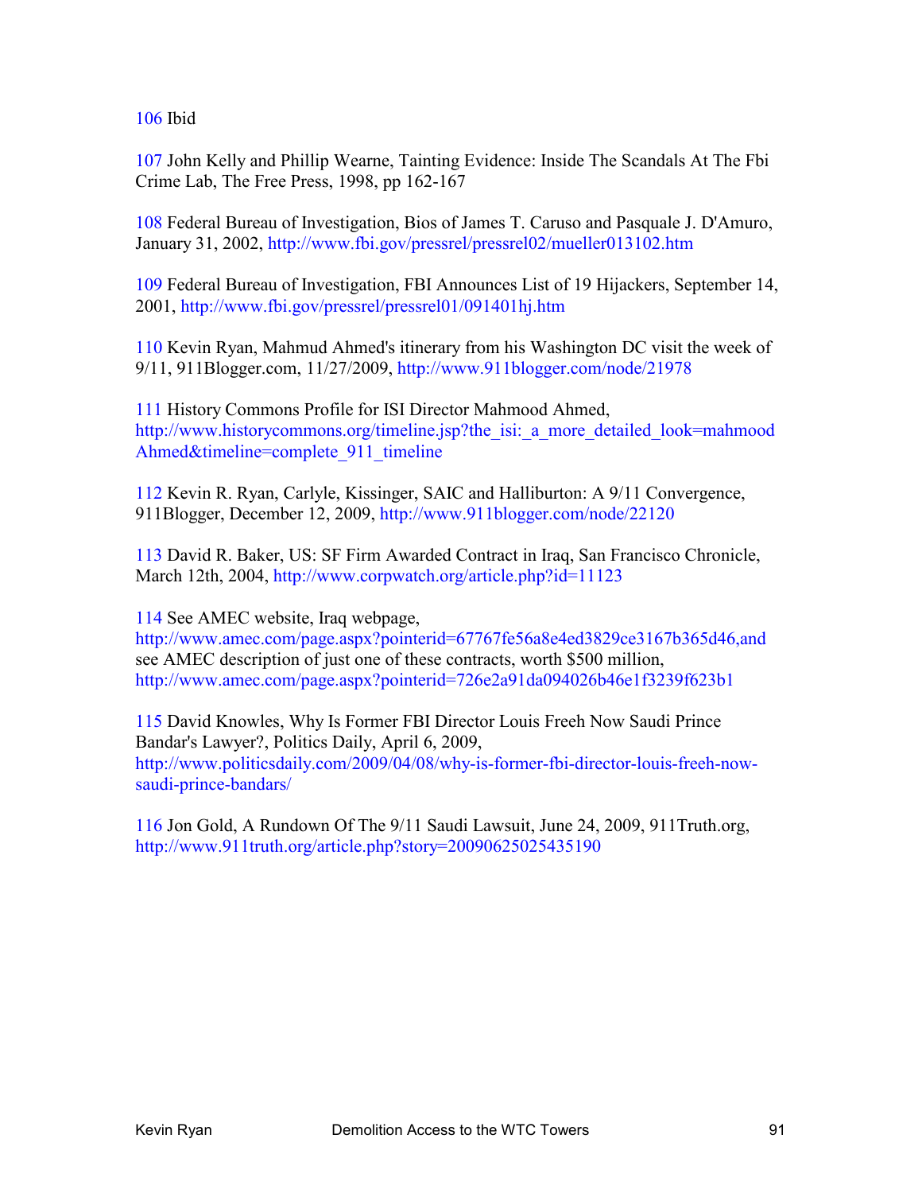106 Ibid

107 John Kelly and Phillip Wearne, Tainting Evidence: Inside The Scandals At The Fbi Crime Lab, The Free Press, 1998, pp 162-167

108 Federal Bureau of Investigation, Bios of James T. Caruso and Pasquale J. D'Amuro, January 31, 2002, http://www.fbi.gov/pressrel/pressrel02/mueller013102.htm

109 Federal Bureau of Investigation, FBI Announces List of 19 Hijackers, September 14, 2001, http://www.fbi.gov/pressrel/pressrel01/091401hj.htm

110 Kevin Ryan, Mahmud Ahmed's itinerary from his Washington DC visit the week of 9/11, 911Blogger.com, 11/27/2009, http://www.911blogger.com/node/21978

111 History Commons Profile for ISI Director Mahmood Ahmed, http://www.historycommons.org/timeline.jsp?the_isi:_a_more_detailed_look=mahmood Ahmed&timeline=complete_911_timeline

112 Kevin R. Ryan, Carlyle, Kissinger, SAIC and Halliburton: A 9/11 Convergence, 911Blogger, December 12, 2009, http://www.911blogger.com/node/22120

113 David R. Baker, US: SF Firm Awarded Contract in Iraq, San Francisco Chronicle, March 12th, 2004, http://www.corpwatch.org/article.php?id=11123

114 See AMEC website, Iraq webpage, http://www.amec.com/page.aspx?pointerid=67767fe56a8e4ed3829ce3167b365d46,and see AMEC description of just one of these contracts, worth $500 million, http://www.amec.com/page.aspx?pointerid=726e2a91da094026b46e1f3239f623b1

115 David Knowles, Why Is Former FBI Director Louis Freeh Now Saudi Prince Bandar's Lawyer?, Politics Daily, April 6, 2009, http://www.politicsdaily.com/2009/04/08/why-is-former-fbi-director-louis-freeh-now-saudi-prince-bandars/

116 Jon Gold, A Rundown Of The 9/11 Saudi Lawsuit, June 24, 2009, 911Truth.org, http://www.911truth.org/article.php?story=20090625025435190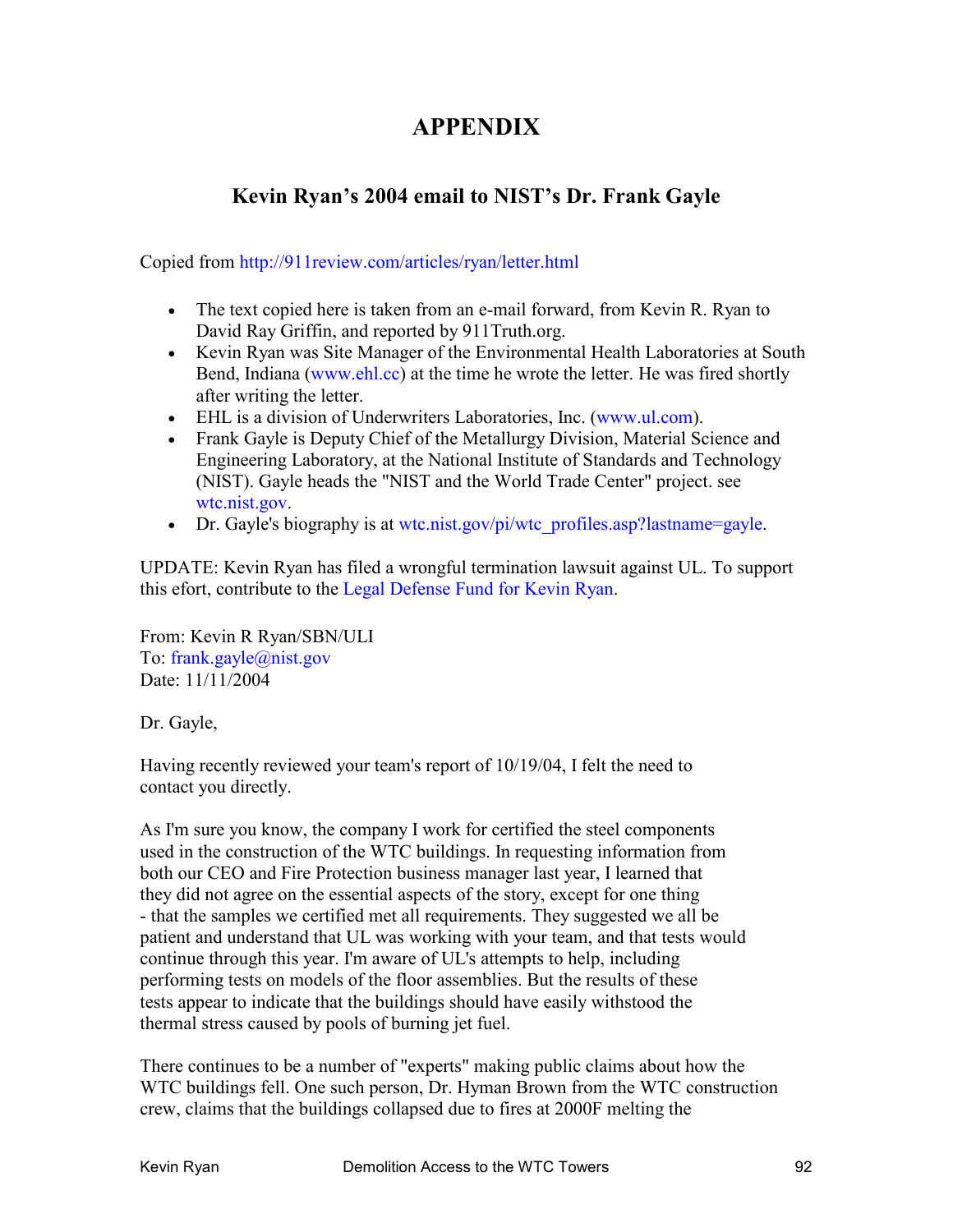# APPENDIX

## Kevin Ryan's 2004 email to NIST's Dr. Frank Gayle

Copied from http://911review.com/articles/ryan/letter.html

- The text copied here is taken from an e-mail forward, from Kevin R. Ryan to David Ray Griffin, and reported by 911Truth.org.
- Kevin Ryan was Site Manager of the Environmental Health Laboratories at South Bend, Indiana (www.ehl.cc) at the time he wrote the letter. He was fired shortly after writing the letter.
- EHL is a division of Underwriters Laboratories, Inc. (www.ul.com).
- Frank Gayle is Deputy Chief of the Metallurgy Division, Material Science and Engineering Laboratory, at the National Institute of Standards and Technology (NIST). Gayle heads the "NIST and the World Trade Center" project. see wtc.nist.gov.
- Dr. Gayle's biography is at wtc.nist.gov/pi/wtc_profiles.asp?lastname=gayle.

UPDATE: Kevin Ryan has filed a wrongful termination lawsuit against UL. To support this efort, contribute to the Legal Defense Fund for Kevin Ryan.

From: Kevin R Ryan/SBN/ULI
To: frank.gayle@nist.gov
Date: 11/11/2004

Dr. Gayle,

Having recently reviewed your team's report of 10/19/04, I felt the need to contact you directly.

As I'm sure you know, the company I work for certified the steel components used in the construction of the WTC buildings. In requesting information from both our CEO and Fire Protection business manager last year, I learned that they did not agree on the essential aspects of the story, except for one thing - that the samples we certified met all requirements. They suggested we all be patient and understand that UL was working with your team, and that tests would continue through this year. I'm aware of UL's attempts to help, including performing tests on models of the floor assemblies. But the results of these tests appear to indicate that the buildings should have easily withstood the thermal stress caused by pools of burning jet fuel.

There continues to be a number of "experts" making public claims about how the WTC buildings fell. One such person, Dr. Hyman Brown from the WTC construction crew, claims that the buildings collapsed due to fires at 2000F melting the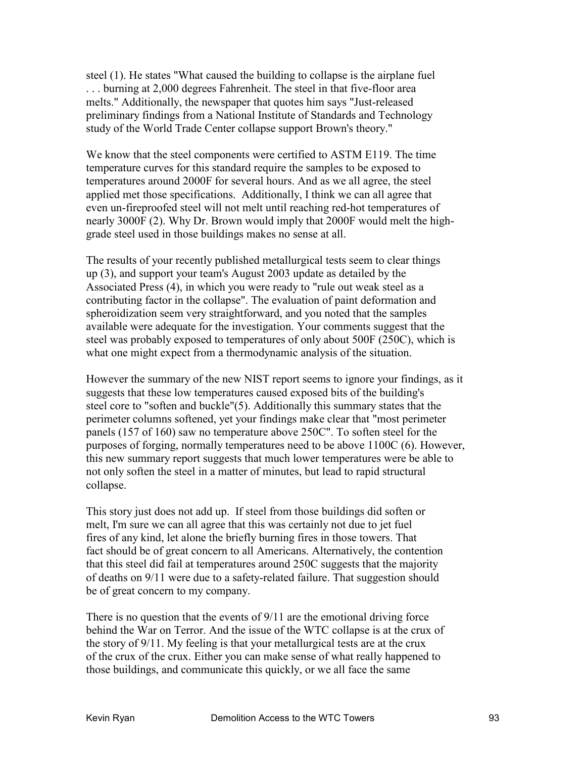steel (1). He states "What caused the building to collapse is the airplane fuel . . . burning at 2,000 degrees Fahrenheit. The steel in that five-floor area melts." Additionally, the newspaper that quotes him says "Just-released preliminary findings from a National Institute of Standards and Technology study of the World Trade Center collapse support Brown's theory."

We know that the steel components were certified to ASTM E119. The time temperature curves for this standard require the samples to be exposed to temperatures around 2000F for several hours. And as we all agree, the steel applied met those specifications. Additionally, I think we can all agree that even un-fireproofed steel will not melt until reaching red-hot temperatures of nearly 3000F (2). Why Dr. Brown would imply that 2000F would melt the high-grade steel used in those buildings makes no sense at all.

The results of your recently published metallurgical tests seem to clear things up (3), and support your team's August 2003 update as detailed by the Associated Press (4), in which you were ready to "rule out weak steel as a contributing factor in the collapse". The evaluation of paint deformation and spheroidization seem very straightforward, and you noted that the samples available were adequate for the investigation. Your comments suggest that the steel was probably exposed to temperatures of only about 500F (250C), which is what one might expect from a thermodynamic analysis of the situation.

However the summary of the new NIST report seems to ignore your findings, as it suggests that these low temperatures caused exposed bits of the building's steel core to "soften and buckle"(5). Additionally this summary states that the perimeter columns softened, yet your findings make clear that "most perimeter panels (157 of 160) saw no temperature above 250C". To soften steel for the purposes of forging, normally temperatures need to be above 1100C (6). However, this new summary report suggests that much lower temperatures were be able to not only soften the steel in a matter of minutes, but lead to rapid structural collapse.

This story just does not add up. If steel from those buildings did soften or melt, I'm sure we can all agree that this was certainly not due to jet fuel fires of any kind, let alone the briefly burning fires in those towers. That fact should be of great concern to all Americans. Alternatively, the contention that this steel did fail at temperatures around 250C suggests that the majority of deaths on 9/11 were due to a safety-related failure. That suggestion should be of great concern to my company.

There is no question that the events of 9/11 are the emotional driving force behind the War on Terror. And the issue of the WTC collapse is at the crux of the story of 9/11. My feeling is that your metallurgical tests are at the crux of the crux of the crux. Either you can make sense of what really happened to those buildings, and communicate this quickly, or we all face the same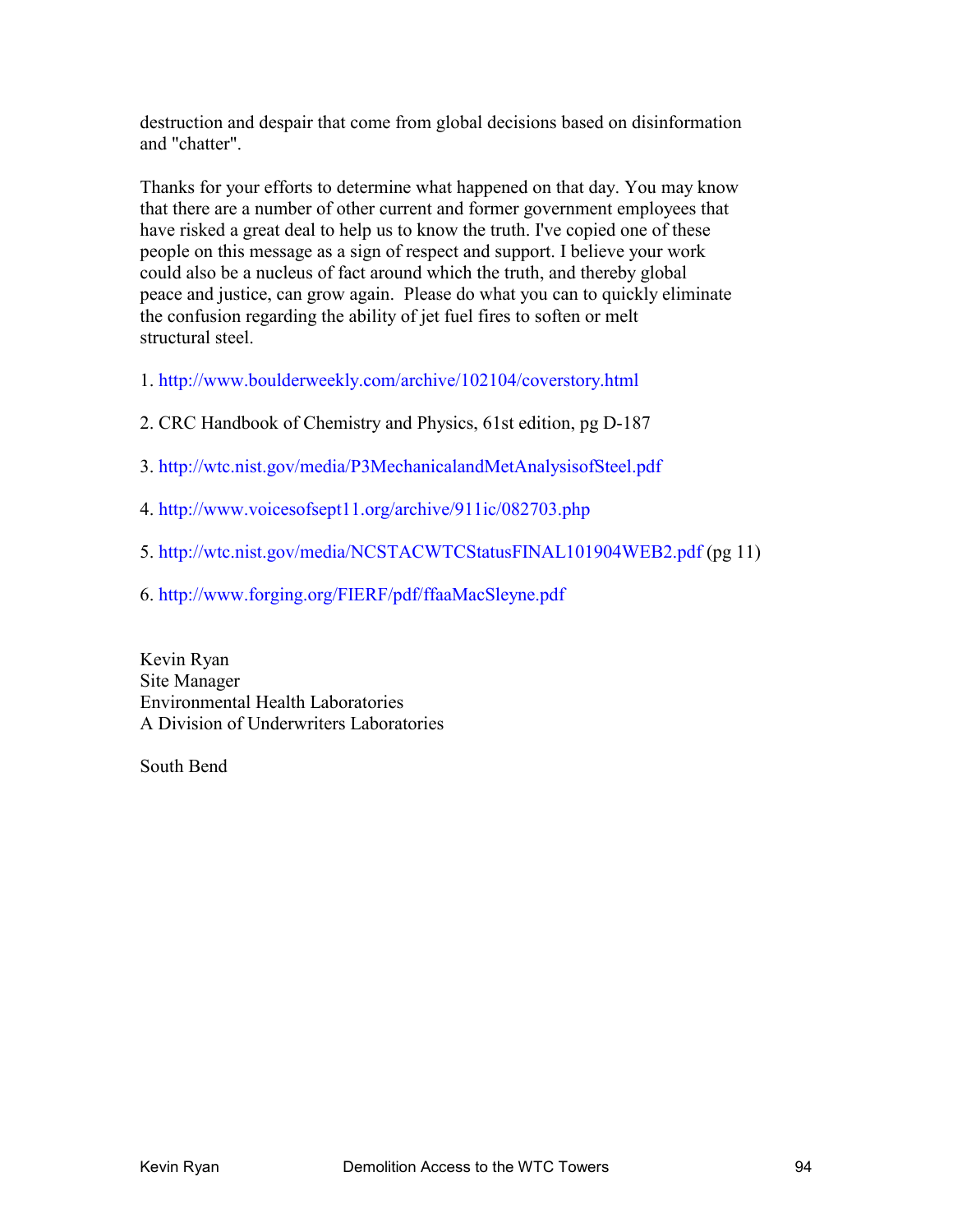destruction and despair that come from global decisions based on disinformation and "chatter".

Thanks for your efforts to determine what happened on that day. You may know that there are a number of other current and former government employees that have risked a great deal to help us to know the truth. I've copied one of these people on this message as a sign of respect and support. I believe your work could also be a nucleus of fact around which the truth, and thereby global peace and justice, can grow again. Please do what you can to quickly eliminate the confusion regarding the ability of jet fuel fires to soften or melt structural steel.

1. http://www.boulderweekly.com/archive/102104/coverstory.html

2. CRC Handbook of Chemistry and Physics, 61st edition, pg D-187

3. http://wtc.nist.gov/media/P3MechanicalandMetAnalysisofSteel.pdf

4. http://www.voicesofsept11.org/archive/911ic/082703.php

5. http://wtc.nist.gov/media/NCSTACWTCStatusFINAL101904WEB2.pdf (pg 11)

6. http://www.forging.org/FIERF/pdf/ffaaMacSleyne.pdf

Kevin Ryan
Site Manager
Environmental Health Laboratories
A Division of Underwriters Laboratories

South Bend